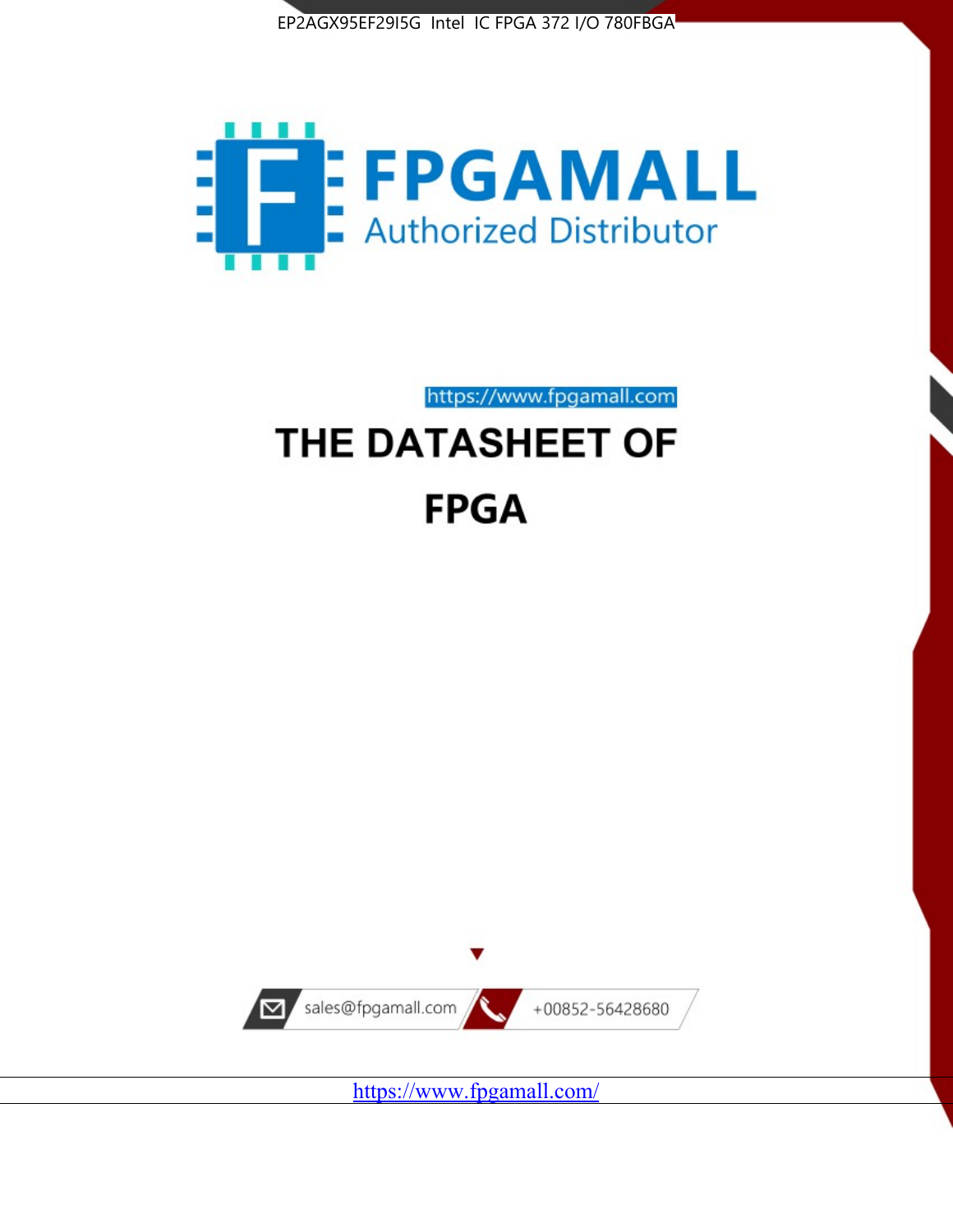EP2AGX95EF29I5G Intel IC FPGA 372 I/O 780FBGA

FPGAMALL

Authorized Distributor

https://www.fpgamall.com

# THE DATASHEET OF

# FPGA

sales@fpgamall.com

+00852-56428680

https://www.fpgamall.com/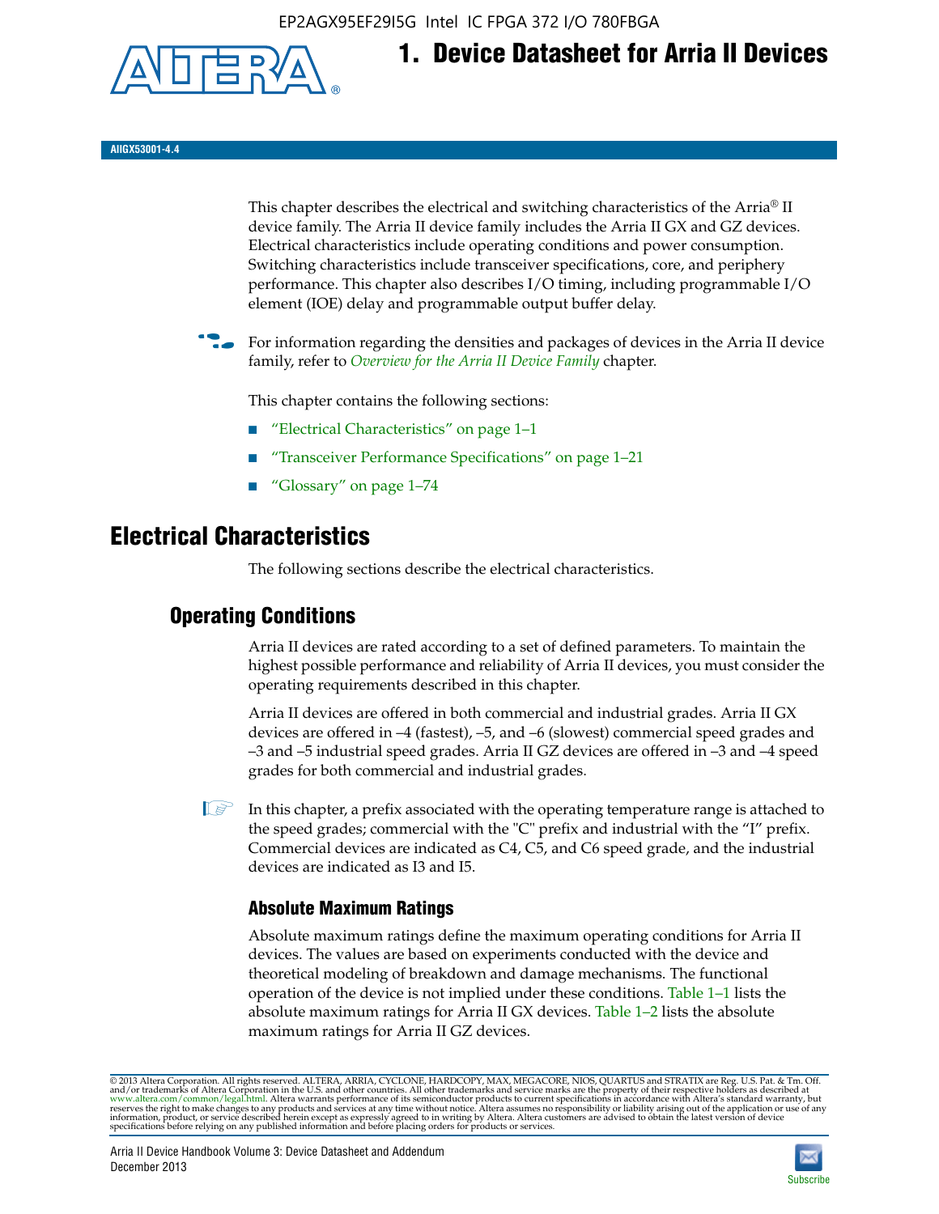# 1. Device Datasheet for Arria II Devices

**AIIGX53001-4.4**

This chapter describes the electrical and switching characteristics of the Arria® II device family. The Arria II device family includes the Arria II GX and GZ devices. Electrical characteristics include operating conditions and power consumption. Switching characteristics include transceiver specifications, core, and periphery performance. This chapter also describes I/O timing, including programmable I/O element (IOE) delay and programmable output buffer delay.

For information regarding the densities and packages of devices in the Arria II device family, refer to *Overview for the Arria II Device Family* chapter.

This chapter contains the following sections:

- "Electrical Characteristics" on page 1–1
- "Transceiver Performance Specifications" on page 1–21
- "Glossary" on page 1–74

# Electrical Characteristics

The following sections describe the electrical characteristics.

## Operating Conditions

Arria II devices are rated according to a set of defined parameters. To maintain the highest possible performance and reliability of Arria II devices, you must consider the operating requirements described in this chapter.

Arria II devices are offered in both commercial and industrial grades. Arria II GX devices are offered in –4 (fastest), –5, and –6 (slowest) commercial speed grades and –3 and –5 industrial speed grades. Arria II GZ devices are offered in –3 and –4 speed grades for both commercial and industrial grades.

In this chapter, a prefix associated with the operating temperature range is attached to the speed grades; commercial with the "C" prefix and industrial with the "I" prefix. Commercial devices are indicated as C4, C5, and C6 speed grade, and the industrial devices are indicated as I3 and I5.

### Absolute Maximum Ratings

Absolute maximum ratings define the maximum operating conditions for Arria II devices. The values are based on experiments conducted with the device and theoretical modeling of breakdown and damage mechanisms. The functional operation of the device is not implied under these conditions. Table 1–1 lists the absolute maximum ratings for Arria II GX devices. Table 1–2 lists the absolute maximum ratings for Arria II GZ devices.

© 2013 Altera Corporation. All rights reserved. ALTERA, ARRIA, CYCLONE, HARDCOPY, MAX, MEGACORE, NIOS, QUARTUS and STRATIX are Reg. U.S. Pat. & Tm. Off. and/or trademarks of Altera Corporation in the U.S. and other countries. All other trademarks and service marks are the property of their respective holders as described at www.altera.com/common/legal.html. Altera warrants performance of its semiconductor products to current specifications in accordance with Altera's standard warranty, but reserves the right to make changes to any products and services at any time without notice. Altera assumes no responsibility or liability arising out of the application or use of any information, product, or service described herein except as expressly agreed to in writing by Altera. Altera customers are advised to obtain the latest version of device specifications before relying on any published information and before placing orders for products or services.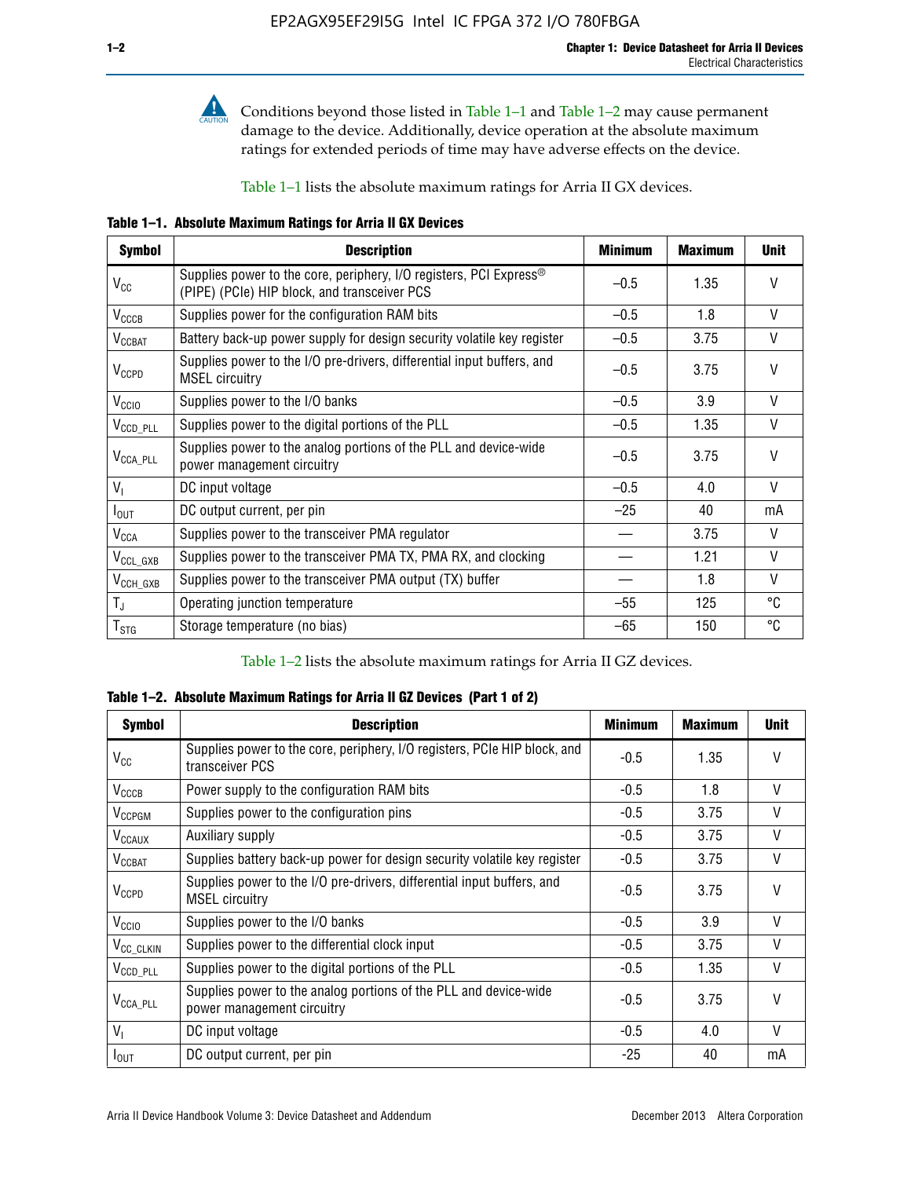Conditions beyond those listed in Table 1–1 and Table 1–2 may cause permanent damage to the device. Additionally, device operation at the absolute maximum ratings for extended periods of time may have adverse effects on the device.

Table 1–1 lists the absolute maximum ratings for Arria II GX devices.

**Table 1–1. Absolute Maximum Ratings for Arria II GX Devices**

| Symbol | Description | Minimum | Maximum | Unit |
|---|---|---|---|---|
| $V_{CC}$ | Supplies power to the core, periphery, I/O registers, PCI Express® (PIPE) (PCIe) HIP block, and transceiver PCS | –0.5 | 1.35 | V |
| $V_{CCCB}$ | Supplies power for the configuration RAM bits | –0.5 | 1.8 | V |
| $V_{CCBAT}$ | Battery back-up power supply for design security volatile key register | –0.5 | 3.75 | V |
| $V_{CCPD}$ | Supplies power to the I/O pre-drivers, differential input buffers, and MSEL circuitry | –0.5 | 3.75 | V |
| $V_{CCIO}$ | Supplies power to the I/O banks | –0.5 | 3.9 | V |
| $V_{CCD\_PLL}$ | Supplies power to the digital portions of the PLL | –0.5 | 1.35 | V |
| $V_{CCA\_PLL}$ | Supplies power to the analog portions of the PLL and device-wide power management circuitry | –0.5 | 3.75 | V |
| $V_I$ | DC input voltage | –0.5 | 4.0 | V |
| $I_{OUT}$ | DC output current, per pin | –25 | 40 | mA |
| $V_{CCA}$ | Supplies power to the transceiver PMA regulator | — | 3.75 | V |
| $V_{CCL\_GXB}$ | Supplies power to the transceiver PMA TX, PMA RX, and clocking | — | 1.21 | V |
| $V_{CCH\_GXB}$ | Supplies power to the transceiver PMA output (TX) buffer | — | 1.8 | V |
| $T_J$ | Operating junction temperature | –55 | 125 | °C |
| $T_{STG}$ | Storage temperature (no bias) | –65 | 150 | °C |

Table 1–2 lists the absolute maximum ratings for Arria II GZ devices.

**Table 1–2. Absolute Maximum Ratings for Arria II GZ Devices (Part 1 of 2)**

| Symbol | Description | Minimum | Maximum | Unit |
|---|---|---|---|---|
| $V_{CC}$ | Supplies power to the core, periphery, I/O registers, PCIe HIP block, and transceiver PCS | -0.5 | 1.35 | V |
| $V_{CCCB}$ | Power supply to the configuration RAM bits | -0.5 | 1.8 | V |
| $V_{CCPGM}$ | Supplies power to the configuration pins | -0.5 | 3.75 | V |
| $V_{CCAUX}$ | Auxiliary supply | -0.5 | 3.75 | V |
| $V_{CCBAT}$ | Supplies battery back-up power for design security volatile key register | -0.5 | 3.75 | V |
| $V_{CCPD}$ | Supplies power to the I/O pre-drivers, differential input buffers, and MSEL circuitry | -0.5 | 3.75 | V |
| $V_{CCIO}$ | Supplies power to the I/O banks | -0.5 | 3.9 | V |
| $V_{CC\_CLKIN}$ | Supplies power to the differential clock input | -0.5 | 3.75 | V |
| $V_{CCD\_PLL}$ | Supplies power to the digital portions of the PLL | -0.5 | 1.35 | V |
| $V_{CCA\_PLL}$ | Supplies power to the analog portions of the PLL and device-wide power management circuitry | -0.5 | 3.75 | V |
| $V_I$ | DC input voltage | -0.5 | 4.0 | V |
| $I_{OUT}$ | DC output current, per pin | -25 | 40 | mA |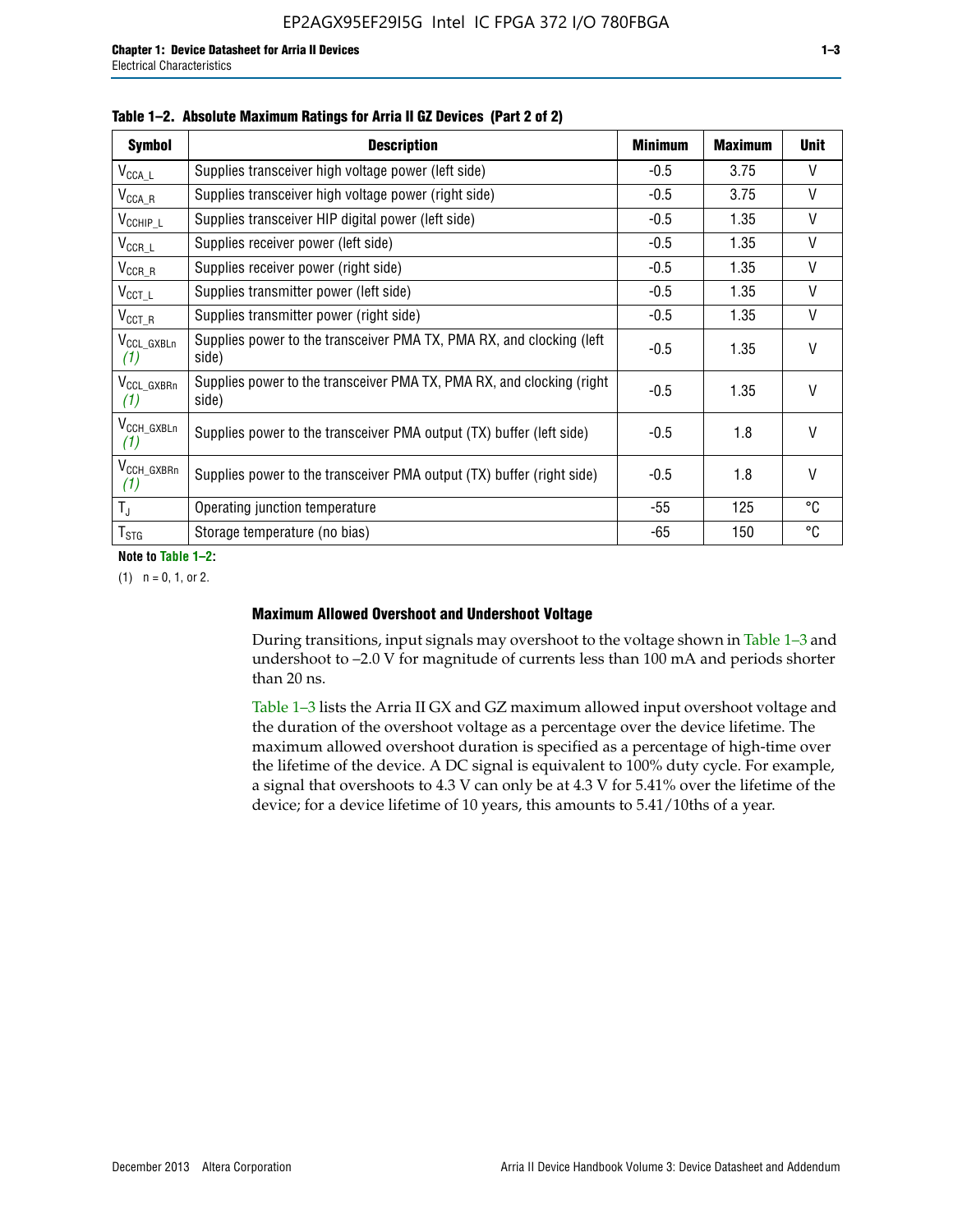Table 1–2. Absolute Maximum Ratings for Arria II GZ Devices (Part 2 of 2)

| Symbol | Description | Minimum | Maximum | Unit |
|---|---|---|---|---|
| $V_{CCA\_L}$ | Supplies transceiver high voltage power (left side) | -0.5 | 3.75 | V |
| $V_{CCA\_R}$ | Supplies transceiver high voltage power (right side) | -0.5 | 3.75 | V |
| $V_{CCHIP\_L}$ | Supplies transceiver HIP digital power (left side) | -0.5 | 1.35 | V |
| $V_{CCR\_L}$ | Supplies receiver power (left side) | -0.5 | 1.35 | V |
| $V_{CCR\_R}$ | Supplies receiver power (right side) | -0.5 | 1.35 | V |
| $V_{CCT\_L}$ | Supplies transmitter power (left side) | -0.5 | 1.35 | V |
| $V_{CCT\_R}$ | Supplies transmitter power (right side) | -0.5 | 1.35 | V |
| $V_{CCL\_GXBLn}$ *(1)* | Supplies power to the transceiver PMA TX, PMA RX, and clocking (left side) | -0.5 | 1.35 | V |
| $V_{CCL\_GXBRn}$ *(1)* | Supplies power to the transceiver PMA TX, PMA RX, and clocking (right side) | -0.5 | 1.35 | V |
| $V_{CCH\_GXBLn}$ *(1)* | Supplies power to the transceiver PMA output (TX) buffer (left side) | -0.5 | 1.8 | V |
| $V_{CCH\_GXBRn}$ *(1)* | Supplies power to the transceiver PMA output (TX) buffer (right side) | -0.5 | 1.8 | V |
| $T_J$ | Operating junction temperature | -55 | 125 | °C |
| $T_{STG}$ | Storage temperature (no bias) | -65 | 150 | °C |

**Note to Table 1–2:**

(1) n = 0, 1, or 2.

### Maximum Allowed Overshoot and Undershoot Voltage

During transitions, input signals may overshoot to the voltage shown in Table 1–3 and undershoot to –2.0 V for magnitude of currents less than 100 mA and periods shorter than 20 ns.

Table 1–3 lists the Arria II GX and GZ maximum allowed input overshoot voltage and the duration of the overshoot voltage as a percentage over the device lifetime. The maximum allowed overshoot duration is specified as a percentage of high-time over the lifetime of the device. A DC signal is equivalent to 100% duty cycle. For example, a signal that overshoots to 4.3 V can only be at 4.3 V for 5.41% over the lifetime of the device; for a device lifetime of 10 years, this amounts to 5.41/10ths of a year.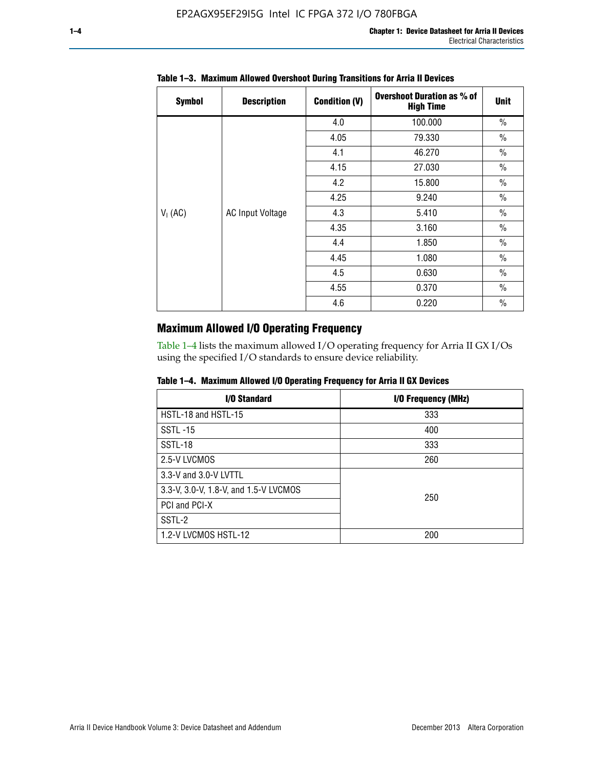**Table 1–3. Maximum Allowed Overshoot During Transitions for Arria II Devices**

| Symbol | Description | Condition (V) | Overshoot Duration as % of High Time | Unit |
|---|---|---|---|---|
| $V_I$ (AC) | AC Input Voltage | 4.0 | 100.000 | % |
| | | 4.05 | 79.330 | % |
| | | 4.1 | 46.270 | % |
| | | 4.15 | 27.030 | % |
| | | 4.2 | 15.800 | % |
| | | 4.25 | 9.240 | % |
| | | 4.3 | 5.410 | % |
| | | 4.35 | 3.160 | % |
| | | 4.4 | 1.850 | % |
| | | 4.45 | 1.080 | % |
| | | 4.5 | 0.630 | % |
| | | 4.55 | 0.370 | % |
| | | 4.6 | 0.220 | % |

## Maximum Allowed I/O Operating Frequency

Table 1–4 lists the maximum allowed I/O operating frequency for Arria II GX I/Os using the specified I/O standards to ensure device reliability.

**Table 1–4. Maximum Allowed I/O Operating Frequency for Arria II GX Devices**

| I/O Standard | I/O Frequency (MHz) |
|---|---|
| HSTL-18 and HSTL-15 | 333 |
| SSTL -15 | 400 |
| SSTL-18 | 333 |
| 2.5-V LVCMOS | 260 |
| 3.3-V and 3.0-V LVTTL | 250 |
| 3.3-V, 3.0-V, 1.8-V, and 1.5-V LVCMOS | |
| PCI and PCI-X | |
| SSTL-2 | |
| 1.2-V LVCMOS HSTL-12 | 200 |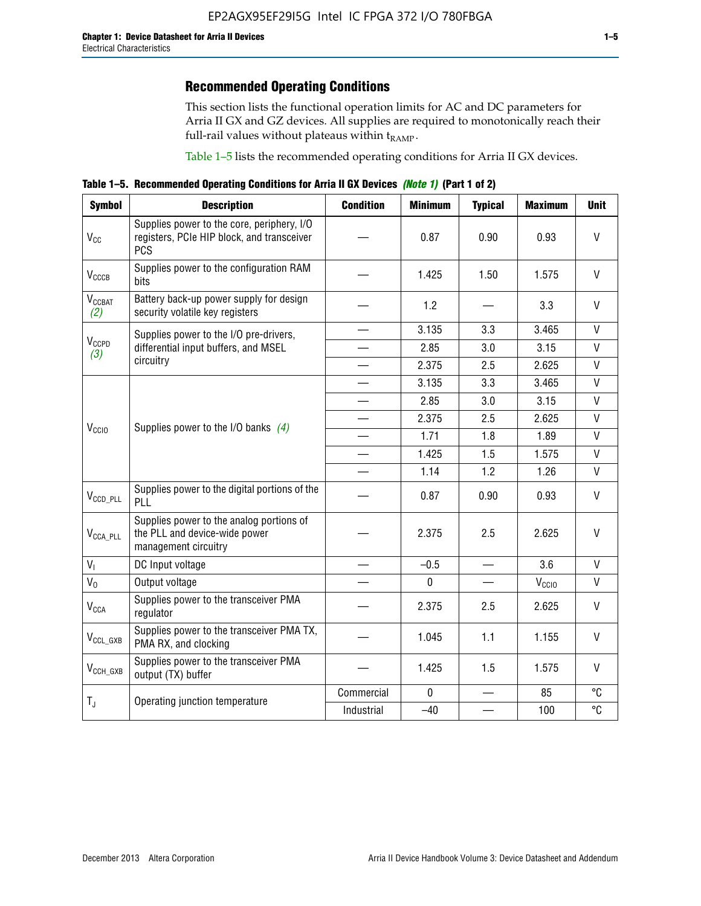## Recommended Operating Conditions

This section lists the functional operation limits for AC and DC parameters for Arria II GX and GZ devices. All supplies are required to monotonically reach their full-rail values without plateaus within $t_{RAMP}$.

Table 1–5 lists the recommended operating conditions for Arria II GX devices.

**Table 1–5. Recommended Operating Conditions for Arria II GX Devices *(Note 1)* (Part 1 of 2)**

| Symbol | Description | Condition | Minimum | Typical | Maximum | Unit |
|---|---|---|---|---|---|---|
| $V_{CC}$ | Supplies power to the core, periphery, I/O registers, PCIe HIP block, and transceiver PCS | — | 0.87 | 0.90 | 0.93 | V |
| $V_{CCCB}$ | Supplies power to the configuration RAM bits | — | 1.425 | 1.50 | 1.575 | V |
| $V_{CCBAT}$ *(2)* | Battery back-up power supply for design security volatile key registers | — | 1.2 | — | 3.3 | V |
| $V_{CCPD}$ *(3)* | Supplies power to the I/O pre-drivers, differential input buffers, and MSEL circuitry | — | 3.135 | 3.3 | 3.465 | V |
| | | — | 2.85 | 3.0 | 3.15 | V |
| | | — | 2.375 | 2.5 | 2.625 | V |
| $V_{CCIO}$ | Supplies power to the I/O banks *(4)* | — | 3.135 | 3.3 | 3.465 | V |
| | | — | 2.85 | 3.0 | 3.15 | V |
| | | — | 2.375 | 2.5 | 2.625 | V |
| | | — | 1.71 | 1.8 | 1.89 | V |
| | | — | 1.425 | 1.5 | 1.575 | V |
| | | — | 1.14 | 1.2 | 1.26 | V |
| $V_{CCD\_PLL}$ | Supplies power to the digital portions of the PLL | — | 0.87 | 0.90 | 0.93 | V |
| $V_{CCA\_PLL}$ | Supplies power to the analog portions of the PLL and device-wide power management circuitry | — | 2.375 | 2.5 | 2.625 | V |
| $V_I$ | DC Input voltage | — | –0.5 | — | 3.6 | V |
| $V_O$ | Output voltage | — | 0 | — | $V_{CCIO}$ | V |
| $V_{CCA}$ | Supplies power to the transceiver PMA regulator | — | 2.375 | 2.5 | 2.625 | V |
| $V_{CCL\_GXB}$ | Supplies power to the transceiver PMA TX, PMA RX, and clocking | — | 1.045 | 1.1 | 1.155 | V |
| $V_{CCH\_GXB}$ | Supplies power to the transceiver PMA output (TX) buffer | — | 1.425 | 1.5 | 1.575 | V |
| $T_J$ | Operating junction temperature | Commercial | 0 | — | 85 | °C |
| | | Industrial | –40 | — | 100 | °C |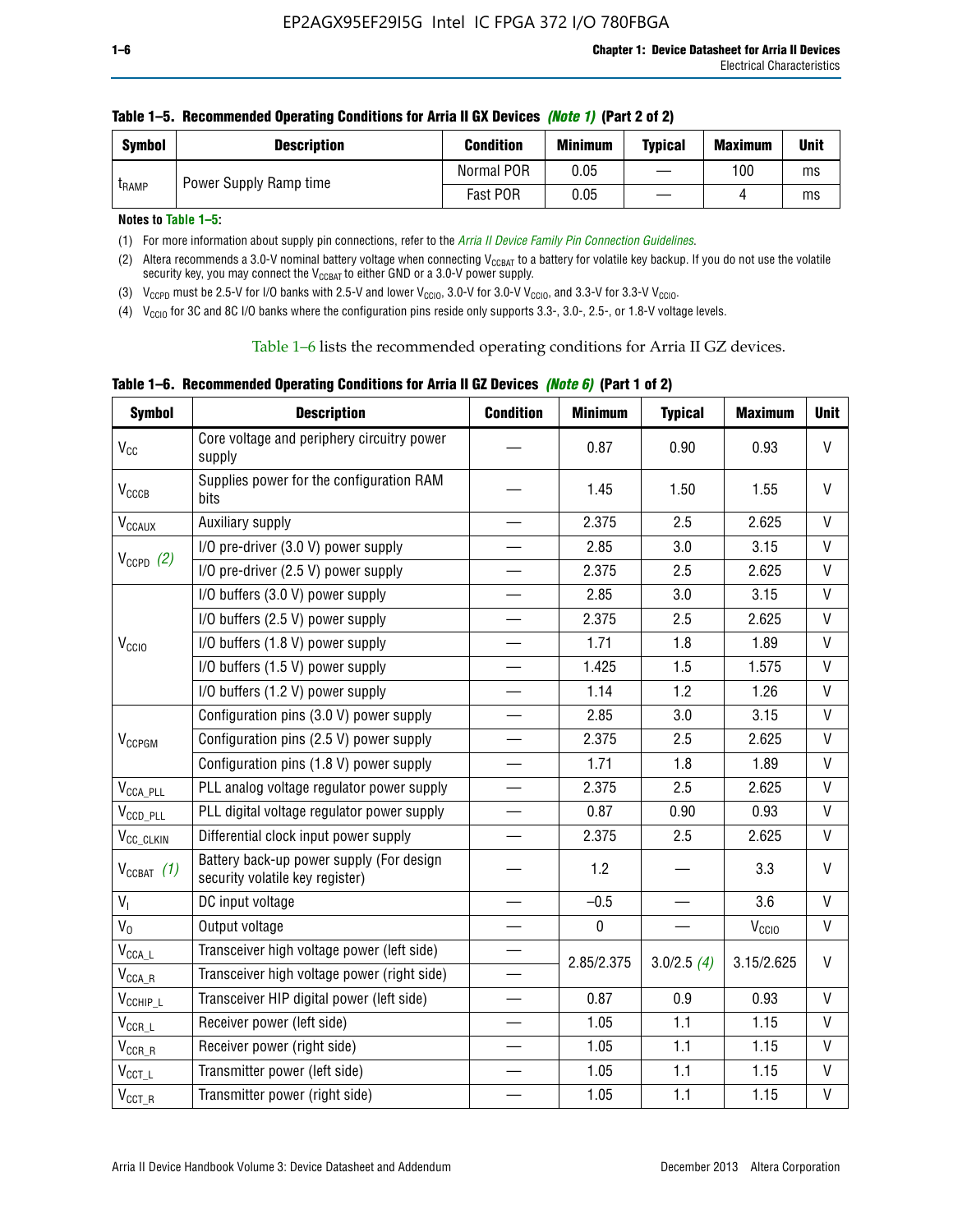**Table 1–5. Recommended Operating Conditions for Arria II GX Devices *(Note 1)* (Part 2 of 2)**

| Symbol | Description | Condition | Minimum | Typical | Maximum | Unit |
|---|---|---|---|---|---|---|
| $t_{RAMP}$ | Power Supply Ramp time | Normal POR | 0.05 | — | 100 | ms |
| | | Fast POR | 0.05 | — | 4 | ms |

**Notes to Table 1–5:**

(1) For more information about supply pin connections, refer to the *Arria II Device Family Pin Connection Guidelines*.

(2) Altera recommends a 3.0-V nominal battery voltage when connecting $V_{CCBAT}$ to a battery for volatile key backup. If you do not use the volatile security key, you may connect the $V_{CCBAT}$ to either GND or a 3.0-V power supply.

(3) $V_{CCPD}$ must be 2.5-V for I/O banks with 2.5-V and lower $V_{CCIO}$, 3.0-V for 3.0-V $V_{CCIO}$, and 3.3-V for 3.3-V $V_{CCIO}$.

(4) $V_{CCIO}$ for 3C and 8C I/O banks where the configuration pins reside only supports 3.3-, 3.0-, 2.5-, or 1.8-V voltage levels.

Table 1–6 lists the recommended operating conditions for Arria II GZ devices.

**Table 1–6. Recommended Operating Conditions for Arria II GZ Devices *(Note 6)* (Part 1 of 2)**

| Symbol | Description | Condition | Minimum | Typical | Maximum | Unit |
|---|---|---|---|---|---|---|
| $V_{CC}$ | Core voltage and periphery circuitry power supply | — | 0.87 | 0.90 | 0.93 | V |
| $V_{CCCB}$ | Supplies power for the configuration RAM bits | — | 1.45 | 1.50 | 1.55 | V |
| $V_{CCAUX}$ | Auxiliary supply | — | 2.375 | 2.5 | 2.625 | V |
| $V_{CCPD}$ *(2)* | I/O pre-driver (3.0 V) power supply | — | 2.85 | 3.0 | 3.15 | V |
| | I/O pre-driver (2.5 V) power supply | — | 2.375 | 2.5 | 2.625 | V |
| $V_{CCIO}$ | I/O buffers (3.0 V) power supply | — | 2.85 | 3.0 | 3.15 | V |
| | I/O buffers (2.5 V) power supply | — | 2.375 | 2.5 | 2.625 | V |
| | I/O buffers (1.8 V) power supply | — | 1.71 | 1.8 | 1.89 | V |
| | I/O buffers (1.5 V) power supply | — | 1.425 | 1.5 | 1.575 | V |
| | I/O buffers (1.2 V) power supply | — | 1.14 | 1.2 | 1.26 | V |
| $V_{CCPGM}$ | Configuration pins (3.0 V) power supply | — | 2.85 | 3.0 | 3.15 | V |
| | Configuration pins (2.5 V) power supply | — | 2.375 | 2.5 | 2.625 | V |
| | Configuration pins (1.8 V) power supply | — | 1.71 | 1.8 | 1.89 | V |
| $V_{CCA\_PLL}$ | PLL analog voltage regulator power supply | — | 2.375 | 2.5 | 2.625 | V |
| $V_{CCD\_PLL}$ | PLL digital voltage regulator power supply | — | 0.87 | 0.90 | 0.93 | V |
| $V_{CC\_CLKIN}$ | Differential clock input power supply | — | 2.375 | 2.5 | 2.625 | V |
| $V_{CCBAT}$ *(1)* | Battery back-up power supply (For design security volatile key register) | — | 1.2 | — | 3.3 | V |
| $V_I$ | DC input voltage | — | –0.5 | — | 3.6 | V |
| $V_O$ | Output voltage | — | 0 | — | $V_{CCIO}$ | V |
| $V_{CCA\_L}$ | Transceiver high voltage power (left side) | — | 2.85/2.375 | 3.0/2.5 *(4)* | 3.15/2.625 | V |
| $V_{CCA\_R}$ | Transceiver high voltage power (right side) | — | | | | |
| $V_{CCHIP\_L}$ | Transceiver HIP digital power (left side) | — | 0.87 | 0.9 | 0.93 | V |
| $V_{CCR\_L}$ | Receiver power (left side) | — | 1.05 | 1.1 | 1.15 | V |
| $V_{CCR\_R}$ | Receiver power (right side) | — | 1.05 | 1.1 | 1.15 | V |
| $V_{CCT\_L}$ | Transmitter power (left side) | — | 1.05 | 1.1 | 1.15 | V |
| $V_{CCT\_R}$ | Transmitter power (right side) | — | 1.05 | 1.1 | 1.15 | V |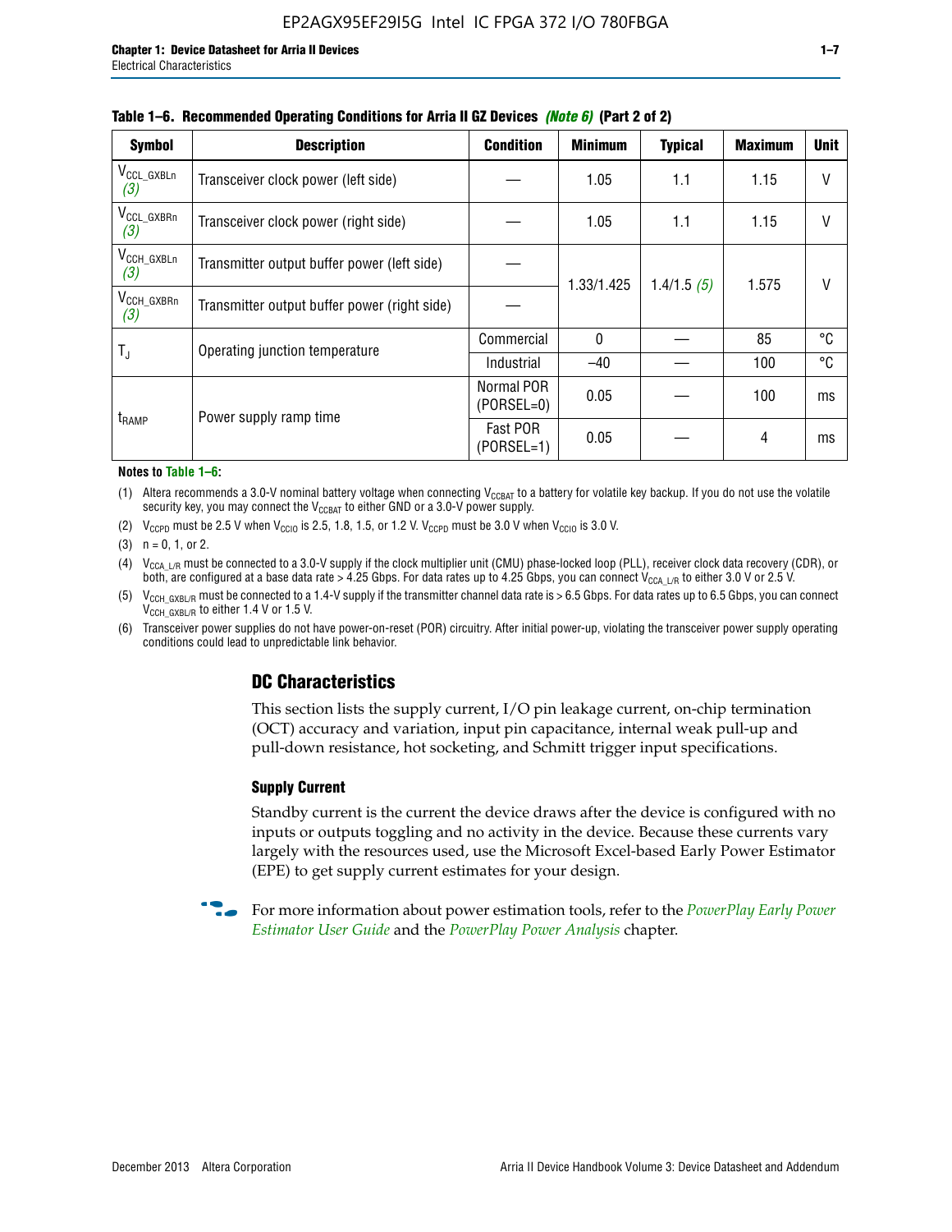Table 1–6. Recommended Operating Conditions for Arria II GZ Devices *(Note 6)* (Part 2 of 2)

| Symbol | Description | Condition | Minimum | Typical | Maximum | Unit |
|---|---|---|---|---|---|---|
| $V_{CCL\_GXBLn}$ *(3)* | Transceiver clock power (left side) | — | 1.05 | 1.1 | 1.15 | V |
| $V_{CCL\_GXBRn}$ *(3)* | Transceiver clock power (right side) | — | 1.05 | 1.1 | 1.15 | V |
| $V_{CCH\_GXBLn}$ *(3)* | Transmitter output buffer power (left side) | — | 1.33/1.425 | 1.4/1.5 *(5)* | 1.575 | V |
| $V_{CCH\_GXBRn}$ *(3)* | Transmitter output buffer power (right side) | — | | | | |
| $T_J$ | Operating junction temperature | Commercial | 0 | — | 85 | °C |
| | | Industrial | –40 | — | 100 | °C |
| $t_{RAMP}$ | Power supply ramp time | Normal POR (PORSEL=0) | 0.05 | — | 100 | ms |
| | | Fast POR (PORSEL=1) | 0.05 | — | 4 | ms |

**Notes to Table 1–6:**

(1) Altera recommends a 3.0-V nominal battery voltage when connecting $V_{CCBAT}$ to a battery for volatile key backup. If you do not use the volatile security key, you may connect the $V_{CCBAT}$ to either GND or a 3.0-V power supply.

(2) $V_{CCPD}$ must be 2.5 V when $V_{CCIO}$ is 2.5, 1.8, 1.5, or 1.2 V. $V_{CCPD}$ must be 3.0 V when $V_{CCIO}$ is 3.0 V.

(3) n = 0, 1, or 2.

(4) $V_{CCA\_L/R}$ must be connected to a 3.0-V supply if the clock multiplier unit (CMU) phase-locked loop (PLL), receiver clock data recovery (CDR), or both, are configured at a base data rate > 4.25 Gbps. For data rates up to 4.25 Gbps, you can connect $V_{CCA\_L/R}$ to either 3.0 V or 2.5 V.

(5) $V_{CCH\_GXBL/R}$ must be connected to a 1.4-V supply if the transmitter channel data rate is > 6.5 Gbps. For data rates up to 6.5 Gbps, you can connect $V_{CCH\_GXBL/R}$ to either 1.4 V or 1.5 V.

(6) Transceiver power supplies do not have power-on-reset (POR) circuitry. After initial power-up, violating the transceiver power supply operating conditions could lead to unpredictable link behavior.

## DC Characteristics

This section lists the supply current, I/O pin leakage current, on-chip termination (OCT) accuracy and variation, input pin capacitance, internal weak pull-up and pull-down resistance, hot socketing, and Schmitt trigger input specifications.

### Supply Current

Standby current is the current the device draws after the device is configured with no inputs or outputs toggling and no activity in the device. Because these currents vary largely with the resources used, use the Microsoft Excel-based Early Power Estimator (EPE) to get supply current estimates for your design.

For more information about power estimation tools, refer to the *PowerPlay Early Power Estimator User Guide* and the *PowerPlay Power Analysis* chapter.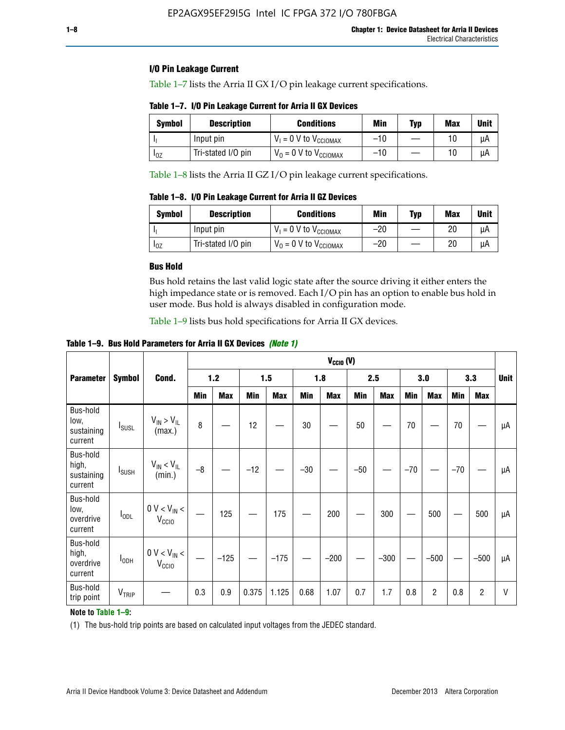### I/O Pin Leakage Current

Table 1–7 lists the Arria II GX I/O pin leakage current specifications.

**Table 1–7. I/O Pin Leakage Current for Arria II GX Devices**

| Symbol | Description | Conditions | Min | Typ | Max | Unit |
|---|---|---|---|---|---|---|
| $I_I$ | Input pin | $V_I$ = 0 V to $V_{CCIOMAX}$ | –10 | — | 10 | µA |
| $I_{OZ}$ | Tri-stated I/O pin | $V_O$ = 0 V to $V_{CCIOMAX}$ | –10 | — | 10 | µA |

Table 1–8 lists the Arria II GZ I/O pin leakage current specifications.

**Table 1–8. I/O Pin Leakage Current for Arria II GZ Devices**

| Symbol | Description | Conditions | Min | Typ | Max | Unit |
|---|---|---|---|---|---|---|
| $I_I$ | Input pin | $V_I$ = 0 V to $V_{CCIOMAX}$ | –20 | — | 20 | µA |
| $I_{OZ}$ | Tri-stated I/O pin | $V_O$ = 0 V to $V_{CCIOMAX}$ | –20 | — | 20 | µA |

### Bus Hold

Bus hold retains the last valid logic state after the source driving it either enters the high impedance state or is removed. Each I/O pin has an option to enable bus hold in user mode. Bus hold is always disabled in configuration mode.

Table 1–9 lists bus hold specifications for Arria II GX devices.

**Table 1–9. Bus Hold Parameters for Arria II GX Devices** *(Note 1)*

| Parameter | Symbol | Cond. | $V_{CCIO}$ (V) | | | | | | | | | | | | Unit |
|---|---|---|---|---|---|---|---|---|---|---|---|---|---|---|---|
| | | | 1.2 | | 1.5 | | 1.8 | | 2.5 | | 3.0 | | 3.3 | | |
| | | | Min | Max | Min | Max | Min | Max | Min | Max | Min | Max | Min | Max | |
| Bus-hold low, sustaining current | $I_{SUSL}$ | $V_{IN} > V_{IL}$ (max.) | 8 | — | 12 | — | 30 | — | 50 | — | 70 | — | 70 | — | µA |
| Bus-hold high, sustaining current | $I_{SUSH}$ | $V_{IN} < V_{IL}$ (min.) | –8 | — | –12 | — | –30 | — | –50 | — | –70 | — | –70 | — | µA |
| Bus-hold low, overdrive current | $I_{ODL}$ | 0 V < $V_{IN}$ < $V_{CCIO}$ | — | 125 | — | 175 | — | 200 | — | 300 | — | 500 | — | 500 | µA |
| Bus-hold high, overdrive current | $I_{ODH}$ | 0 V < $V_{IN}$ < $V_{CCIO}$ | — | –125 | — | –175 | — | –200 | — | –300 | — | –500 | — | –500 | µA |
| Bus-hold trip point | $V_{TRIP}$ | — | 0.3 | 0.9 | 0.375 | 1.125 | 0.68 | 1.07 | 0.7 | 1.7 | 0.8 | 2 | 0.8 | 2 | V |

**Note to Table 1–9:**

(1) The bus-hold trip points are based on calculated input voltages from the JEDEC standard.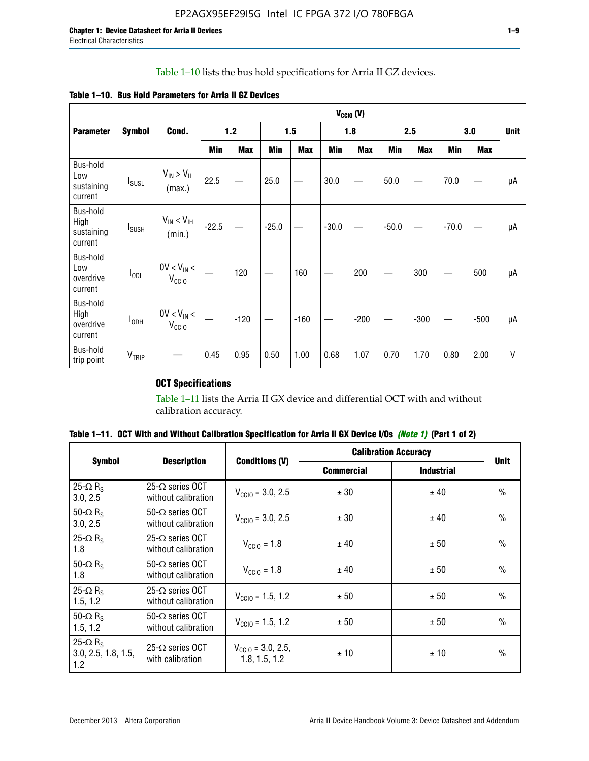Table 1–10 lists the bus hold specifications for Arria II GZ devices.

**Table 1–10. Bus Hold Parameters for Arria II GZ Devices**

| Parameter | Symbol | Cond. | $V_{CCIO}$ (V) | | | | | | | | | | Unit |
|---|---|---|---|---|---|---|---|---|---|---|---|---|---|
| | | | 1.2 | | 1.5 | | 1.8 | | 2.5 | | 3.0 | | |
| | | | Min | Max | Min | Max | Min | Max | Min | Max | Min | Max | |
| Bus-hold Low sustaining current | $I_{SUSL}$ | $V_{IN} > V_{IL}$ (max.) | 22.5 | — | 25.0 | — | 30.0 | — | 50.0 | — | 70.0 | — | µA |
| Bus-hold High sustaining current | $I_{SUSH}$ | $V_{IN} < V_{IH}$ (min.) | -22.5 | — | -25.0 | — | -30.0 | — | -50.0 | — | -70.0 | — | µA |
| Bus-hold Low overdrive current | $I_{ODL}$ | $0V < V_{IN} < V_{CCIO}$ | — | 120 | — | 160 | — | 200 | — | 300 | — | 500 | µA |
| Bus-hold High overdrive current | $I_{ODH}$ | $0V < V_{IN} < V_{CCIO}$ | — | -120 | — | -160 | — | -200 | — | -300 | — | -500 | µA |
| Bus-hold trip point | $V_{TRIP}$ | — | 0.45 | 0.95 | 0.50 | 1.00 | 0.68 | 1.07 | 0.70 | 1.70 | 0.80 | 2.00 | V |

### OCT Specifications

Table 1–11 lists the Arria II GX device and differential OCT with and without calibration accuracy.

**Table 1–11. OCT With and Without Calibration Specification for Arria II GX Device I/Os *(Note 1)* (Part 1 of 2)**

| Symbol | Description | Conditions (V) | Calibration Accuracy | | Unit |
|---|---|---|---|---|---|
| | | | Commercial | Industrial | |
| 25-Ω $R_S$ 3.0, 2.5 | 25-Ω series OCT without calibration | $V_{CCIO}$ = 3.0, 2.5 | ± 30 | ± 40 | % |
| 50-Ω $R_S$ 3.0, 2.5 | 50-Ω series OCT without calibration | $V_{CCIO}$ = 3.0, 2.5 | ± 30 | ± 40 | % |
| 25-Ω $R_S$ 1.8 | 25-Ω series OCT without calibration | $V_{CCIO}$ = 1.8 | ± 40 | ± 50 | % |
| 50-Ω $R_S$ 1.8 | 50-Ω series OCT without calibration | $V_{CCIO}$ = 1.8 | ± 40 | ± 50 | % |
| 25-Ω $R_S$ 1.5, 1.2 | 25-Ω series OCT without calibration | $V_{CCIO}$ = 1.5, 1.2 | ± 50 | ± 50 | % |
| 50-Ω $R_S$ 1.5, 1.2 | 50-Ω series OCT without calibration | $V_{CCIO}$ = 1.5, 1.2 | ± 50 | ± 50 | % |
| 25-Ω $R_S$ 3.0, 2.5, 1.8, 1.5, 1.2 | 25-Ω series OCT with calibration | $V_{CCIO}$ = 3.0, 2.5, 1.8, 1.5, 1.2 | ± 10 | ± 10 | % |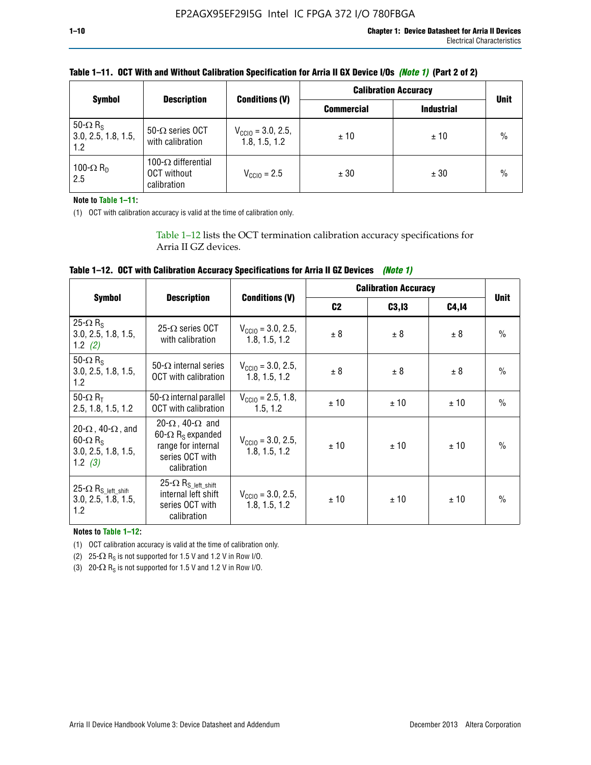**Table 1–11. OCT With and Without Calibration Specification for Arria II GX Device I/Os *(Note 1)* (Part 2 of 2)**

| Symbol | Description | Conditions (V) | Calibration Accuracy | | Unit |
|---|---|---|---|---|---|
| | | | Commercial | Industrial | |
| 50-Ω $R_S$ 3.0, 2.5, 1.8, 1.5, 1.2 | 50-Ω series OCT with calibration | $V_{CCIO}$ = 3.0, 2.5, 1.8, 1.5, 1.2 | ± 10 | ± 10 | % |
| 100-Ω $R_D$ 2.5 | 100-Ω differential OCT without calibration | $V_{CCIO}$ = 2.5 | ± 30 | ± 30 | % |

**Note to Table 1–11:**

(1) OCT with calibration accuracy is valid at the time of calibration only.

Table 1–12 lists the OCT termination calibration accuracy specifications for Arria II GZ devices.

**Table 1–12. OCT with Calibration Accuracy Specifications for Arria II GZ Devices *(Note 1)***

| Symbol | Description | Conditions (V) | Calibration Accuracy | | | Unit |
|---|---|---|---|---|---|---|
| | | | C2 | C3,I3 | C4,I4 | |
| 25-Ω $R_S$ 3.0, 2.5, 1.8, 1.5, 1.2 *(2)* | 25-Ω series OCT with calibration | $V_{CCIO}$ = 3.0, 2.5, 1.8, 1.5, 1.2 | ± 8 | ± 8 | ± 8 | % |
| 50-Ω $R_S$ 3.0, 2.5, 1.8, 1.5, 1.2 | 50-Ω internal series OCT with calibration | $V_{CCIO}$ = 3.0, 2.5, 1.8, 1.5, 1.2 | ± 8 | ± 8 | ± 8 | % |
| 50-Ω $R_T$ 2.5, 1.8, 1.5, 1.2 | 50-Ω internal parallel OCT with calibration | $V_{CCIO}$ = 2.5, 1.8, 1.5, 1.2 | ± 10 | ± 10 | ± 10 | % |
| 20-Ω, 40-Ω, and 60-Ω $R_S$ 3.0, 2.5, 1.8, 1.5, 1.2 *(3)* | 20-Ω, 40-Ω and 60-Ω $R_S$ expanded range for internal series OCT with calibration | $V_{CCIO}$ = 3.0, 2.5, 1.8, 1.5, 1.2 | ± 10 | ± 10 | ± 10 | % |
| 25-Ω $R_{S\_left\_shift}$ 3.0, 2.5, 1.8, 1.5, 1.2 | 25-Ω $R_{S\_left\_shift}$ internal left shift series OCT with calibration | $V_{CCIO}$ = 3.0, 2.5, 1.8, 1.5, 1.2 | ± 10 | ± 10 | ± 10 | % |

**Notes to Table 1–12:**

(1) OCT calibration accuracy is valid at the time of calibration only.

(2) 25-Ω $R_S$ is not supported for 1.5 V and 1.2 V in Row I/O.

(3) 20-Ω $R_S$ is not supported for 1.5 V and 1.2 V in Row I/O.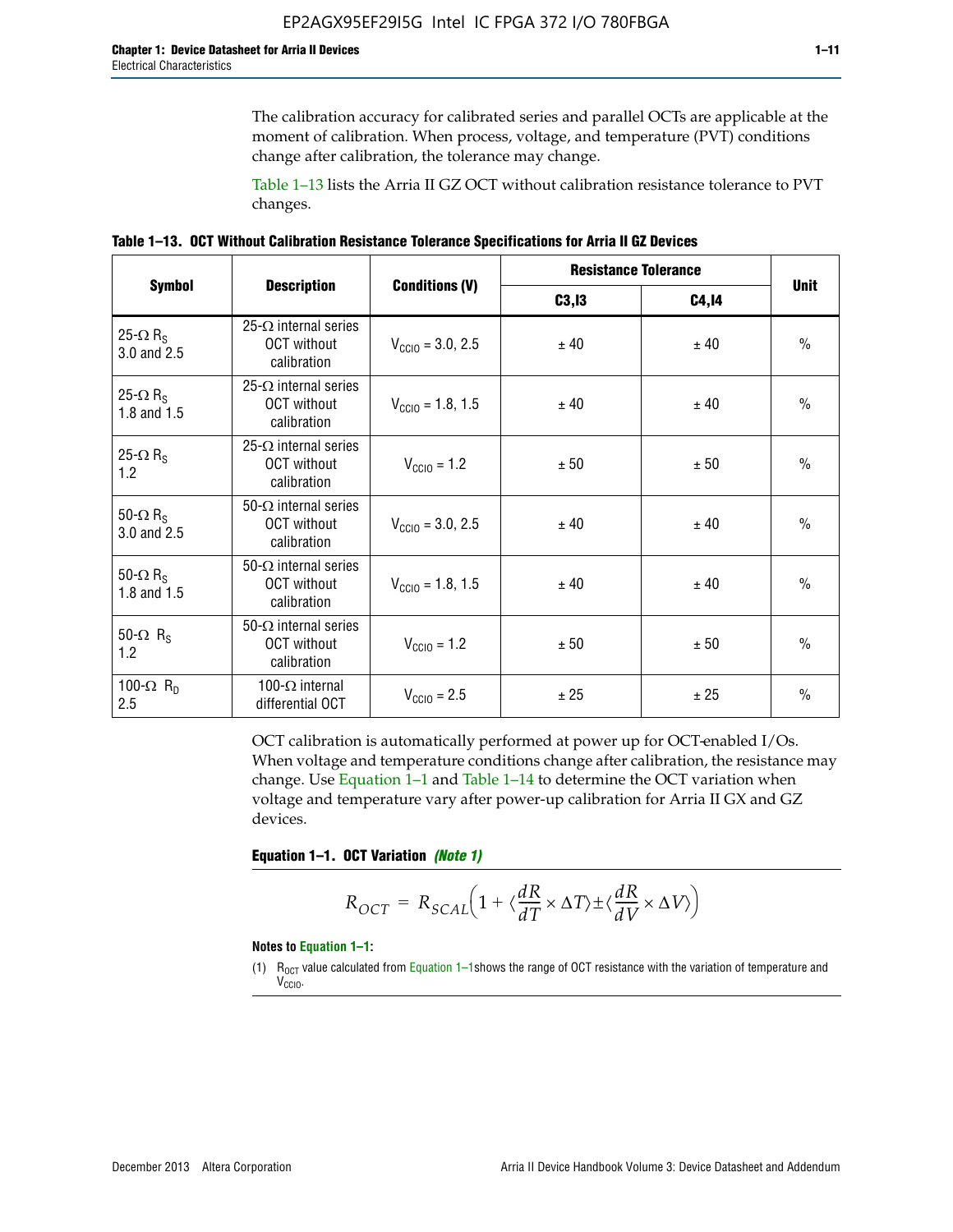The calibration accuracy for calibrated series and parallel OCTs are applicable at the moment of calibration. When process, voltage, and temperature (PVT) conditions change after calibration, the tolerance may change.

Table 1–13 lists the Arria II GZ OCT without calibration resistance tolerance to PVT changes.

**Table 1–13. OCT Without Calibration Resistance Tolerance Specifications for Arria II GZ Devices**

| Symbol | Description | Conditions (V) | Resistance Tolerance | | Unit |
|---|---|---|---|---|---|
| | | | C3,I3 | C4,I4 | |
| 25-Ω $R_S$ 3.0 and 2.5 | 25-Ω internal series OCT without calibration | $V_{CCIO}$ = 3.0, 2.5 | ± 40 | ± 40 | % |
| 25-Ω $R_S$ 1.8 and 1.5 | 25-Ω internal series OCT without calibration | $V_{CCIO}$ = 1.8, 1.5 | ± 40 | ± 40 | % |
| 25-Ω $R_S$ 1.2 | 25-Ω internal series OCT without calibration | $V_{CCIO}$ = 1.2 | ± 50 | ± 50 | % |
| 50-Ω $R_S$ 3.0 and 2.5 | 50-Ω internal series OCT without calibration | $V_{CCIO}$ = 3.0, 2.5 | ± 40 | ± 40 | % |
| 50-Ω $R_S$ 1.8 and 1.5 | 50-Ω internal series OCT without calibration | $V_{CCIO}$ = 1.8, 1.5 | ± 40 | ± 40 | % |
| 50-Ω $R_S$ 1.2 | 50-Ω internal series OCT without calibration | $V_{CCIO}$ = 1.2 | ± 50 | ± 50 | % |
| 100-Ω $R_D$ 2.5 | 100-Ω internal differential OCT | $V_{CCIO}$ = 2.5 | ± 25 | ± 25 | % |

OCT calibration is automatically performed at power up for OCT-enabled I/Os. When voltage and temperature conditions change after calibration, the resistance may change. Use Equation 1–1 and Table 1–14 to determine the OCT variation when voltage and temperature vary after power-up calibration for Arria II GX and GZ devices.

**Equation 1–1. OCT Variation** *(Note 1)*

$$R_{OCT} = R_{SCAL}\left(1 + \langle\frac{dR}{dT} \times \Delta T\rangle \pm \langle\frac{dR}{dV} \times \Delta V\rangle\right)$$

**Notes to Equation 1–1:**

(1) $R_{OCT}$ value calculated from Equation 1–1shows the range of OCT resistance with the variation of temperature and $V_{CCIO}$.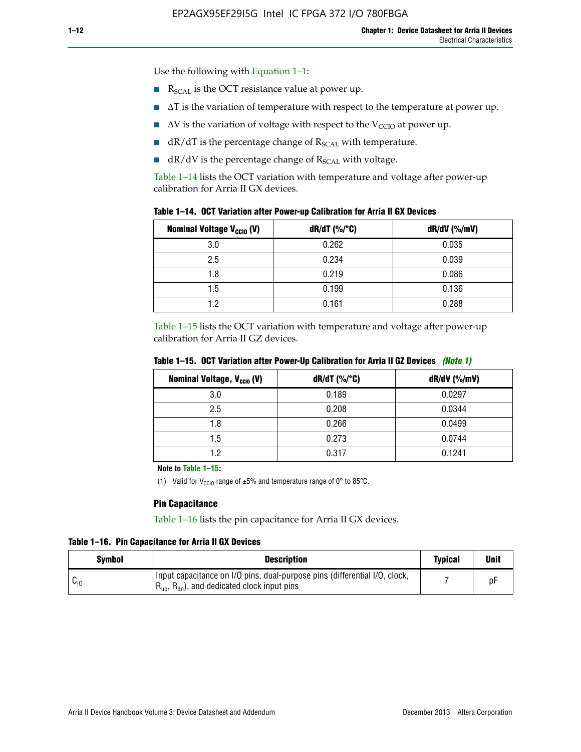Use the following with Equation 1–1:

- $R_{SCAL}$ is the OCT resistance value at power up.
- $\Delta T$ is the variation of temperature with respect to the temperature at power up.
- $\Delta V$ is the variation of voltage with respect to the $V_{CCIO}$ at power up.
- dR/dT is the percentage change of $R_{SCAL}$ with temperature.
- dR/dV is the percentage change of $R_{SCAL}$ with voltage.

Table 1–14 lists the OCT variation with temperature and voltage after power-up calibration for Arria II GX devices.

**Table 1–14. OCT Variation after Power-up Calibration for Arria II GX Devices**

| Nominal Voltage $V_{CCIO}$ (V) | dR/dT (%/°C) | dR/dV (%/mV) |
|---|---|---|
| 3.0 | 0.262 | 0.035 |
| 2.5 | 0.234 | 0.039 |
| 1.8 | 0.219 | 0.086 |
| 1.5 | 0.199 | 0.136 |
| 1.2 | 0.161 | 0.288 |

Table 1–15 lists the OCT variation with temperature and voltage after power-up calibration for Arria II GZ devices.

**Table 1–15. OCT Variation after Power-Up Calibration for Arria II GZ Devices** *(Note 1)*

| Nominal Voltage, $V_{CCIO}$ (V) | dR/dT (%/°C) | dR/dV (%/mV) |
|---|---|---|
| 3.0 | 0.189 | 0.0297 |
| 2.5 | 0.208 | 0.0344 |
| 1.8 | 0.266 | 0.0499 |
| 1.5 | 0.273 | 0.0744 |
| 1.2 | 0.317 | 0.1241 |

**Note to Table 1–15:**

(1) Valid for $V_{CCIO}$ range of ±5% and temperature range of 0° to 85°C.

### Pin Capacitance

Table 1–16 lists the pin capacitance for Arria II GX devices.

**Table 1–16. Pin Capacitance for Arria II GX Devices**

| Symbol | Description | Typical | Unit |
|---|---|---|---|
| $C_{IO}$ | Input capacitance on I/O pins, dual-purpose pins (differential I/O, clock, $R_{up}$, $R_{dn}$), and dedicated clock input pins | 7 | pF |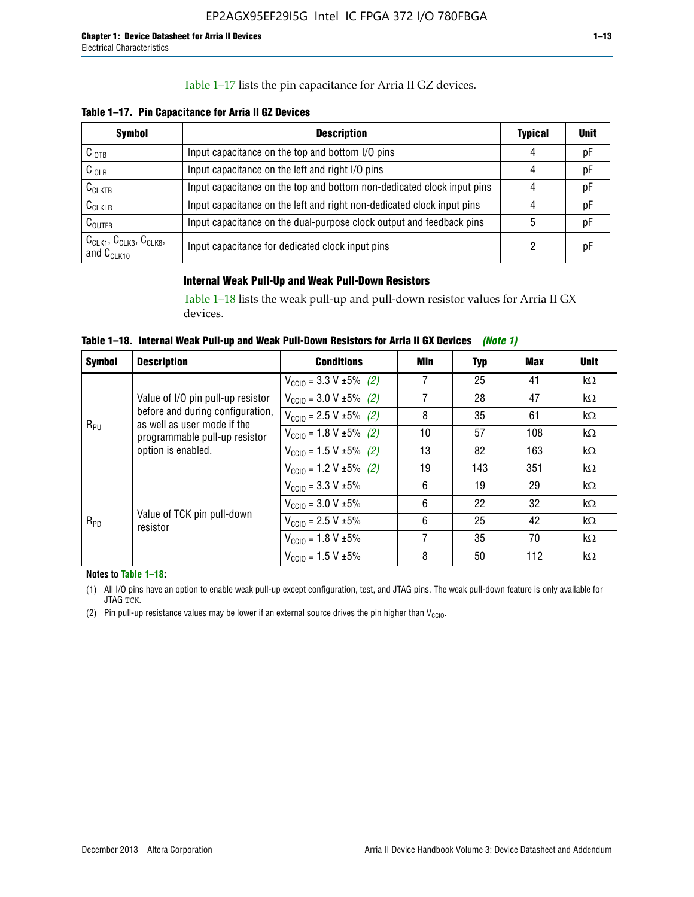Table 1–17 lists the pin capacitance for Arria II GZ devices.

**Table 1–17. Pin Capacitance for Arria II GZ Devices**

| Symbol | Description | Typical | Unit |
|---|---|---|---|
| $C_{IOTB}$ | Input capacitance on the top and bottom I/O pins | 4 | pF |
| $C_{IOLR}$ | Input capacitance on the left and right I/O pins | 4 | pF |
| $C_{CLKTB}$ | Input capacitance on the top and bottom non-dedicated clock input pins | 4 | pF |
| $C_{CLKLR}$ | Input capacitance on the left and right non-dedicated clock input pins | 4 | pF |
| $C_{OUTFB}$ | Input capacitance on the dual-purpose clock output and feedback pins | 5 | pF |
| $C_{CLK1}$, $C_{CLK3}$, $C_{CLK8}$, and $C_{CLK10}$ | Input capacitance for dedicated clock input pins | 2 | pF |

### Internal Weak Pull-Up and Weak Pull-Down Resistors

Table 1–18 lists the weak pull-up and pull-down resistor values for Arria II GX devices.

**Table 1–18. Internal Weak Pull-up and Weak Pull-Down Resistors for Arria II GX Devices** *(Note 1)*

| Symbol | Description | Conditions | Min | Typ | Max | Unit |
|---|---|---|---|---|---|---|
| $R_{PU}$ | Value of I/O pin pull-up resistor before and during configuration, as well as user mode if the programmable pull-up resistor option is enabled. | $V_{CCIO}$ = 3.3 V ±5% *(2)* | 7 | 25 | 41 | kΩ |
| | | $V_{CCIO}$ = 3.0 V ±5% *(2)* | 7 | 28 | 47 | kΩ |
| | | $V_{CCIO}$ = 2.5 V ±5% *(2)* | 8 | 35 | 61 | kΩ |
| | | $V_{CCIO}$ = 1.8 V ±5% *(2)* | 10 | 57 | 108 | kΩ |
| | | $V_{CCIO}$ = 1.5 V ±5% *(2)* | 13 | 82 | 163 | kΩ |
| | | $V_{CCIO}$ = 1.2 V ±5% *(2)* | 19 | 143 | 351 | kΩ |
| $R_{PD}$ | Value of TCK pin pull-down resistor | $V_{CCIO}$ = 3.3 V ±5% | 6 | 19 | 29 | kΩ |
| | | $V_{CCIO}$ = 3.0 V ±5% | 6 | 22 | 32 | kΩ |
| | | $V_{CCIO}$ = 2.5 V ±5% | 6 | 25 | 42 | kΩ |
| | | $V_{CCIO}$ = 1.8 V ±5% | 7 | 35 | 70 | kΩ |
| | | $V_{CCIO}$ = 1.5 V ±5% | 8 | 50 | 112 | kΩ |

**Notes to Table 1–18:**

(1) All I/O pins have an option to enable weak pull-up except configuration, test, and JTAG pins. The weak pull-down feature is only available for JTAG TCK.

(2) Pin pull-up resistance values may be lower if an external source drives the pin higher than $V_{CCIO}$.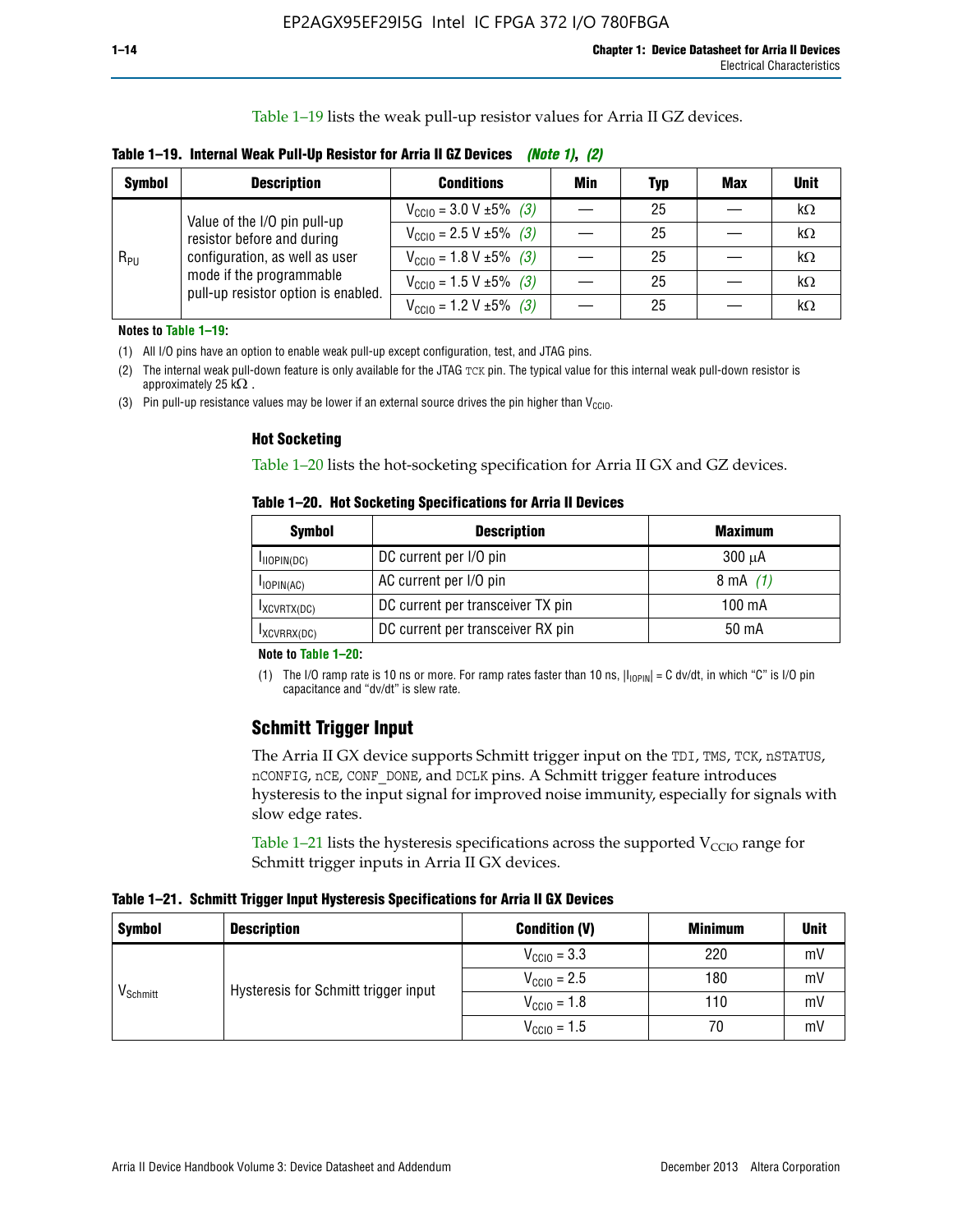Table 1–19 lists the weak pull-up resistor values for Arria II GZ devices.

**Table 1–19. Internal Weak Pull-Up Resistor for Arria II GZ Devices** *(Note 1)*, *(2)*

| Symbol | Description | Conditions | Min | Typ | Max | Unit |
|---|---|---|---|---|---|---|
| $R_{PU}$ | Value of the I/O pin pull-up resistor before and during configuration, as well as user mode if the programmable pull-up resistor option is enabled. | $V_{CCIO}$ = 3.0 V ±5% *(3)* | — | 25 | — | kΩ |
| | | $V_{CCIO}$ = 2.5 V ±5% *(3)* | — | 25 | — | kΩ |
| | | $V_{CCIO}$ = 1.8 V ±5% *(3)* | — | 25 | — | kΩ |
| | | $V_{CCIO}$ = 1.5 V ±5% *(3)* | — | 25 | — | kΩ |
| | | $V_{CCIO}$ = 1.2 V ±5% *(3)* | — | 25 | — | kΩ |

**Notes to Table 1–19:**

(1) All I/O pins have an option to enable weak pull-up except configuration, test, and JTAG pins.

(2) The internal weak pull-down feature is only available for the JTAG TCK pin. The typical value for this internal weak pull-down resistor is approximately 25 kΩ .

(3) Pin pull-up resistance values may be lower if an external source drives the pin higher than $V_{CCIO}$.

### Hot Socketing

Table 1–20 lists the hot-socketing specification for Arria II GX and GZ devices.

**Table 1–20. Hot Socketing Specifications for Arria II Devices**

| Symbol | Description | Maximum |
|---|---|---|
| $I_{IIOPIN(DC)}$ | DC current per I/O pin | 300 μA |
| $I_{IOPIN(AC)}$ | AC current per I/O pin | 8 mA *(1)* |
| $I_{XCVRTX(DC)}$ | DC current per transceiver TX pin | 100 mA |
| $I_{XCVRRX(DC)}$ | DC current per transceiver RX pin | 50 mA |

**Note to Table 1–20:**

(1) The I/O ramp rate is 10 ns or more. For ramp rates faster than 10 ns, $|I_{IOPIN}|$ = C dv/dt, in which "C" is I/O pin capacitance and "dv/dt" is slew rate.

## Schmitt Trigger Input

The Arria II GX device supports Schmitt trigger input on the TDI, TMS, TCK, nSTATUS, nCONFIG, nCE, CONF_DONE, and DCLK pins. A Schmitt trigger feature introduces hysteresis to the input signal for improved noise immunity, especially for signals with slow edge rates.

Table 1–21 lists the hysteresis specifications across the supported $V_{CCIO}$ range for Schmitt trigger inputs in Arria II GX devices.

**Table 1–21. Schmitt Trigger Input Hysteresis Specifications for Arria II GX Devices**

| Symbol | Description | Condition (V) | Minimum | Unit |
|---|---|---|---|---|
| $V_{Schmitt}$ | Hysteresis for Schmitt trigger input | $V_{CCIO}$ = 3.3 | 220 | mV |
| | | $V_{CCIO}$ = 2.5 | 180 | mV |
| | | $V_{CCIO}$ = 1.8 | 110 | mV |
| | | $V_{CCIO}$ = 1.5 | 70 | mV |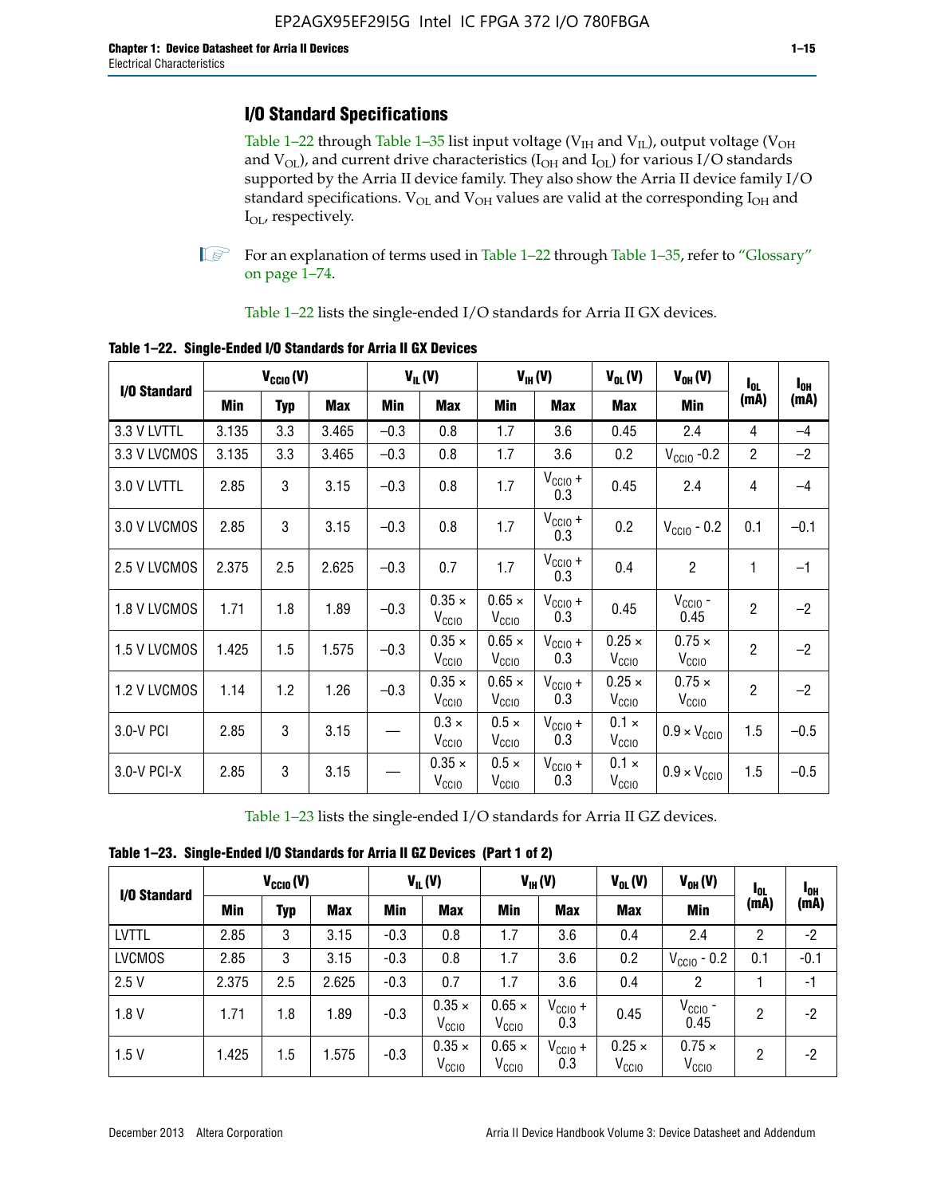## I/O Standard Specifications

Table 1–22 through Table 1–35 list input voltage ($V_{IH}$ and $V_{IL}$), output voltage ($V_{OH}$ and $V_{OL}$), and current drive characteristics ($I_{OH}$ and $I_{OL}$) for various I/O standards supported by the Arria II device family. They also show the Arria II device family I/O standard specifications. $V_{OL}$ and $V_{OH}$ values are valid at the corresponding $I_{OH}$ and $I_{OL}$, respectively.

For an explanation of terms used in Table 1–22 through Table 1–35, refer to "Glossary" on page 1–74.

Table 1–22 lists the single-ended I/O standards for Arria II GX devices.

**Table 1–22. Single-Ended I/O Standards for Arria II GX Devices**

| I/O Standard | $V_{CCIO}$ (V) | | | $V_{IL}$ (V) | | $V_{IH}$ (V) | | $V_{OL}$ (V) | $V_{OH}$ (V) | $I_{OL}$ (mA) | $I_{OH}$ (mA) |
|---|---|---|---|---|---|---|---|---|---|---|---|
| | Min | Typ | Max | Min | Max | Min | Max | Max | Min | | |
| 3.3 V LVTTL | 3.135 | 3.3 | 3.465 | –0.3 | 0.8 | 1.7 | 3.6 | 0.45 | 2.4 | 4 | –4 |
| 3.3 V LVCMOS | 3.135 | 3.3 | 3.465 | –0.3 | 0.8 | 1.7 | 3.6 | 0.2 | $V_{CCIO}$ -0.2 | 2 | –2 |
| 3.0 V LVTTL | 2.85 | 3 | 3.15 | –0.3 | 0.8 | 1.7 | $V_{CCIO}$ + 0.3 | 0.45 | 2.4 | 4 | –4 |
| 3.0 V LVCMOS | 2.85 | 3 | 3.15 | –0.3 | 0.8 | 1.7 | $V_{CCIO}$ + 0.3 | 0.2 | $V_{CCIO}$ - 0.2 | 0.1 | –0.1 |
| 2.5 V LVCMOS | 2.375 | 2.5 | 2.625 | –0.3 | 0.7 | 1.7 | $V_{CCIO}$ + 0.3 | 0.4 | 2 | 1 | –1 |
| 1.8 V LVCMOS | 1.71 | 1.8 | 1.89 | –0.3 | 0.35 × $V_{CCIO}$ | 0.65 × $V_{CCIO}$ | $V_{CCIO}$ + 0.3 | 0.45 | $V_{CCIO}$ - 0.45 | 2 | –2 |
| 1.5 V LVCMOS | 1.425 | 1.5 | 1.575 | –0.3 | 0.35 × $V_{CCIO}$ | 0.65 × $V_{CCIO}$ | $V_{CCIO}$ + 0.3 | 0.25 × $V_{CCIO}$ | 0.75 × $V_{CCIO}$ | 2 | –2 |
| 1.2 V LVCMOS | 1.14 | 1.2 | 1.26 | –0.3 | 0.35 × $V_{CCIO}$ | 0.65 × $V_{CCIO}$ | $V_{CCIO}$ + 0.3 | 0.25 × $V_{CCIO}$ | 0.75 × $V_{CCIO}$ | 2 | –2 |
| 3.0-V PCI | 2.85 | 3 | 3.15 | — | 0.3 × $V_{CCIO}$ | 0.5 × $V_{CCIO}$ | $V_{CCIO}$ + 0.3 | 0.1 × $V_{CCIO}$ | 0.9 × $V_{CCIO}$ | 1.5 | –0.5 |
| 3.0-V PCI-X | 2.85 | 3 | 3.15 | — | 0.35 × $V_{CCIO}$ | 0.5 × $V_{CCIO}$ | $V_{CCIO}$ + 0.3 | 0.1 × $V_{CCIO}$ | 0.9 × $V_{CCIO}$ | 1.5 | –0.5 |

Table 1–23 lists the single-ended I/O standards for Arria II GZ devices.

**Table 1–23. Single-Ended I/O Standards for Arria II GZ Devices (Part 1 of 2)**

| I/O Standard | $V_{CCIO}$ (V) | | | $V_{IL}$ (V) | | $V_{IH}$ (V) | | $V_{OL}$ (V) | $V_{OH}$ (V) | $I_{OL}$ (mA) | $I_{OH}$ (mA) |
|---|---|---|---|---|---|---|---|---|---|---|---|
| | Min | Typ | Max | Min | Max | Min | Max | Max | Min | | |
| LVTTL | 2.85 | 3 | 3.15 | -0.3 | 0.8 | 1.7 | 3.6 | 0.4 | 2.4 | 2 | -2 |
| LVCMOS | 2.85 | 3 | 3.15 | -0.3 | 0.8 | 1.7 | 3.6 | 0.2 | $V_{CCIO}$ - 0.2 | 0.1 | -0.1 |
| 2.5 V | 2.375 | 2.5 | 2.625 | -0.3 | 0.7 | 1.7 | 3.6 | 0.4 | 2 | 1 | -1 |
| 1.8 V | 1.71 | 1.8 | 1.89 | -0.3 | 0.35 × $V_{CCIO}$ | 0.65 × $V_{CCIO}$ | $V_{CCIO}$ + 0.3 | 0.45 | $V_{CCIO}$ - 0.45 | 2 | -2 |
| 1.5 V | 1.425 | 1.5 | 1.575 | -0.3 | 0.35 × $V_{CCIO}$ | 0.65 × $V_{CCIO}$ | $V_{CCIO}$ + 0.3 | 0.25 × $V_{CCIO}$ | 0.75 × $V_{CCIO}$ | 2 | -2 |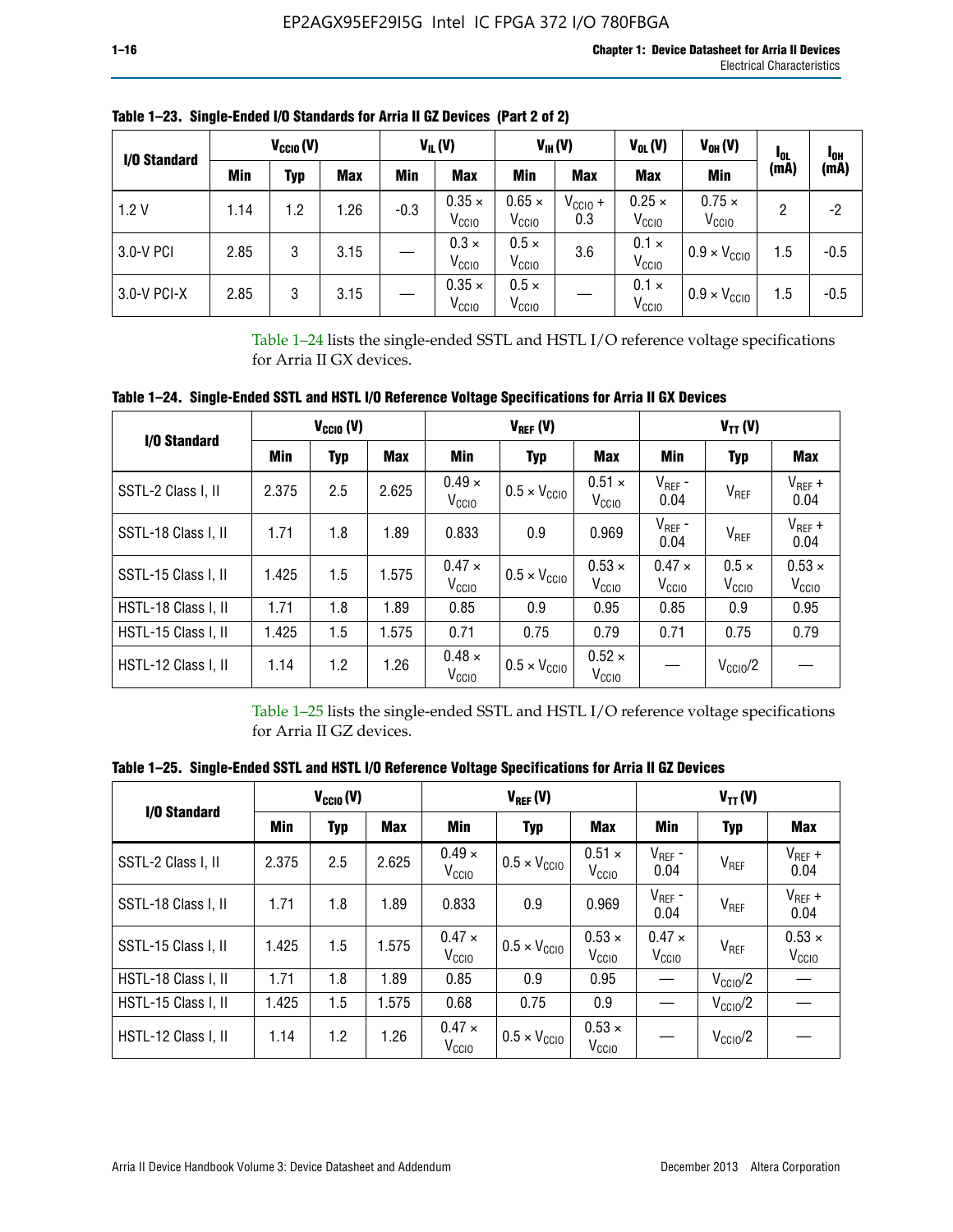**Table 1–23. Single-Ended I/O Standards for Arria II GZ Devices (Part 2 of 2)**

| I/O Standard | $V_{CCIO}$ (V) | | | $V_{IL}$ (V) | | $V_{IH}$ (V) | | $V_{OL}$ (V) | $V_{OH}$ (V) | $I_{OL}$ (mA) | $I_{OH}$ (mA) |
|---|---|---|---|---|---|---|---|---|---|---|---|
| | Min | Typ | Max | Min | Max | Min | Max | Max | Min | | |
| 1.2 V | 1.14 | 1.2 | 1.26 | -0.3 | 0.35 × $V_{CCIO}$ | 0.65 × $V_{CCIO}$ | $V_{CCIO}$ + 0.3 | 0.25 × $V_{CCIO}$ | 0.75 × $V_{CCIO}$ | 2 | -2 |
| 3.0-V PCI | 2.85 | 3 | 3.15 | — | 0.3 × $V_{CCIO}$ | 0.5 × $V_{CCIO}$ | 3.6 | 0.1 × $V_{CCIO}$ | 0.9 × $V_{CCIO}$ | 1.5 | -0.5 |
| 3.0-V PCI-X | 2.85 | 3 | 3.15 | — | 0.35 × $V_{CCIO}$ | 0.5 × $V_{CCIO}$ | — | 0.1 × $V_{CCIO}$ | 0.9 × $V_{CCIO}$ | 1.5 | -0.5 |

Table 1–24 lists the single-ended SSTL and HSTL I/O reference voltage specifications for Arria II GX devices.

**Table 1–24. Single-Ended SSTL and HSTL I/O Reference Voltage Specifications for Arria II GX Devices**

| I/O Standard | $V_{CCIO}$ (V) | | | $V_{REF}$ (V) | | | $V_{TT}$ (V) | | |
|---|---|---|---|---|---|---|---|---|---|
| | Min | Typ | Max | Min | Typ | Max | Min | Typ | Max |
| SSTL-2 Class I, II | 2.375 | 2.5 | 2.625 | 0.49 × $V_{CCIO}$ | 0.5 × $V_{CCIO}$ | 0.51 × $V_{CCIO}$ | $V_{REF}$ - 0.04 | $V_{REF}$ | $V_{REF}$ + 0.04 |
| SSTL-18 Class I, II | 1.71 | 1.8 | 1.89 | 0.833 | 0.9 | 0.969 | $V_{REF}$ - 0.04 | $V_{REF}$ | $V_{REF}$ + 0.04 |
| SSTL-15 Class I, II | 1.425 | 1.5 | 1.575 | 0.47 × $V_{CCIO}$ | 0.5 × $V_{CCIO}$ | 0.53 × $V_{CCIO}$ | 0.47 × $V_{CCIO}$ | 0.5 × $V_{CCIO}$ | 0.53 × $V_{CCIO}$ |
| HSTL-18 Class I, II | 1.71 | 1.8 | 1.89 | 0.85 | 0.9 | 0.95 | 0.85 | 0.9 | 0.95 |
| HSTL-15 Class I, II | 1.425 | 1.5 | 1.575 | 0.71 | 0.75 | 0.79 | 0.71 | 0.75 | 0.79 |
| HSTL-12 Class I, II | 1.14 | 1.2 | 1.26 | 0.48 × $V_{CCIO}$ | 0.5 × $V_{CCIO}$ | 0.52 × $V_{CCIO}$ | — | $V_{CCIO}$/2 | — |

Table 1–25 lists the single-ended SSTL and HSTL I/O reference voltage specifications for Arria II GZ devices.

**Table 1–25. Single-Ended SSTL and HSTL I/O Reference Voltage Specifications for Arria II GZ Devices**

| I/O Standard | $V_{CCIO}$ (V) | | | $V_{REF}$ (V) | | | $V_{TT}$ (V) | | |
|---|---|---|---|---|---|---|---|---|---|
| | Min | Typ | Max | Min | Typ | Max | Min | Typ | Max |
| SSTL-2 Class I, II | 2.375 | 2.5 | 2.625 | 0.49 × $V_{CCIO}$ | 0.5 × $V_{CCIO}$ | 0.51 × $V_{CCIO}$ | $V_{REF}$ - 0.04 | $V_{REF}$ | $V_{REF}$ + 0.04 |
| SSTL-18 Class I, II | 1.71 | 1.8 | 1.89 | 0.833 | 0.9 | 0.969 | $V_{REF}$ - 0.04 | $V_{REF}$ | $V_{REF}$ + 0.04 |
| SSTL-15 Class I, II | 1.425 | 1.5 | 1.575 | 0.47 × $V_{CCIO}$ | 0.5 × $V_{CCIO}$ | 0.53 × $V_{CCIO}$ | 0.47 × $V_{CCIO}$ | $V_{REF}$ | 0.53 × $V_{CCIO}$ |
| HSTL-18 Class I, II | 1.71 | 1.8 | 1.89 | 0.85 | 0.9 | 0.95 | — | $V_{CCIO}$/2 | — |
| HSTL-15 Class I, II | 1.425 | 1.5 | 1.575 | 0.68 | 0.75 | 0.9 | — | $V_{CCIO}$/2 | — |
| HSTL-12 Class I, II | 1.14 | 1.2 | 1.26 | 0.47 × $V_{CCIO}$ | 0.5 × $V_{CCIO}$ | 0.53 × $V_{CCIO}$ | — | $V_{CCIO}$/2 | — |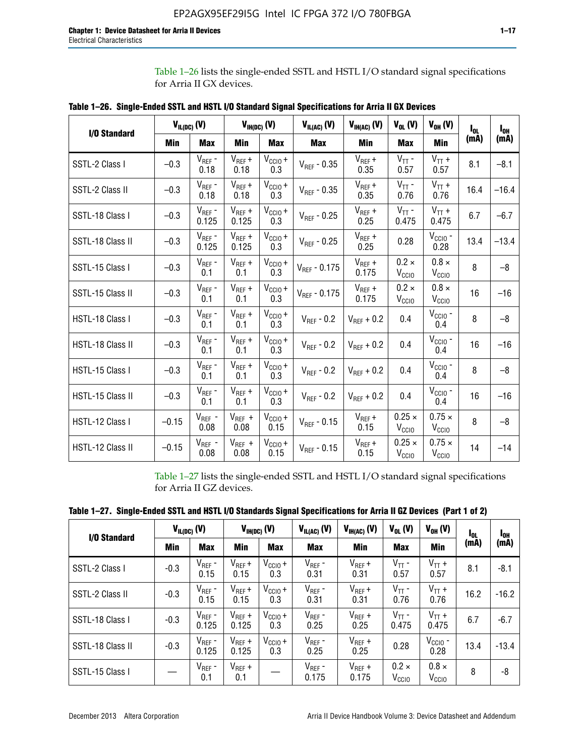Table 1–26 lists the single-ended SSTL and HSTL I/O standard signal specifications for Arria II GX devices.

**Table 1–26. Single-Ended SSTL and HSTL I/O Standard Signal Specifications for Arria II GX Devices**

| I/O Standard | $V_{IL(DC)}$ (V) | | $V_{IH(DC)}$ (V) | | $V_{IL(AC)}$ (V) | $V_{IH(AC)}$ (V) | $V_{OL}$ (V) | $V_{OH}$ (V) | $I_{OL}$ (mA) | $I_{OH}$ (mA) |
|---|---|---|---|---|---|---|---|---|---|---|
| | Min | Max | Min | Max | Max | Min | Max | Min | | |
| SSTL-2 Class I | –0.3 | $V_{REF}$ - 0.18 | $V_{REF}$ + 0.18 | $V_{CCIO}$ + 0.3 | $V_{REF}$ - 0.35 | $V_{REF}$ + 0.35 | $V_{TT}$ - 0.57 | $V_{TT}$ + 0.57 | 8.1 | –8.1 |
| SSTL-2 Class II | –0.3 | $V_{REF}$ - 0.18 | $V_{REF}$ + 0.18 | $V_{CCIO}$ + 0.3 | $V_{REF}$ - 0.35 | $V_{REF}$ + 0.35 | $V_{TT}$ - 0.76 | $V_{TT}$ + 0.76 | 16.4 | –16.4 |
| SSTL-18 Class I | –0.3 | $V_{REF}$ - 0.125 | $V_{REF}$ + 0.125 | $V_{CCIO}$ + 0.3 | $V_{REF}$ - 0.25 | $V_{REF}$ + 0.25 | $V_{TT}$ - 0.475 | $V_{TT}$ + 0.475 | 6.7 | –6.7 |
| SSTL-18 Class II | –0.3 | $V_{REF}$ - 0.125 | $V_{REF}$ + 0.125 | $V_{CCIO}$ + 0.3 | $V_{REF}$ - 0.25 | $V_{REF}$ + 0.25 | 0.28 | $V_{CCIO}$ - 0.28 | 13.4 | –13.4 |
| SSTL-15 Class I | –0.3 | $V_{REF}$ - 0.1 | $V_{REF}$ + 0.1 | $V_{CCIO}$ + 0.3 | $V_{REF}$ - 0.175 | $V_{REF}$ + 0.175 | 0.2 × $V_{CCIO}$ | 0.8 × $V_{CCIO}$ | 8 | –8 |
| SSTL-15 Class II | –0.3 | $V_{REF}$ - 0.1 | $V_{REF}$ + 0.1 | $V_{CCIO}$ + 0.3 | $V_{REF}$ - 0.175 | $V_{REF}$ + 0.175 | 0.2 × $V_{CCIO}$ | 0.8 × $V_{CCIO}$ | 16 | –16 |
| HSTL-18 Class I | –0.3 | $V_{REF}$ - 0.1 | $V_{REF}$ + 0.1 | $V_{CCIO}$ + 0.3 | $V_{REF}$ - 0.2 | $V_{REF}$ + 0.2 | 0.4 | $V_{CCIO}$ - 0.4 | 8 | –8 |
| HSTL-18 Class II | –0.3 | $V_{REF}$ - 0.1 | $V_{REF}$ + 0.1 | $V_{CCIO}$ + 0.3 | $V_{REF}$ - 0.2 | $V_{REF}$ + 0.2 | 0.4 | $V_{CCIO}$ - 0.4 | 16 | –16 |
| HSTL-15 Class I | –0.3 | $V_{REF}$ - 0.1 | $V_{REF}$ + 0.1 | $V_{CCIO}$ + 0.3 | $V_{REF}$ - 0.2 | $V_{REF}$ + 0.2 | 0.4 | $V_{CCIO}$ - 0.4 | 8 | –8 |
| HSTL-15 Class II | –0.3 | $V_{REF}$ - 0.1 | $V_{REF}$ + 0.1 | $V_{CCIO}$ + 0.3 | $V_{REF}$ - 0.2 | $V_{REF}$ + 0.2 | 0.4 | $V_{CCIO}$ - 0.4 | 16 | –16 |
| HSTL-12 Class I | –0.15 | $V_{REF}$ - 0.08 | $V_{REF}$ + 0.08 | $V_{CCIO}$ + 0.15 | $V_{REF}$ - 0.15 | $V_{REF}$ + 0.15 | 0.25 × $V_{CCIO}$ | 0.75 × $V_{CCIO}$ | 8 | –8 |
| HSTL-12 Class II | –0.15 | $V_{REF}$ - 0.08 | $V_{REF}$ + 0.08 | $V_{CCIO}$ + 0.15 | $V_{REF}$ - 0.15 | $V_{REF}$ + 0.15 | 0.25 × $V_{CCIO}$ | 0.75 × $V_{CCIO}$ | 14 | –14 |

Table 1–27 lists the single-ended SSTL and HSTL I/O standard signal specifications for Arria II GZ devices.

**Table 1–27. Single-Ended SSTL and HSTL I/O Standards Signal Specifications for Arria II GZ Devices (Part 1 of 2)**

| I/O Standard | $V_{IL(DC)}$ (V) | | $V_{IH(DC)}$ (V) | | $V_{IL(AC)}$ (V) | $V_{IH(AC)}$ (V) | $V_{OL}$ (V) | $V_{OH}$ (V) | $I_{OL}$ (mA) | $I_{OH}$ (mA) |
|---|---|---|---|---|---|---|---|---|---|---|
| | Min | Max | Min | Max | Max | Min | Max | Min | | |
| SSTL-2 Class I | -0.3 | $V_{REF}$ - 0.15 | $V_{REF}$ + 0.15 | $V_{CCIO}$ + 0.3 | $V_{REF}$ - 0.31 | $V_{REF}$ + 0.31 | $V_{TT}$ - 0.57 | $V_{TT}$ + 0.57 | 8.1 | -8.1 |
| SSTL-2 Class II | -0.3 | $V_{REF}$ - 0.15 | $V_{REF}$ + 0.15 | $V_{CCIO}$ + 0.3 | $V_{REF}$ - 0.31 | $V_{REF}$ + 0.31 | $V_{TT}$ - 0.76 | $V_{TT}$ + 0.76 | 16.2 | -16.2 |
| SSTL-18 Class I | -0.3 | $V_{REF}$ - 0.125 | $V_{REF}$ + 0.125 | $V_{CCIO}$ + 0.3 | $V_{REF}$ - 0.25 | $V_{REF}$ + 0.25 | $V_{TT}$ - 0.475 | $V_{TT}$ + 0.475 | 6.7 | -6.7 |
| SSTL-18 Class II | -0.3 | $V_{REF}$ - 0.125 | $V_{REF}$ + 0.125 | $V_{CCIO}$ + 0.3 | $V_{REF}$ - 0.25 | $V_{REF}$ + 0.25 | 0.28 | $V_{CCIO}$ - 0.28 | 13.4 | -13.4 |
| SSTL-15 Class I | — | $V_{REF}$ - 0.1 | $V_{REF}$ + 0.1 | — | $V_{REF}$ - 0.175 | $V_{REF}$ + 0.175 | 0.2 × $V_{CCIO}$ | 0.8 × $V_{CCIO}$ | 8 | -8 |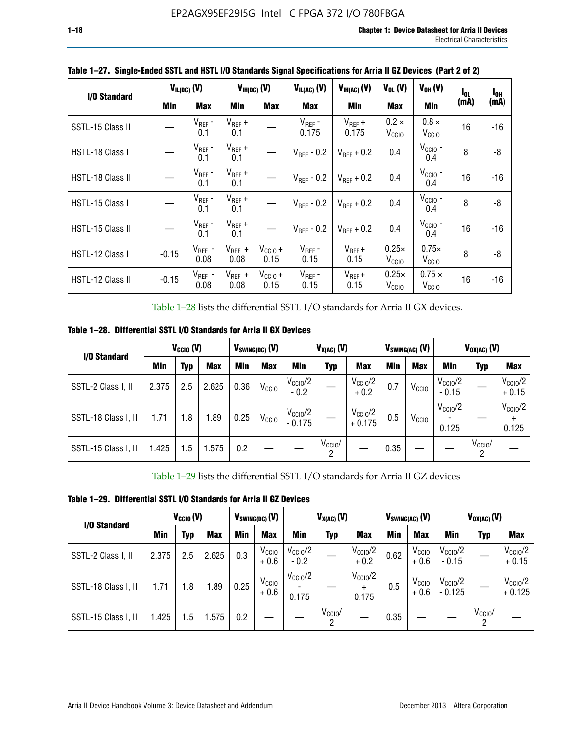**Table 1–27. Single-Ended SSTL and HSTL I/O Standards Signal Specifications for Arria II GZ Devices (Part 2 of 2)**

| I/O Standard | $V_{IL(DC)}$ (V) | | $V_{IH(DC)}$ (V) | | $V_{IL(AC)}$ (V) | $V_{IH(AC)}$ (V) | $V_{OL}$ (V) | $V_{OH}$ (V) | $I_{OL}$ (mA) | $I_{OH}$ (mA) |
|---|---|---|---|---|---|---|---|---|---|---|
| | Min | Max | Min | Max | Max | Min | Max | Min | | |
| SSTL-15 Class II | — | $V_{REF}$ - 0.1 | $V_{REF}$ + 0.1 | — | $V_{REF}$ - 0.175 | $V_{REF}$ + 0.175 | 0.2 × $V_{CCIO}$ | 0.8 × $V_{CCIO}$ | 16 | -16 |
| HSTL-18 Class I | — | $V_{REF}$ - 0.1 | $V_{REF}$ + 0.1 | — | $V_{REF}$ - 0.2 | $V_{REF}$ + 0.2 | 0.4 | $V_{CCIO}$ - 0.4 | 8 | -8 |
| HSTL-18 Class II | — | $V_{REF}$ - 0.1 | $V_{REF}$ + 0.1 | — | $V_{REF}$ - 0.2 | $V_{REF}$ + 0.2 | 0.4 | $V_{CCIO}$ - 0.4 | 16 | -16 |
| HSTL-15 Class I | — | $V_{REF}$ - 0.1 | $V_{REF}$ + 0.1 | — | $V_{REF}$ - 0.2 | $V_{REF}$ + 0.2 | 0.4 | $V_{CCIO}$ - 0.4 | 8 | -8 |
| HSTL-15 Class II | — | $V_{REF}$ - 0.1 | $V_{REF}$ + 0.1 | — | $V_{REF}$ - 0.2 | $V_{REF}$ + 0.2 | 0.4 | $V_{CCIO}$ - 0.4 | 16 | -16 |
| HSTL-12 Class I | -0.15 | $V_{REF}$ - 0.08 | $V_{REF}$ + 0.08 | $V_{CCIO}$ + 0.15 | $V_{REF}$ - 0.15 | $V_{REF}$ + 0.15 | 0.25× $V_{CCIO}$ | 0.75× $V_{CCIO}$ | 8 | -8 |
| HSTL-12 Class II | -0.15 | $V_{REF}$ - 0.08 | $V_{REF}$ + 0.08 | $V_{CCIO}$ + 0.15 | $V_{REF}$ - 0.15 | $V_{REF}$ + 0.15 | 0.25× $V_{CCIO}$ | 0.75 × $V_{CCIO}$ | 16 | -16 |

Table 1–28 lists the differential SSTL I/O standards for Arria II GX devices.

**Table 1–28. Differential SSTL I/O Standards for Arria II GX Devices**

| I/O Standard | $V_{CCIO}$ (V) | | | $V_{SWING(DC)}$ (V) | | $V_{X(AC)}$ (V) | | | $V_{SWING(AC)}$ (V) | | $V_{OX(AC)}$ (V) | | |
|---|---|---|---|---|---|---|---|---|---|---|---|---|---|
| | Min | Typ | Max | Min | Max | Min | Typ | Max | Min | Max | Min | Typ | Max |
| SSTL-2 Class I, II | 2.375 | 2.5 | 2.625 | 0.36 | $V_{CCIO}$ | $V_{CCIO}$/2 - 0.2 | — | $V_{CCIO}$/2 + 0.2 | 0.7 | $V_{CCIO}$ | $V_{CCIO}$/2 - 0.15 | — | $V_{CCIO}$/2 + 0.15 |
| SSTL-18 Class I, II | 1.71 | 1.8 | 1.89 | 0.25 | $V_{CCIO}$ | $V_{CCIO}$/2 - 0.175 | — | $V_{CCIO}$/2 + 0.175 | 0.5 | $V_{CCIO}$ | $V_{CCIO}$/2 - 0.125 | — | $V_{CCIO}$/2 + 0.125 |
| SSTL-15 Class I, II | 1.425 | 1.5 | 1.575 | 0.2 | — | — | $V_{CCIO}$/2 | — | 0.35 | — | — | $V_{CCIO}$/2 | — |

Table 1–29 lists the differential SSTL I/O standards for Arria II GZ devices

**Table 1–29. Differential SSTL I/O Standards for Arria II GZ Devices**

| I/O Standard | $V_{CCIO}$ (V) | | | $V_{SWING(DC)}$ (V) | | $V_{X(AC)}$ (V) | | | $V_{SWING(AC)}$ (V) | | $V_{OX(AC)}$ (V) | | |
|---|---|---|---|---|---|---|---|---|---|---|---|---|---|
| | Min | Typ | Max | Min | Max | Min | Typ | Max | Min | Max | Min | Typ | Max |
| SSTL-2 Class I, II | 2.375 | 2.5 | 2.625 | 0.3 | $V_{CCIO}$ + 0.6 | $V_{CCIO}$/2 - 0.2 | — | $V_{CCIO}$/2 + 0.2 | 0.62 | $V_{CCIO}$ + 0.6 | $V_{CCIO}$/2 - 0.15 | — | $V_{CCIO}$/2 + 0.15 |
| SSTL-18 Class I, II | 1.71 | 1.8 | 1.89 | 0.25 | $V_{CCIO}$ + 0.6 | $V_{CCIO}$/2 - 0.175 | — | $V_{CCIO}$/2 + 0.175 | 0.5 | $V_{CCIO}$ + 0.6 | $V_{CCIO}$/2 - 0.125 | — | $V_{CCIO}$/2 + 0.125 |
| SSTL-15 Class I, II | 1.425 | 1.5 | 1.575 | 0.2 | — | — | $V_{CCIO}$/2 | — | 0.35 | — | — | $V_{CCIO}$/2 | — |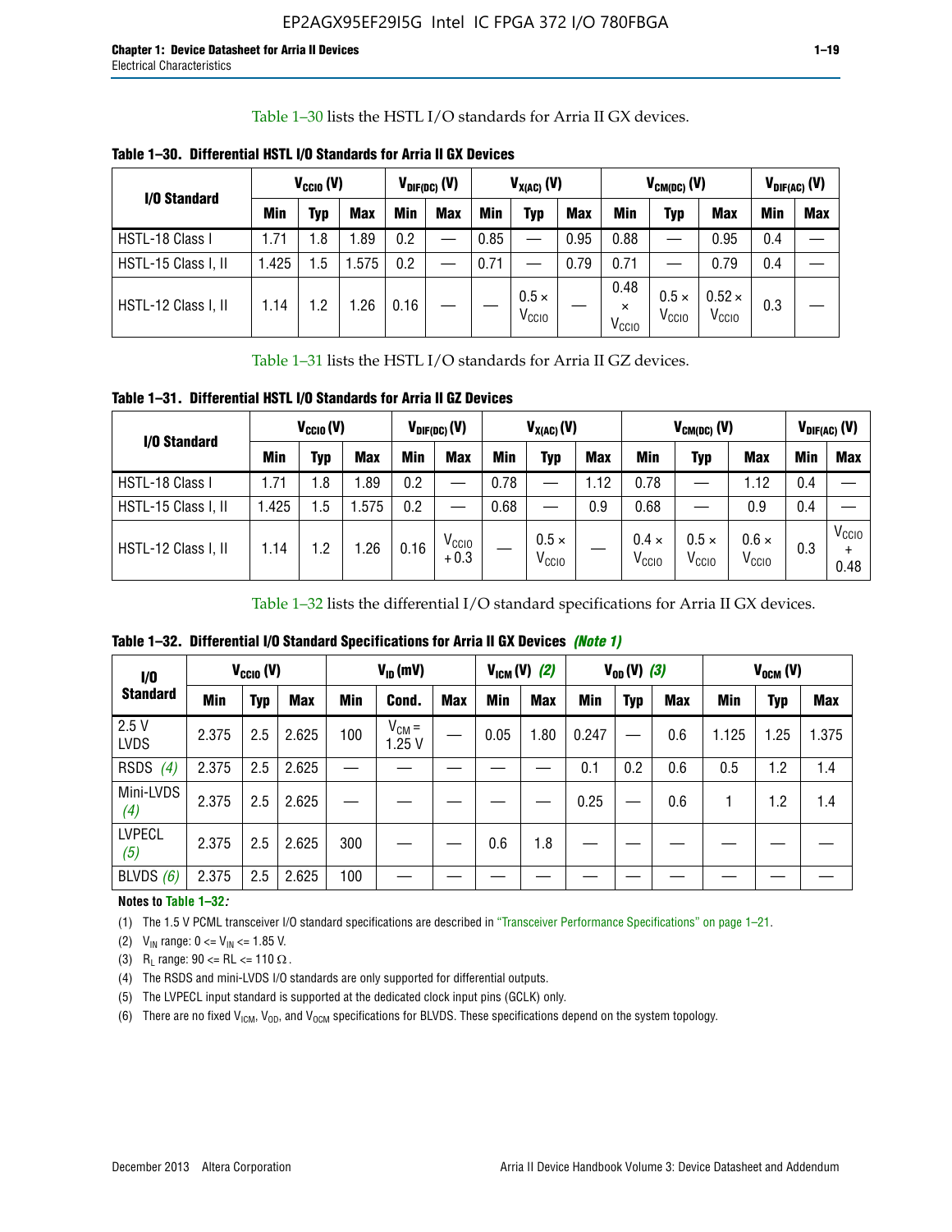Table 1–30 lists the HSTL I/O standards for Arria II GX devices.

**Table 1–30. Differential HSTL I/O Standards for Arria II GX Devices**

| I/O Standard | $V_{CCIO}$ (V) | | | $V_{DIF(DC)}$ (V) | | $V_{X(AC)}$ (V) | | | $V_{CM(DC)}$ (V) | | | $V_{DIF(AC)}$ (V) | |
|---|---|---|---|---|---|---|---|---|---|---|---|---|---|
| | Min | Typ | Max | Min | Max | Min | Typ | Max | Min | Typ | Max | Min | Max |
| HSTL-18 Class I | 1.71 | 1.8 | 1.89 | 0.2 | — | 0.85 | — | 0.95 | 0.88 | — | 0.95 | 0.4 | — |
| HSTL-15 Class I, II | 1.425 | 1.5 | 1.575 | 0.2 | — | 0.71 | — | 0.79 | 0.71 | — | 0.79 | 0.4 | — |
| HSTL-12 Class I, II | 1.14 | 1.2 | 1.26 | 0.16 | — | — | $0.5 \times V_{CCIO}$ | — | $0.48 \times V_{CCIO}$ | $0.5 \times V_{CCIO}$ | $0.52 \times V_{CCIO}$ | 0.3 | — |

Table 1–31 lists the HSTL I/O standards for Arria II GZ devices.

**Table 1–31. Differential HSTL I/O Standards for Arria II GZ Devices**

| I/O Standard | $V_{CCIO}$ (V) | | | $V_{DIF(DC)}$ (V) | | $V_{X(AC)}$ (V) | | | $V_{CM(DC)}$ (V) | | | $V_{DIF(AC)}$ (V) | |
|---|---|---|---|---|---|---|---|---|---|---|---|---|---|
| | Min | Typ | Max | Min | Max | Min | Typ | Max | Min | Typ | Max | Min | Max |
| HSTL-18 Class I | 1.71 | 1.8 | 1.89 | 0.2 | — | 0.78 | — | 1.12 | 0.78 | — | 1.12 | 0.4 | — |
| HSTL-15 Class I, II | 1.425 | 1.5 | 1.575 | 0.2 | — | 0.68 | — | 0.9 | 0.68 | — | 0.9 | 0.4 | — |
| HSTL-12 Class I, II | 1.14 | 1.2 | 1.26 | 0.16 | $V_{CCIO} + 0.3$ | — | $0.5 \times V_{CCIO}$ | — | $0.4 \times V_{CCIO}$ | $0.5 \times V_{CCIO}$ | $0.6 \times V_{CCIO}$ | 0.3 | $V_{CCIO} + 0.48$ |

Table 1–32 lists the differential I/O standard specifications for Arria II GX devices.

**Table 1–32. Differential I/O Standard Specifications for Arria II GX Devices** *(Note 1)*

| I/O Standard | $V_{CCIO}$ (V) | | | $V_{ID}$ (mV) | | | $V_{ICM}$ (V) *(2)* | | $V_{OD}$ (V) *(3)* | | | $V_{OCM}$ (V) | | |
|---|---|---|---|---|---|---|---|---|---|---|---|---|---|---|
| | Min | Typ | Max | Min | Cond. | Max | Min | Max | Min | Typ | Max | Min | Typ | Max |
| 2.5 V LVDS | 2.375 | 2.5 | 2.625 | 100 | $V_{CM}$ = 1.25 V | — | 0.05 | 1.80 | 0.247 | — | 0.6 | 1.125 | 1.25 | 1.375 |
| RSDS *(4)* | 2.375 | 2.5 | 2.625 | — | — | — | — | — | 0.1 | 0.2 | 0.6 | 0.5 | 1.2 | 1.4 |
| Mini-LVDS *(4)* | 2.375 | 2.5 | 2.625 | — | — | — | — | — | 0.25 | — | 0.6 | 1 | 1.2 | 1.4 |
| LVPECL *(5)* | 2.375 | 2.5 | 2.625 | 300 | — | — | 0.6 | 1.8 | — | — | — | — | — | — |
| BLVDS *(6)* | 2.375 | 2.5 | 2.625 | 100 | — | — | — | — | — | — | — | — | — | — |

**Notes to Table 1–32:**

(1) The 1.5 V PCML transceiver I/O standard specifications are described in "Transceiver Performance Specifications" on page 1–21.

(2) $V_{IN}$ range: $0 <= V_{IN} <= 1.85$ V.

(3) $R_L$ range: $90 <= RL <= 110\ \Omega$.

(4) The RSDS and mini-LVDS I/O standards are only supported for differential outputs.

(5) The LVPECL input standard is supported at the dedicated clock input pins (GCLK) only.

(6) There are no fixed $V_{ICM}$, $V_{OD}$, and $V_{OCM}$ specifications for BLVDS. These specifications depend on the system topology.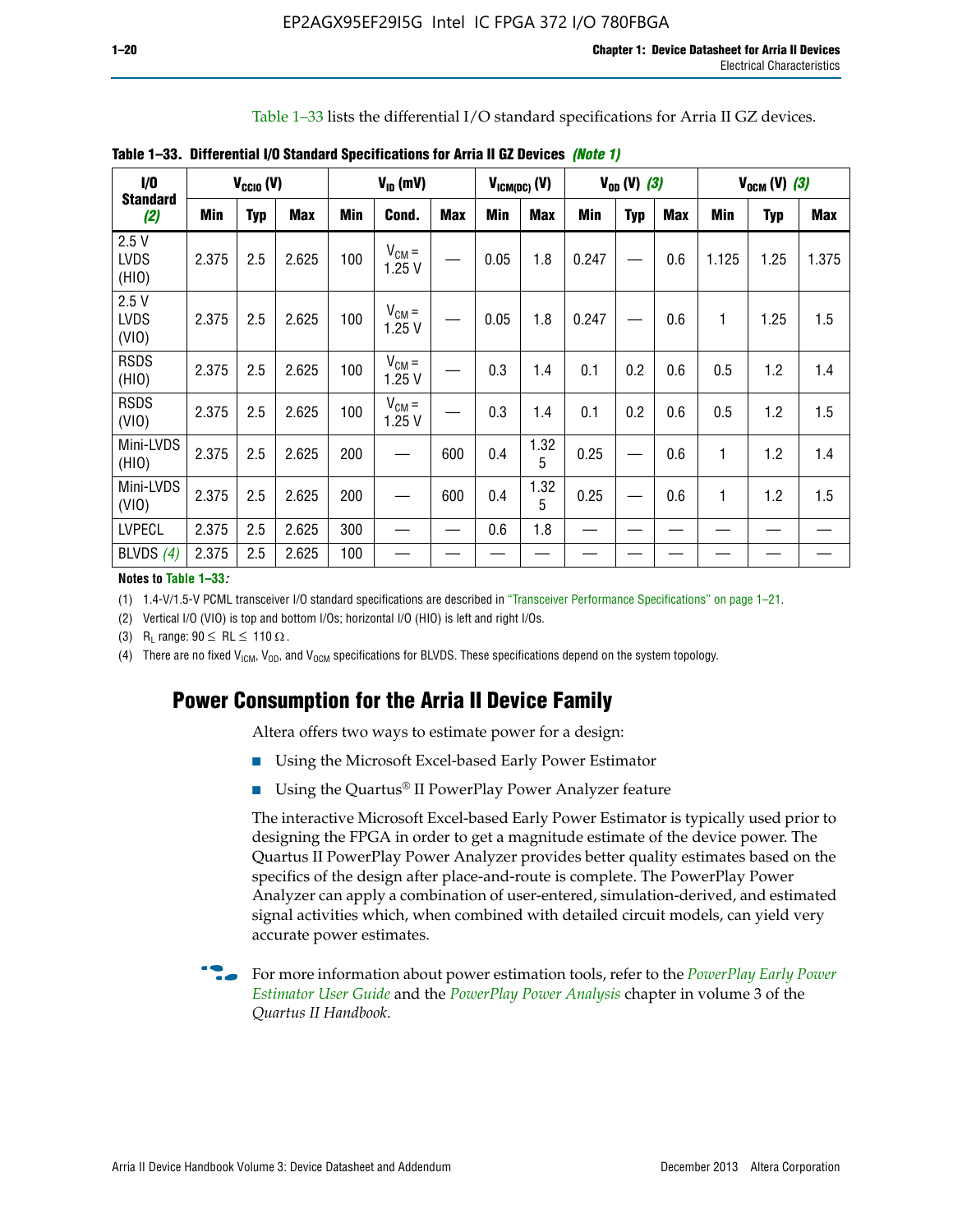Table 1–33 lists the differential I/O standard specifications for Arria II GZ devices.

**Table 1–33. Differential I/O Standard Specifications for Arria II GZ Devices *(Note 1)***

| I/O Standard *(2)* | $V_{CCIO}$ (V) | | | $V_{ID}$ (mV) | | | $V_{ICM(DC)}$ (V) | | $V_{OD}$ (V) *(3)* | | | $V_{OCM}$ (V) *(3)* | | |
|---|---|---|---|---|---|---|---|---|---|---|---|---|---|---|
| | Min | Typ | Max | Min | Cond. | Max | Min | Max | Min | Typ | Max | Min | Typ | Max |
| 2.5 V LVDS (HIO) | 2.375 | 2.5 | 2.625 | 100 | $V_{CM}$ = 1.25 V | — | 0.05 | 1.8 | 0.247 | — | 0.6 | 1.125 | 1.25 | 1.375 |
| 2.5 V LVDS (VIO) | 2.375 | 2.5 | 2.625 | 100 | $V_{CM}$ = 1.25 V | — | 0.05 | 1.8 | 0.247 | — | 0.6 | 1 | 1.25 | 1.5 |
| RSDS (HIO) | 2.375 | 2.5 | 2.625 | 100 | $V_{CM}$ = 1.25 V | — | 0.3 | 1.4 | 0.1 | 0.2 | 0.6 | 0.5 | 1.2 | 1.4 |
| RSDS (VIO) | 2.375 | 2.5 | 2.625 | 100 | $V_{CM}$ = 1.25 V | — | 0.3 | 1.4 | 0.1 | 0.2 | 0.6 | 0.5 | 1.2 | 1.5 |
| Mini-LVDS (HIO) | 2.375 | 2.5 | 2.625 | 200 | — | 600 | 0.4 | 1.325 | 0.25 | — | 0.6 | 1 | 1.2 | 1.4 |
| Mini-LVDS (VIO) | 2.375 | 2.5 | 2.625 | 200 | — | 600 | 0.4 | 1.325 | 0.25 | — | 0.6 | 1 | 1.2 | 1.5 |
| LVPECL | 2.375 | 2.5 | 2.625 | 300 | — | — | 0.6 | 1.8 | — | — | — | — | — | — |
| BLVDS *(4)* | 2.375 | 2.5 | 2.625 | 100 | — | — | — | — | — | — | — | — | — | — |

**Notes to Table 1–33:**

(1) 1.4-V/1.5-V PCML transceiver I/O standard specifications are described in "Transceiver Performance Specifications" on page 1–21.

(2) Vertical I/O (VIO) is top and bottom I/Os; horizontal I/O (HIO) is left and right I/Os.

(3) $R_L$ range: $90 \leq RL \leq 110\ \Omega$.

(4) There are no fixed $V_{ICM}$, $V_{OD}$, and $V_{OCM}$ specifications for BLVDS. These specifications depend on the system topology.

## Power Consumption for the Arria II Device Family

Altera offers two ways to estimate power for a design:

- Using the Microsoft Excel-based Early Power Estimator
- Using the Quartus® II PowerPlay Power Analyzer feature

The interactive Microsoft Excel-based Early Power Estimator is typically used prior to designing the FPGA in order to get a magnitude estimate of the device power. The Quartus II PowerPlay Power Analyzer provides better quality estimates based on the specifics of the design after place-and-route is complete. The PowerPlay Power Analyzer can apply a combination of user-entered, simulation-derived, and estimated signal activities which, when combined with detailed circuit models, can yield very accurate power estimates.

For more information about power estimation tools, refer to the *PowerPlay Early Power Estimator User Guide* and the *PowerPlay Power Analysis* chapter in volume 3 of the *Quartus II Handbook*.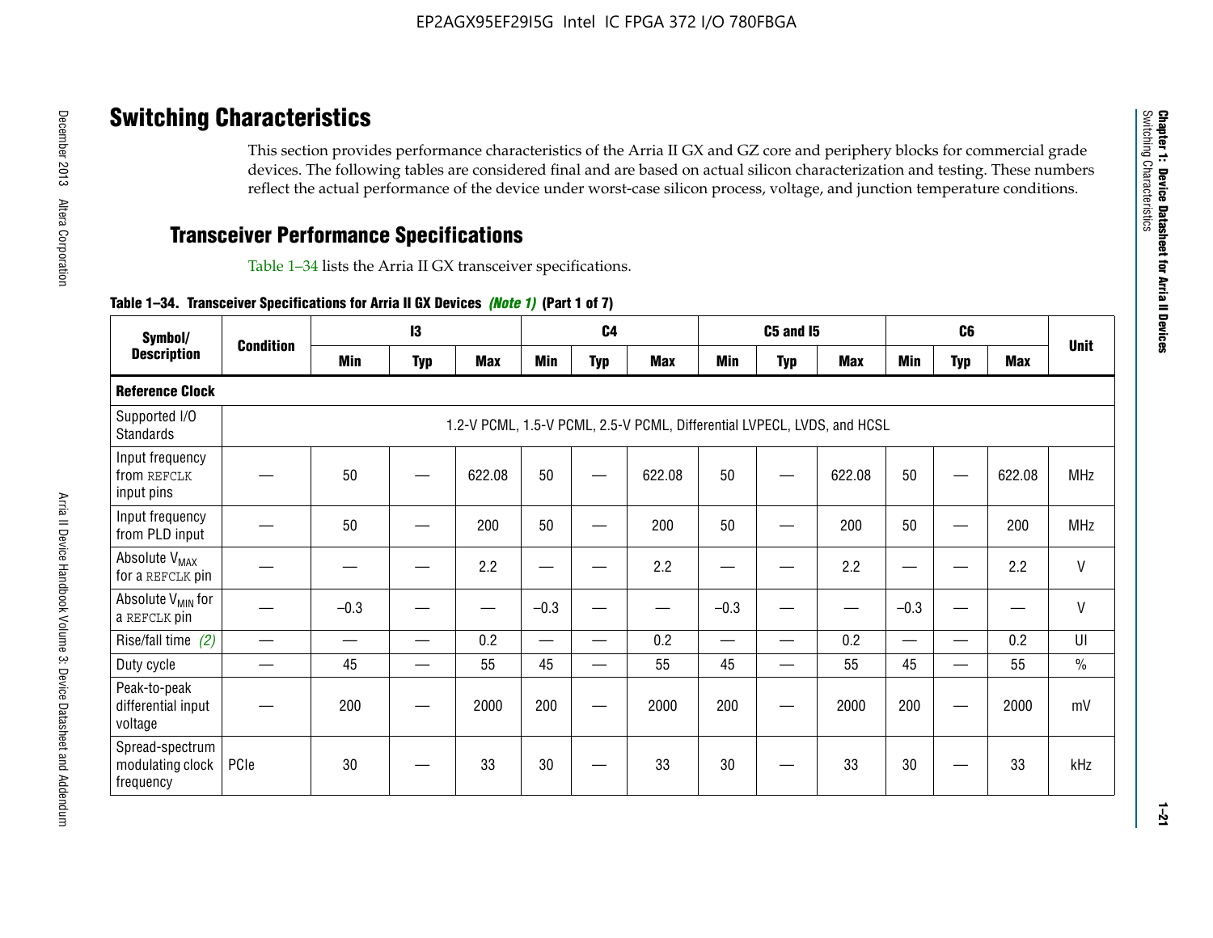# Switching Characteristics

This section provides performance characteristics of the Arria II GX and GZ core and periphery blocks for commercial grade devices. The following tables are considered final and are based on actual silicon characterization and testing. These numbers reflect the actual performance of the device under worst-case silicon process, voltage, and junction temperature conditions.

## Transceiver Performance Specifications

Table 1–34 lists the Arria II GX transceiver specifications.

**Table 1–34. Transceiver Specifications for Arria II GX Devices** *(Note 1)* **(Part 1 of 7)**

| Symbol/ Description | Condition | I3 | | | C4 | | | C5 and I5 | | | C6 | | | Unit |
|---|---|---|---|---|---|---|---|---|---|---|---|---|---|---|
| | | Min | Typ | Max | Min | Typ | Max | Min | Typ | Max | Min | Typ | Max | |
| **Reference Clock** | | | | | | | | | | | | | | |
| Supported I/O Standards | 1.2-V PCML, 1.5-V PCML, 2.5-V PCML, Differential LVPECL, LVDS, and HCSL | | | | | | | | | | | | | |
| Input frequency from REFCLK input pins | — | 50 | — | 622.08 | 50 | — | 622.08 | 50 | — | 622.08 | 50 | — | 622.08 | MHz |
| Input frequency from PLD input | — | 50 | — | 200 | 50 | — | 200 | 50 | — | 200 | 50 | — | 200 | MHz |
| Absolute $V_{MAX}$ for a REFCLK pin | — | — | — | 2.2 | — | — | 2.2 | — | — | 2.2 | — | — | 2.2 | V |
| Absolute $V_{MIN}$ for a REFCLK pin | — | –0.3 | — | — | –0.3 | — | — | –0.3 | — | — | –0.3 | — | — | V |
| Rise/fall time *(2)* | — | — | — | 0.2 | — | — | 0.2 | — | — | 0.2 | — | — | 0.2 | UI |
| Duty cycle | — | 45 | — | 55 | 45 | — | 55 | 45 | — | 55 | 45 | — | 55 | % |
| Peak-to-peak differential input voltage | — | 200 | — | 2000 | 200 | — | 2000 | 200 | — | 2000 | 200 | — | 2000 | mV |
| Spread-spectrum modulating clock frequency | PCIe | 30 | — | 33 | 30 | — | 33 | 30 | — | 33 | 30 | — | 33 | kHz |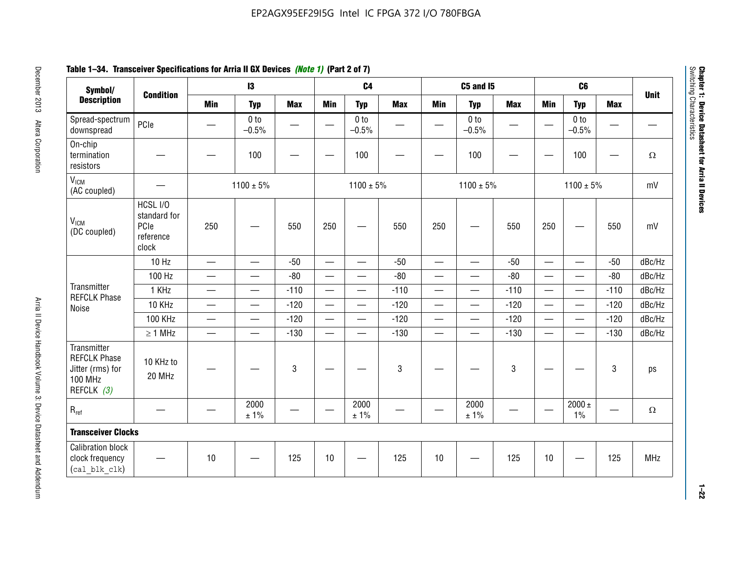**Table 1–34. Transceiver Specifications for Arria II GX Devices *(Note 1)* (Part 2 of 7)**

| Symbol/ Description | Condition | I3 | | | C4 | | | C5 and I5 | | | C6 | | | Unit |
|---|---|---|---|---|---|---|---|---|---|---|---|---|---|---|
| | | Min | Typ | Max | Min | Typ | Max | Min | Typ | Max | Min | Typ | Max | |
| Spread-spectrum downspread | PCIe | — | 0 to –0.5% | — | — | 0 to –0.5% | — | — | 0 to –0.5% | — | — | 0 to –0.5% | — | — |
| On-chip termination resistors | — | — | 100 | — | — | 100 | — | — | 100 | — | — | 100 | — | Ω |
| $V_{ICM}$ (AC coupled) | — | 1100 ± 5% | | | 1100 ± 5% | | | 1100 ± 5% | | | 1100 ± 5% | | | mV |
| $V_{ICM}$ (DC coupled) | HCSL I/O standard for PCIe reference clock | 250 | — | 550 | 250 | — | 550 | 250 | — | 550 | 250 | — | 550 | mV |
| Transmitter REFCLK Phase Noise | 10 Hz | — | — | -50 | — | — | -50 | — | — | -50 | — | — | -50 | dBc/Hz |
| | 100 Hz | — | — | -80 | — | — | -80 | — | — | -80 | — | — | -80 | dBc/Hz |
| | 1 KHz | — | — | -110 | — | — | -110 | — | — | -110 | — | — | -110 | dBc/Hz |
| | 10 KHz | — | — | -120 | — | — | -120 | — | — | -120 | — | — | -120 | dBc/Hz |
| | 100 KHz | — | — | -120 | — | — | -120 | — | — | -120 | — | — | -120 | dBc/Hz |
| | ≥ 1 MHz | — | — | -130 | — | — | -130 | — | — | -130 | — | — | -130 | dBc/Hz |
| Transmitter REFCLK Phase Jitter (rms) for 100 MHz REFCLK *(3)* | 10 KHz to 20 MHz | — | — | 3 | — | — | 3 | — | — | 3 | — | — | 3 | ps |
| $R_{ref}$ | — | — | 2000 ± 1% | — | — | 2000 ± 1% | — | — | 2000 ± 1% | — | — | 2000 ± 1% | — | Ω |
| **Transceiver Clocks** | | | | | | | | | | | | | | |
| Calibration block clock frequency (`cal_blk_clk`) | — | 10 | — | 125 | 10 | — | 125 | 10 | — | 125 | 10 | — | 125 | MHz |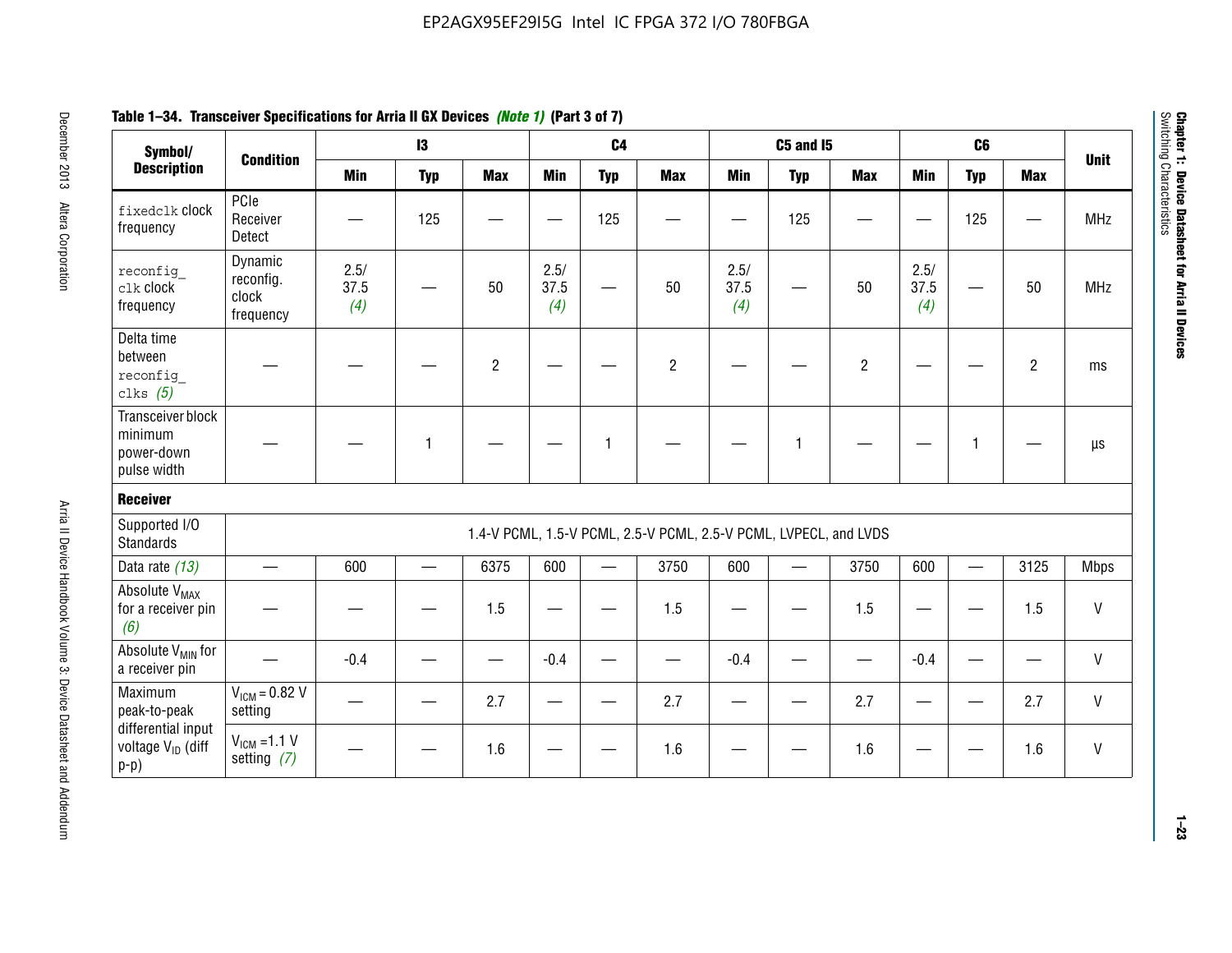**Table 1–34. Transceiver Specifications for Arria II GX Devices *(Note 1)* (Part 3 of 7)**

| Symbol/ Description | Condition | I3 | | | C4 | | | C5 and I5 | | | C6 | | | Unit |
|---|---|---|---|---|---|---|---|---|---|---|---|---|---|---|
| | | Min | Typ | Max | Min | Typ | Max | Min | Typ | Max | Min | Typ | Max | |
| `fixedclk` clock frequency | PCIe Receiver Detect | — | 125 | — | — | 125 | — | — | 125 | — | — | 125 | — | MHz |
| `reconfig_clk` clock frequency | Dynamic reconfig. clock frequency | 2.5/ 37.5 *(4)* | — | 50 | 2.5/ 37.5 *(4)* | — | 50 | 2.5/ 37.5 *(4)* | — | 50 | 2.5/ 37.5 *(4)* | — | 50 | MHz |
| Delta time between `reconfig_clks` *(5)* | — | — | — | 2 | — | — | 2 | — | — | 2 | — | — | 2 | ms |
| Transceiver block minimum power-down pulse width | — | — | 1 | — | — | 1 | — | — | 1 | — | — | 1 | — | µs |
| **Receiver** | | | | | | | | | | | | | | |
| Supported I/O Standards | 1.4-V PCML, 1.5-V PCML, 2.5-V PCML, 2.5-V PCML, LVPECL, and LVDS | | | | | | | | | | | | | |
| Data rate *(13)* | — | 600 | — | 6375 | 600 | — | 3750 | 600 | — | 3750 | 600 | — | 3125 | Mbps |
| Absolute $V_{MAX}$ for a receiver pin *(6)* | — | — | — | 1.5 | — | — | 1.5 | — | — | 1.5 | — | — | 1.5 | V |
| Absolute $V_{MIN}$ for a receiver pin | — | -0.4 | — | — | -0.4 | — | — | -0.4 | — | — | -0.4 | — | — | V |
| Maximum peak-to-peak differential input voltage $V_{ID}$ (diff p-p) | $V_{ICM}$ = 0.82 V setting | — | — | 2.7 | — | — | 2.7 | — | — | 2.7 | — | — | 2.7 | V |
| | $V_{ICM}$ =1.1 V setting *(7)* | — | — | 1.6 | — | — | 1.6 | — | — | 1.6 | — | — | 1.6 | V |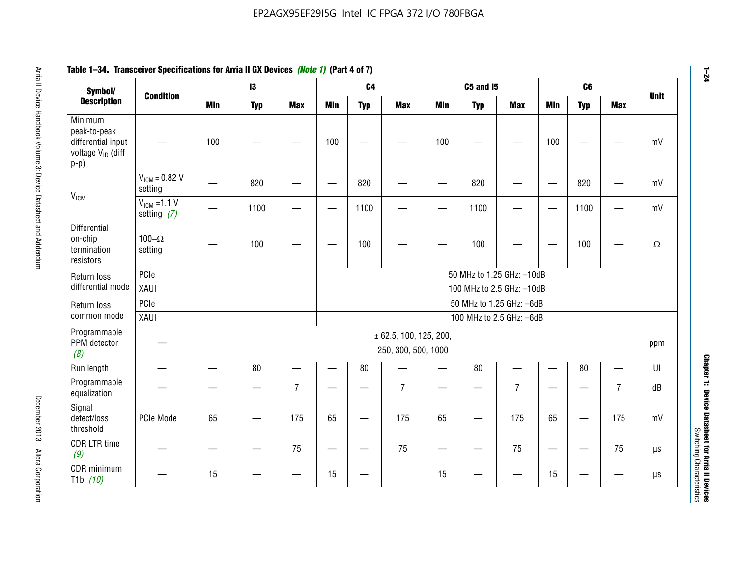EP2AGX95EF29I5G Intel IC FPGA 372 I/O 780FBGA

**Table 1–34. Transceiver Specifications for Arria II GX Devices *(Note 1)* (Part 4 of 7)**

| Symbol/ Description | Condition | I3 | | | C4 | | | C5 and I5 | | | C6 | | | Unit |
|---|---|---|---|---|---|---|---|---|---|---|---|---|---|---|
| | | Min | Typ | Max | Min | Typ | Max | Min | Typ | Max | Min | Typ | Max | |
| Minimum peak-to-peak differential input voltage $V_{ID}$ (diff p-p) | — | 100 | — | — | 100 | — | — | 100 | — | — | 100 | — | — | mV |
| $V_{ICM}$ | $V_{ICM}$ = 0.82 V setting | — | 820 | — | — | 820 | — | — | 820 | — | — | 820 | — | mV |
| | $V_{ICM}$ =1.1 V setting *(7)* | — | 1100 | — | — | 1100 | — | — | 1100 | — | — | 1100 | — | mV |
| Differential on-chip termination resistors | 100–Ω setting | — | 100 | — | — | 100 | — | — | 100 | — | — | 100 | — | Ω |
| Return loss differential mode | PCIe | | | | 50 MHz to 1.25 GHz: –10dB | | | | | | | | | |
| | XAUI | | | | 100 MHz to 2.5 GHz: –10dB | | | | | | | | | |
| Return loss common mode | PCIe | | | | 50 MHz to 1.25 GHz: –6dB | | | | | | | | | |
| | XAUI | | | | 100 MHz to 2.5 GHz: –6dB | | | | | | | | | |
| Programmable PPM detector *(8)* | — | ± 62.5, 100, 125, 200, 250, 300, 500, 1000 | | | | | | | | | | | | ppm |
| Run length | — | — | 80 | — | — | 80 | — | — | 80 | — | — | 80 | — | UI |
| Programmable equalization | — | — | — | 7 | — | — | 7 | — | — | 7 | — | — | 7 | dB |
| Signal detect/loss threshold | PCIe Mode | 65 | — | 175 | 65 | — | 175 | 65 | — | 175 | 65 | — | 175 | mV |
| CDR LTR time *(9)* | — | — | — | 75 | — | — | 75 | — | — | 75 | — | — | 75 | µs |
| CDR minimum T1b *(10)* | — | 15 | — | — | 15 | — | | 15 | — | — | 15 | — | — | µs |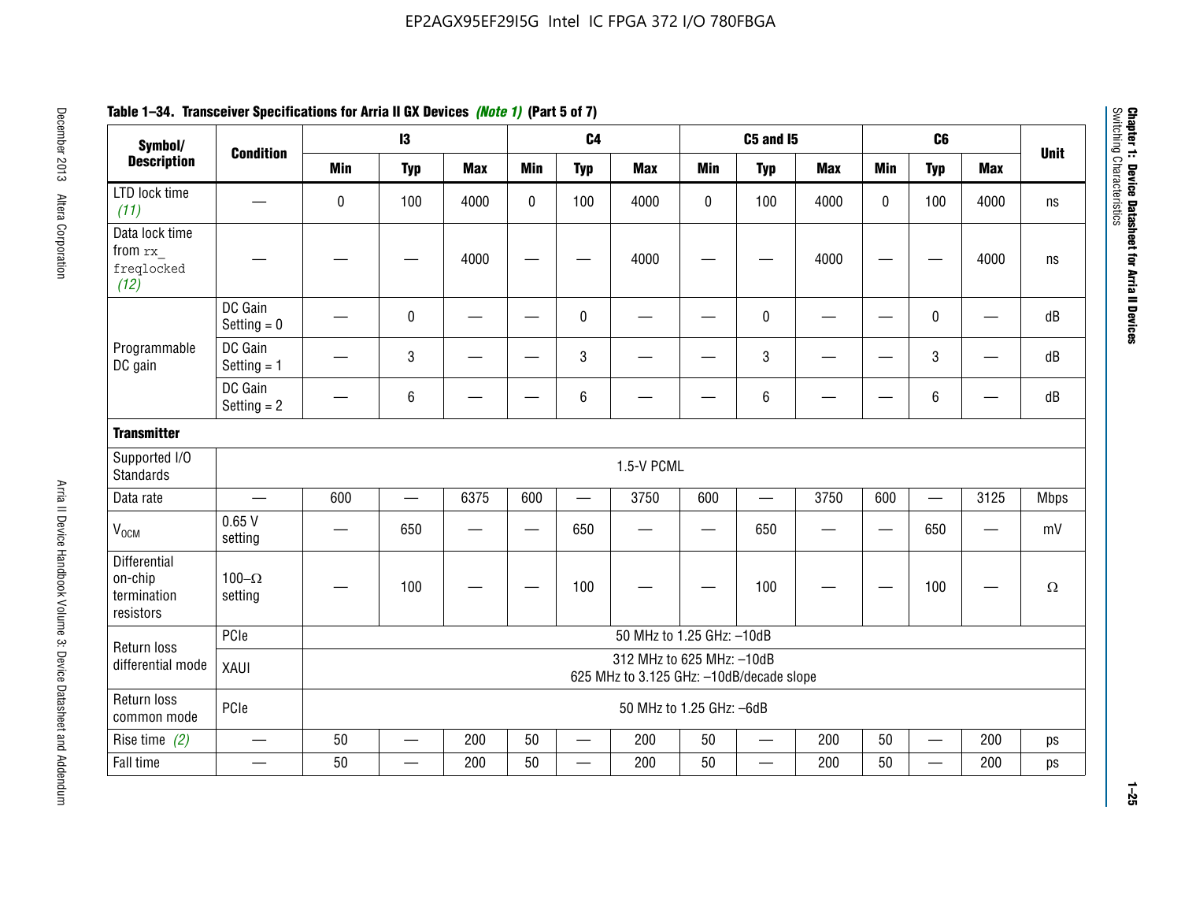**Table 1–34. Transceiver Specifications for Arria II GX Devices *(Note 1)* (Part 5 of 7)**

| Symbol/ Description | Condition | I3 | | | C4 | | | C5 and I5 | | | C6 | | | Unit |
|---|---|---|---|---|---|---|---|---|---|---|---|---|---|---|
| | | Min | Typ | Max | Min | Typ | Max | Min | Typ | Max | Min | Typ | Max | |
| LTD lock time *(11)* | — | 0 | 100 | 4000 | 0 | 100 | 4000 | 0 | 100 | 4000 | 0 | 100 | 4000 | ns |
| Data lock time from `rx_freqlocked` *(12)* | — | — | — | 4000 | — | — | 4000 | — | — | 4000 | — | — | 4000 | ns |
| Programmable DC gain | DC Gain Setting = 0 | — | 0 | — | — | 0 | — | — | 0 | — | — | 0 | — | dB |
| | DC Gain Setting = 1 | — | 3 | — | — | 3 | — | — | 3 | — | — | 3 | — | dB |
| | DC Gain Setting = 2 | — | 6 | — | — | 6 | — | — | 6 | — | — | 6 | — | dB |
| **Transmitter** | | | | | | | | | | | | | | |
| Supported I/O Standards | 1.5-V PCML | | | | | | | | | | | | | |
| Data rate | — | 600 | — | 6375 | 600 | — | 3750 | 600 | — | 3750 | 600 | — | 3125 | Mbps |
| $V_{OCM}$ | 0.65 V setting | — | 650 | — | — | 650 | — | — | 650 | — | — | 650 | — | mV |
| Differential on-chip termination resistors | 100–Ω setting | — | 100 | — | — | 100 | — | — | 100 | — | — | 100 | — | Ω |
| Return loss differential mode | PCIe | 50 MHz to 1.25 GHz: –10dB | | | | | | | | | | | | |
| | XAUI | 312 MHz to 625 MHz: –10dB<br>625 MHz to 3.125 GHz: –10dB/decade slope | | | | | | | | | | | | |
| Return loss common mode | PCIe | 50 MHz to 1.25 GHz: –6dB | | | | | | | | | | | | |
| Rise time *(2)* | — | 50 | — | 200 | 50 | — | 200 | 50 | — | 200 | 50 | — | 200 | ps |
| Fall time | — | 50 | — | 200 | 50 | — | 200 | 50 | — | 200 | 50 | — | 200 | ps |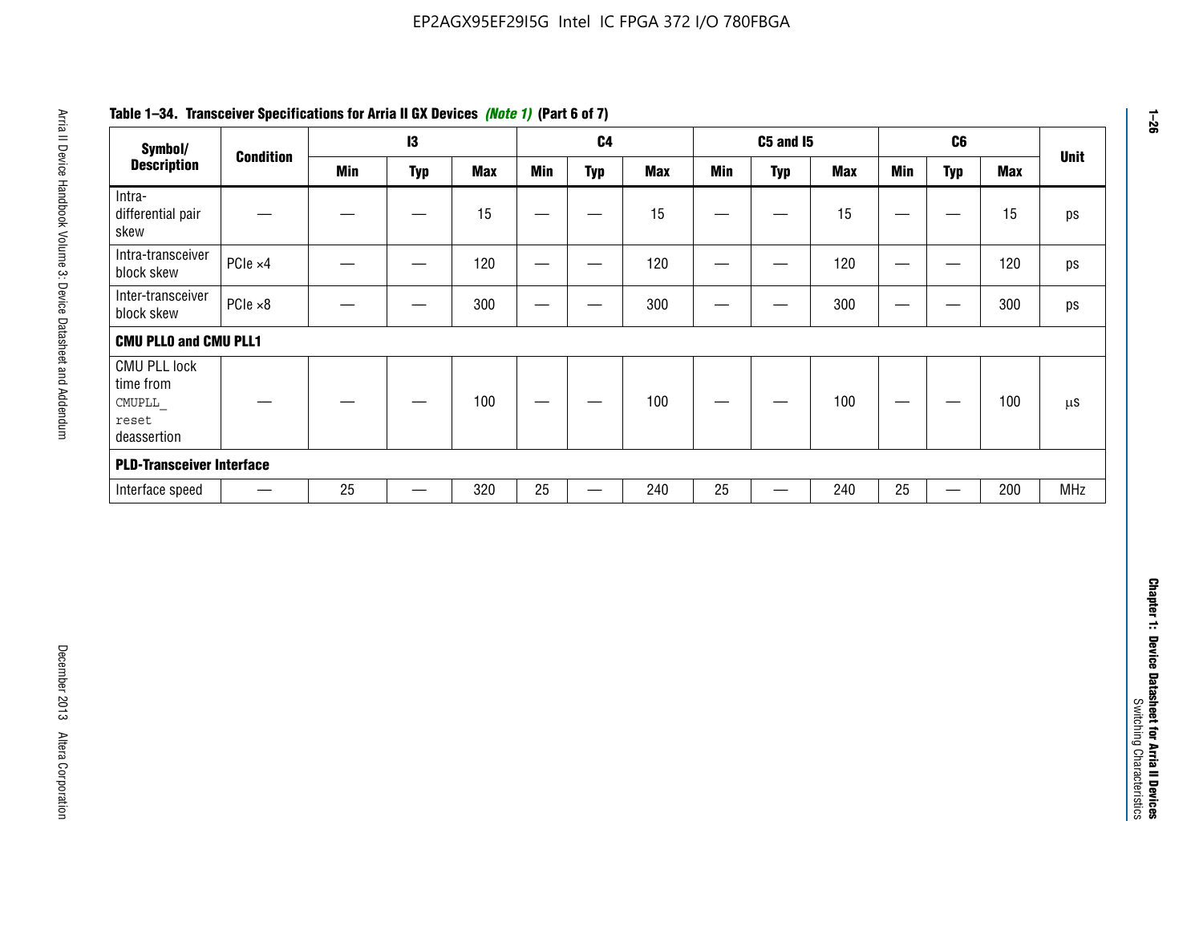**Table 1–34. Transceiver Specifications for Arria II GX Devices *(Note 1)* (Part 6 of 7)**

| Symbol/ Description | Condition | I3 | | | C4 | | | C5 and I5 | | | C6 | | | Unit |
|---|---|---|---|---|---|---|---|---|---|---|---|---|---|---|
| | | Min | Typ | Max | Min | Typ | Max | Min | Typ | Max | Min | Typ | Max | |
| Intra-differential pair skew | — | — | — | 15 | — | — | 15 | — | — | 15 | — | — | 15 | ps |
| Intra-transceiver block skew | PCIe ×4 | — | — | 120 | — | — | 120 | — | — | 120 | — | — | 120 | ps |
| Inter-transceiver block skew | PCIe ×8 | — | — | 300 | — | — | 300 | — | — | 300 | — | — | 300 | ps |
| **CMU PLL0 and CMU PLL1** | | | | | | | | | | | | | | |
| CMU PLL lock time from `CMUPLL_reset` deassertion | — | — | — | 100 | — | — | 100 | — | — | 100 | — | — | 100 | µs |
| **PLD-Transceiver Interface** | | | | | | | | | | | | | | |
| Interface speed | — | 25 | — | 320 | 25 | — | 240 | 25 | — | 240 | 25 | — | 200 | MHz |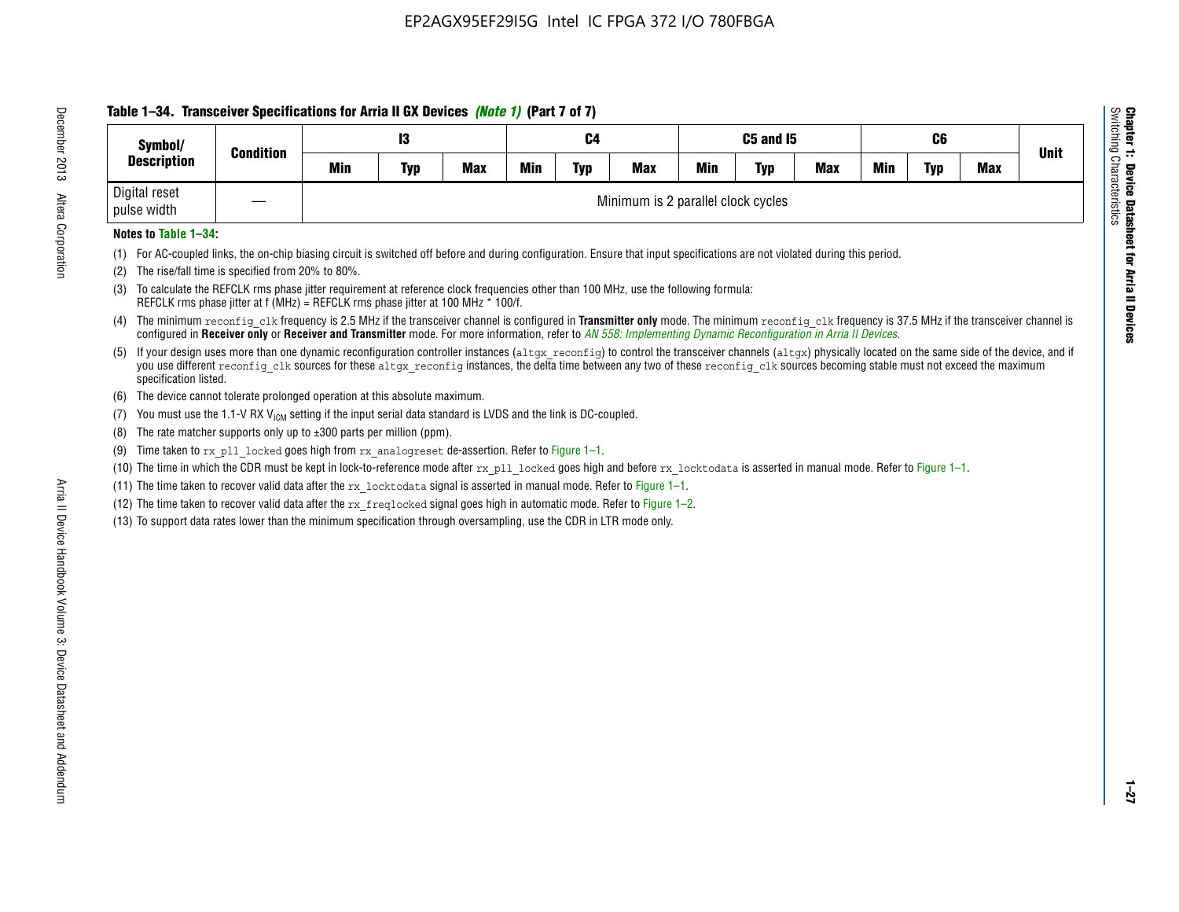**Table 1–34. Transceiver Specifications for Arria II GX Devices *(Note 1)* (Part 7 of 7)**

| Symbol/ Description | Condition | I3 | | | C4 | | | C5 and I5 | | | C6 | | | Unit |
|---|---|---|---|---|---|---|---|---|---|---|---|---|---|---|
| | | Min | Typ | Max | Min | Typ | Max | Min | Typ | Max | Min | Typ | Max | |
| Digital reset pulse width | — | Minimum is 2 parallel clock cycles | | | | | | | | | | | | |

**Notes to Table 1–34:**

(1) For AC-coupled links, the on-chip biasing circuit is switched off before and during configuration. Ensure that input specifications are not violated during this period.

(2) The rise/fall time is specified from 20% to 80%.

(3) To calculate the REFCLK rms phase jitter requirement at reference clock frequencies other than 100 MHz, use the following formula: REFCLK rms phase jitter at f (MHz) = REFCLK rms phase jitter at 100 MHz * 100/f.

(4) The minimum `reconfig_clk` frequency is 2.5 MHz if the transceiver channel is configured in **Transmitter only** mode. The minimum `reconfig_clk` frequency is 37.5 MHz if the transceiver channel is configured in **Receiver only** or **Receiver and Transmitter** mode. For more information, refer to *AN 558: Implementing Dynamic Reconfiguration in Arria II Devices*.

(5) If your design uses more than one dynamic reconfiguration controller instances (`altgx_reconfig`) to control the transceiver channels (`altgx`) physically located on the same side of the device, and if you use different `reconfig_clk` sources for these `altgx_reconfig` instances, the delta time between any two of these `reconfig_clk` sources becoming stable must not exceed the maximum specification listed.

(6) The device cannot tolerate prolonged operation at this absolute maximum.

(7) You must use the 1.1-V RX $V_{ICM}$ setting if the input serial data standard is LVDS and the link is DC-coupled.

(8) The rate matcher supports only up to ±300 parts per million (ppm).

(9) Time taken to `rx_pll_locked` goes high from `rx_analogreset` de-assertion. Refer to Figure 1–1.

(10) The time in which the CDR must be kept in lock-to-reference mode after `rx_pll_locked` goes high and before `rx_locktodata` is asserted in manual mode. Refer to Figure 1–1.

(11) The time taken to recover valid data after the `rx_locktodata` signal is asserted in manual mode. Refer to Figure 1–1.

(12) The time taken to recover valid data after the `rx_freqlocked` signal goes high in automatic mode. Refer to Figure 1–2.

(13) To support data rates lower than the minimum specification through oversampling, use the CDR in LTR mode only.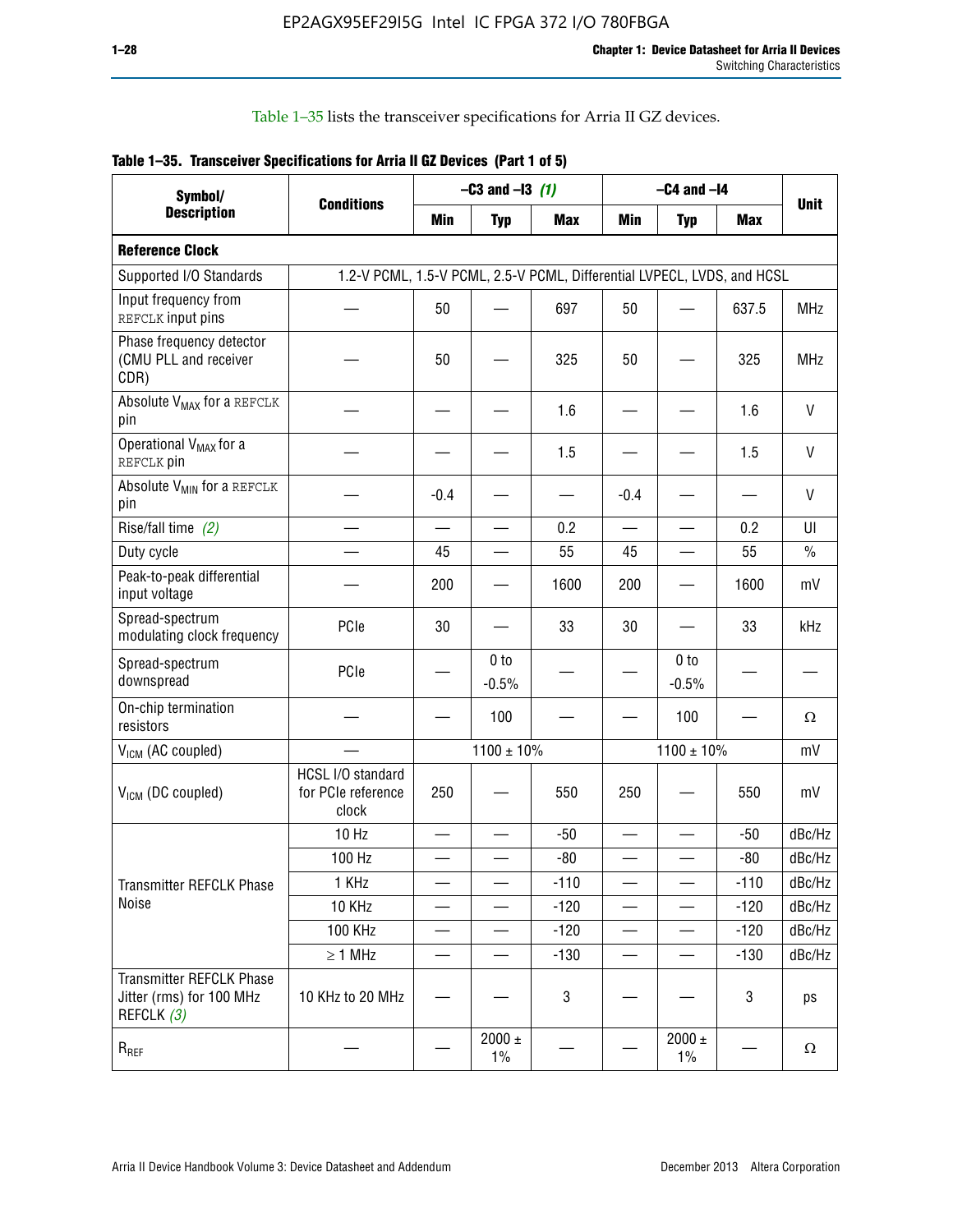Table 1–35 lists the transceiver specifications for Arria II GZ devices.

**Table 1–35. Transceiver Specifications for Arria II GZ Devices (Part 1 of 5)**

| Symbol/ Description | Conditions | –C3 and –I3 (1) | | | –C4 and –I4 | | | Unit |
|---|---|---|---|---|---|---|---|---|
| | | Min | Typ | Max | Min | Typ | Max | |
| **Reference Clock** | | | | | | | | |
| Supported I/O Standards | 1.2-V PCML, 1.5-V PCML, 2.5-V PCML, Differential LVPECL, LVDS, and HCSL | | | | | | | |
| Input frequency from REFCLK input pins | — | 50 | — | 697 | 50 | — | 637.5 | MHz |
| Phase frequency detector (CMU PLL and receiver CDR) | — | 50 | — | 325 | 50 | — | 325 | MHz |
| Absolute $V_{MAX}$ for a REFCLK pin | — | — | — | 1.6 | — | — | 1.6 | V |
| Operational $V_{MAX}$ for a REFCLK pin | — | — | — | 1.5 | — | — | 1.5 | V |
| Absolute $V_{MIN}$ for a REFCLK pin | — | -0.4 | — | — | -0.4 | — | — | V |
| Rise/fall time (2) | — | — | — | 0.2 | — | — | 0.2 | UI |
| Duty cycle | — | 45 | — | 55 | 45 | — | 55 | % |
| Peak-to-peak differential input voltage | — | 200 | — | 1600 | 200 | — | 1600 | mV |
| Spread-spectrum modulating clock frequency | PCIe | 30 | — | 33 | 30 | — | 33 | kHz |
| Spread-spectrum downspread | PCIe | — | 0 to -0.5% | — | — | 0 to -0.5% | — | — |
| On-chip termination resistors | — | — | 100 | — | — | 100 | — | Ω |
| $V_{ICM}$ (AC coupled) | — | 1100 ± 10% | | | 1100 ± 10% | | | mV |
| $V_{ICM}$ (DC coupled) | HCSL I/O standard for PCIe reference clock | 250 | — | 550 | 250 | — | 550 | mV |
| Transmitter REFCLK Phase Noise | 10 Hz | — | — | -50 | — | — | -50 | dBc/Hz |
| | 100 Hz | — | — | -80 | — | — | -80 | dBc/Hz |
| | 1 KHz | — | — | -110 | — | — | -110 | dBc/Hz |
| | 10 KHz | — | — | -120 | — | — | -120 | dBc/Hz |
| | 100 KHz | — | — | -120 | — | — | -120 | dBc/Hz |
| | ≥ 1 MHz | — | — | -130 | — | — | -130 | dBc/Hz |
| Transmitter REFCLK Phase Jitter (rms) for 100 MHz REFCLK (3) | 10 KHz to 20 MHz | — | — | 3 | — | — | 3 | ps |
| $R_{REF}$ | — | — | 2000 ± 1% | — | — | 2000 ± 1% | — | Ω |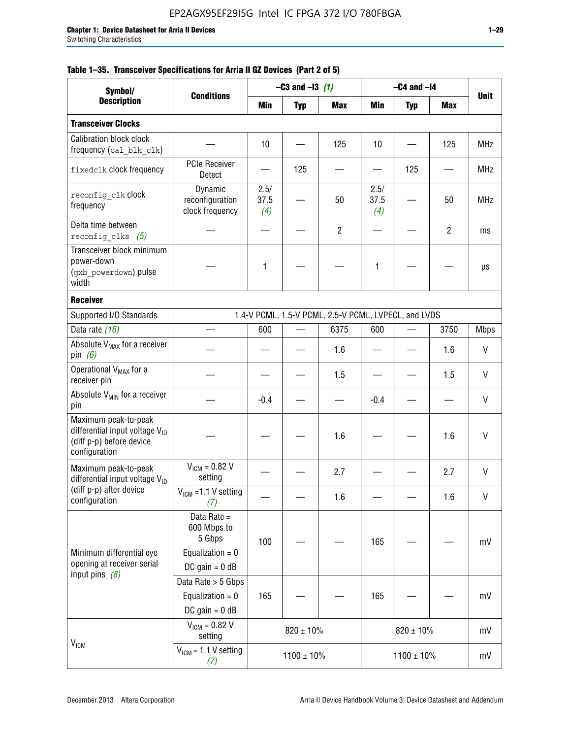**Table 1–35. Transceiver Specifications for Arria II GZ Devices (Part 2 of 5)**

| Symbol/ Description | Conditions | –C3 and –I3 *(1)* | | | –C4 and –I4 | | | Unit |
|---|---|---|---|---|---|---|---|---|
| | | Min | Typ | Max | Min | Typ | Max | |
| **Transceiver Clocks** | | | | | | | | |
| Calibration block clock frequency (`cal_blk_clk`) | — | 10 | — | 125 | 10 | — | 125 | MHz |
| `fixedclk` clock frequency | PCIe Receiver Detect | — | 125 | — | — | 125 | — | MHz |
| `reconfig_clk` clock frequency | Dynamic reconfiguration clock frequency | 2.5/ 37.5 *(4)* | — | 50 | 2.5/ 37.5 *(4)* | — | 50 | MHz |
| Delta time between `reconfig_clks` *(5)* | — | — | — | 2 | — | — | 2 | ms |
| Transceiver block minimum power-down (`gxb_powerdown`) pulse width | — | 1 | — | — | 1 | — | — | µs |
| **Receiver** | | | | | | | | |
| Supported I/O Standards | 1.4-V PCML, 1.5-V PCML, 2.5-V PCML, LVPECL, and LVDS | | | | | | | |
| Data rate *(16)* | — | 600 | — | 6375 | 600 | — | 3750 | Mbps |
| Absolute $V_{MAX}$ for a receiver pin *(6)* | — | — | — | 1.6 | — | — | 1.6 | V |
| Operational $V_{MAX}$ for a receiver pin | — | — | — | 1.5 | — | — | 1.5 | V |
| Absolute $V_{MIN}$ for a receiver pin | — | -0.4 | — | — | -0.4 | — | — | V |
| Maximum peak-to-peak differential input voltage $V_{ID}$ (diff p-p) before device configuration | — | — | — | 1.6 | — | — | 1.6 | V |
| Maximum peak-to-peak differential input voltage $V_{ID}$ (diff p-p) after device configuration | $V_{ICM}$ = 0.82 V setting | — | — | 2.7 | — | — | 2.7 | V |
| | $V_{ICM}$ =1.1 V setting *(7)* | — | — | 1.6 | — | — | 1.6 | V |
| Minimum differential eye opening at receiver serial input pins *(8)* | Data Rate = 600 Mbps to 5 Gbps; Equalization = 0; DC gain = 0 dB | 100 | — | — | 165 | — | — | mV |
| | Data Rate > 5 Gbps; Equalization = 0; DC gain = 0 dB | 165 | — | — | 165 | — | — | mV |
| $V_{ICM}$ | $V_{ICM}$ = 0.82 V setting | 820 ± 10% | | | 820 ± 10% | | | mV |
| | $V_{ICM}$ = 1.1 V setting *(7)* | 1100 ± 10% | | | 1100 ± 10% | | | mV |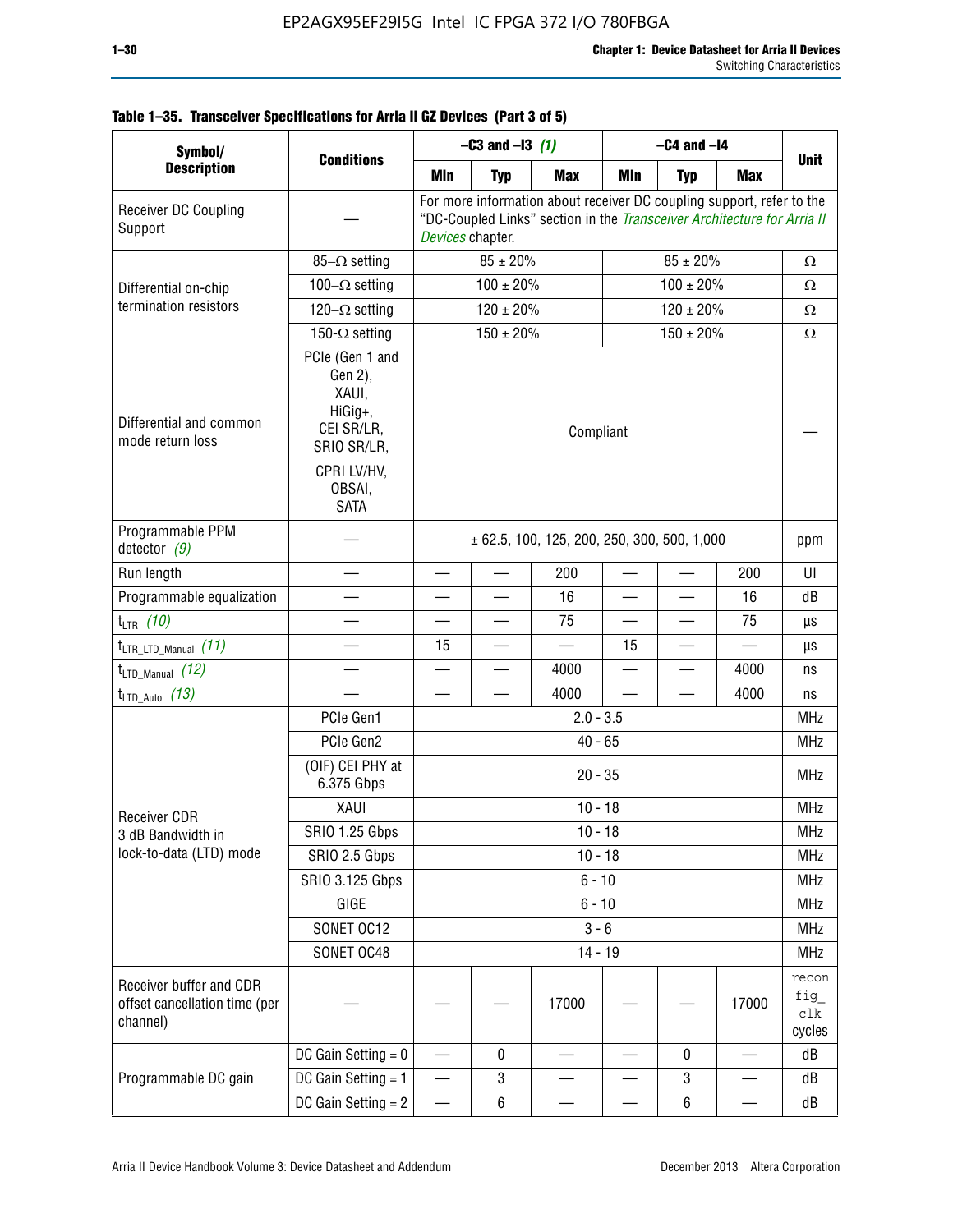**Table 1–35. Transceiver Specifications for Arria II GZ Devices (Part 3 of 5)**

| Symbol/ Description | Conditions | –C3 and –I3 *(1)* | | | –C4 and –I4 | | | Unit |
|---|---|---|---|---|---|---|---|---|
| | | Min | Typ | Max | Min | Typ | Max | |
| Receiver DC Coupling Support | — | For more information about receiver DC coupling support, refer to the "DC-Coupled Links" section in the *Transceiver Architecture for Arria II Devices* chapter. | | | | | | |
| Differential on-chip termination resistors | 85–Ω setting | 85 ± 20% | | | 85 ± 20% | | | Ω |
| | 100–Ω setting | 100 ± 20% | | | 100 ± 20% | | | Ω |
| | 120–Ω setting | 120 ± 20% | | | 120 ± 20% | | | Ω |
| | 150-Ω setting | 150 ± 20% | | | 150 ± 20% | | | Ω |
| Differential and common mode return loss | PCIe (Gen 1 and Gen 2), XAUI, HiGig+, CEI SR/LR, SRIO SR/LR, CPRI LV/HV, OBSAI, SATA | Compliant | | | | | | — |
| Programmable PPM detector *(9)* | — | ± 62.5, 100, 125, 200, 250, 300, 500, 1,000 | | | | | | ppm |
| Run length | — | — | — | 200 | — | — | 200 | UI |
| Programmable equalization | — | — | — | 16 | — | — | 16 | dB |
| $t_{LTR}$ *(10)* | — | — | — | 75 | — | — | 75 | µs |
| $t_{LTR\_LTD\_Manual}$ *(11)* | — | 15 | — | — | 15 | — | — | µs |
| $t_{LTD\_Manual}$ *(12)* | — | — | — | 4000 | — | — | 4000 | ns |
| $t_{LTD\_Auto}$ *(13)* | — | — | — | 4000 | — | — | 4000 | ns |
| Receiver CDR 3 dB Bandwidth in lock-to-data (LTD) mode | PCIe Gen1 | 2.0 - 3.5 | | | | | | MHz |
| | PCIe Gen2 | 40 - 65 | | | | | | MHz |
| | (OIF) CEI PHY at 6.375 Gbps | 20 - 35 | | | | | | MHz |
| | XAUI | 10 - 18 | | | | | | MHz |
| | SRIO 1.25 Gbps | 10 - 18 | | | | | | MHz |
| | SRIO 2.5 Gbps | 10 - 18 | | | | | | MHz |
| | SRIO 3.125 Gbps | 6 - 10 | | | | | | MHz |
| | GIGE | 6 - 10 | | | | | | MHz |
| | SONET OC12 | 3 - 6 | | | | | | MHz |
| | SONET OC48 | 14 - 19 | | | | | | MHz |
| Receiver buffer and CDR offset cancellation time (per channel) | — | — | — | 17000 | — | — | 17000 | reconfig_clk cycles |
| Programmable DC gain | DC Gain Setting = 0 | — | 0 | — | — | 0 | — | dB |
| | DC Gain Setting = 1 | — | 3 | — | — | 3 | — | dB |
| | DC Gain Setting = 2 | — | 6 | — | — | 6 | — | dB |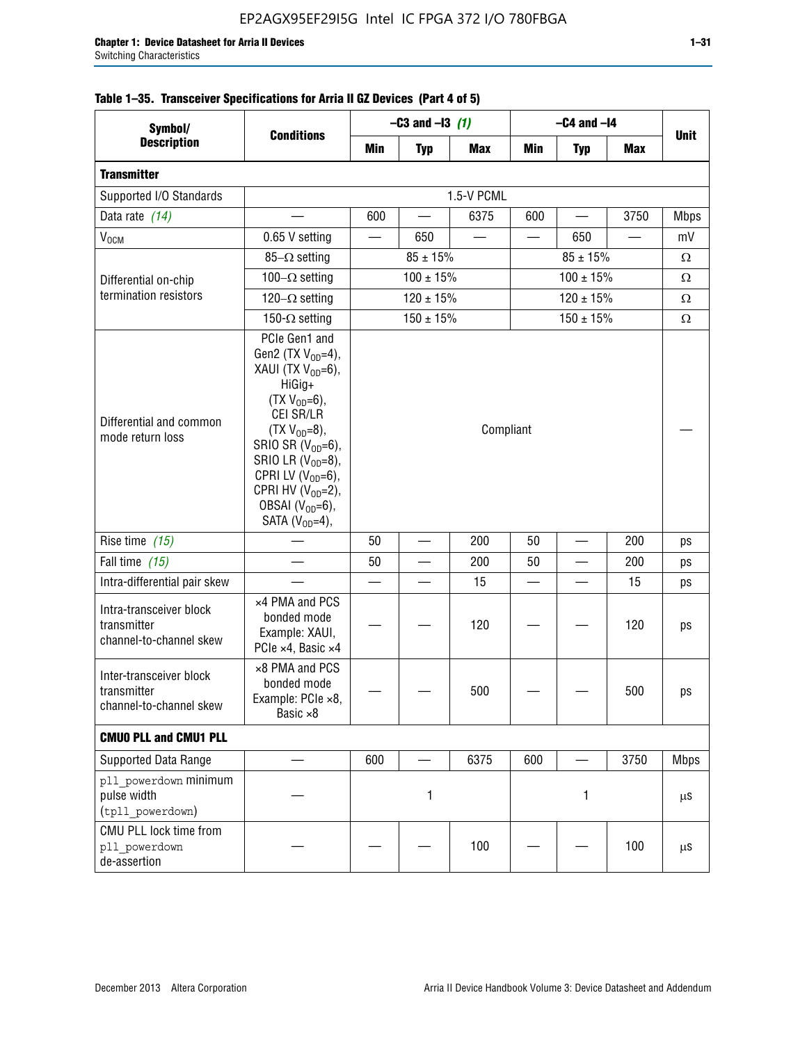**Table 1–35. Transceiver Specifications for Arria II GZ Devices (Part 4 of 5)**

| Symbol/ Description | Conditions | –C3 and –I3 (1) | | | –C4 and –I4 | | | Unit |
|---|---|---|---|---|---|---|---|---|
| | | Min | Typ | Max | Min | Typ | Max | |
| **Transmitter** | | | | | | | | |
| Supported I/O Standards | 1.5-V PCML | | | | | | | |
| Data rate (14) | — | 600 | — | 6375 | 600 | — | 3750 | Mbps |
| $V_{OCM}$ | 0.65 V setting | — | 650 | — | — | 650 | — | mV |
| Differential on-chip termination resistors | 85–Ω setting | 85 ± 15% | | | 85 ± 15% | | | Ω |
| | 100–Ω setting | 100 ± 15% | | | 100 ± 15% | | | Ω |
| | 120–Ω setting | 120 ± 15% | | | 120 ± 15% | | | Ω |
| | 150-Ω setting | 150 ± 15% | | | 150 ± 15% | | | Ω |
| Differential and common mode return loss | PCIe Gen1 and Gen2 (TX $V_{OD}$=4), XAUI (TX $V_{OD}$=6), HiGig+ (TX $V_{OD}$=6), CEI SR/LR (TX $V_{OD}$=8), SRIO SR ($V_{OD}$=6), SRIO LR ($V_{OD}$=8), CPRI LV ($V_{OD}$=6), CPRI HV ($V_{OD}$=2), OBSAI ($V_{OD}$=6), SATA ($V_{OD}$=4), | Compliant | | | | | | — |
| Rise time (15) | — | 50 | — | 200 | 50 | — | 200 | ps |
| Fall time (15) | — | 50 | — | 200 | 50 | — | 200 | ps |
| Intra-differential pair skew | — | — | — | 15 | — | — | 15 | ps |
| Intra-transceiver block transmitter channel-to-channel skew | ×4 PMA and PCS bonded mode Example: XAUI, PCIe ×4, Basic ×4 | — | — | 120 | — | — | 120 | ps |
| Inter-transceiver block transmitter channel-to-channel skew | ×8 PMA and PCS bonded mode Example: PCIe ×8, Basic ×8 | — | — | 500 | — | — | 500 | ps |
| **CMU0 PLL and CMU1 PLL** | | | | | | | | |
| Supported Data Range | — | 600 | — | 6375 | 600 | — | 3750 | Mbps |
| pll_powerdown minimum pulse width (tpll_powerdown) | — | 1 | | | 1 | | | µs |
| CMU PLL lock time from pll_powerdown de-assertion | — | — | — | 100 | — | — | 100 | µs |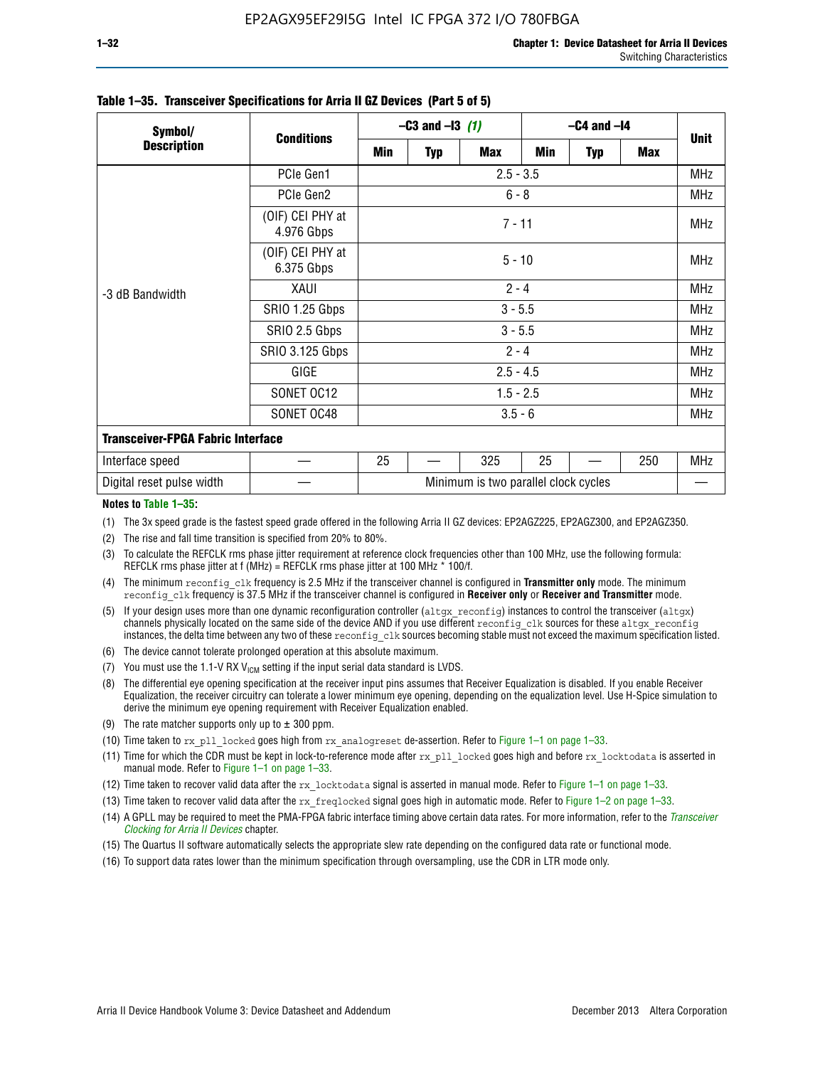**Table 1–35. Transceiver Specifications for Arria II GZ Devices (Part 5 of 5)**

| Symbol/ Description | Conditions | –C3 and –I3 (1) | | | –C4 and –I4 | | | Unit |
|---|---|---|---|---|---|---|---|---|
| | | Min | Typ | Max | Min | Typ | Max | |
| -3 dB Bandwidth | PCIe Gen1 | 2.5 - 3.5 | | | | | | MHz |
| | PCIe Gen2 | 6 - 8 | | | | | | MHz |
| | (OIF) CEI PHY at 4.976 Gbps | 7 - 11 | | | | | | MHz |
| | (OIF) CEI PHY at 6.375 Gbps | 5 - 10 | | | | | | MHz |
| | XAUI | 2 - 4 | | | | | | MHz |
| | SRIO 1.25 Gbps | 3 - 5.5 | | | | | | MHz |
| | SRIO 2.5 Gbps | 3 - 5.5 | | | | | | MHz |
| | SRIO 3.125 Gbps | 2 - 4 | | | | | | MHz |
| | GIGE | 2.5 - 4.5 | | | | | | MHz |
| | SONET OC12 | 1.5 - 2.5 | | | | | | MHz |
| | SONET OC48 | 3.5 - 6 | | | | | | MHz |
| **Transceiver-FPGA Fabric Interface** | | | | | | | | |
| Interface speed | — | 25 | — | 325 | 25 | — | 250 | MHz |
| Digital reset pulse width | — | Minimum is two parallel clock cycles | | | | | | — |

**Notes to Table 1–35:**

(1) The 3x speed grade is the fastest speed grade offered in the following Arria II GZ devices: EP2AGZ225, EP2AGZ300, and EP2AGZ350.

(2) The rise and fall time transition is specified from 20% to 80%.

(3) To calculate the REFCLK rms phase jitter requirement at reference clock frequencies other than 100 MHz, use the following formula: REFCLK rms phase jitter at f (MHz) = REFCLK rms phase jitter at 100 MHz * 100/f.

(4) The minimum `reconfig_clk` frequency is 2.5 MHz if the transceiver channel is configured in **Transmitter only** mode. The minimum `reconfig_clk` frequency is 37.5 MHz if the transceiver channel is configured in **Receiver only** or **Receiver and Transmitter** mode.

(5) If your design uses more than one dynamic reconfiguration controller (`altgx_reconfig`) instances to control the transceiver (`altgx`) channels physically located on the same side of the device AND if you use different `reconfig_clk` sources for these `altgx_reconfig` instances, the delta time between any two of these `reconfig_clk` sources becoming stable must not exceed the maximum specification listed.

(6) The device cannot tolerate prolonged operation at this absolute maximum.

(7) You must use the 1.1-V RX $V_{ICM}$ setting if the input serial data standard is LVDS.

(8) The differential eye opening specification at the receiver input pins assumes that Receiver Equalization is disabled. If you enable Receiver Equalization, the receiver circuitry can tolerate a lower minimum eye opening, depending on the equalization level. Use H-Spice simulation to derive the minimum eye opening requirement with Receiver Equalization enabled.

(9) The rate matcher supports only up to ± 300 ppm.

(10) Time taken to `rx_pll_locked` goes high from `rx_analogreset` de-assertion. Refer to Figure 1–1 on page 1–33.

(11) Time for which the CDR must be kept in lock-to-reference mode after `rx_pll_locked` goes high and before `rx_locktodata` is asserted in manual mode. Refer to Figure 1–1 on page 1–33.

(12) Time taken to recover valid data after the `rx_locktodata` signal is asserted in manual mode. Refer to Figure 1–1 on page 1–33.

(13) Time taken to recover valid data after the `rx_freqlocked` signal goes high in automatic mode. Refer to Figure 1–2 on page 1–33.

(14) A GPLL may be required to meet the PMA-FPGA fabric interface timing above certain data rates. For more information, refer to the *Transceiver Clocking for Arria II Devices* chapter.

(15) The Quartus II software automatically selects the appropriate slew rate depending on the configured data rate or functional mode.

(16) To support data rates lower than the minimum specification through oversampling, use the CDR in LTR mode only.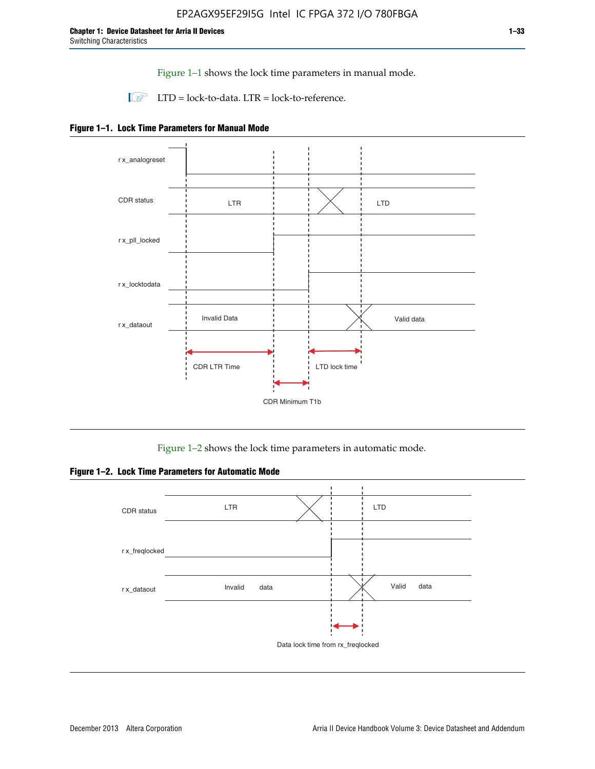Figure 1–1 shows the lock time parameters in manual mode.

LTD = lock-to-data. LTR = lock-to-reference.

**Figure 1–1. Lock Time Parameters for Manual Mode**

r x_analogreset

CDR status LTR LTD

r x_pll_locked

r x_locktodata

r x_dataout Invalid Data Valid data

CDR LTR Time LTD lock time

CDR Minimum T1b

Figure 1–2 shows the lock time parameters in automatic mode.

**Figure 1–2. Lock Time Parameters for Automatic Mode**

CDR status LTR LTD

r x_freqlocked

r x_dataout Invalid data Valid data

Data lock time from rx_freqlocked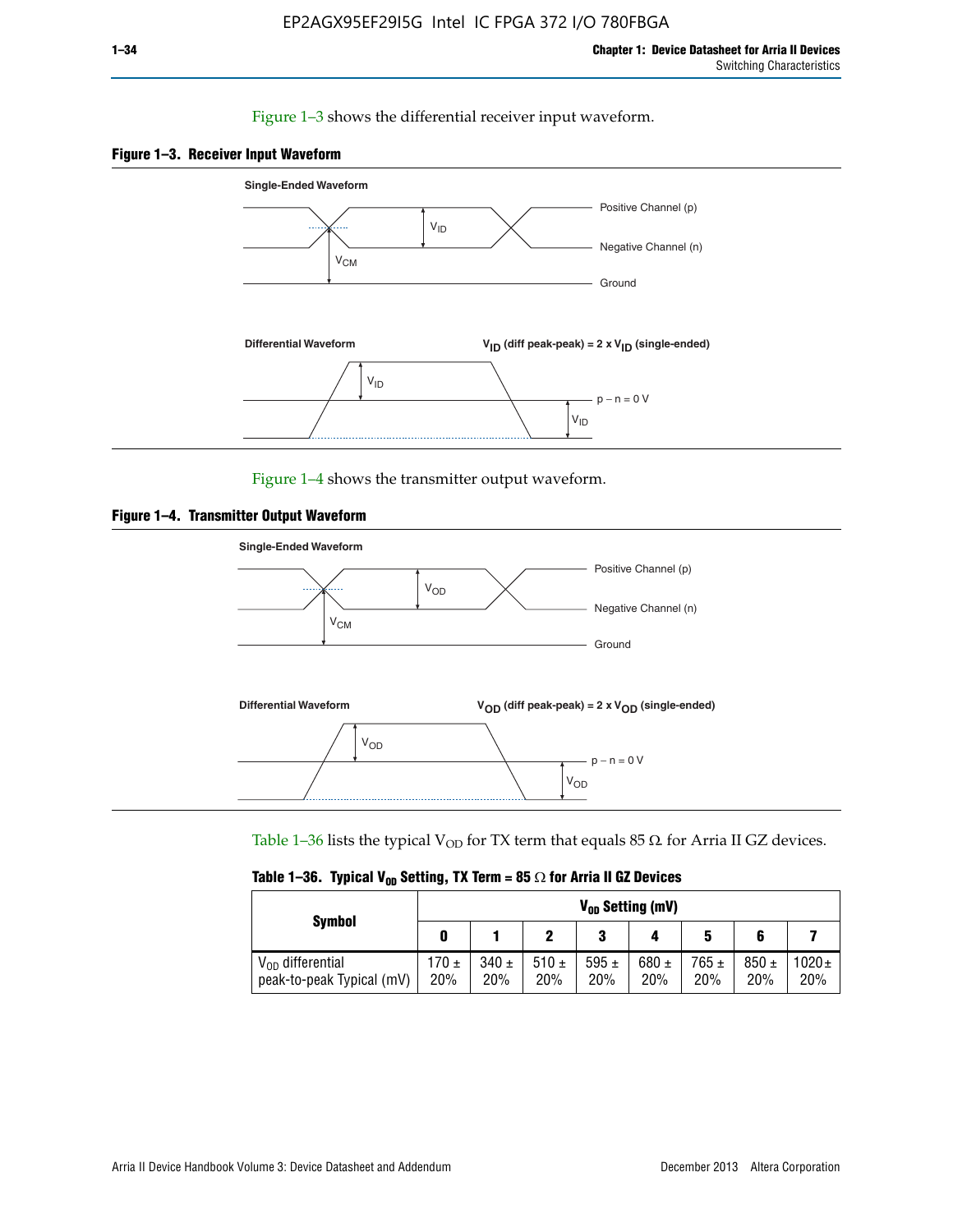Figure 1–3 shows the differential receiver input waveform.

**Figure 1–3. Receiver Input Waveform**

Figure 1–4 shows the transmitter output waveform.

**Figure 1–4. Transmitter Output Waveform**

Table 1–36 lists the typical $V_{OD}$ for TX term that equals 85 Ω for Arria II GZ devices.

**Table 1–36. Typical $V_{OD}$ Setting, TX Term = 85 Ω for Arria II GZ Devices**

| Symbol | $V_{OD}$ Setting (mV) | | | | | | | |
|---|---|---|---|---|---|---|---|---|
| | **0** | **1** | **2** | **3** | **4** | **5** | **6** | **7** |
| $V_{OD}$ differential peak-to-peak Typical (mV) | 170 ± 20% | 340 ± 20% | 510 ± 20% | 595 ± 20% | 680 ± 20% | 765 ± 20% | 850 ± 20% | 1020 ± 20% |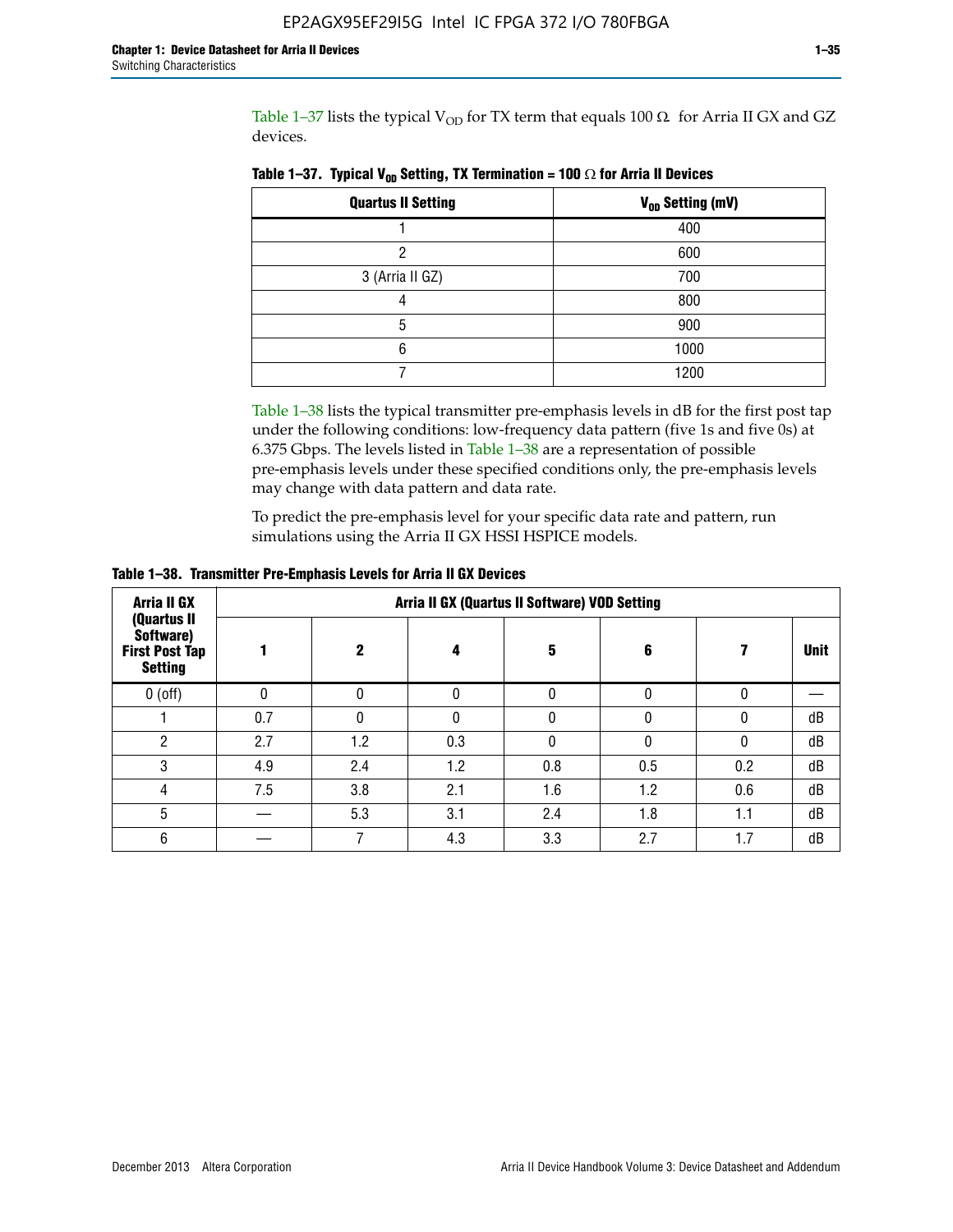Table 1–37 lists the typical $V_{OD}$ for TX term that equals 100 Ω for Arria II GX and GZ devices.

**Table 1–37. Typical $V_{OD}$ Setting, TX Termination = 100 Ω for Arria II Devices**

| Quartus II Setting | $V_{OD}$ Setting (mV) |
|---|---|
| 1 | 400 |
| 2 | 600 |
| 3 (Arria II GZ) | 700 |
| 4 | 800 |
| 5 | 900 |
| 6 | 1000 |
| 7 | 1200 |

Table 1–38 lists the typical transmitter pre-emphasis levels in dB for the first post tap under the following conditions: low-frequency data pattern (five 1s and five 0s) at 6.375 Gbps. The levels listed in Table 1–38 are a representation of possible pre-emphasis levels under these specified conditions only, the pre-emphasis levels may change with data pattern and data rate.

To predict the pre-emphasis level for your specific data rate and pattern, run simulations using the Arria II GX HSSI HSPICE models.

**Table 1–38. Transmitter Pre-Emphasis Levels for Arria II GX Devices**

| Arria II GX (Quartus II Software) First Post Tap Setting | Arria II GX (Quartus II Software) VOD Setting | | | | | | |
|---|---|---|---|---|---|---|---|
| | 1 | 2 | 4 | 5 | 6 | 7 | Unit |
| 0 (off) | 0 | 0 | 0 | 0 | 0 | 0 | — |
| 1 | 0.7 | 0 | 0 | 0 | 0 | 0 | dB |
| 2 | 2.7 | 1.2 | 0.3 | 0 | 0 | 0 | dB |
| 3 | 4.9 | 2.4 | 1.2 | 0.8 | 0.5 | 0.2 | dB |
| 4 | 7.5 | 3.8 | 2.1 | 1.6 | 1.2 | 0.6 | dB |
| 5 | — | 5.3 | 3.1 | 2.4 | 1.8 | 1.1 | dB |
| 6 | — | 7 | 4.3 | 3.3 | 2.7 | 1.7 | dB |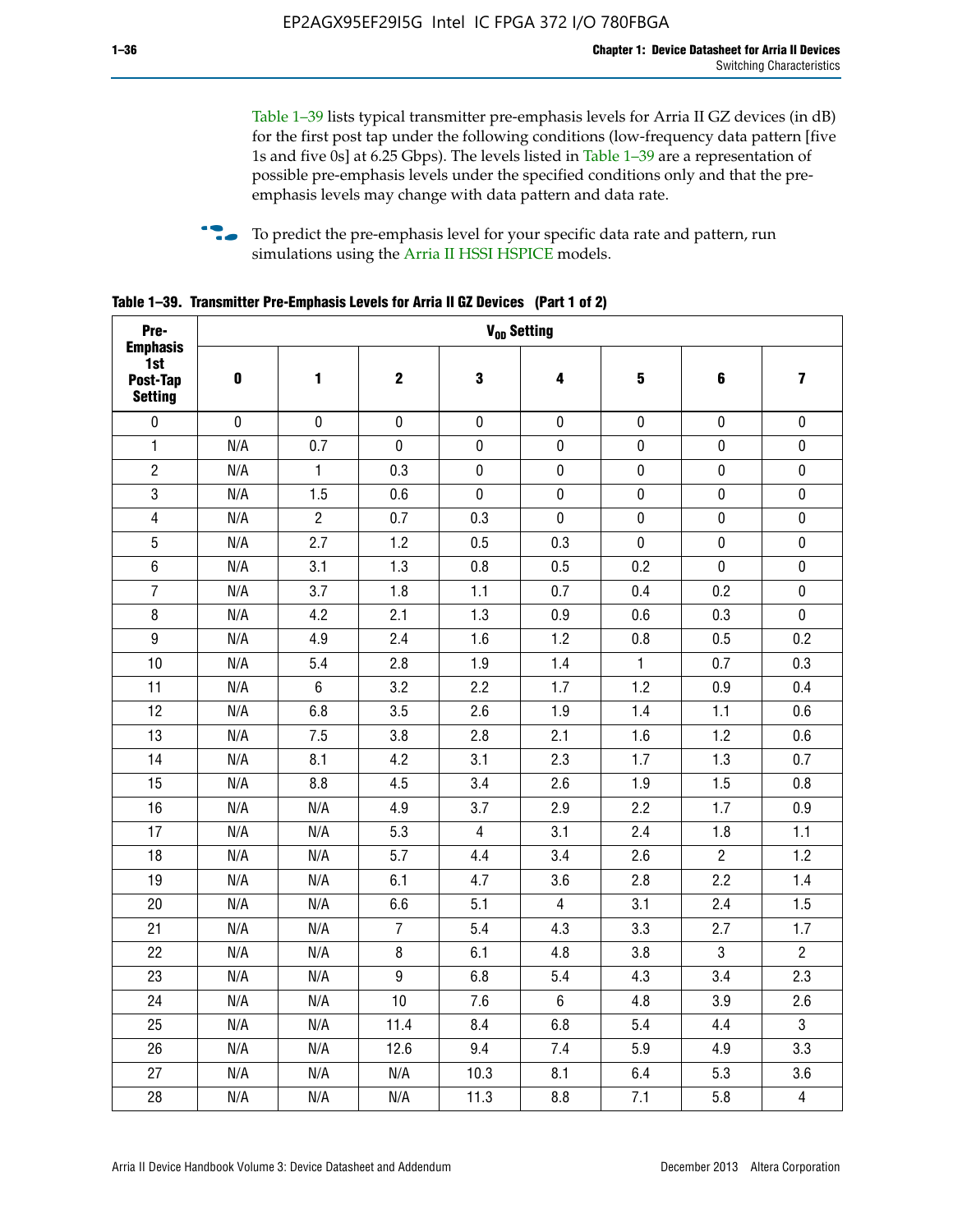Table 1–39 lists typical transmitter pre-emphasis levels for Arria II GZ devices (in dB) for the first post tap under the following conditions (low-frequency data pattern [five 1s and five 0s] at 6.25 Gbps). The levels listed in Table 1–39 are a representation of possible pre-emphasis levels under the specified conditions only and that the pre-emphasis levels may change with data pattern and data rate.

To predict the pre-emphasis level for your specific data rate and pattern, run simulations using the Arria II HSSI HSPICE models.

**Table 1–39. Transmitter Pre-Emphasis Levels for Arria II GZ Devices (Part 1 of 2)**

| Pre-Emphasis 1st Post-Tap Setting | $V_{OD}$ Setting | | | | | | | |
|---|---|---|---|---|---|---|---|---|
| | 0 | 1 | 2 | 3 | 4 | 5 | 6 | 7 |
| 0 | 0 | 0 | 0 | 0 | 0 | 0 | 0 | 0 |
| 1 | N/A | 0.7 | 0 | 0 | 0 | 0 | 0 | 0 |
| 2 | N/A | 1 | 0.3 | 0 | 0 | 0 | 0 | 0 |
| 3 | N/A | 1.5 | 0.6 | 0 | 0 | 0 | 0 | 0 |
| 4 | N/A | 2 | 0.7 | 0.3 | 0 | 0 | 0 | 0 |
| 5 | N/A | 2.7 | 1.2 | 0.5 | 0.3 | 0 | 0 | 0 |
| 6 | N/A | 3.1 | 1.3 | 0.8 | 0.5 | 0.2 | 0 | 0 |
| 7 | N/A | 3.7 | 1.8 | 1.1 | 0.7 | 0.4 | 0.2 | 0 |
| 8 | N/A | 4.2 | 2.1 | 1.3 | 0.9 | 0.6 | 0.3 | 0 |
| 9 | N/A | 4.9 | 2.4 | 1.6 | 1.2 | 0.8 | 0.5 | 0.2 |
| 10 | N/A | 5.4 | 2.8 | 1.9 | 1.4 | 1 | 0.7 | 0.3 |
| 11 | N/A | 6 | 3.2 | 2.2 | 1.7 | 1.2 | 0.9 | 0.4 |
| 12 | N/A | 6.8 | 3.5 | 2.6 | 1.9 | 1.4 | 1.1 | 0.6 |
| 13 | N/A | 7.5 | 3.8 | 2.8 | 2.1 | 1.6 | 1.2 | 0.6 |
| 14 | N/A | 8.1 | 4.2 | 3.1 | 2.3 | 1.7 | 1.3 | 0.7 |
| 15 | N/A | 8.8 | 4.5 | 3.4 | 2.6 | 1.9 | 1.5 | 0.8 |
| 16 | N/A | N/A | 4.9 | 3.7 | 2.9 | 2.2 | 1.7 | 0.9 |
| 17 | N/A | N/A | 5.3 | 4 | 3.1 | 2.4 | 1.8 | 1.1 |
| 18 | N/A | N/A | 5.7 | 4.4 | 3.4 | 2.6 | 2 | 1.2 |
| 19 | N/A | N/A | 6.1 | 4.7 | 3.6 | 2.8 | 2.2 | 1.4 |
| 20 | N/A | N/A | 6.6 | 5.1 | 4 | 3.1 | 2.4 | 1.5 |
| 21 | N/A | N/A | 7 | 5.4 | 4.3 | 3.3 | 2.7 | 1.7 |
| 22 | N/A | N/A | 8 | 6.1 | 4.8 | 3.8 | 3 | 2 |
| 23 | N/A | N/A | 9 | 6.8 | 5.4 | 4.3 | 3.4 | 2.3 |
| 24 | N/A | N/A | 10 | 7.6 | 6 | 4.8 | 3.9 | 2.6 |
| 25 | N/A | N/A | 11.4 | 8.4 | 6.8 | 5.4 | 4.4 | 3 |
| 26 | N/A | N/A | 12.6 | 9.4 | 7.4 | 5.9 | 4.9 | 3.3 |
| 27 | N/A | N/A | N/A | 10.3 | 8.1 | 6.4 | 5.3 | 3.6 |
| 28 | N/A | N/A | N/A | 11.3 | 8.8 | 7.1 | 5.8 | 4 |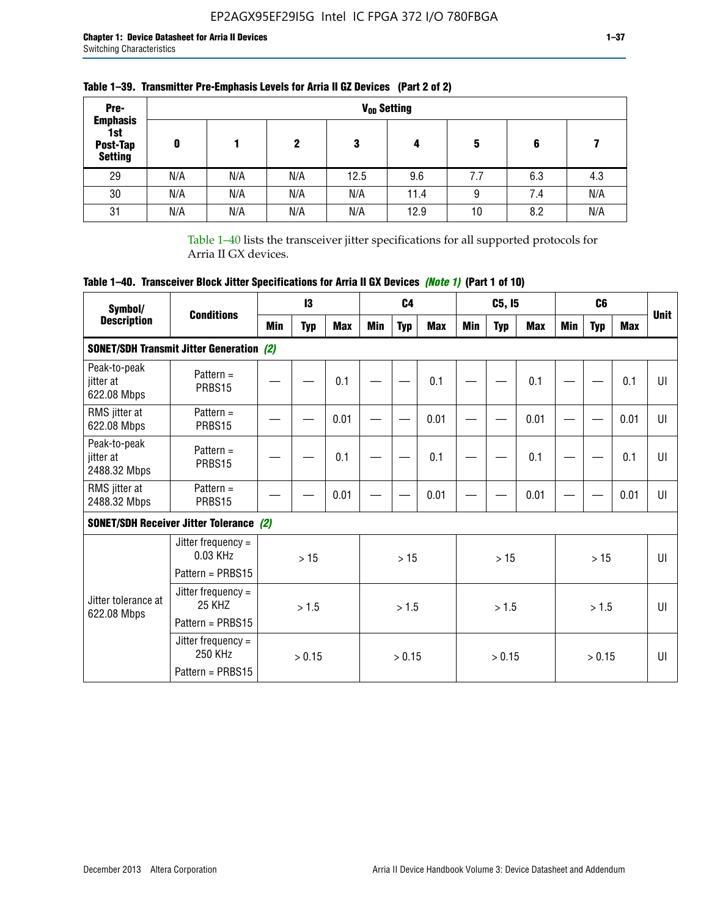**Table 1–39. Transmitter Pre-Emphasis Levels for Arria II GZ Devices (Part 2 of 2)**

| Pre-Emphasis 1st Post-Tap Setting | $V_{OD}$ Setting | | | | | | | |
|---|---|---|---|---|---|---|---|---|
| | 0 | 1 | 2 | 3 | 4 | 5 | 6 | 7 |
| 29 | N/A | N/A | N/A | 12.5 | 9.6 | 7.7 | 6.3 | 4.3 |
| 30 | N/A | N/A | N/A | N/A | 11.4 | 9 | 7.4 | N/A |
| 31 | N/A | N/A | N/A | N/A | 12.9 | 10 | 8.2 | N/A |

Table 1–40 lists the transceiver jitter specifications for all supported protocols for Arria II GX devices.

**Table 1–40. Transceiver Block Jitter Specifications for Arria II GX Devices *(Note 1)* (Part 1 of 10)**

| Symbol/ Description | Conditions | I3 | | | C4 | | | C5, I5 | | | C6 | | | Unit |
|---|---|---|---|---|---|---|---|---|---|---|---|---|---|---|
| | | Min | Typ | Max | Min | Typ | Max | Min | Typ | Max | Min | Typ | Max | |
| **SONET/SDH Transmit Jitter Generation *(2)*** | | | | | | | | | | | | | | |
| Peak-to-peak jitter at 622.08 Mbps | Pattern = PRBS15 | — | — | 0.1 | — | — | 0.1 | — | — | 0.1 | — | — | 0.1 | UI |
| RMS jitter at 622.08 Mbps | Pattern = PRBS15 | — | — | 0.01 | — | — | 0.01 | — | — | 0.01 | — | — | 0.01 | UI |
| Peak-to-peak jitter at 2488.32 Mbps | Pattern = PRBS15 | — | — | 0.1 | — | — | 0.1 | — | — | 0.1 | — | — | 0.1 | UI |
| RMS jitter at 2488.32 Mbps | Pattern = PRBS15 | — | — | 0.01 | — | — | 0.01 | — | — | 0.01 | — | — | 0.01 | UI |
| **SONET/SDH Receiver Jitter Tolerance *(2)*** | | | | | | | | | | | | | | |
| Jitter tolerance at 622.08 Mbps | Jitter frequency = 0.03 KHz<br>Pattern = PRBS15 | > 15 | | | > 15 | | | > 15 | | | > 15 | | | UI |
| | Jitter frequency = 25 KHZ<br>Pattern = PRBS15 | > 1.5 | | | > 1.5 | | | > 1.5 | | | > 1.5 | | | UI |
| | Jitter frequency = 250 KHz<br>Pattern = PRBS15 | > 0.15 | | | > 0.15 | | | > 0.15 | | | > 0.15 | | | UI |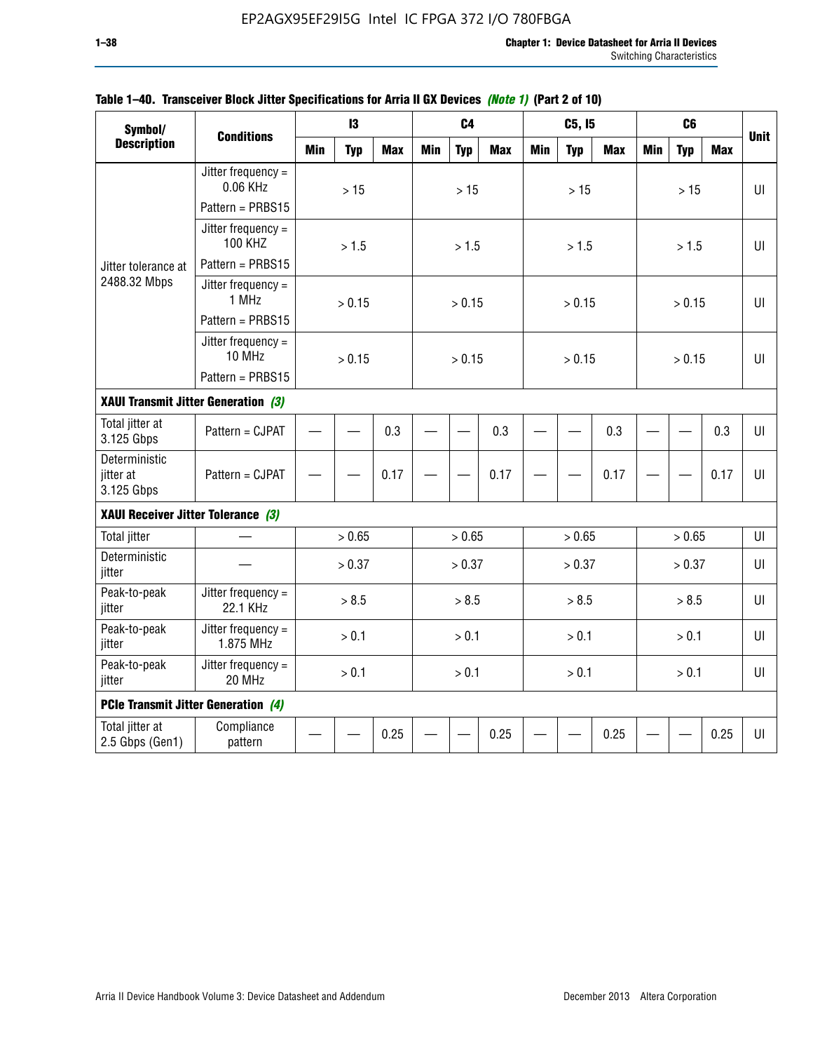**Table 1–40. Transceiver Block Jitter Specifications for Arria II GX Devices *(Note 1)* (Part 2 of 10)**

| Symbol/ Description | Conditions | I3 | | | C4 | | | C5, I5 | | | C6 | | | Unit |
|---|---|---|---|---|---|---|---|---|---|---|---|---|---|---|
| | | Min | Typ | Max | Min | Typ | Max | Min | Typ | Max | Min | Typ | Max | |
| Jitter tolerance at 2488.32 Mbps | Jitter frequency = 0.06 KHz Pattern = PRBS15 | > 15 | | | > 15 | | | > 15 | | | > 15 | | | UI |
| | Jitter frequency = 100 KHZ Pattern = PRBS15 | > 1.5 | | | > 1.5 | | | > 1.5 | | | > 1.5 | | | UI |
| | Jitter frequency = 1 MHz Pattern = PRBS15 | > 0.15 | | | > 0.15 | | | > 0.15 | | | > 0.15 | | | UI |
| | Jitter frequency = 10 MHz Pattern = PRBS15 | > 0.15 | | | > 0.15 | | | > 0.15 | | | > 0.15 | | | UI |
| **XAUI Transmit Jitter Generation *(3)*** | | | | | | | | | | | | | | |
| Total jitter at 3.125 Gbps | Pattern = CJPAT | — | — | 0.3 | — | — | 0.3 | — | — | 0.3 | — | — | 0.3 | UI |
| Deterministic jitter at 3.125 Gbps | Pattern = CJPAT | — | — | 0.17 | — | — | 0.17 | — | — | 0.17 | — | — | 0.17 | UI |
| **XAUI Receiver Jitter Tolerance *(3)*** | | | | | | | | | | | | | | |
| Total jitter | — | > 0.65 | | | > 0.65 | | | > 0.65 | | | > 0.65 | | | UI |
| Deterministic jitter | — | > 0.37 | | | > 0.37 | | | > 0.37 | | | > 0.37 | | | UI |
| Peak-to-peak jitter | Jitter frequency = 22.1 KHz | > 8.5 | | | > 8.5 | | | > 8.5 | | | > 8.5 | | | UI |
| Peak-to-peak jitter | Jitter frequency = 1.875 MHz | > 0.1 | | | > 0.1 | | | > 0.1 | | | > 0.1 | | | UI |
| Peak-to-peak jitter | Jitter frequency = 20 MHz | > 0.1 | | | > 0.1 | | | > 0.1 | | | > 0.1 | | | UI |
| **PCIe Transmit Jitter Generation *(4)*** | | | | | | | | | | | | | | |
| Total jitter at 2.5 Gbps (Gen1) | Compliance pattern | — | — | 0.25 | — | — | 0.25 | — | — | 0.25 | — | — | 0.25 | UI |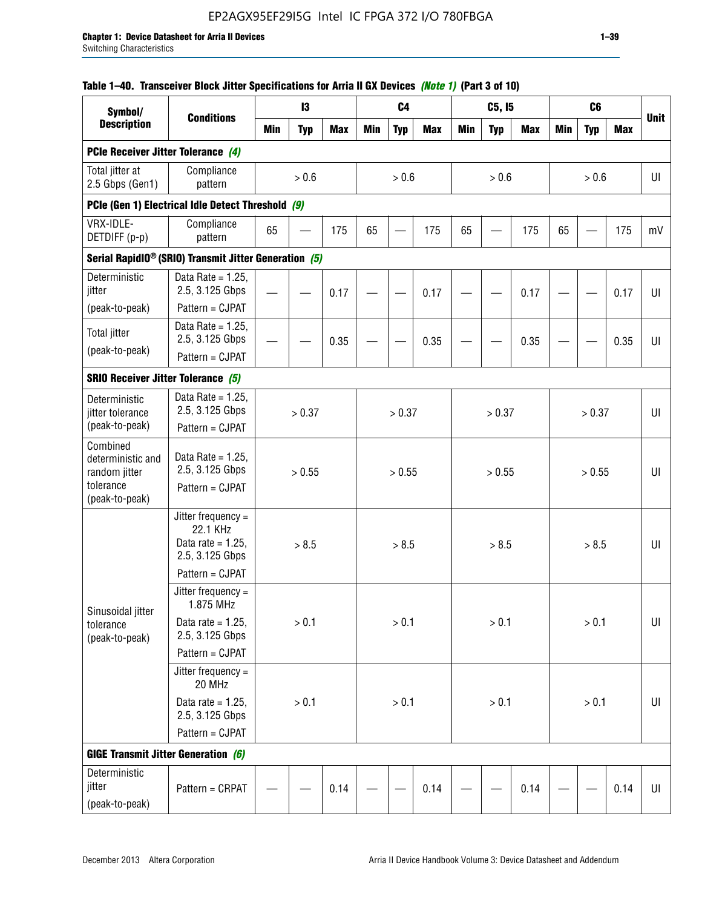#### Table 1–40. Transceiver Block Jitter Specifications for Arria II GX Devices *(Note 1)* (Part 3 of 10)

| Symbol/ Description | Conditions | I3 | | | C4 | | | C5, I5 | | | C6 | | | Unit |
|---|---|---|---|---|---|---|---|---|---|---|---|---|---|---|
| | | Min | Typ | Max | Min | Typ | Max | Min | Typ | Max | Min | Typ | Max | |
| **PCIe Receiver Jitter Tolerance** *(4)* | | | | | | | | | | | | | | |
| Total jitter at 2.5 Gbps (Gen1) | Compliance pattern | > 0.6 | | | > 0.6 | | | > 0.6 | | | > 0.6 | | | UI |
| **PCIe (Gen 1) Electrical Idle Detect Threshold** *(9)* | | | | | | | | | | | | | | |
| VRX-IDLE-DETDIFF (p-p) | Compliance pattern | 65 | — | 175 | 65 | — | 175 | 65 | — | 175 | 65 | — | 175 | mV |
| **Serial RapidIO® (SRIO) Transmit Jitter Generation** *(5)* | | | | | | | | | | | | | | |
| Deterministic jitter (peak-to-peak) | Data Rate = 1.25, 2.5, 3.125 Gbps Pattern = CJPAT | — | — | 0.17 | — | — | 0.17 | — | — | 0.17 | — | — | 0.17 | UI |
| Total jitter (peak-to-peak) | Data Rate = 1.25, 2.5, 3.125 Gbps Pattern = CJPAT | — | — | 0.35 | — | — | 0.35 | — | — | 0.35 | — | — | 0.35 | UI |
| **SRIO Receiver Jitter Tolerance** *(5)* | | | | | | | | | | | | | | |
| Deterministic jitter tolerance (peak-to-peak) | Data Rate = 1.25, 2.5, 3.125 Gbps Pattern = CJPAT | > 0.37 | | | > 0.37 | | | > 0.37 | | | > 0.37 | | | UI |
| Combined deterministic and random jitter tolerance (peak-to-peak) | Data Rate = 1.25, 2.5, 3.125 Gbps Pattern = CJPAT | > 0.55 | | | > 0.55 | | | > 0.55 | | | > 0.55 | | | UI |
| Sinusoidal jitter tolerance (peak-to-peak) | Jitter frequency = 22.1 KHz Data rate = 1.25, 2.5, 3.125 Gbps Pattern = CJPAT | > 8.5 | | | > 8.5 | | | > 8.5 | | | > 8.5 | | | UI |
| | Jitter frequency = 1.875 MHz Data rate = 1.25, 2.5, 3.125 Gbps Pattern = CJPAT | > 0.1 | | | > 0.1 | | | > 0.1 | | | > 0.1 | | | UI |
| | Jitter frequency = 20 MHz Data rate = 1.25, 2.5, 3.125 Gbps Pattern = CJPAT | > 0.1 | | | > 0.1 | | | > 0.1 | | | > 0.1 | | | UI |
| **GIGE Transmit Jitter Generation** *(6)* | | | | | | | | | | | | | | |
| Deterministic jitter (peak-to-peak) | Pattern = CRPAT | — | — | 0.14 | — | — | 0.14 | — | — | 0.14 | — | — | 0.14 | UI |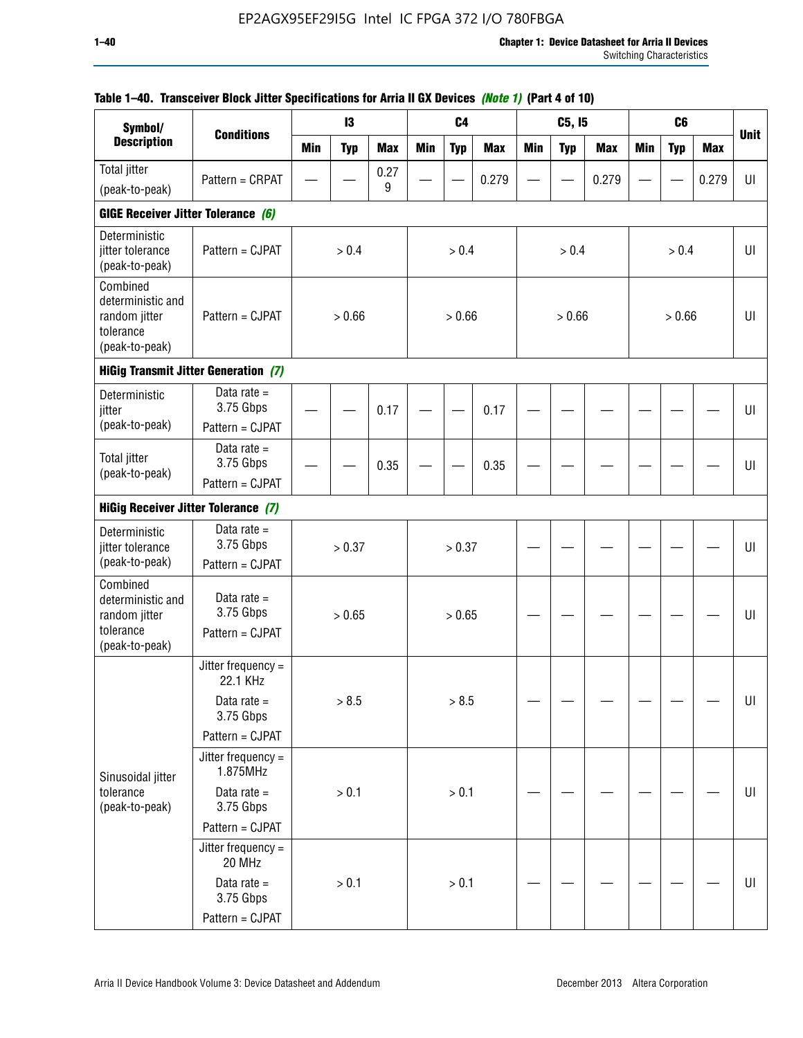**Table 1–40. Transceiver Block Jitter Specifications for Arria II GX Devices *(Note 1)* (Part 4 of 10)**

| Symbol/ Description | Conditions | I3 | | | C4 | | | C5, I5 | | | C6 | | | Unit |
|---|---|---|---|---|---|---|---|---|---|---|---|---|---|---|
| | | Min | Typ | Max | Min | Typ | Max | Min | Typ | Max | Min | Typ | Max | |
| Total jitter (peak-to-peak) | Pattern = CRPAT | — | — | 0.279 | — | — | 0.279 | — | — | 0.279 | — | — | 0.279 | UI |
| **GIGE Receiver Jitter Tolerance *(6)*** | | | | | | | | | | | | | | |
| Deterministic jitter tolerance (peak-to-peak) | Pattern = CJPAT | > 0.4 | | | > 0.4 | | | > 0.4 | | | > 0.4 | | | UI |
| Combined deterministic and random jitter tolerance (peak-to-peak) | Pattern = CJPAT | > 0.66 | | | > 0.66 | | | > 0.66 | | | > 0.66 | | | UI |
| **HiGig Transmit Jitter Generation *(7)*** | | | | | | | | | | | | | | |
| Deterministic jitter (peak-to-peak) | Data rate = 3.75 Gbps Pattern = CJPAT | — | — | 0.17 | — | — | 0.17 | — | — | — | — | — | — | UI |
| Total jitter (peak-to-peak) | Data rate = 3.75 Gbps Pattern = CJPAT | — | — | 0.35 | — | — | 0.35 | — | — | — | — | — | — | UI |
| **HiGig Receiver Jitter Tolerance *(7)*** | | | | | | | | | | | | | | |
| Deterministic jitter tolerance (peak-to-peak) | Data rate = 3.75 Gbps Pattern = CJPAT | > 0.37 | | | > 0.37 | | | — | — | — | — | — | — | UI |
| Combined deterministic and random jitter tolerance (peak-to-peak) | Data rate = 3.75 Gbps Pattern = CJPAT | > 0.65 | | | > 0.65 | | | — | — | — | — | — | — | UI |
| Sinusoidal jitter tolerance (peak-to-peak) | Jitter frequency = 22.1 KHz Data rate = 3.75 Gbps Pattern = CJPAT | > 8.5 | | | > 8.5 | | | — | — | — | — | — | — | UI |
| | Jitter frequency = 1.875MHz Data rate = 3.75 Gbps Pattern = CJPAT | > 0.1 | | | > 0.1 | | | — | — | — | — | — | — | UI |
| | Jitter frequency = 20 MHz Data rate = 3.75 Gbps Pattern = CJPAT | > 0.1 | | | > 0.1 | | | — | — | — | — | — | — | UI |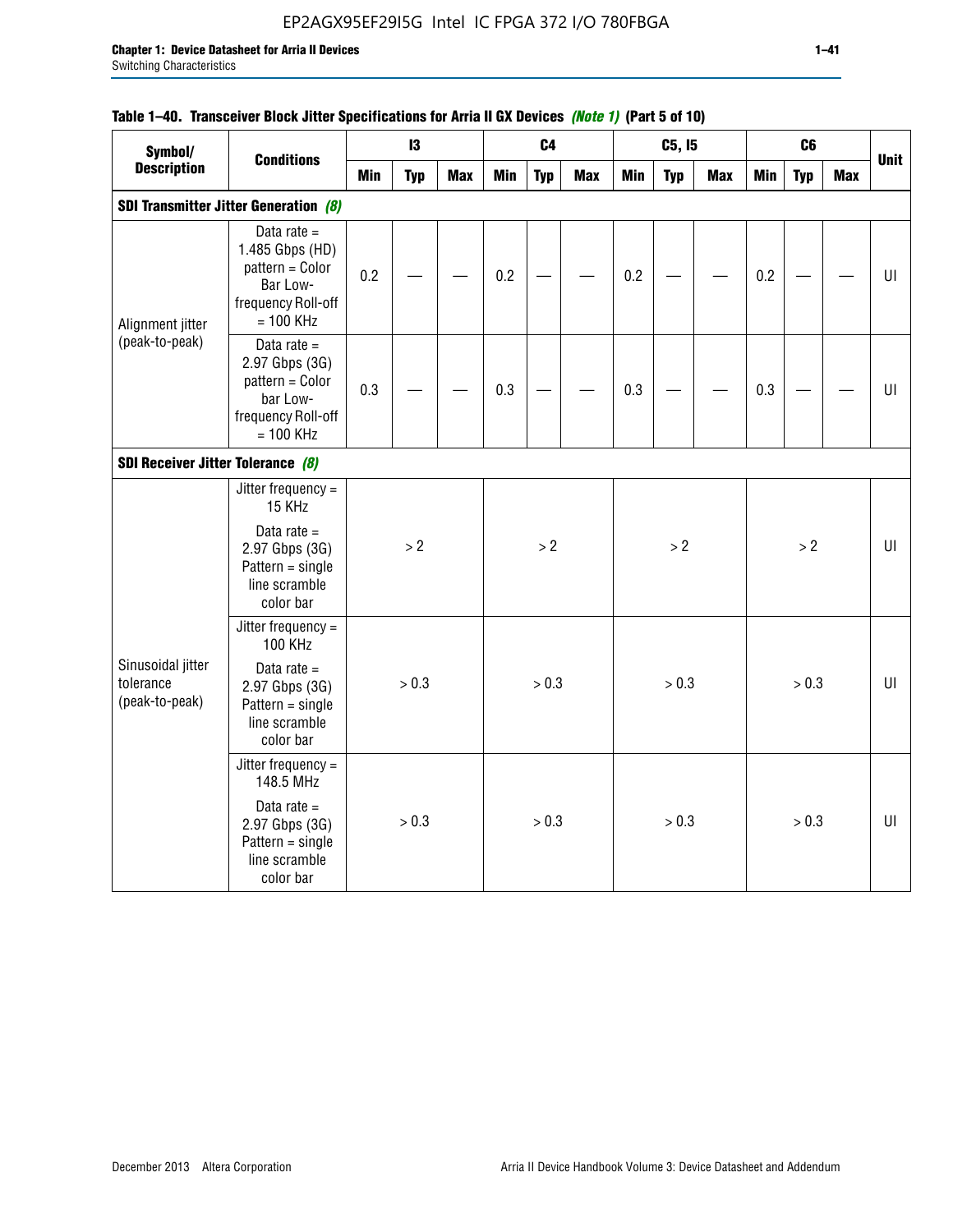**Table 1–40. Transceiver Block Jitter Specifications for Arria II GX Devices** *(Note 1)* **(Part 5 of 10)**

| Symbol/ Description | Conditions | I3 | | | C4 | | | C5, I5 | | | C6 | | | Unit |
|---|---|---|---|---|---|---|---|---|---|---|---|---|---|---|
| | | Min | Typ | Max | Min | Typ | Max | Min | Typ | Max | Min | Typ | Max | |
| **SDI Transmitter Jitter Generation** *(8)* | | | | | | | | | | | | | | |
| Alignment jitter (peak-to-peak) | Data rate = 1.485 Gbps (HD) pattern = Color Bar Low-frequency Roll-off = 100 KHz | 0.2 | — | — | 0.2 | — | — | 0.2 | — | — | 0.2 | — | — | UI |
| | Data rate = 2.97 Gbps (3G) pattern = Color bar Low-frequency Roll-off = 100 KHz | 0.3 | — | — | 0.3 | — | — | 0.3 | — | — | 0.3 | — | — | UI |
| **SDI Receiver Jitter Tolerance** *(8)* | | | | | | | | | | | | | | |
| Sinusoidal jitter tolerance (peak-to-peak) | Jitter frequency = 15 KHz Data rate = 2.97 Gbps (3G) Pattern = single line scramble color bar | > 2 | | | > 2 | | | > 2 | | | > 2 | | | UI |
| | Jitter frequency = 100 KHz Data rate = 2.97 Gbps (3G) Pattern = single line scramble color bar | > 0.3 | | | > 0.3 | | | > 0.3 | | | > 0.3 | | | UI |
| | Jitter frequency = 148.5 MHz Data rate = 2.97 Gbps (3G) Pattern = single line scramble color bar | > 0.3 | | | > 0.3 | | | > 0.3 | | | > 0.3 | | | UI |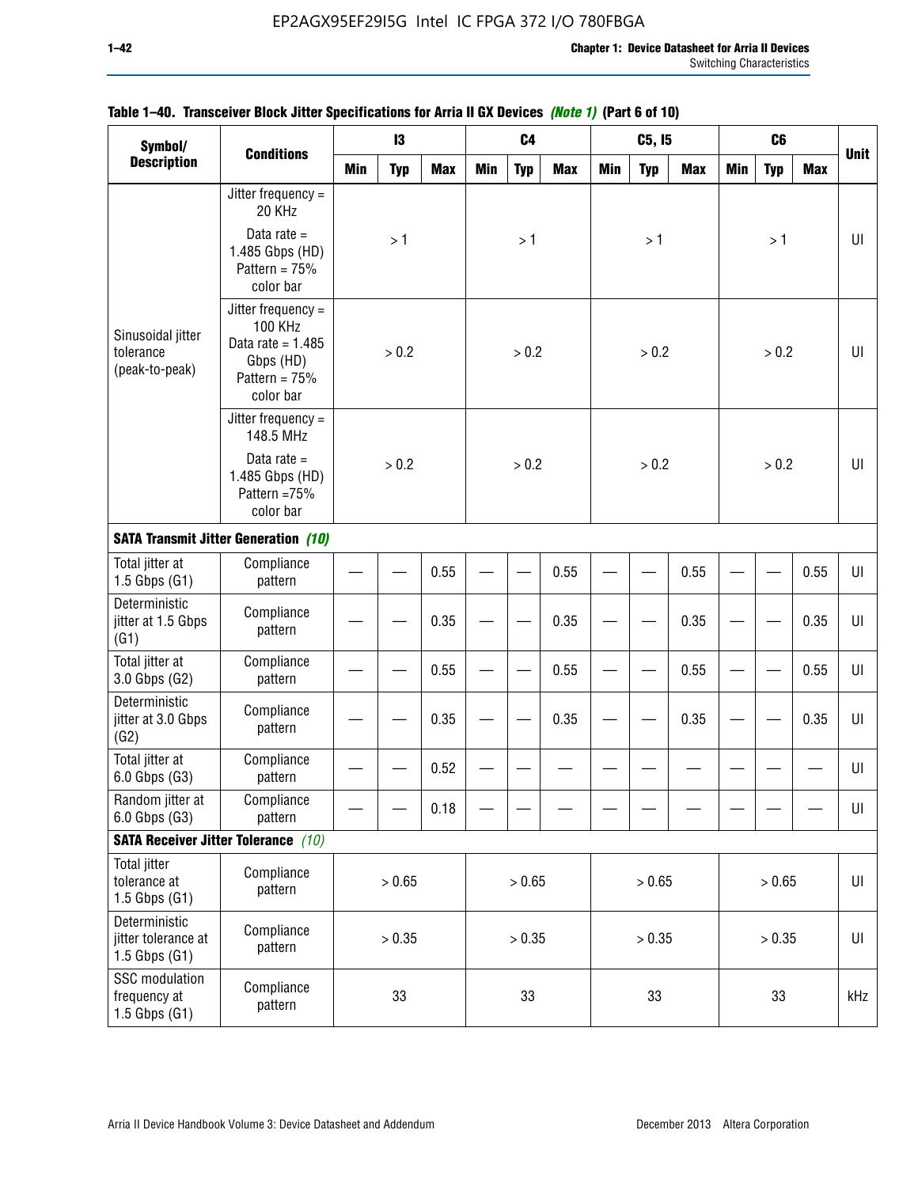**Table 1–40. Transceiver Block Jitter Specifications for Arria II GX Devices *(Note 1)* (Part 6 of 10)**

| Symbol/ Description | Conditions | I3 | | | C4 | | | C5, I5 | | | C6 | | | Unit |
|---|---|---|---|---|---|---|---|---|---|---|---|---|---|---|
| | | Min | Typ | Max | Min | Typ | Max | Min | Typ | Max | Min | Typ | Max | |
| Sinusoidal jitter tolerance (peak-to-peak) | Jitter frequency = 20 KHz Data rate = 1.485 Gbps (HD) Pattern = 75% color bar | | > 1 | | | > 1 | | | > 1 | | | > 1 | | UI |
| | Jitter frequency = 100 KHz Data rate = 1.485 Gbps (HD) Pattern = 75% color bar | | > 0.2 | | | > 0.2 | | | > 0.2 | | | > 0.2 | | UI |
| | Jitter frequency = 148.5 MHz Data rate = 1.485 Gbps (HD) Pattern =75% color bar | | > 0.2 | | | > 0.2 | | | > 0.2 | | | > 0.2 | | UI |
| **SATA Transmit Jitter Generation *(10)*** | | | | | | | | | | | | | | |
| Total jitter at 1.5 Gbps (G1) | Compliance pattern | — | — | 0.55 | — | — | 0.55 | — | — | 0.55 | — | — | 0.55 | UI |
| Deterministic jitter at 1.5 Gbps (G1) | Compliance pattern | — | — | 0.35 | — | — | 0.35 | — | — | 0.35 | — | — | 0.35 | UI |
| Total jitter at 3.0 Gbps (G2) | Compliance pattern | — | — | 0.55 | — | — | 0.55 | — | — | 0.55 | — | — | 0.55 | UI |
| Deterministic jitter at 3.0 Gbps (G2) | Compliance pattern | — | — | 0.35 | — | — | 0.35 | — | — | 0.35 | — | — | 0.35 | UI |
| Total jitter at 6.0 Gbps (G3) | Compliance pattern | — | — | 0.52 | — | — | — | — | — | — | — | — | — | UI |
| Random jitter at 6.0 Gbps (G3) | Compliance pattern | — | — | 0.18 | — | — | — | — | — | — | — | — | — | UI |
| **SATA Receiver Jitter Tolerance *(10)*** | | | | | | | | | | | | | | |
| Total jitter tolerance at 1.5 Gbps (G1) | Compliance pattern | | > 0.65 | | | > 0.65 | | | > 0.65 | | | > 0.65 | | UI |
| Deterministic jitter tolerance at 1.5 Gbps (G1) | Compliance pattern | | > 0.35 | | | > 0.35 | | | > 0.35 | | | > 0.35 | | UI |
| SSC modulation frequency at 1.5 Gbps (G1) | Compliance pattern | | 33 | | | 33 | | | 33 | | | 33 | | kHz |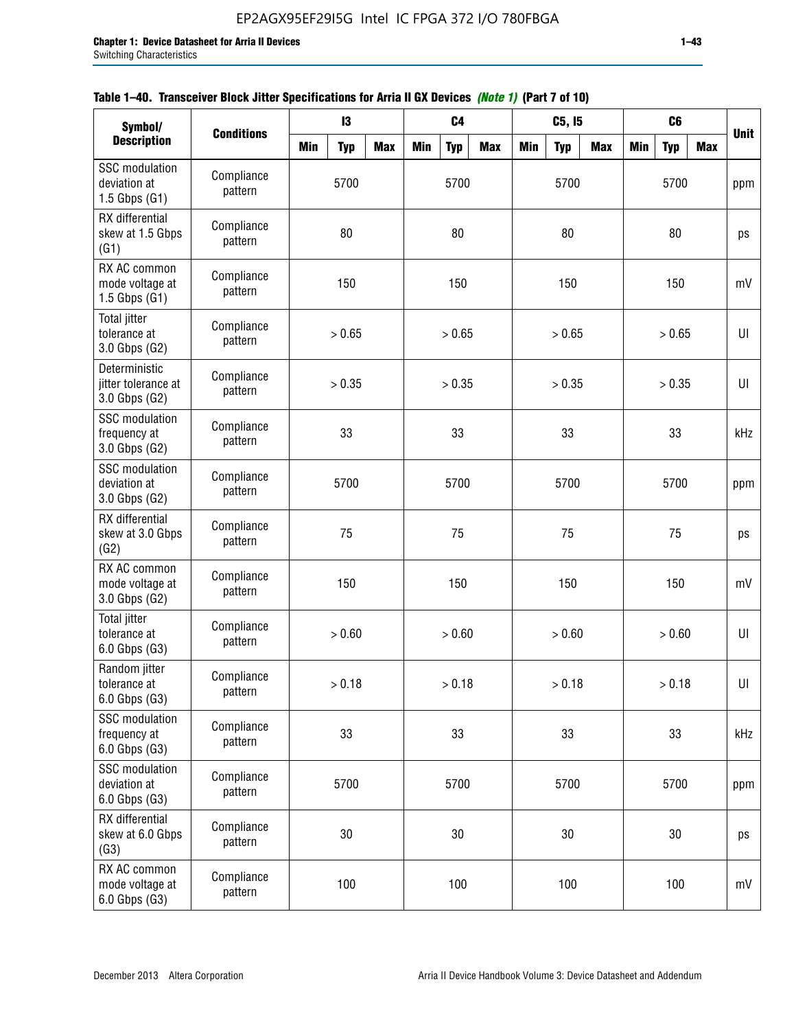**Table 1–40. Transceiver Block Jitter Specifications for Arria II GX Devices *(Note 1)* (Part 7 of 10)**

| Symbol/ Description | Conditions | I3 | | | C4 | | | C5, I5 | | | C6 | | | Unit |
|---|---|---|---|---|---|---|---|---|---|---|---|---|---|---|
| | | Min | Typ | Max | Min | Typ | Max | Min | Typ | Max | Min | Typ | Max | |
| SSC modulation deviation at 1.5 Gbps (G1) | Compliance pattern | | 5700 | | | 5700 | | | 5700 | | | 5700 | | ppm |
| RX differential skew at 1.5 Gbps (G1) | Compliance pattern | | 80 | | | 80 | | | 80 | | | 80 | | ps |
| RX AC common mode voltage at 1.5 Gbps (G1) | Compliance pattern | | 150 | | | 150 | | | 150 | | | 150 | | mV |
| Total jitter tolerance at 3.0 Gbps (G2) | Compliance pattern | | > 0.65 | | | > 0.65 | | | > 0.65 | | | > 0.65 | | UI |
| Deterministic jitter tolerance at 3.0 Gbps (G2) | Compliance pattern | | > 0.35 | | | > 0.35 | | | > 0.35 | | | > 0.35 | | UI |
| SSC modulation frequency at 3.0 Gbps (G2) | Compliance pattern | | 33 | | | 33 | | | 33 | | | 33 | | kHz |
| SSC modulation deviation at 3.0 Gbps (G2) | Compliance pattern | | 5700 | | | 5700 | | | 5700 | | | 5700 | | ppm |
| RX differential skew at 3.0 Gbps (G2) | Compliance pattern | | 75 | | | 75 | | | 75 | | | 75 | | ps |
| RX AC common mode voltage at 3.0 Gbps (G2) | Compliance pattern | | 150 | | | 150 | | | 150 | | | 150 | | mV |
| Total jitter tolerance at 6.0 Gbps (G3) | Compliance pattern | | > 0.60 | | | > 0.60 | | | > 0.60 | | | > 0.60 | | UI |
| Random jitter tolerance at 6.0 Gbps (G3) | Compliance pattern | | > 0.18 | | | > 0.18 | | | > 0.18 | | | > 0.18 | | UI |
| SSC modulation frequency at 6.0 Gbps (G3) | Compliance pattern | | 33 | | | 33 | | | 33 | | | 33 | | kHz |
| SSC modulation deviation at 6.0 Gbps (G3) | Compliance pattern | | 5700 | | | 5700 | | | 5700 | | | 5700 | | ppm |
| RX differential skew at 6.0 Gbps (G3) | Compliance pattern | | 30 | | | 30 | | | 30 | | | 30 | | ps |
| RX AC common mode voltage at 6.0 Gbps (G3) | Compliance pattern | | 100 | | | 100 | | | 100 | | | 100 | | mV |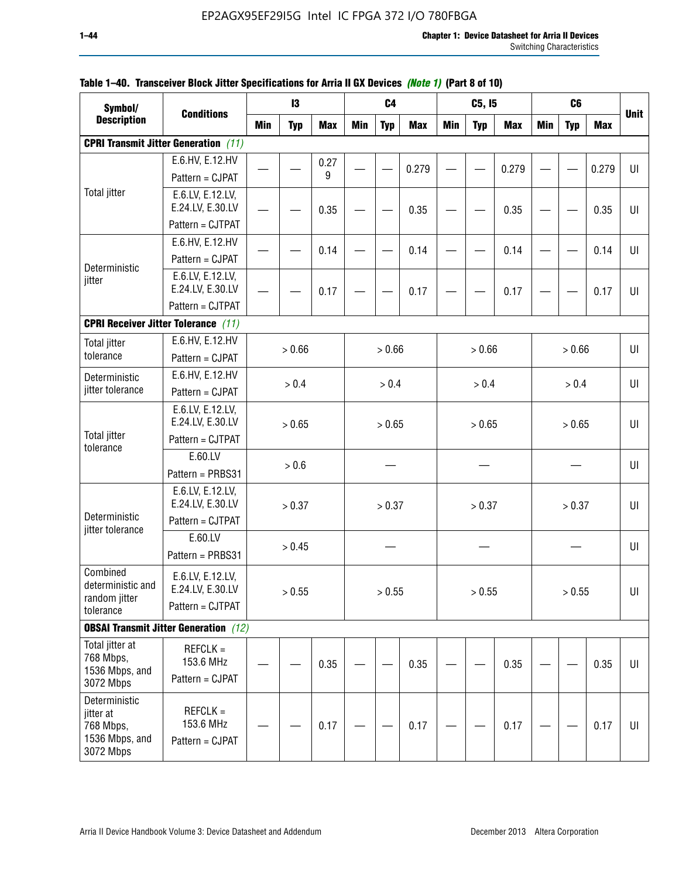**Table 1–40. Transceiver Block Jitter Specifications for Arria II GX Devices *(Note 1)* (Part 8 of 10)**

| Symbol/ Description | Conditions | I3 | | | C4 | | | C5, I5 | | | C6 | | | Unit |
|---|---|---|---|---|---|---|---|---|---|---|---|---|---|---|
| | | Min | Typ | Max | Min | Typ | Max | Min | Typ | Max | Min | Typ | Max | |
| **CPRI Transmit Jitter Generation** *(11)* | | | | | | | | | | | | | | |
| Total jitter | E.6.HV, E.12.HV Pattern = CJPAT | — | — | 0.279 | — | — | 0.279 | — | — | 0.279 | — | — | 0.279 | UI |
| | E.6.LV, E.12.LV, E.24.LV, E.30.LV Pattern = CJTPAT | — | — | 0.35 | — | — | 0.35 | — | — | 0.35 | — | — | 0.35 | UI |
| Deterministic jitter | E.6.HV, E.12.HV Pattern = CJPAT | — | — | 0.14 | — | — | 0.14 | — | — | 0.14 | — | — | 0.14 | UI |
| | E.6.LV, E.12.LV, E.24.LV, E.30.LV Pattern = CJTPAT | — | — | 0.17 | — | — | 0.17 | — | — | 0.17 | — | — | 0.17 | UI |
| **CPRI Receiver Jitter Tolerance** *(11)* | | | | | | | | | | | | | | |
| Total jitter tolerance | E.6.HV, E.12.HV Pattern = CJPAT | > 0.66 | | | > 0.66 | | | > 0.66 | | | > 0.66 | | | UI |
| Deterministic jitter tolerance | E.6.HV, E.12.HV Pattern = CJPAT | > 0.4 | | | > 0.4 | | | > 0.4 | | | > 0.4 | | | UI |
| Total jitter tolerance | E.6.LV, E.12.LV, E.24.LV, E.30.LV Pattern = CJTPAT | > 0.65 | | | > 0.65 | | | > 0.65 | | | > 0.65 | | | UI |
| | E.60.LV Pattern = PRBS31 | > 0.6 | | | — | | | — | | | — | | | UI |
| Deterministic jitter tolerance | E.6.LV, E.12.LV, E.24.LV, E.30.LV Pattern = CJTPAT | > 0.37 | | | > 0.37 | | | > 0.37 | | | > 0.37 | | | UI |
| | E.60.LV Pattern = PRBS31 | > 0.45 | | | — | | | — | | | — | | | UI |
| Combined deterministic and random jitter tolerance | E.6.LV, E.12.LV, E.24.LV, E.30.LV Pattern = CJTPAT | > 0.55 | | | > 0.55 | | | > 0.55 | | | > 0.55 | | | UI |
| **OBSAI Transmit Jitter Generation** *(12)* | | | | | | | | | | | | | | |
| Total jitter at 768 Mbps, 1536 Mbps, and 3072 Mbps | REFCLK = 153.6 MHz Pattern = CJPAT | — | — | 0.35 | — | — | 0.35 | — | — | 0.35 | — | — | 0.35 | UI |
| Deterministic jitter at 768 Mbps, 1536 Mbps, and 3072 Mbps | REFCLK = 153.6 MHz Pattern = CJPAT | — | — | 0.17 | — | — | 0.17 | — | — | 0.17 | — | — | 0.17 | UI |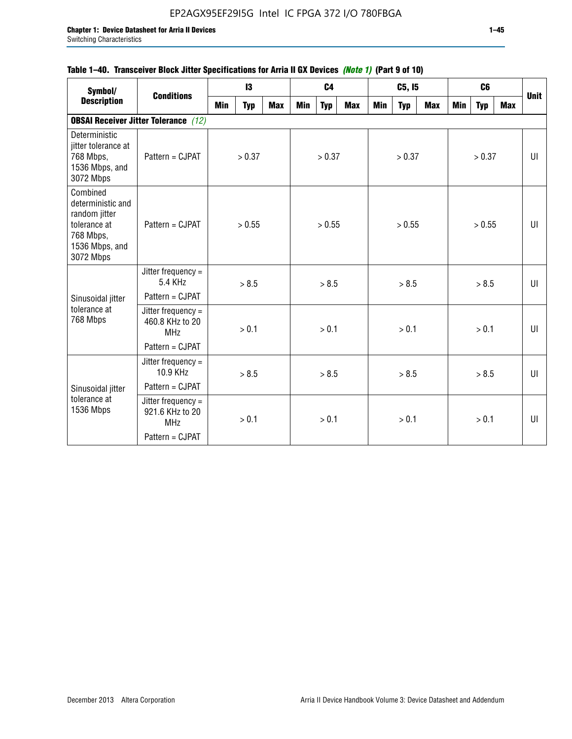**Table 1–40. Transceiver Block Jitter Specifications for Arria II GX Devices *(Note 1)* (Part 9 of 10)**

| Symbol/ Description | Conditions | I3 | | | C4 | | | C5, I5 | | | C6 | | | Unit |
|---|---|---|---|---|---|---|---|---|---|---|---|---|---|---|
| | | Min | Typ | Max | Min | Typ | Max | Min | Typ | Max | Min | Typ | Max | |
| **OBSAI Receiver Jitter Tolerance** *(12)* | | | | | | | | | | | | | | |
| Deterministic jitter tolerance at 768 Mbps, 1536 Mbps, and 3072 Mbps | Pattern = CJPAT | | > 0.37 | | | > 0.37 | | | > 0.37 | | | > 0.37 | | UI |
| Combined deterministic and random jitter tolerance at 768 Mbps, 1536 Mbps, and 3072 Mbps | Pattern = CJPAT | | > 0.55 | | | > 0.55 | | | > 0.55 | | | > 0.55 | | UI |
| Sinusoidal jitter tolerance at 768 Mbps | Jitter frequency = 5.4 KHz Pattern = CJPAT | | > 8.5 | | | > 8.5 | | | > 8.5 | | | > 8.5 | | UI |
| | Jitter frequency = 460.8 KHz to 20 MHz Pattern = CJPAT | | > 0.1 | | | > 0.1 | | | > 0.1 | | | > 0.1 | | UI |
| Sinusoidal jitter tolerance at 1536 Mbps | Jitter frequency = 10.9 KHz Pattern = CJPAT | | > 8.5 | | | > 8.5 | | | > 8.5 | | | > 8.5 | | UI |
| | Jitter frequency = 921.6 KHz to 20 MHz Pattern = CJPAT | | > 0.1 | | | > 0.1 | | | > 0.1 | | | > 0.1 | | UI |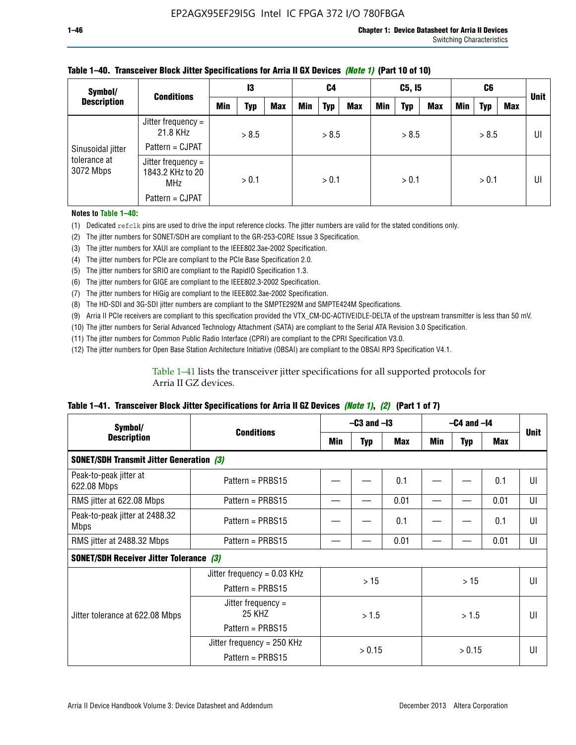**Table 1–40. Transceiver Block Jitter Specifications for Arria II GX Devices *(Note 1)* (Part 10 of 10)**

| Symbol/ Description | Conditions | I3 | | | C4 | | | C5, I5 | | | C6 | | | Unit |
|---|---|---|---|---|---|---|---|---|---|---|---|---|---|---|
| | | Min | Typ | Max | Min | Typ | Max | Min | Typ | Max | Min | Typ | Max | |
| Sinusoidal jitter tolerance at 3072 Mbps | Jitter frequency = 21.8 KHz<br>Pattern = CJPAT | > 8.5 | | | > 8.5 | | | > 8.5 | | | > 8.5 | | | UI |
| | Jitter frequency = 1843.2 KHz to 20 MHz<br>Pattern = CJPAT | > 0.1 | | | > 0.1 | | | > 0.1 | | | > 0.1 | | | UI |

**Notes to Table 1–40:**

(1) Dedicated `refclk` pins are used to drive the input reference clocks. The jitter numbers are valid for the stated conditions only.
(2) The jitter numbers for SONET/SDH are compliant to the GR-253-CORE Issue 3 Specification.
(3) The jitter numbers for XAUI are compliant to the IEEE802.3ae-2002 Specification.
(4) The jitter numbers for PCIe are compliant to the PCIe Base Specification 2.0.
(5) The jitter numbers for SRIO are compliant to the RapidIO Specification 1.3.
(6) The jitter numbers for GIGE are compliant to the IEEE802.3-2002 Specification.
(7) The jitter numbers for HiGig are compliant to the IEEE802.3ae-2002 Specification.
(8) The HD-SDI and 3G-SDI jitter numbers are compliant to the SMPTE292M and SMPTE424M Specifications.
(9) Arria II PCIe receivers are compliant to this specification provided the VTX_CM-DC-ACTIVEIDLE-DELTA of the upstream transmitter is less than 50 mV.
(10) The jitter numbers for Serial Advanced Technology Attachment (SATA) are compliant to the Serial ATA Revision 3.0 Specification.
(11) The jitter numbers for Common Public Radio Interface (CPRI) are compliant to the CPRI Specification V3.0.
(12) The jitter numbers for Open Base Station Architecture Initiative (OBSAI) are compliant to the OBSAI RP3 Specification V4.1.

Table 1–41 lists the transceiver jitter specifications for all supported protocols for Arria II GZ devices.

**Table 1–41. Transceiver Block Jitter Specifications for Arria II GZ Devices *(Note 1)*, *(2)* (Part 1 of 7)**

| Symbol/ Description | Conditions | –C3 and –I3 | | | –C4 and –I4 | | | Unit |
|---|---|---|---|---|---|---|---|---|
| | | Min | Typ | Max | Min | Typ | Max | |
| **SONET/SDH Transmit Jitter Generation *(3)*** | | | | | | | | |
| Peak-to-peak jitter at 622.08 Mbps | Pattern = PRBS15 | — | — | 0.1 | — | — | 0.1 | UI |
| RMS jitter at 622.08 Mbps | Pattern = PRBS15 | — | — | 0.01 | — | — | 0.01 | UI |
| Peak-to-peak jitter at 2488.32 Mbps | Pattern = PRBS15 | — | — | 0.1 | — | — | 0.1 | UI |
| RMS jitter at 2488.32 Mbps | Pattern = PRBS15 | — | — | 0.01 | — | — | 0.01 | UI |
| **SONET/SDH Receiver Jitter Tolerance *(3)*** | | | | | | | | |
| Jitter tolerance at 622.08 Mbps | Jitter frequency = 0.03 KHz<br>Pattern = PRBS15 | > 15 | | | > 15 | | | UI |
| | Jitter frequency = 25 KHZ<br>Pattern = PRBS15 | > 1.5 | | | > 1.5 | | | UI |
| | Jitter frequency = 250 KHz<br>Pattern = PRBS15 | > 0.15 | | | > 0.15 | | | UI |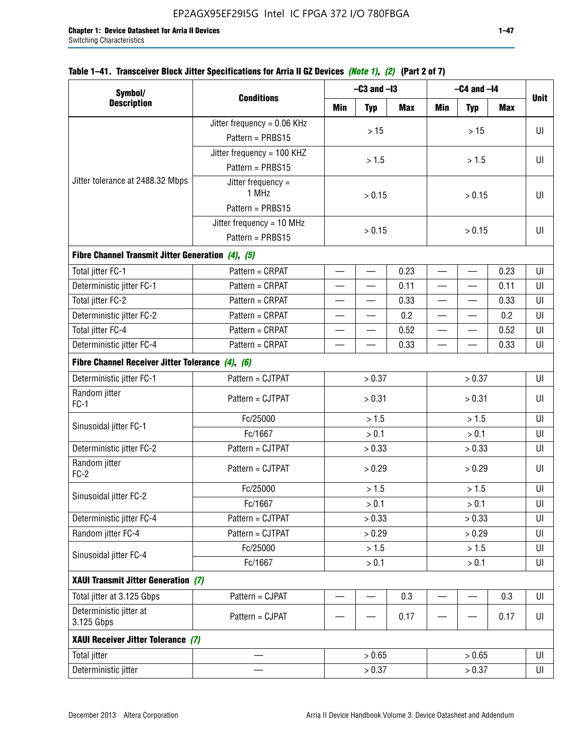**Table 1–41. Transceiver Block Jitter Specifications for Arria II GZ Devices *(Note 1)*, *(2)* (Part 2 of 7)**

| Symbol/ Description | Conditions | –C3 and –I3 | | | –C4 and –I4 | | | Unit |
|---|---|---|---|---|---|---|---|---|
| | | Min | Typ | Max | Min | Typ | Max | |
| Jitter tolerance at 2488.32 Mbps | Jitter frequency = 0.06 KHz Pattern = PRBS15 | | > 15 | | | > 15 | | UI |
| | Jitter frequency = 100 KHZ Pattern = PRBS15 | | > 1.5 | | | > 1.5 | | UI |
| | Jitter frequency = 1 MHz Pattern = PRBS15 | | > 0.15 | | | > 0.15 | | UI |
| | Jitter frequency = 10 MHz Pattern = PRBS15 | | > 0.15 | | | > 0.15 | | UI |
| **Fibre Channel Transmit Jitter Generation *(4)*, *(5)*** | | | | | | | | |
| Total jitter FC-1 | Pattern = CRPAT | — | — | 0.23 | — | — | 0.23 | UI |
| Deterministic jitter FC-1 | Pattern = CRPAT | — | — | 0.11 | — | — | 0.11 | UI |
| Total jitter FC-2 | Pattern = CRPAT | — | — | 0.33 | — | — | 0.33 | UI |
| Deterministic jitter FC-2 | Pattern = CRPAT | — | — | 0.2 | — | — | 0.2 | UI |
| Total jitter FC-4 | Pattern = CRPAT | — | — | 0.52 | — | — | 0.52 | UI |
| Deterministic jitter FC-4 | Pattern = CRPAT | — | — | 0.33 | — | — | 0.33 | UI |
| **Fibre Channel Receiver Jitter Tolerance *(4)*, *(6)*** | | | | | | | | |
| Deterministic jitter FC-1 | Pattern = CJTPAT | | > 0.37 | | | > 0.37 | | UI |
| Random jitter FC-1 | Pattern = CJTPAT | | > 0.31 | | | > 0.31 | | UI |
| Sinusoidal jitter FC-1 | Fc/25000 | | > 1.5 | | | > 1.5 | | UI |
| | Fc/1667 | | > 0.1 | | | > 0.1 | | UI |
| Deterministic jitter FC-2 | Pattern = CJTPAT | | > 0.33 | | | > 0.33 | | UI |
| Random jitter FC-2 | Pattern = CJTPAT | | > 0.29 | | | > 0.29 | | UI |
| Sinusoidal jitter FC-2 | Fc/25000 | | > 1.5 | | | > 1.5 | | UI |
| | Fc/1667 | | > 0.1 | | | > 0.1 | | UI |
| Deterministic jitter FC-4 | Pattern = CJTPAT | | > 0.33 | | | > 0.33 | | UI |
| Random jitter FC-4 | Pattern = CJTPAT | | > 0.29 | | | > 0.29 | | UI |
| Sinusoidal jitter FC-4 | Fc/25000 | | > 1.5 | | | > 1.5 | | UI |
| | Fc/1667 | | > 0.1 | | | > 0.1 | | UI |
| **XAUI Transmit Jitter Generation *(7)*** | | | | | | | | |
| Total jitter at 3.125 Gbps | Pattern = CJPAT | — | — | 0.3 | — | — | 0.3 | UI |
| Deterministic jitter at 3.125 Gbps | Pattern = CJPAT | — | — | 0.17 | — | — | 0.17 | UI |
| **XAUI Receiver Jitter Tolerance *(7)*** | | | | | | | | |
| Total jitter | — | | > 0.65 | | | > 0.65 | | UI |
| Deterministic jitter | — | | > 0.37 | | | > 0.37 | | UI |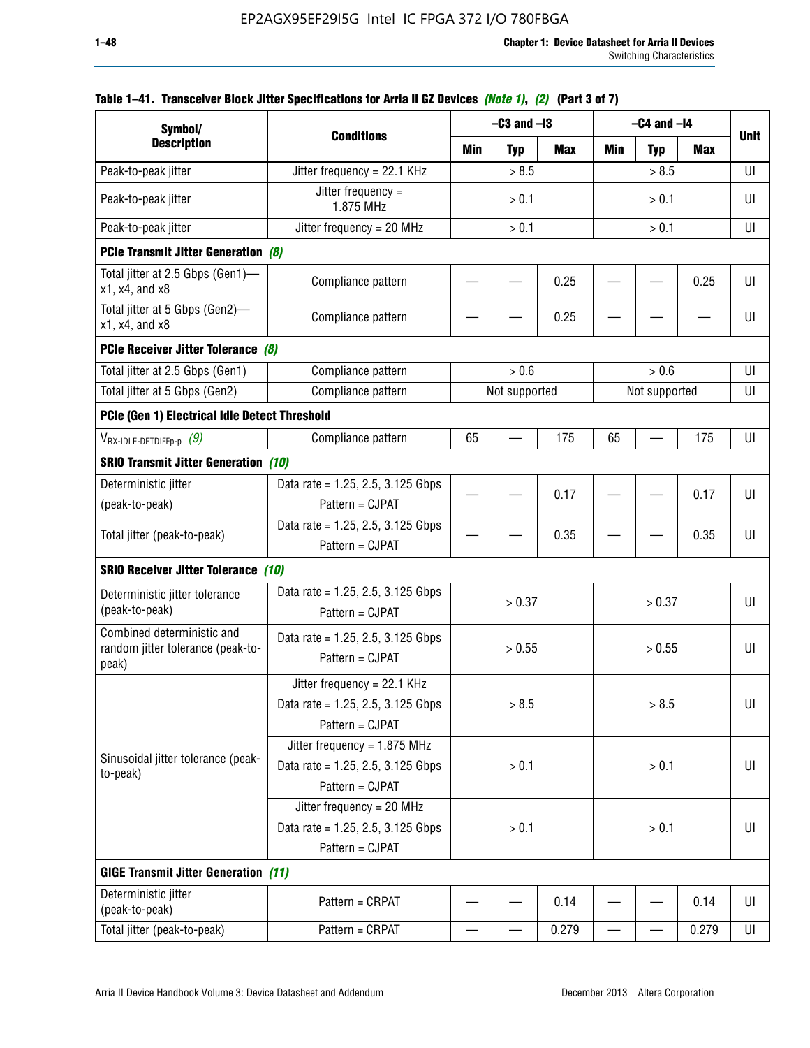**Table 1–41. Transceiver Block Jitter Specifications for Arria II GZ Devices *(Note 1)*, *(2)* (Part 3 of 7)**

| Symbol/ Description | Conditions | –C3 and –I3 | | | –C4 and –I4 | | | Unit |
|---|---|---|---|---|---|---|---|---|
| | | Min | Typ | Max | Min | Typ | Max | |
| Peak-to-peak jitter | Jitter frequency = 22.1 KHz | | > 8.5 | | | > 8.5 | | UI |
| Peak-to-peak jitter | Jitter frequency = 1.875 MHz | | > 0.1 | | | > 0.1 | | UI |
| Peak-to-peak jitter | Jitter frequency = 20 MHz | | > 0.1 | | | > 0.1 | | UI |
| **PCIe Transmit Jitter Generation** *(8)* | | | | | | | | |
| Total jitter at 2.5 Gbps (Gen1)—x1, x4, and x8 | Compliance pattern | — | — | 0.25 | — | — | 0.25 | UI |
| Total jitter at 5 Gbps (Gen2)—x1, x4, and x8 | Compliance pattern | — | — | 0.25 | — | — | — | UI |
| **PCIe Receiver Jitter Tolerance** *(8)* | | | | | | | | |
| Total jitter at 2.5 Gbps (Gen1) | Compliance pattern | | > 0.6 | | | > 0.6 | | UI |
| Total jitter at 5 Gbps (Gen2) | Compliance pattern | | Not supported | | | Not supported | | UI |
| **PCIe (Gen 1) Electrical Idle Detect Threshold** | | | | | | | | |
| $V_{RX\text{-}IDLE\text{-}DETDIFFp\text{-}p}$ *(9)* | Compliance pattern | 65 | — | 175 | 65 | — | 175 | UI |
| **SRIO Transmit Jitter Generation** *(10)* | | | | | | | | |
| Deterministic jitter (peak-to-peak) | Data rate = 1.25, 2.5, 3.125 Gbps Pattern = CJPAT | — | — | 0.17 | — | — | 0.17 | UI |
| Total jitter (peak-to-peak) | Data rate = 1.25, 2.5, 3.125 Gbps Pattern = CJPAT | — | — | 0.35 | — | — | 0.35 | UI |
| **SRIO Receiver Jitter Tolerance** *(10)* | | | | | | | | |
| Deterministic jitter tolerance (peak-to-peak) | Data rate = 1.25, 2.5, 3.125 Gbps Pattern = CJPAT | | > 0.37 | | | > 0.37 | | UI |
| Combined deterministic and random jitter tolerance (peak-to-peak) | Data rate = 1.25, 2.5, 3.125 Gbps Pattern = CJPAT | | > 0.55 | | | > 0.55 | | UI |
| Sinusoidal jitter tolerance (peak-to-peak) | Jitter frequency = 22.1 KHz Data rate = 1.25, 2.5, 3.125 Gbps Pattern = CJPAT | | > 8.5 | | | > 8.5 | | UI |
| | Jitter frequency = 1.875 MHz Data rate = 1.25, 2.5, 3.125 Gbps Pattern = CJPAT | | > 0.1 | | | > 0.1 | | UI |
| | Jitter frequency = 20 MHz Data rate = 1.25, 2.5, 3.125 Gbps Pattern = CJPAT | | > 0.1 | | | > 0.1 | | UI |
| **GIGE Transmit Jitter Generation** *(11)* | | | | | | | | |
| Deterministic jitter (peak-to-peak) | Pattern = CRPAT | — | — | 0.14 | — | — | 0.14 | UI |
| Total jitter (peak-to-peak) | Pattern = CRPAT | — | — | 0.279 | — | — | 0.279 | UI |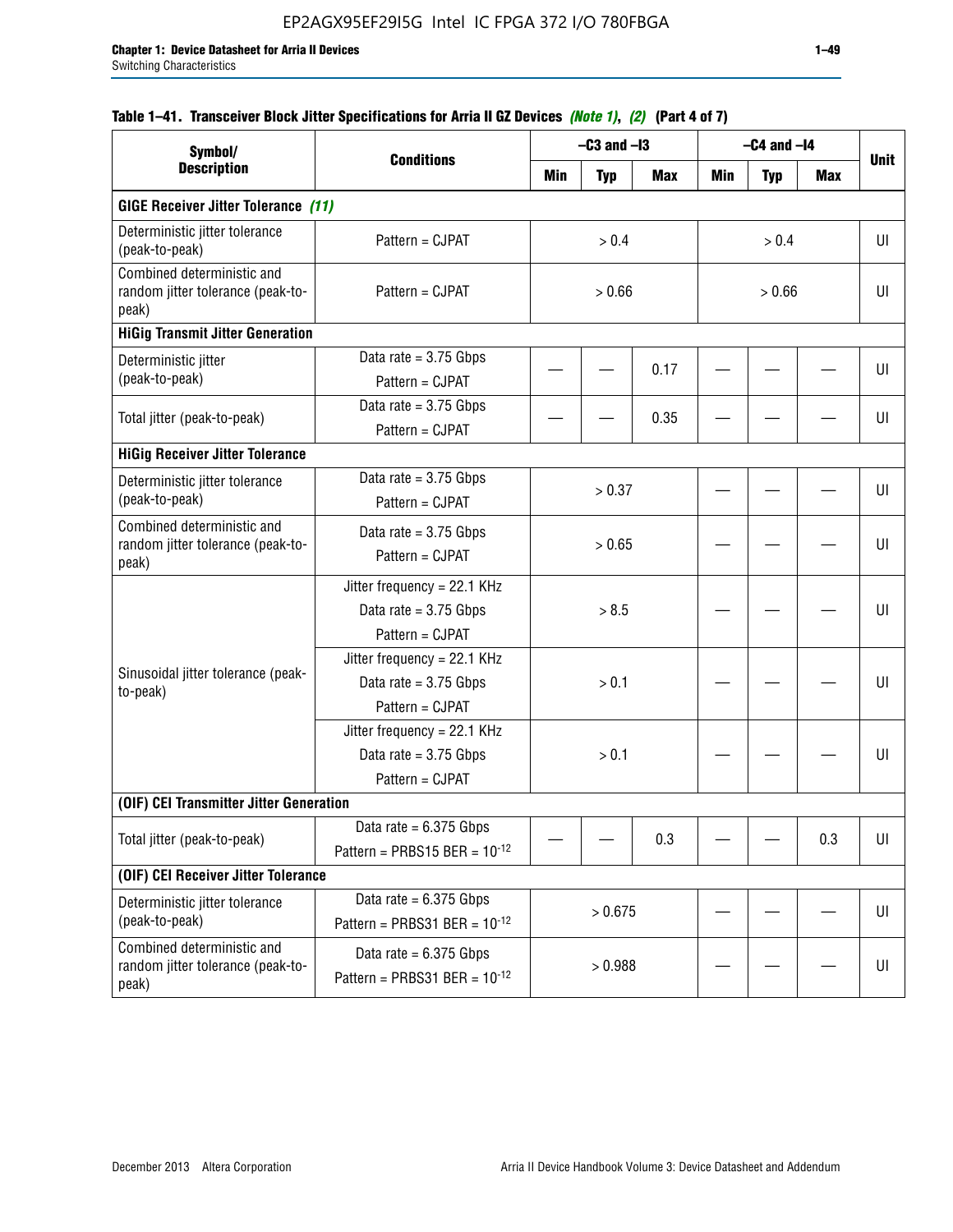**Table 1–41. Transceiver Block Jitter Specifications for Arria II GZ Devices *(Note 1)*, *(2)* (Part 4 of 7)**

| Symbol/ Description | Conditions | –C3 and –I3 | | | –C4 and –I4 | | | Unit |
|---|---|---|---|---|---|---|---|---|
| | | Min | Typ | Max | Min | Typ | Max | |
| **GIGE Receiver Jitter Tolerance *(11)*** | | | | | | | | |
| Deterministic jitter tolerance (peak-to-peak) | Pattern = CJPAT | > 0.4 | | | > 0.4 | | | UI |
| Combined deterministic and random jitter tolerance (peak-to-peak) | Pattern = CJPAT | > 0.66 | | | > 0.66 | | | UI |
| **HiGig Transmit Jitter Generation** | | | | | | | | |
| Deterministic jitter (peak-to-peak) | Data rate = 3.75 Gbps Pattern = CJPAT | — | — | 0.17 | — | — | — | UI |
| Total jitter (peak-to-peak) | Data rate = 3.75 Gbps Pattern = CJPAT | — | — | 0.35 | — | — | — | UI |
| **HiGig Receiver Jitter Tolerance** | | | | | | | | |
| Deterministic jitter tolerance (peak-to-peak) | Data rate = 3.75 Gbps Pattern = CJPAT | > 0.37 | | | — | — | — | UI |
| Combined deterministic and random jitter tolerance (peak-to-peak) | Data rate = 3.75 Gbps Pattern = CJPAT | > 0.65 | | | — | — | — | UI |
| Sinusoidal jitter tolerance (peak-to-peak) | Jitter frequency = 22.1 KHz Data rate = 3.75 Gbps Pattern = CJPAT | > 8.5 | | | — | — | — | UI |
| | Jitter frequency = 22.1 KHz Data rate = 3.75 Gbps Pattern = CJPAT | > 0.1 | | | — | — | — | UI |
| | Jitter frequency = 22.1 KHz Data rate = 3.75 Gbps Pattern = CJPAT | > 0.1 | | | — | — | — | UI |
| **(OIF) CEI Transmitter Jitter Generation** | | | | | | | | |
| Total jitter (peak-to-peak) | Data rate = 6.375 Gbps Pattern = PRBS15 BER = $10^{-12}$ | — | — | 0.3 | — | — | 0.3 | UI |
| **(OIF) CEI Receiver Jitter Tolerance** | | | | | | | | |
| Deterministic jitter tolerance (peak-to-peak) | Data rate = 6.375 Gbps Pattern = PRBS31 BER = $10^{-12}$ | > 0.675 | | | — | — | — | UI |
| Combined deterministic and random jitter tolerance (peak-to-peak) | Data rate = 6.375 Gbps Pattern = PRBS31 BER = $10^{-12}$ | > 0.988 | | | — | — | — | UI |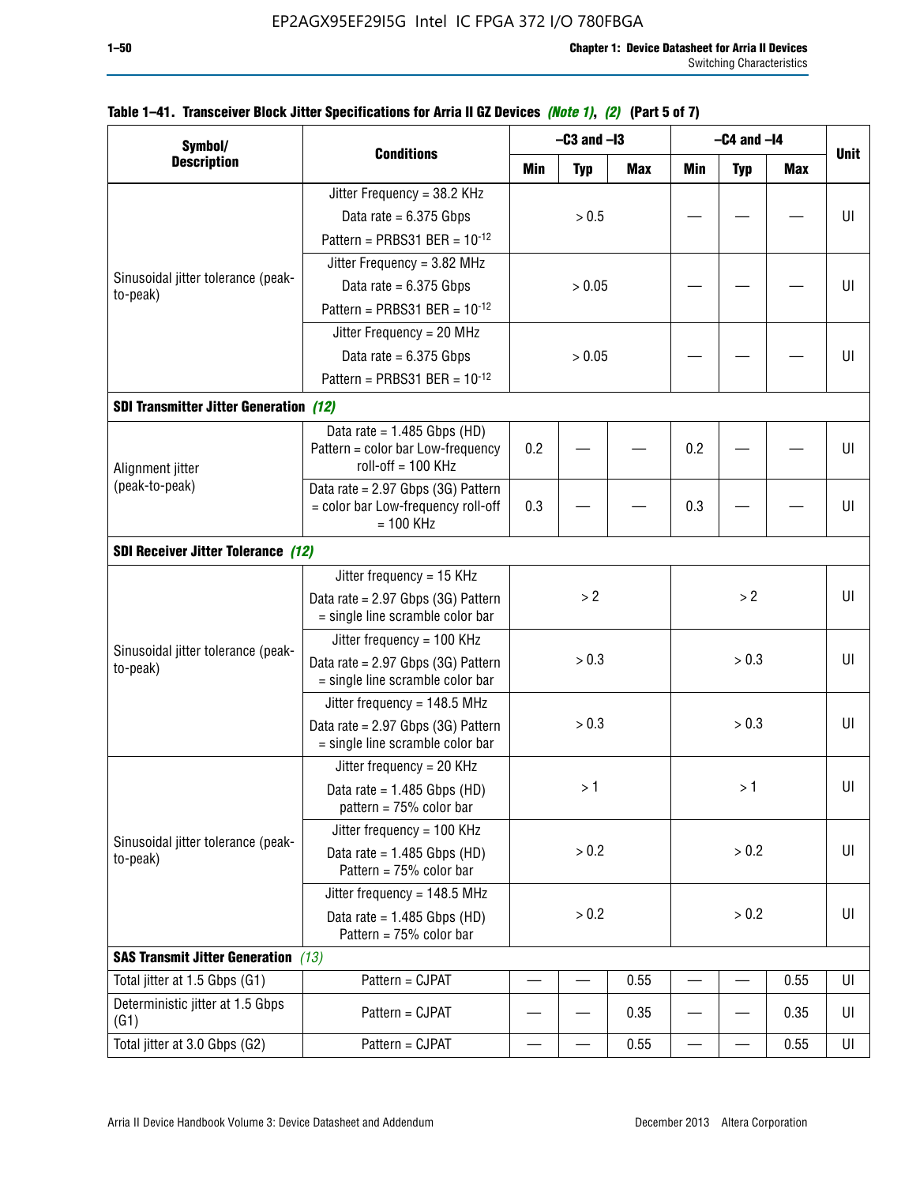Table 1–41. Transceiver Block Jitter Specifications for Arria II GZ Devices *(Note 1)*, *(2)* (Part 5 of 7)

| Symbol/ Description | Conditions | –C3 and –I3 | | | –C4 and –I4 | | | Unit |
|---|---|---|---|---|---|---|---|---|
| | | Min | Typ | Max | Min | Typ | Max | |
| Sinusoidal jitter tolerance (peak-to-peak) | Jitter Frequency = 38.2 KHz Data rate = 6.375 Gbps Pattern = PRBS31 BER = $10^{-12}$ | | > 0.5 | | — | — | — | UI |
| | Jitter Frequency = 3.82 MHz Data rate = 6.375 Gbps Pattern = PRBS31 BER = $10^{-12}$ | | > 0.05 | | — | — | — | UI |
| | Jitter Frequency = 20 MHz Data rate = 6.375 Gbps Pattern = PRBS31 BER = $10^{-12}$ | | > 0.05 | | — | — | — | UI |
| **SDI Transmitter Jitter Generation** *(12)* | | | | | | | | |
| Alignment jitter (peak-to-peak) | Data rate = 1.485 Gbps (HD) Pattern = color bar Low-frequency roll-off = 100 KHz | 0.2 | — | — | 0.2 | — | — | UI |
| | Data rate = 2.97 Gbps (3G) Pattern = color bar Low-frequency roll-off = 100 KHz | 0.3 | — | — | 0.3 | — | — | UI |
| **SDI Receiver Jitter Tolerance** *(12)* | | | | | | | | |
| Sinusoidal jitter tolerance (peak-to-peak) | Jitter frequency = 15 KHz Data rate = 2.97 Gbps (3G) Pattern = single line scramble color bar | | > 2 | | | > 2 | | UI |
| | Jitter frequency = 100 KHz Data rate = 2.97 Gbps (3G) Pattern = single line scramble color bar | | > 0.3 | | | > 0.3 | | UI |
| | Jitter frequency = 148.5 MHz Data rate = 2.97 Gbps (3G) Pattern = single line scramble color bar | | > 0.3 | | | > 0.3 | | UI |
| Sinusoidal jitter tolerance (peak-to-peak) | Jitter frequency = 20 KHz Data rate = 1.485 Gbps (HD) pattern = 75% color bar | | > 1 | | | > 1 | | UI |
| | Jitter frequency = 100 KHz Data rate = 1.485 Gbps (HD) Pattern = 75% color bar | | > 0.2 | | | > 0.2 | | UI |
| | Jitter frequency = 148.5 MHz Data rate = 1.485 Gbps (HD) Pattern = 75% color bar | | > 0.2 | | | > 0.2 | | UI |
| **SAS Transmit Jitter Generation** *(13)* | | | | | | | | |
| Total jitter at 1.5 Gbps (G1) | Pattern = CJPAT | — | — | 0.55 | — | — | 0.55 | UI |
| Deterministic jitter at 1.5 Gbps (G1) | Pattern = CJPAT | — | — | 0.35 | — | — | 0.35 | UI |
| Total jitter at 3.0 Gbps (G2) | Pattern = CJPAT | — | — | 0.55 | — | — | 0.55 | UI |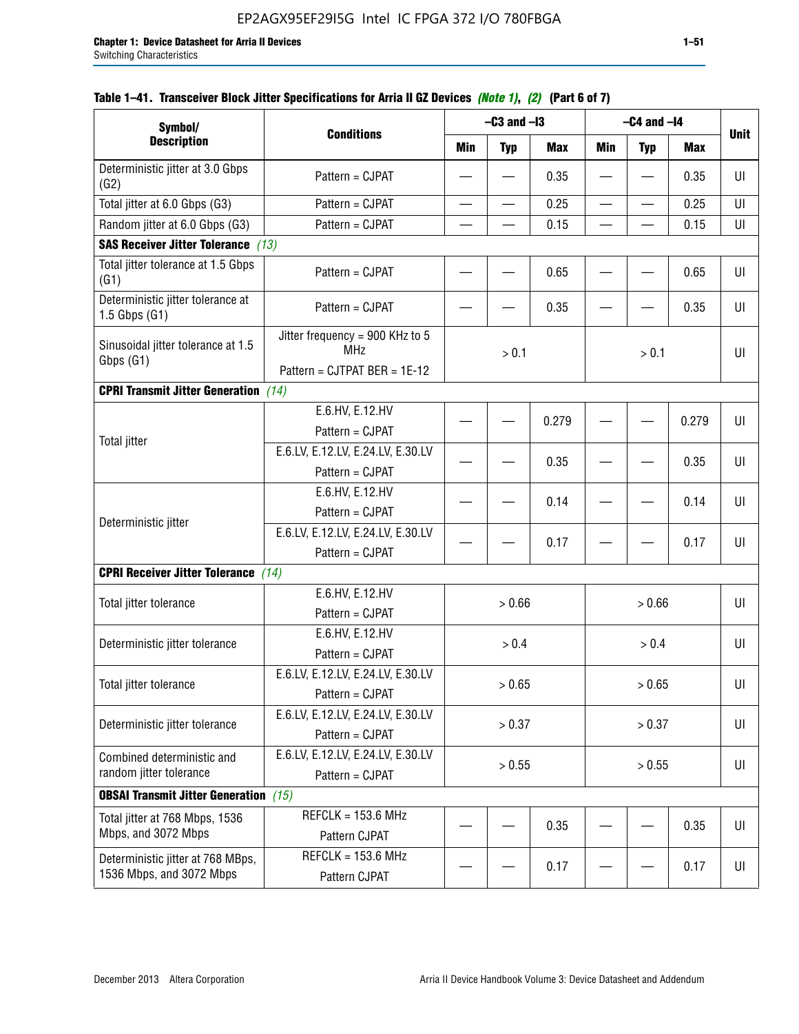#### Table 1–41. Transceiver Block Jitter Specifications for Arria II GZ Devices *(Note 1)*, *(2)* (Part 6 of 7)

| Symbol/ Description | Conditions | –C3 and –I3 | | | –C4 and –I4 | | | Unit |
|---|---|---|---|---|---|---|---|---|
| | | Min | Typ | Max | Min | Typ | Max | |
| Deterministic jitter at 3.0 Gbps (G2) | Pattern = CJPAT | — | — | 0.35 | — | — | 0.35 | UI |
| Total jitter at 6.0 Gbps (G3) | Pattern = CJPAT | — | — | 0.25 | — | — | 0.25 | UI |
| Random jitter at 6.0 Gbps (G3) | Pattern = CJPAT | — | — | 0.15 | — | — | 0.15 | UI |
| **SAS Receiver Jitter Tolerance** *(13)* | | | | | | | | |
| Total jitter tolerance at 1.5 Gbps (G1) | Pattern = CJPAT | — | — | 0.65 | — | — | 0.65 | UI |
| Deterministic jitter tolerance at 1.5 Gbps (G1) | Pattern = CJPAT | — | — | 0.35 | — | — | 0.35 | UI |
| Sinusoidal jitter tolerance at 1.5 Gbps (G1) | Jitter frequency = 900 KHz to 5 MHz<br>Pattern = CJTPAT BER = 1E-12 | > 0.1 | | | > 0.1 | | | UI |
| **CPRI Transmit Jitter Generation** *(14)* | | | | | | | | |
| Total jitter | E.6.HV, E.12.HV<br>Pattern = CJPAT | — | — | 0.279 | — | — | 0.279 | UI |
| | E.6.LV, E.12.LV, E.24.LV, E.30.LV<br>Pattern = CJPAT | — | — | 0.35 | — | — | 0.35 | UI |
| Deterministic jitter | E.6.HV, E.12.HV<br>Pattern = CJPAT | — | — | 0.14 | — | — | 0.14 | UI |
| | E.6.LV, E.12.LV, E.24.LV, E.30.LV<br>Pattern = CJPAT | — | — | 0.17 | — | — | 0.17 | UI |
| **CPRI Receiver Jitter Tolerance** *(14)* | | | | | | | | |
| Total jitter tolerance | E.6.HV, E.12.HV<br>Pattern = CJPAT | > 0.66 | | | > 0.66 | | | UI |
| Deterministic jitter tolerance | E.6.HV, E.12.HV<br>Pattern = CJPAT | > 0.4 | | | > 0.4 | | | UI |
| Total jitter tolerance | E.6.LV, E.12.LV, E.24.LV, E.30.LV<br>Pattern = CJPAT | > 0.65 | | | > 0.65 | | | UI |
| Deterministic jitter tolerance | E.6.LV, E.12.LV, E.24.LV, E.30.LV<br>Pattern = CJPAT | > 0.37 | | | > 0.37 | | | UI |
| Combined deterministic and random jitter tolerance | E.6.LV, E.12.LV, E.24.LV, E.30.LV<br>Pattern = CJPAT | > 0.55 | | | > 0.55 | | | UI |
| **OBSAI Transmit Jitter Generation** *(15)* | | | | | | | | |
| Total jitter at 768 Mbps, 1536 Mbps, and 3072 Mbps | REFCLK = 153.6 MHz<br>Pattern CJPAT | — | — | 0.35 | — | — | 0.35 | UI |
| Deterministic jitter at 768 MBps, 1536 Mbps, and 3072 Mbps | REFCLK = 153.6 MHz<br>Pattern CJPAT | — | — | 0.17 | — | — | 0.17 | UI |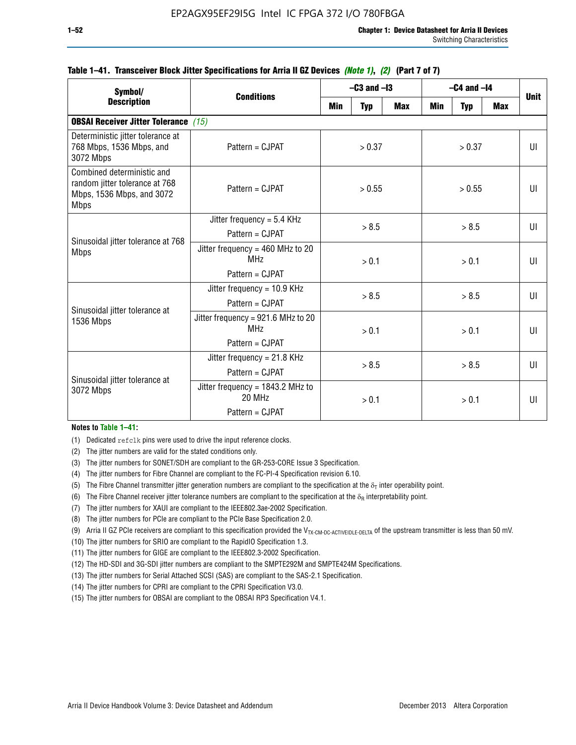**Table 1–41. Transceiver Block Jitter Specifications for Arria II GZ Devices *(Note 1)*, *(2)* (Part 7 of 7)**

| Symbol/ Description | Conditions | –C3 and –I3 | | | –C4 and –I4 | | | Unit |
|---|---|---|---|---|---|---|---|---|
| | | Min | Typ | Max | Min | Typ | Max | |
| **OBSAI Receiver Jitter Tolerance** *(15)* | | | | | | | | |
| Deterministic jitter tolerance at 768 Mbps, 1536 Mbps, and 3072 Mbps | Pattern = CJPAT | > 0.37 | | | > 0.37 | | | UI |
| Combined deterministic and random jitter tolerance at 768 Mbps, 1536 Mbps, and 3072 Mbps | Pattern = CJPAT | > 0.55 | | | > 0.55 | | | UI |
| Sinusoidal jitter tolerance at 768 Mbps | Jitter frequency = 5.4 KHz<br>Pattern = CJPAT | > 8.5 | | | > 8.5 | | | UI |
| | Jitter frequency = 460 MHz to 20 MHz<br>Pattern = CJPAT | > 0.1 | | | > 0.1 | | | UI |
| Sinusoidal jitter tolerance at 1536 Mbps | Jitter frequency = 10.9 KHz<br>Pattern = CJPAT | > 8.5 | | | > 8.5 | | | UI |
| | Jitter frequency = 921.6 MHz to 20 MHz<br>Pattern = CJPAT | > 0.1 | | | > 0.1 | | | UI |
| Sinusoidal jitter tolerance at 3072 Mbps | Jitter frequency = 21.8 KHz<br>Pattern = CJPAT | > 8.5 | | | > 8.5 | | | UI |
| | Jitter frequency = 1843.2 MHz to 20 MHz<br>Pattern = CJPAT | > 0.1 | | | > 0.1 | | | UI |

**Notes to Table 1–41:**

(1) Dedicated `refclk` pins were used to drive the input reference clocks.

(2) The jitter numbers are valid for the stated conditions only.

(3) The jitter numbers for SONET/SDH are compliant to the GR-253-CORE Issue 3 Specification.

(4) The jitter numbers for Fibre Channel are compliant to the FC-PI-4 Specification revision 6.10.

(5) The Fibre Channel transmitter jitter generation numbers are compliant to the specification at the $\delta_T$ inter operability point.

(6) The Fibre Channel receiver jitter tolerance numbers are compliant to the specification at the $\delta_R$ interpretability point.

(7) The jitter numbers for XAUI are compliant to the IEEE802.3ae-2002 Specification.

(8) The jitter numbers for PCIe are compliant to the PCIe Base Specification 2.0.

(9) Arria II GZ PCIe receivers are compliant to this specification provided the $V_{TX\text{-}CM\text{-}DC\text{-}ACTIVEIDLE\text{-}DELTA}$ of the upstream transmitter is less than 50 mV.

(10) The jitter numbers for SRIO are compliant to the RapidIO Specification 1.3.

(11) The jitter numbers for GIGE are compliant to the IEEE802.3-2002 Specification.

(12) The HD-SDI and 3G-SDI jitter numbers are compliant to the SMPTE292M and SMPTE424M Specifications.

(13) The jitter numbers for Serial Attached SCSI (SAS) are compliant to the SAS-2.1 Specification.

(14) The jitter numbers for CPRI are compliant to the CPRI Specification V3.0.

(15) The jitter numbers for OBSAI are compliant to the OBSAI RP3 Specification V4.1.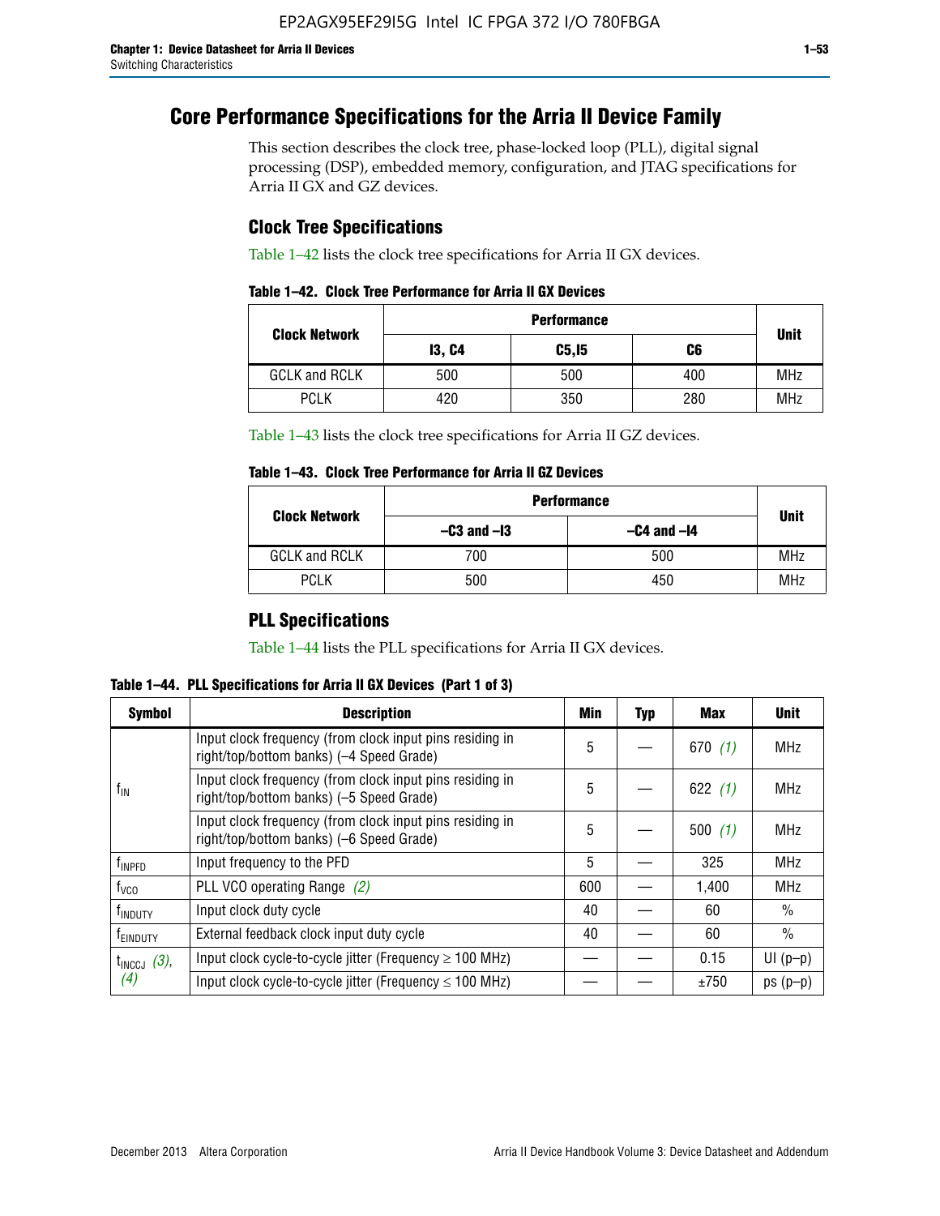# Core Performance Specifications for the Arria II Device Family

This section describes the clock tree, phase-locked loop (PLL), digital signal processing (DSP), embedded memory, configuration, and JTAG specifications for Arria II GX and GZ devices.

## Clock Tree Specifications

Table 1–42 lists the clock tree specifications for Arria II GX devices.

**Table 1–42. Clock Tree Performance for Arria II GX Devices**

| Clock Network | Performance | | | Unit |
|---|---|---|---|---|
| | I3, C4 | C5,I5 | C6 | |
| GCLK and RCLK | 500 | 500 | 400 | MHz |
| PCLK | 420 | 350 | 280 | MHz |

Table 1–43 lists the clock tree specifications for Arria II GZ devices.

**Table 1–43. Clock Tree Performance for Arria II GZ Devices**

| Clock Network | Performance | | Unit |
|---|---|---|---|
| | –C3 and –I3 | –C4 and –I4 | |
| GCLK and RCLK | 700 | 500 | MHz |
| PCLK | 500 | 450 | MHz |

## PLL Specifications

Table 1–44 lists the PLL specifications for Arria II GX devices.

**Table 1–44. PLL Specifications for Arria II GX Devices (Part 1 of 3)**

| Symbol | Description | Min | Typ | Max | Unit |
|---|---|---|---|---|---|
| $f_{IN}$ | Input clock frequency (from clock input pins residing in right/top/bottom banks) (–4 Speed Grade) | 5 | — | 670 *(1)* | MHz |
| | Input clock frequency (from clock input pins residing in right/top/bottom banks) (–5 Speed Grade) | 5 | — | 622 *(1)* | MHz |
| | Input clock frequency (from clock input pins residing in right/top/bottom banks) (–6 Speed Grade) | 5 | — | 500 *(1)* | MHz |
| $f_{INPFD}$ | Input frequency to the PFD | 5 | — | 325 | MHz |
| $f_{VCO}$ | PLL VCO operating Range *(2)* | 600 | — | 1,400 | MHz |
| $f_{INDUTY}$ | Input clock duty cycle | 40 | — | 60 | % |
| $f_{EINDUTY}$ | External feedback clock input duty cycle | 40 | — | 60 | % |
| $t_{INCCJ}$ *(3)*, *(4)* | Input clock cycle-to-cycle jitter (Frequency ≥ 100 MHz) | — | — | 0.15 | UI (p–p) |
| | Input clock cycle-to-cycle jitter (Frequency ≤ 100 MHz) | — | — | ±750 | ps (p–p) |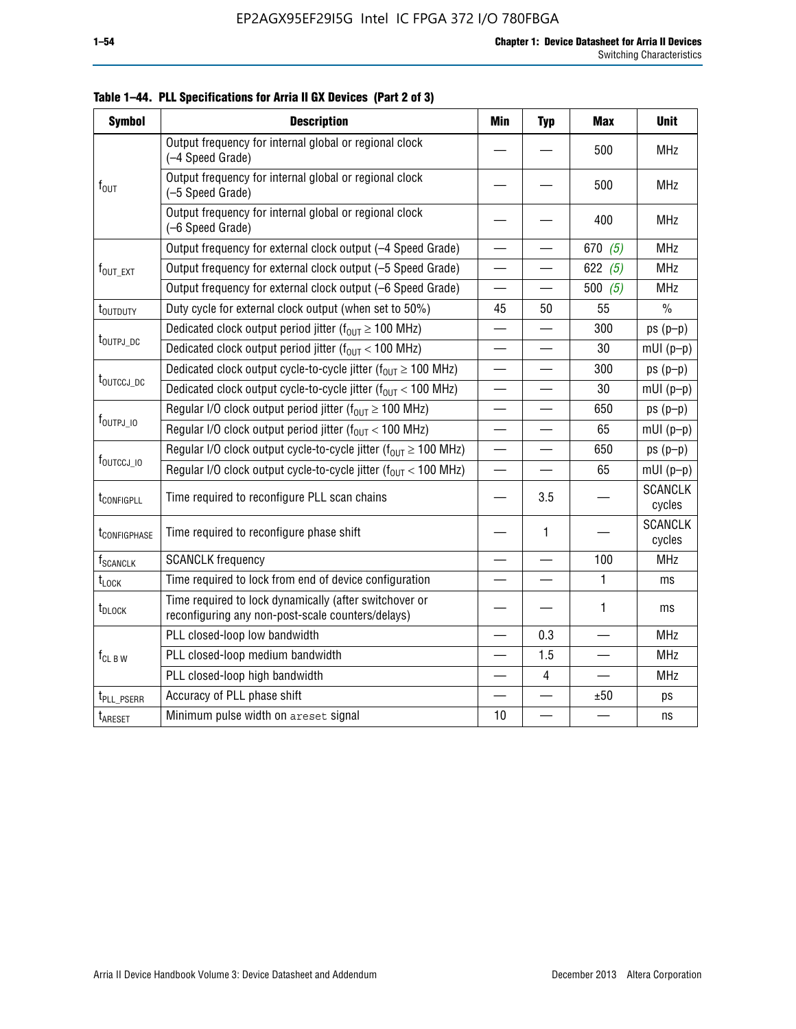**Table 1–44. PLL Specifications for Arria II GX Devices (Part 2 of 3)**

| Symbol | Description | Min | Typ | Max | Unit |
|---|---|---|---|---|---|
| $f_{OUT}$ | Output frequency for internal global or regional clock (–4 Speed Grade) | — | — | 500 | MHz |
| | Output frequency for internal global or regional clock (–5 Speed Grade) | — | — | 500 | MHz |
| | Output frequency for internal global or regional clock (–6 Speed Grade) | — | — | 400 | MHz |
| $f_{OUT\_EXT}$ | Output frequency for external clock output (–4 Speed Grade) | — | — | 670 *(5)* | MHz |
| | Output frequency for external clock output (–5 Speed Grade) | — | — | 622 *(5)* | MHz |
| | Output frequency for external clock output (–6 Speed Grade) | — | — | 500 *(5)* | MHz |
| $t_{OUTDUTY}$ | Duty cycle for external clock output (when set to 50%) | 45 | 50 | 55 | % |
| $t_{OUTPJ\_DC}$ | Dedicated clock output period jitter ($f_{OUT} \geq 100$ MHz) | — | — | 300 | ps (p–p) |
| | Dedicated clock output period jitter ($f_{OUT} < 100$ MHz) | — | — | 30 | mUI (p–p) |
| $t_{OUTCCJ\_DC}$ | Dedicated clock output cycle-to-cycle jitter ($f_{OUT} \geq 100$ MHz) | — | — | 300 | ps (p–p) |
| | Dedicated clock output cycle-to-cycle jitter ($f_{OUT} < 100$ MHz) | — | — | 30 | mUI (p–p) |
| $f_{OUTPJ\_IO}$ | Regular I/O clock output period jitter ($f_{OUT} \geq 100$ MHz) | — | — | 650 | ps (p–p) |
| | Regular I/O clock output period jitter ($f_{OUT} < 100$ MHz) | — | — | 65 | mUI (p–p) |
| $f_{OUTCCJ\_IO}$ | Regular I/O clock output cycle-to-cycle jitter ($f_{OUT} \geq 100$ MHz) | — | — | 650 | ps (p–p) |
| | Regular I/O clock output cycle-to-cycle jitter ($f_{OUT} < 100$ MHz) | — | — | 65 | mUI (p–p) |
| $t_{CONFIGPLL}$ | Time required to reconfigure PLL scan chains | — | 3.5 | — | SCANCLK cycles |
| $t_{CONFIGPHASE}$ | Time required to reconfigure phase shift | — | 1 | — | SCANCLK cycles |
| $f_{SCANCLK}$ | SCANCLK frequency | — | — | 100 | MHz |
| $t_{LOCK}$ | Time required to lock from end of device configuration | — | — | 1 | ms |
| $t_{DLOCK}$ | Time required to lock dynamically (after switchover or reconfiguring any non-post-scale counters/delays) | — | — | 1 | ms |
| $f_{CL\ B\ W}$ | PLL closed-loop low bandwidth | — | 0.3 | — | MHz |
| | PLL closed-loop medium bandwidth | — | 1.5 | — | MHz |
| | PLL closed-loop high bandwidth | — | 4 | — | MHz |
| $t_{PLL\_PSERR}$ | Accuracy of PLL phase shift | — | — | ±50 | ps |
| $t_{ARESET}$ | Minimum pulse width on areset signal | 10 | — | — | ns |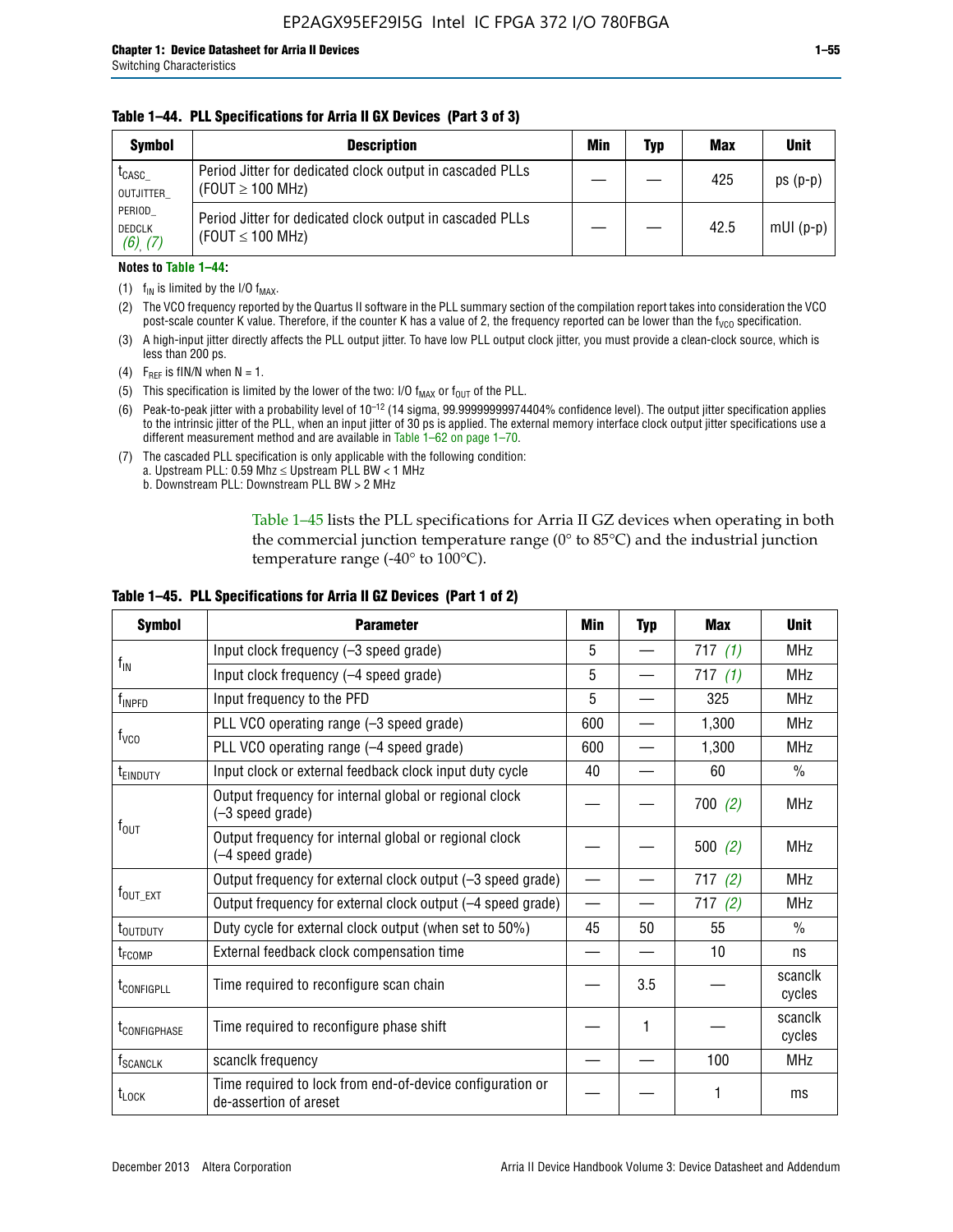**Table 1–44. PLL Specifications for Arria II GX Devices (Part 3 of 3)**

| Symbol | Description | Min | Typ | Max | Unit |
|---|---|---|---|---|---|
| $t_{CASC\_OUTJITTER\_PERIOD\_DEDCLK}$ *(6)*, *(7)* | Period Jitter for dedicated clock output in cascaded PLLs (FOUT ≥ 100 MHz) | — | — | 425 | ps (p-p) |
| | Period Jitter for dedicated clock output in cascaded PLLs (FOUT ≤ 100 MHz) | — | — | 42.5 | mUI (p-p) |

**Notes to Table 1–44:**

(1) $f_{IN}$ is limited by the I/O $f_{MAX}$.

(2) The VCO frequency reported by the Quartus II software in the PLL summary section of the compilation report takes into consideration the VCO post-scale counter K value. Therefore, if the counter K has a value of 2, the frequency reported can be lower than the $f_{VCO}$ specification.

(3) A high-input jitter directly affects the PLL output jitter. To have low PLL output clock jitter, you must provide a clean-clock source, which is less than 200 ps.

(4) $F_{REF}$ is fIN/N when N = 1.

(5) This specification is limited by the lower of the two: I/O $f_{MAX}$ or $f_{OUT}$ of the PLL.

(6) Peak-to-peak jitter with a probability level of $10^{-12}$ (14 sigma, 99.99999999974404% confidence level). The output jitter specification applies to the intrinsic jitter of the PLL, when an input jitter of 30 ps is applied. The external memory interface clock output jitter specifications use a different measurement method and are available in Table 1–62 on page 1–70.

(7) The cascaded PLL specification is only applicable with the following condition:
a. Upstream PLL: 0.59 Mhz ≤ Upstream PLL BW < 1 MHz
b. Downstream PLL: Downstream PLL BW > 2 MHz

Table 1–45 lists the PLL specifications for Arria II GZ devices when operating in both the commercial junction temperature range (0° to 85°C) and the industrial junction temperature range (-40° to 100°C).

**Table 1–45. PLL Specifications for Arria II GZ Devices (Part 1 of 2)**

| Symbol | Parameter | Min | Typ | Max | Unit |
|---|---|---|---|---|---|
| $f_{IN}$ | Input clock frequency (–3 speed grade) | 5 | — | 717 *(1)* | MHz |
| | Input clock frequency (–4 speed grade) | 5 | — | 717 *(1)* | MHz |
| $f_{INPFD}$ | Input frequency to the PFD | 5 | — | 325 | MHz |
| $f_{VCO}$ | PLL VCO operating range (–3 speed grade) | 600 | — | 1,300 | MHz |
| | PLL VCO operating range (–4 speed grade) | 600 | — | 1,300 | MHz |
| $t_{EINDUTY}$ | Input clock or external feedback clock input duty cycle | 40 | — | 60 | % |
| $f_{OUT}$ | Output frequency for internal global or regional clock (–3 speed grade) | — | — | 700 *(2)* | MHz |
| | Output frequency for internal global or regional clock (–4 speed grade) | — | — | 500 *(2)* | MHz |
| $f_{OUT\_EXT}$ | Output frequency for external clock output (–3 speed grade) | — | — | 717 *(2)* | MHz |
| | Output frequency for external clock output (–4 speed grade) | — | — | 717 *(2)* | MHz |
| $t_{OUTDUTY}$ | Duty cycle for external clock output (when set to 50%) | 45 | 50 | 55 | % |
| $t_{FCOMP}$ | External feedback clock compensation time | — | — | 10 | ns |
| $t_{CONFIGPLL}$ | Time required to reconfigure scan chain | — | 3.5 | — | scanclk cycles |
| $t_{CONFIGPHASE}$ | Time required to reconfigure phase shift | — | 1 | — | scanclk cycles |
| $f_{SCANCLK}$ | scanclk frequency | — | — | 100 | MHz |
| $t_{LOCK}$ | Time required to lock from end-of-device configuration or de-assertion of areset | — | — | 1 | ms |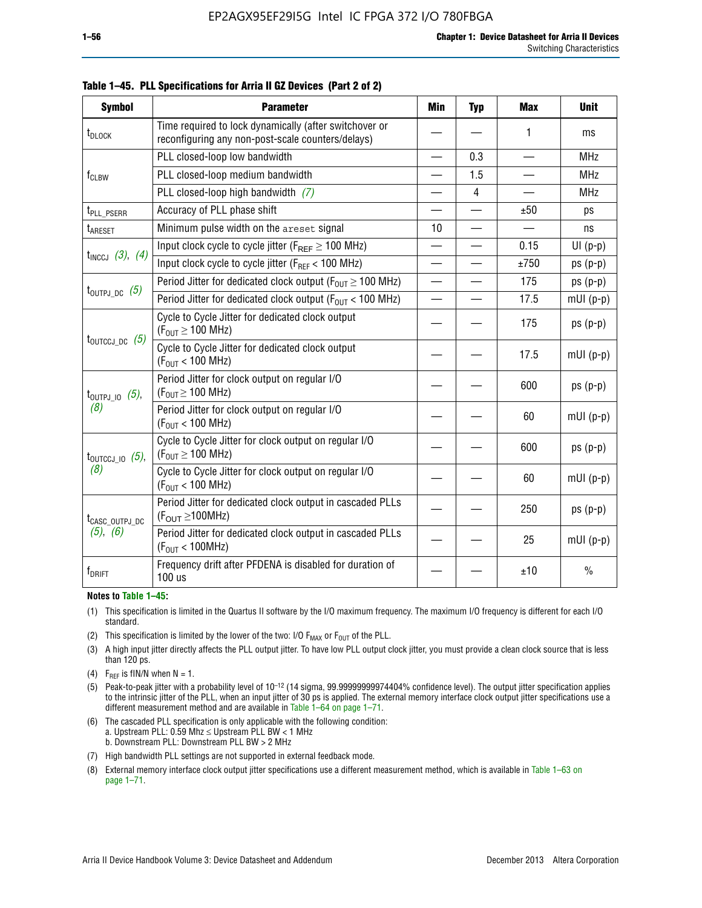**Table 1–45. PLL Specifications for Arria II GZ Devices (Part 2 of 2)**

| Symbol | Parameter | Min | Typ | Max | Unit |
|---|---|---|---|---|---|
| $t_{DLOCK}$ | Time required to lock dynamically (after switchover or reconfiguring any non-post-scale counters/delays) | — | — | 1 | ms |
| $f_{CLBW}$ | PLL closed-loop low bandwidth | — | 0.3 | — | MHz |
| | PLL closed-loop medium bandwidth | — | 1.5 | — | MHz |
| | PLL closed-loop high bandwidth *(7)* | — | 4 | — | MHz |
| $t_{PLL\_PSERR}$ | Accuracy of PLL phase shift | — | — | ±50 | ps |
| $t_{ARESET}$ | Minimum pulse width on the `areset` signal | 10 | — | — | ns |
| $t_{INCCJ}$ *(3)*, *(4)* | Input clock cycle to cycle jitter ($F_{REF} \geq 100$ MHz) | — | — | 0.15 | UI (p-p) |
| | Input clock cycle to cycle jitter ($F_{REF} < 100$ MHz) | — | — | ±750 | ps (p-p) |
| $t_{OUTPJ\_DC}$ *(5)* | Period Jitter for dedicated clock output ($F_{OUT} \geq 100$ MHz) | — | — | 175 | ps (p-p) |
| | Period Jitter for dedicated clock output ($F_{OUT} < 100$ MHz) | — | — | 17.5 | mUI (p-p) |
| $t_{OUTCCJ\_DC}$ *(5)* | Cycle to Cycle Jitter for dedicated clock output ($F_{OUT} \geq 100$ MHz) | — | — | 175 | ps (p-p) |
| | Cycle to Cycle Jitter for dedicated clock output ($F_{OUT} < 100$ MHz) | — | — | 17.5 | mUI (p-p) |
| $t_{OUTPJ\_IO}$ *(5)*, *(8)* | Period Jitter for clock output on regular I/O ($F_{OUT} \geq 100$ MHz) | — | — | 600 | ps (p-p) |
| | Period Jitter for clock output on regular I/O ($F_{OUT} < 100$ MHz) | — | — | 60 | mUI (p-p) |
| $t_{OUTCCJ\_IO}$ *(5)*, *(8)* | Cycle to Cycle Jitter for clock output on regular I/O ($F_{OUT} \geq 100$ MHz) | — | — | 600 | ps (p-p) |
| | Cycle to Cycle Jitter for clock output on regular I/O ($F_{OUT} < 100$ MHz) | — | — | 60 | mUI (p-p) |
| $t_{CASC\_OUTPJ\_DC}$ *(5)*, *(6)* | Period Jitter for dedicated clock output in cascaded PLLs ($F_{OUT} \geq$100MHz) | — | — | 250 | ps (p-p) |
| | Period Jitter for dedicated clock output in cascaded PLLs ($F_{OUT} <$ 100MHz) | — | — | 25 | mUI (p-p) |
| $f_{DRIFT}$ | Frequency drift after PFDENA is disabled for duration of 100 us | — | — | ±10 | % |

**Notes to Table 1–45:**

(1) This specification is limited in the Quartus II software by the I/O maximum frequency. The maximum I/O frequency is different for each I/O standard.

(2) This specification is limited by the lower of the two: I/O $F_{MAX}$ or $F_{OUT}$ of the PLL.

(3) A high input jitter directly affects the PLL output jitter. To have low PLL output clock jitter, you must provide a clean clock source that is less than 120 ps.

(4) $F_{REF}$ is fIN/N when N = 1.

(5) Peak-to-peak jitter with a probability level of $10^{-12}$ (14 sigma, 99.99999999974404% confidence level). The output jitter specification applies to the intrinsic jitter of the PLL, when an input jitter of 30 ps is applied. The external memory interface clock output jitter specifications use a different measurement method and are available in Table 1–64 on page 1–71.

(6) The cascaded PLL specification is only applicable with the following condition:
a. Upstream PLL: 0.59 Mhz ≤ Upstream PLL BW < 1 MHz
b. Downstream PLL: Downstream PLL BW > 2 MHz

(7) High bandwidth PLL settings are not supported in external feedback mode.

(8) External memory interface clock output jitter specifications use a different measurement method, which is available in Table 1–63 on page 1–71.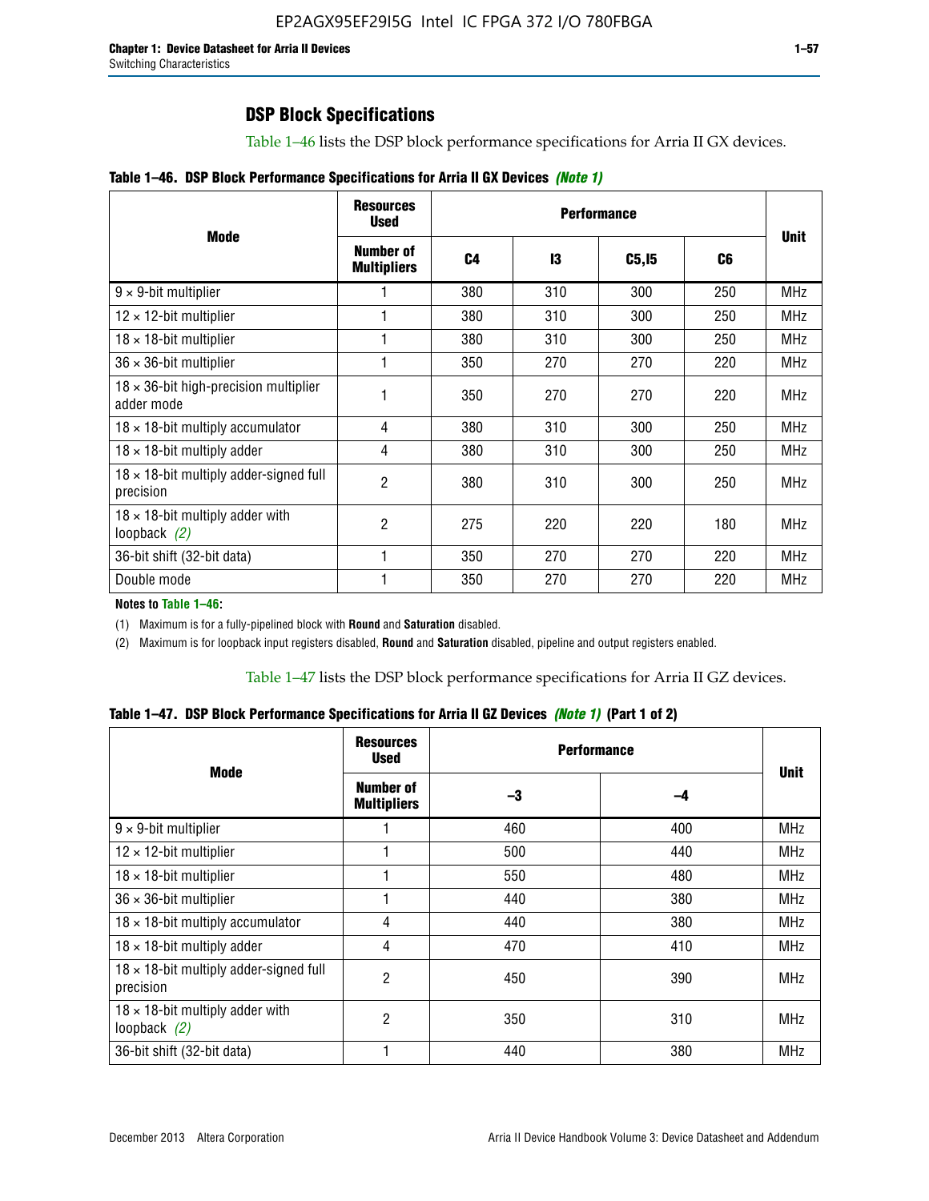## DSP Block Specifications

Table 1–46 lists the DSP block performance specifications for Arria II GX devices.

**Table 1–46. DSP Block Performance Specifications for Arria II GX Devices *(Note 1)***

| Mode | Resources Used | Performance | | | | Unit |
|---|---|---|---|---|---|---|
| | Number of Multipliers | C4 | I3 | C5,I5 | C6 | |
| 9 × 9-bit multiplier | 1 | 380 | 310 | 300 | 250 | MHz |
| 12 × 12-bit multiplier | 1 | 380 | 310 | 300 | 250 | MHz |
| 18 × 18-bit multiplier | 1 | 380 | 310 | 300 | 250 | MHz |
| 36 × 36-bit multiplier | 1 | 350 | 270 | 270 | 220 | MHz |
| 18 × 36-bit high-precision multiplier adder mode | 1 | 350 | 270 | 270 | 220 | MHz |
| 18 × 18-bit multiply accumulator | 4 | 380 | 310 | 300 | 250 | MHz |
| 18 × 18-bit multiply adder | 4 | 380 | 310 | 300 | 250 | MHz |
| 18 × 18-bit multiply adder-signed full precision | 2 | 380 | 310 | 300 | 250 | MHz |
| 18 × 18-bit multiply adder with loopback *(2)* | 2 | 275 | 220 | 220 | 180 | MHz |
| 36-bit shift (32-bit data) | 1 | 350 | 270 | 270 | 220 | MHz |
| Double mode | 1 | 350 | 270 | 270 | 220 | MHz |

**Notes to Table 1–46:**

(1) Maximum is for a fully-pipelined block with **Round** and **Saturation** disabled.

(2) Maximum is for loopback input registers disabled, **Round** and **Saturation** disabled, pipeline and output registers enabled.

Table 1–47 lists the DSP block performance specifications for Arria II GZ devices.

**Table 1–47. DSP Block Performance Specifications for Arria II GZ Devices *(Note 1)* (Part 1 of 2)**

| Mode | Resources Used | Performance | | Unit |
|---|---|---|---|---|
| | Number of Multipliers | –3 | –4 | |
| 9 × 9-bit multiplier | 1 | 460 | 400 | MHz |
| 12 × 12-bit multiplier | 1 | 500 | 440 | MHz |
| 18 × 18-bit multiplier | 1 | 550 | 480 | MHz |
| 36 × 36-bit multiplier | 1 | 440 | 380 | MHz |
| 18 × 18-bit multiply accumulator | 4 | 440 | 380 | MHz |
| 18 × 18-bit multiply adder | 4 | 470 | 410 | MHz |
| 18 × 18-bit multiply adder-signed full precision | 2 | 450 | 390 | MHz |
| 18 × 18-bit multiply adder with loopback *(2)* | 2 | 350 | 310 | MHz |
| 36-bit shift (32-bit data) | 1 | 440 | 380 | MHz |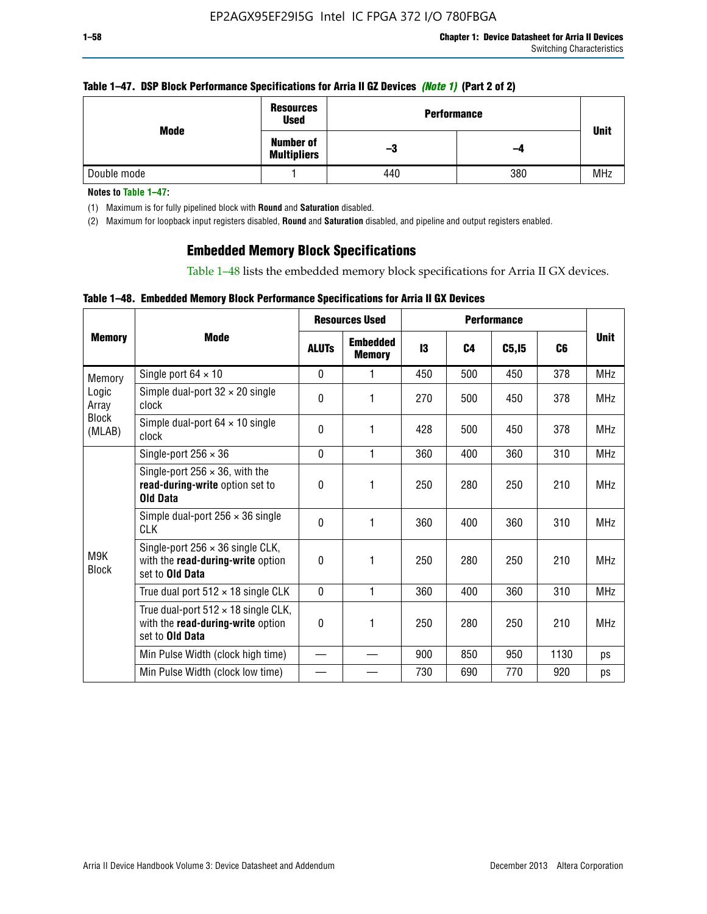**Table 1–47. DSP Block Performance Specifications for Arria II GZ Devices *(Note 1)* (Part 2 of 2)**

| Mode | Resources Used | Performance | | Unit |
|---|---|---|---|---|
| | Number of Multipliers | –3 | –4 | |
| Double mode | 1 | 440 | 380 | MHz |

**Notes to Table 1–47:**

(1) Maximum is for fully pipelined block with **Round** and **Saturation** disabled.

(2) Maximum for loopback input registers disabled, **Round** and **Saturation** disabled, and pipeline and output registers enabled.

## Embedded Memory Block Specifications

Table 1–48 lists the embedded memory block specifications for Arria II GX devices.

**Table 1–48. Embedded Memory Block Performance Specifications for Arria II GX Devices**

| Memory | Mode | Resources Used | | Performance | | | | Unit |
|---|---|---|---|---|---|---|---|---|
| | | ALUTs | Embedded Memory | I3 | C4 | C5,I5 | C6 | |
| Memory Logic Array Block (MLAB) | Single port 64 × 10 | 0 | 1 | 450 | 500 | 450 | 378 | MHz |
| | Simple dual-port 32 × 20 single clock | 0 | 1 | 270 | 500 | 450 | 378 | MHz |
| | Simple dual-port 64 × 10 single clock | 0 | 1 | 428 | 500 | 450 | 378 | MHz |
| M9K Block | Single-port 256 × 36 | 0 | 1 | 360 | 400 | 360 | 310 | MHz |
| | Single-port 256 × 36, with the **read-during-write** option set to **Old Data** | 0 | 1 | 250 | 280 | 250 | 210 | MHz |
| | Simple dual-port 256 × 36 single CLK | 0 | 1 | 360 | 400 | 360 | 310 | MHz |
| | Single-port 256 × 36 single CLK, with the **read-during-write** option set to **Old Data** | 0 | 1 | 250 | 280 | 250 | 210 | MHz |
| | True dual port 512 × 18 single CLK | 0 | 1 | 360 | 400 | 360 | 310 | MHz |
| | True dual-port 512 × 18 single CLK, with the **read-during-write** option set to **Old Data** | 0 | 1 | 250 | 280 | 250 | 210 | MHz |
| | Min Pulse Width (clock high time) | — | — | 900 | 850 | 950 | 1130 | ps |
| | Min Pulse Width (clock low time) | — | — | 730 | 690 | 770 | 920 | ps |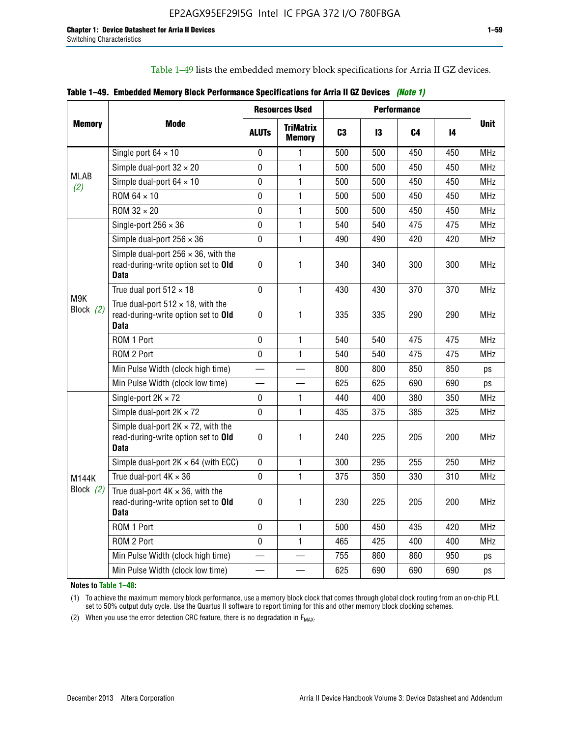Table 1–49 lists the embedded memory block specifications for Arria II GZ devices.

**Table 1–49. Embedded Memory Block Performance Specifications for Arria II GZ Devices** *(Note 1)*

| Memory | Mode | Resources Used | | Performance | | | | Unit |
|---|---|---|---|---|---|---|---|---|
| | | ALUTs | TriMatrix Memory | C3 | I3 | C4 | I4 | |
| MLAB *(2)* | Single port 64 × 10 | 0 | 1 | 500 | 500 | 450 | 450 | MHz |
| | Simple dual-port 32 × 20 | 0 | 1 | 500 | 500 | 450 | 450 | MHz |
| | Simple dual-port 64 × 10 | 0 | 1 | 500 | 500 | 450 | 450 | MHz |
| | ROM 64 × 10 | 0 | 1 | 500 | 500 | 450 | 450 | MHz |
| | ROM 32 × 20 | 0 | 1 | 500 | 500 | 450 | 450 | MHz |
| M9K Block *(2)* | Single-port 256 × 36 | 0 | 1 | 540 | 540 | 475 | 475 | MHz |
| | Simple dual-port 256 × 36 | 0 | 1 | 490 | 490 | 420 | 420 | MHz |
| | Simple dual-port 256 × 36, with the read-during-write option set to **Old Data** | 0 | 1 | 340 | 340 | 300 | 300 | MHz |
| | True dual port 512 × 18 | 0 | 1 | 430 | 430 | 370 | 370 | MHz |
| | True dual-port 512 × 18, with the read-during-write option set to **Old Data** | 0 | 1 | 335 | 335 | 290 | 290 | MHz |
| | ROM 1 Port | 0 | 1 | 540 | 540 | 475 | 475 | MHz |
| | ROM 2 Port | 0 | 1 | 540 | 540 | 475 | 475 | MHz |
| | Min Pulse Width (clock high time) | — | — | 800 | 800 | 850 | 850 | ps |
| | Min Pulse Width (clock low time) | — | — | 625 | 625 | 690 | 690 | ps |
| M144K Block *(2)* | Single-port 2K × 72 | 0 | 1 | 440 | 400 | 380 | 350 | MHz |
| | Simple dual-port 2K × 72 | 0 | 1 | 435 | 375 | 385 | 325 | MHz |
| | Simple dual-port 2K × 72, with the read-during-write option set to **Old Data** | 0 | 1 | 240 | 225 | 205 | 200 | MHz |
| | Simple dual-port 2K × 64 (with ECC) | 0 | 1 | 300 | 295 | 255 | 250 | MHz |
| | True dual-port 4K × 36 | 0 | 1 | 375 | 350 | 330 | 310 | MHz |
| | True dual-port 4K × 36, with the read-during-write option set to **Old Data** | 0 | 1 | 230 | 225 | 205 | 200 | MHz |
| | ROM 1 Port | 0 | 1 | 500 | 450 | 435 | 420 | MHz |
| | ROM 2 Port | 0 | 1 | 465 | 425 | 400 | 400 | MHz |
| | Min Pulse Width (clock high time) | — | — | 755 | 860 | 860 | 950 | ps |
| | Min Pulse Width (clock low time) | — | — | 625 | 690 | 690 | 690 | ps |

**Notes to Table 1–48:**

(1) To achieve the maximum memory block performance, use a memory block clock that comes through global clock routing from an on-chip PLL set to 50% output duty cycle. Use the Quartus II software to report timing for this and other memory block clocking schemes.

(2) When you use the error detection CRC feature, there is no degradation in $F_{MAX}$.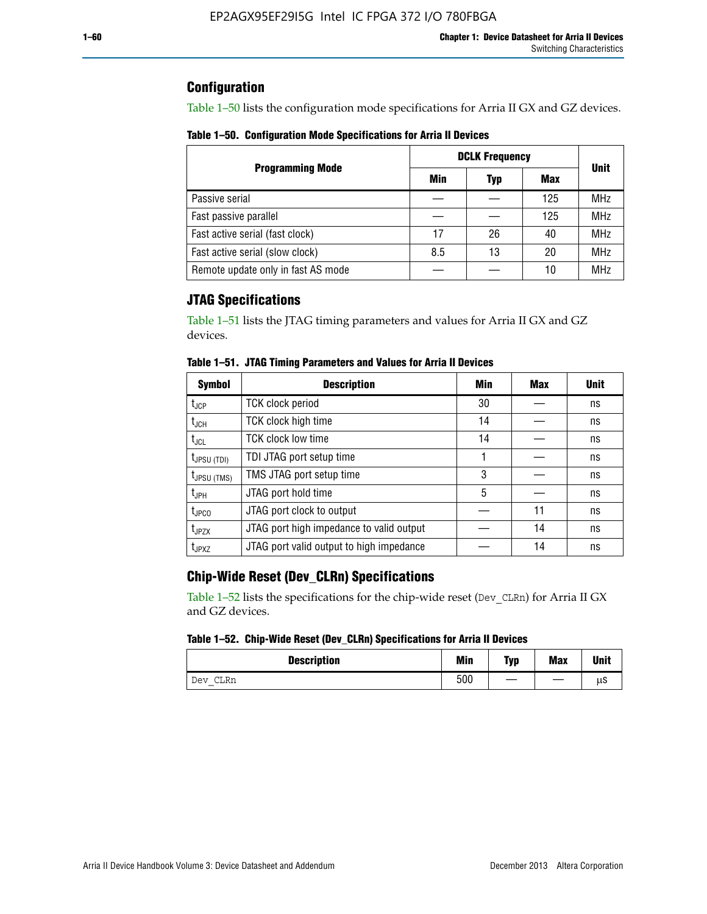## Configuration

Table 1–50 lists the configuration mode specifications for Arria II GX and GZ devices.

**Table 1–50. Configuration Mode Specifications for Arria II Devices**

| Programming Mode | DCLK Frequency | | | Unit |
|---|---|---|---|---|
| | Min | Typ | Max | |
| Passive serial | — | — | 125 | MHz |
| Fast passive parallel | — | — | 125 | MHz |
| Fast active serial (fast clock) | 17 | 26 | 40 | MHz |
| Fast active serial (slow clock) | 8.5 | 13 | 20 | MHz |
| Remote update only in fast AS mode | — | — | 10 | MHz |

## JTAG Specifications

Table 1–51 lists the JTAG timing parameters and values for Arria II GX and GZ devices.

**Table 1–51. JTAG Timing Parameters and Values for Arria II Devices**

| Symbol | Description | Min | Max | Unit |
|---|---|---|---|---|
| $t_{JCP}$ | TCK clock period | 30 | — | ns |
| $t_{JCH}$ | TCK clock high time | 14 | — | ns |
| $t_{JCL}$ | TCK clock low time | 14 | — | ns |
| $t_{JPSU (TDI)}$ | TDI JTAG port setup time | 1 | — | ns |
| $t_{JPSU (TMS)}$ | TMS JTAG port setup time | 3 | — | ns |
| $t_{JPH}$ | JTAG port hold time | 5 | — | ns |
| $t_{JPCO}$ | JTAG port clock to output | — | 11 | ns |
| $t_{JPZX}$ | JTAG port high impedance to valid output | — | 14 | ns |
| $t_{JPXZ}$ | JTAG port valid output to high impedance | — | 14 | ns |

## Chip-Wide Reset (Dev_CLRn) Specifications

Table 1–52 lists the specifications for the chip-wide reset (`Dev_CLRn`) for Arria II GX and GZ devices.

**Table 1–52. Chip-Wide Reset (Dev_CLRn) Specifications for Arria II Devices**

| Description | Min | Typ | Max | Unit |
|---|---|---|---|---|
| `Dev_CLRn` | 500 | — | — | µs |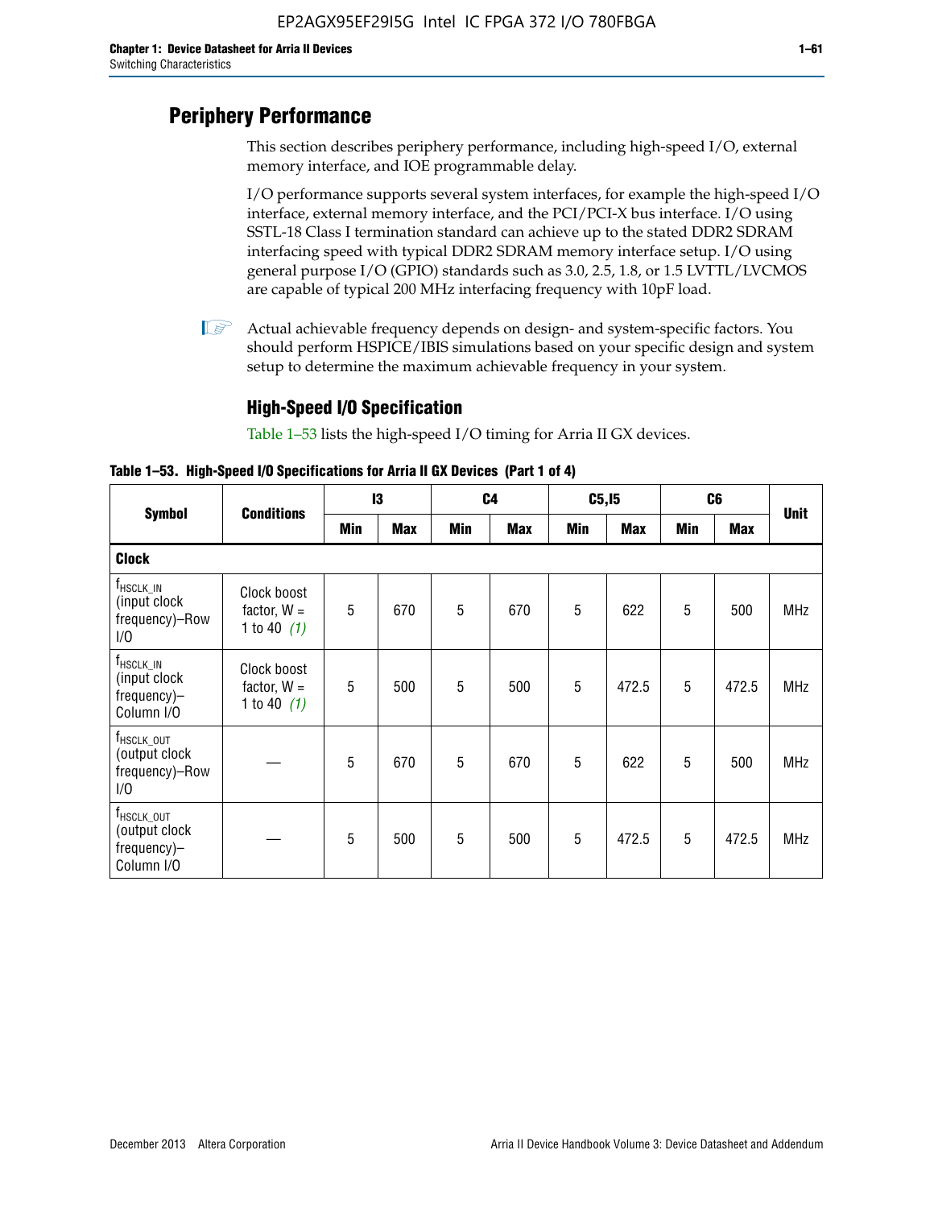# Periphery Performance

This section describes periphery performance, including high-speed I/O, external memory interface, and IOE programmable delay.

I/O performance supports several system interfaces, for example the high-speed I/O interface, external memory interface, and the PCI/PCI-X bus interface. I/O using SSTL-18 Class I termination standard can achieve up to the stated DDR2 SDRAM interfacing speed with typical DDR2 SDRAM memory interface setup. I/O using general purpose I/O (GPIO) standards such as 3.0, 2.5, 1.8, or 1.5 LVTTL/LVCMOS are capable of typical 200 MHz interfacing frequency with 10pF load.

Actual achievable frequency depends on design- and system-specific factors. You should perform HSPICE/IBIS simulations based on your specific design and system setup to determine the maximum achievable frequency in your system.

## High-Speed I/O Specification

Table 1–53 lists the high-speed I/O timing for Arria II GX devices.

**Table 1–53. High-Speed I/O Specifications for Arria II GX Devices (Part 1 of 4)**

| Symbol | Conditions | I3 | | C4 | | C5,I5 | | C6 | | Unit |
|---|---|---|---|---|---|---|---|---|---|---|
| | | Min | Max | Min | Max | Min | Max | Min | Max | |
| **Clock** | | | | | | | | | | |
| $f_{HSCLK\_IN}$ (input clock frequency)–Row I/O | Clock boost factor, W = 1 to 40 *(1)* | 5 | 670 | 5 | 670 | 5 | 622 | 5 | 500 | MHz |
| $f_{HSCLK\_IN}$ (input clock frequency)–Column I/O | Clock boost factor, W = 1 to 40 *(1)* | 5 | 500 | 5 | 500 | 5 | 472.5 | 5 | 472.5 | MHz |
| $f_{HSCLK\_OUT}$ (output clock frequency)–Row I/O | — | 5 | 670 | 5 | 670 | 5 | 622 | 5 | 500 | MHz |
| $f_{HSCLK\_OUT}$ (output clock frequency)–Column I/O | — | 5 | 500 | 5 | 500 | 5 | 472.5 | 5 | 472.5 | MHz |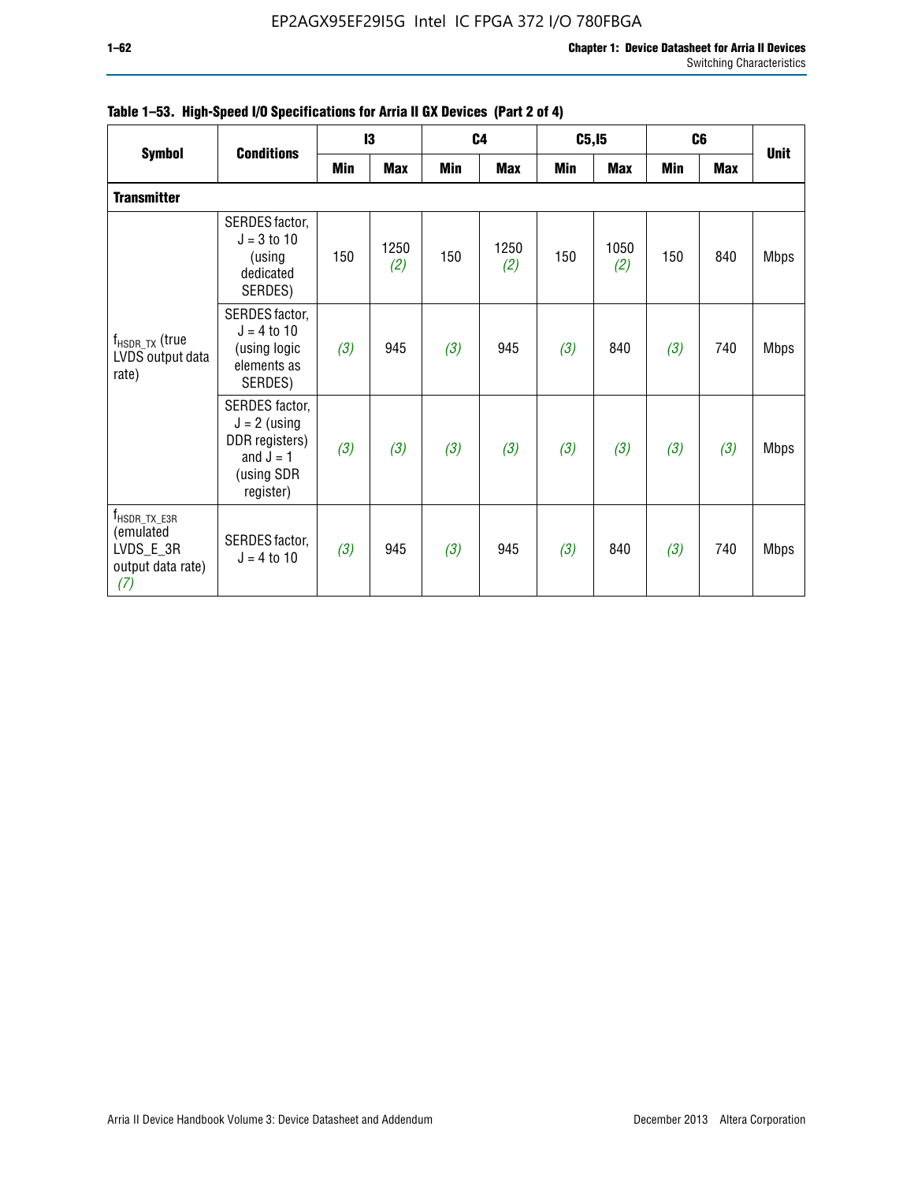**Table 1–53. High-Speed I/O Specifications for Arria II GX Devices (Part 2 of 4)**

| Symbol | Conditions | I3 | | C4 | | C5,I5 | | C6 | | Unit |
|---|---|---|---|---|---|---|---|---|---|---|
| | | Min | Max | Min | Max | Min | Max | Min | Max | |
| **Transmitter** | | | | | | | | | | |
| $f_{HSDR\_TX}$ (true LVDS output data rate) | SERDES factor, J = 3 to 10 (using dedicated SERDES) | 150 | 1250 *(2)* | 150 | 1250 *(2)* | 150 | 1050 *(2)* | 150 | 840 | Mbps |
| | SERDES factor, J = 4 to 10 (using logic elements as SERDES) | *(3)* | 945 | *(3)* | 945 | *(3)* | 840 | *(3)* | 740 | Mbps |
| | SERDES factor, J = 2 (using DDR registers) and J = 1 (using SDR register) | *(3)* | *(3)* | *(3)* | *(3)* | *(3)* | *(3)* | *(3)* | *(3)* | Mbps |
| $f_{HSDR\_TX\_E3R}$ (emulated LVDS_E_3R output data rate) *(7)* | SERDES factor, J = 4 to 10 | *(3)* | 945 | *(3)* | 945 | *(3)* | 840 | *(3)* | 740 | Mbps |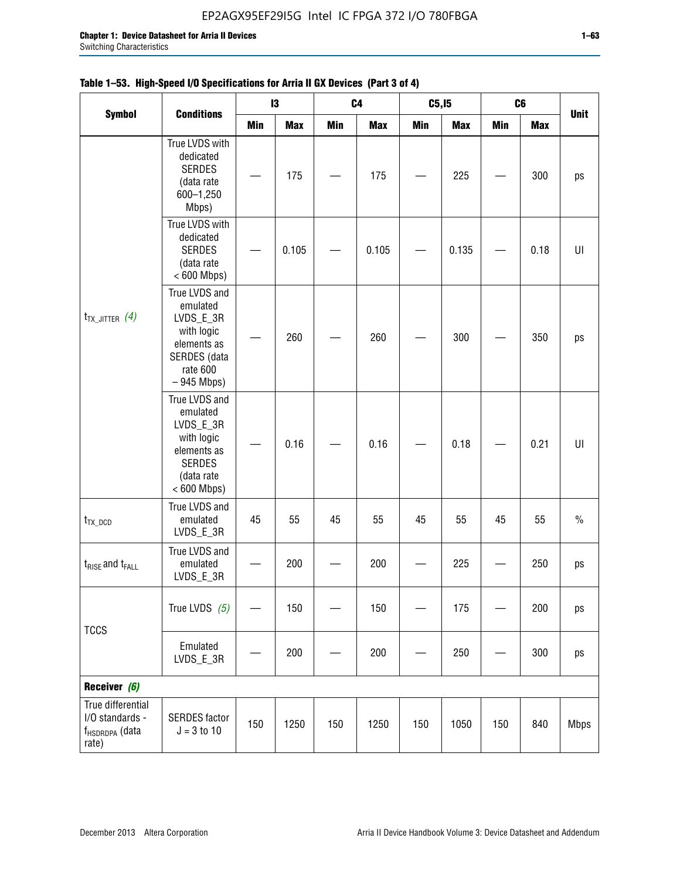**Table 1–53. High-Speed I/O Specifications for Arria II GX Devices (Part 3 of 4)**

| Symbol | Conditions | I3 | | C4 | | C5,I5 | | C6 | | Unit |
|---|---|---|---|---|---|---|---|---|---|---|
| | | Min | Max | Min | Max | Min | Max | Min | Max | |
| $t_{TX\_JITTER}$ *(4)* | True LVDS with dedicated SERDES (data rate 600–1,250 Mbps) | — | 175 | — | 175 | — | 225 | — | 300 | ps |
| | True LVDS with dedicated SERDES (data rate < 600 Mbps) | — | 0.105 | — | 0.105 | — | 0.135 | — | 0.18 | UI |
| | True LVDS and emulated LVDS_E_3R with logic elements as SERDES (data rate 600 – 945 Mbps) | — | 260 | — | 260 | — | 300 | — | 350 | ps |
| | True LVDS and emulated LVDS_E_3R with logic elements as SERDES (data rate < 600 Mbps) | — | 0.16 | — | 0.16 | — | 0.18 | — | 0.21 | UI |
| $t_{TX\_DCD}$ | True LVDS and emulated LVDS_E_3R | 45 | 55 | 45 | 55 | 45 | 55 | 45 | 55 | % |
| $t_{RISE}$ and $t_{FALL}$ | True LVDS and emulated LVDS_E_3R | — | 200 | — | 200 | — | 225 | — | 250 | ps |
| TCCS | True LVDS *(5)* | — | 150 | — | 150 | — | 175 | — | 200 | ps |
| | Emulated LVDS_E_3R | — | 200 | — | 200 | — | 250 | — | 300 | ps |
| **Receiver** *(6)* | | | | | | | | | | |
| True differential I/O standards - $f_{HSDRDPA}$ (data rate) | SERDES factor J = 3 to 10 | 150 | 1250 | 150 | 1250 | 150 | 1050 | 150 | 840 | Mbps |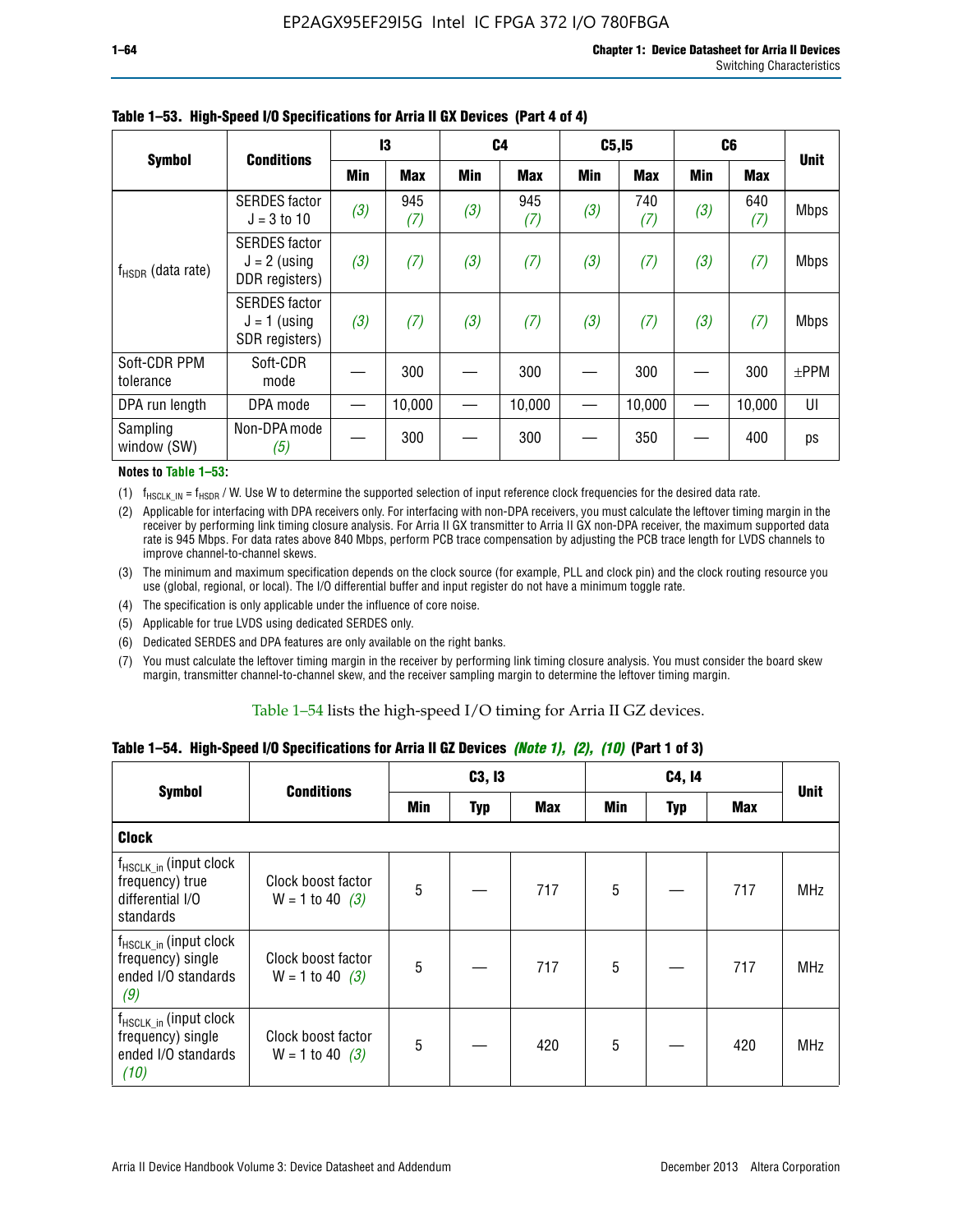**Table 1–53. High-Speed I/O Specifications for Arria II GX Devices (Part 4 of 4)**

| Symbol | Conditions | I3 | | C4 | | C5,I5 | | C6 | | Unit |
|---|---|---|---|---|---|---|---|---|---|---|
| | | Min | Max | Min | Max | Min | Max | Min | Max | |
| $f_{HSDR}$ (data rate) | SERDES factor J = 3 to 10 | *(3)* | 945 *(7)* | *(3)* | 945 *(7)* | *(3)* | 740 *(7)* | *(3)* | 640 *(7)* | Mbps |
| | SERDES factor J = 2 (using DDR registers) | *(3)* | *(7)* | *(3)* | *(7)* | *(3)* | *(7)* | *(3)* | *(7)* | Mbps |
| | SERDES factor J = 1 (using SDR registers) | *(3)* | *(7)* | *(3)* | *(7)* | *(3)* | *(7)* | *(3)* | *(7)* | Mbps |
| Soft-CDR PPM tolerance | Soft-CDR mode | — | 300 | — | 300 | — | 300 | — | 300 | ±PPM |
| DPA run length | DPA mode | — | 10,000 | — | 10,000 | — | 10,000 | — | 10,000 | UI |
| Sampling window (SW) | Non-DPA mode *(5)* | — | 300 | — | 300 | — | 350 | — | 400 | ps |

**Notes to Table 1–53:**

(1) $f_{HSCLK\_IN} = f_{HSDR}$ / W. Use W to determine the supported selection of input reference clock frequencies for the desired data rate.

(2) Applicable for interfacing with DPA receivers only. For interfacing with non-DPA receivers, you must calculate the leftover timing margin in the receiver by performing link timing closure analysis. For Arria II GX transmitter to Arria II GX non-DPA receiver, the maximum supported data rate is 945 Mbps. For data rates above 840 Mbps, perform PCB trace compensation by adjusting the PCB trace length for LVDS channels to improve channel-to-channel skews.

(3) The minimum and maximum specification depends on the clock source (for example, PLL and clock pin) and the clock routing resource you use (global, regional, or local). The I/O differential buffer and input register do not have a minimum toggle rate.

(4) The specification is only applicable under the influence of core noise.

(5) Applicable for true LVDS using dedicated SERDES only.

(6) Dedicated SERDES and DPA features are only available on the right banks.

(7) You must calculate the leftover timing margin in the receiver by performing link timing closure analysis. You must consider the board skew margin, transmitter channel-to-channel skew, and the receiver sampling margin to determine the leftover timing margin.

Table 1–54 lists the high-speed I/O timing for Arria II GZ devices.

**Table 1–54. High-Speed I/O Specifications for Arria II GZ Devices *(Note 1), (2), (10)* (Part 1 of 3)**

| Symbol | Conditions | C3, I3 | | | C4, I4 | | | Unit |
|---|---|---|---|---|---|---|---|---|
| | | Min | Typ | Max | Min | Typ | Max | |
| **Clock** | | | | | | | | |
| $f_{HSCLK\_in}$ (input clock frequency) true differential I/O standards | Clock boost factor W = 1 to 40 *(3)* | 5 | — | 717 | 5 | — | 717 | MHz |
| $f_{HSCLK\_in}$ (input clock frequency) single ended I/O standards *(9)* | Clock boost factor W = 1 to 40 *(3)* | 5 | — | 717 | 5 | — | 717 | MHz |
| $f_{HSCLK\_in}$ (input clock frequency) single ended I/O standards *(10)* | Clock boost factor W = 1 to 40 *(3)* | 5 | — | 420 | 5 | — | 420 | MHz |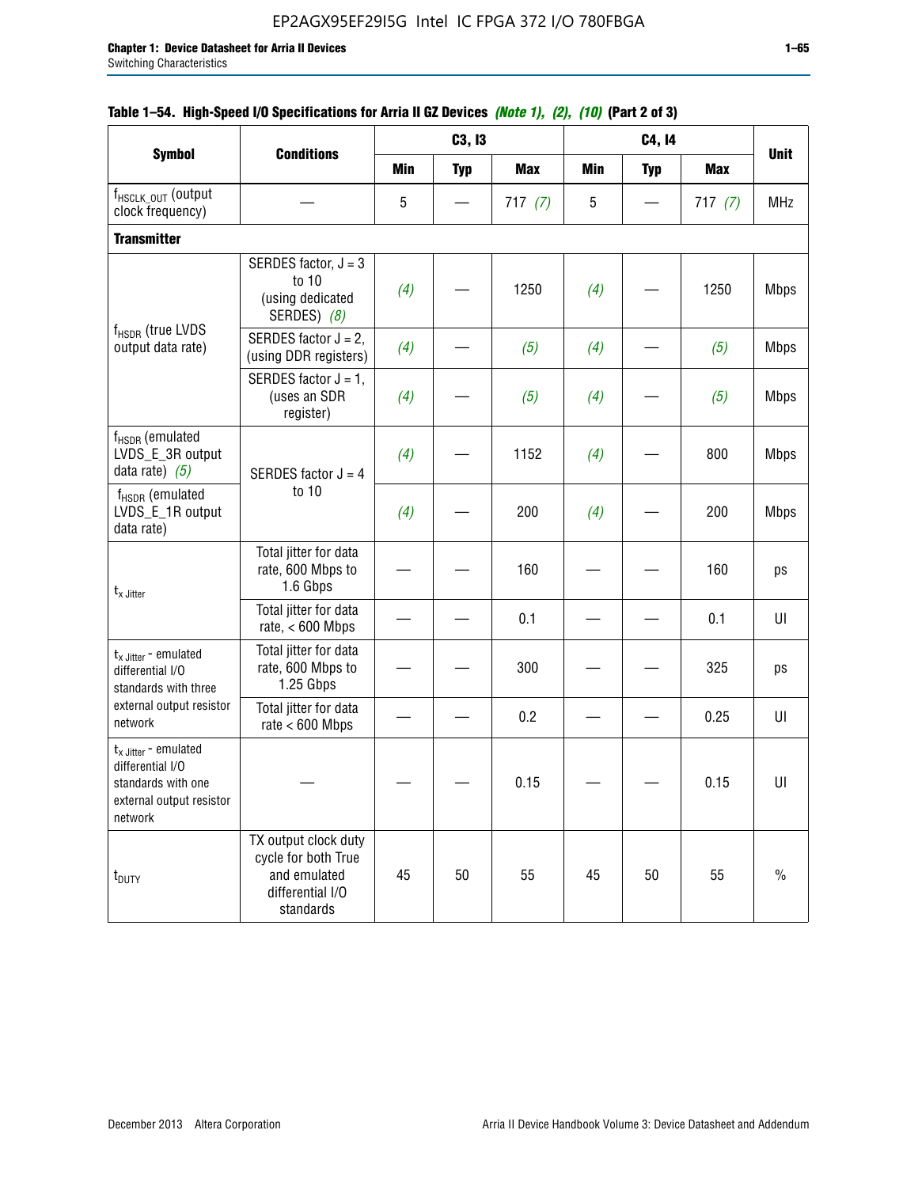**Table 1–54. High-Speed I/O Specifications for Arria II GZ Devices *(Note 1), (2), (10)* (Part 2 of 3)**

| Symbol | Conditions | C3, I3 | | | C4, I4 | | | Unit |
|---|---|---|---|---|---|---|---|---|
| | | Min | Typ | Max | Min | Typ | Max | |
| $f_{HSCLK\_OUT}$ (output clock frequency) | — | 5 | — | 717 *(7)* | 5 | — | 717 *(7)* | MHz |
| **Transmitter** | | | | | | | | |
| $f_{HSDR}$ (true LVDS output data rate) | SERDES factor, J = 3 to 10 (using dedicated SERDES) *(8)* | *(4)* | — | 1250 | *(4)* | — | 1250 | Mbps |
| | SERDES factor J = 2, (using DDR registers) | *(4)* | — | *(5)* | *(4)* | — | *(5)* | Mbps |
| | SERDES factor J = 1, (uses an SDR register) | *(4)* | — | *(5)* | *(4)* | — | *(5)* | Mbps |
| $f_{HSDR}$ (emulated LVDS_E_3R output data rate) *(5)* | SERDES factor J = 4 to 10 | *(4)* | — | 1152 | *(4)* | — | 800 | Mbps |
| $f_{HSDR}$ (emulated LVDS_E_1R output data rate) | | *(4)* | — | 200 | *(4)* | — | 200 | Mbps |
| $t_{x\ Jitter}$ | Total jitter for data rate, 600 Mbps to 1.6 Gbps | — | — | 160 | — | — | 160 | ps |
| | Total jitter for data rate, < 600 Mbps | — | — | 0.1 | — | — | 0.1 | UI |
| $t_{x\ Jitter}$ - emulated differential I/O standards with three external output resistor network | Total jitter for data rate, 600 Mbps to 1.25 Gbps | — | — | 300 | — | — | 325 | ps |
| | Total jitter for data rate < 600 Mbps | — | — | 0.2 | — | — | 0.25 | UI |
| $t_{x\ Jitter}$ - emulated differential I/O standards with one external output resistor network | — | — | — | 0.15 | — | — | 0.15 | UI |
| $t_{DUTY}$ | TX output clock duty cycle for both True and emulated differential I/O standards | 45 | 50 | 55 | 45 | 50 | 55 | % |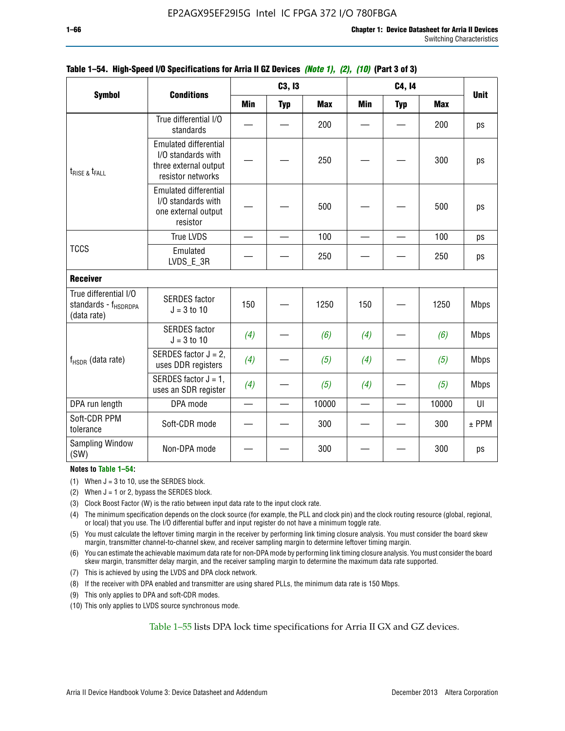**Table 1–54. High-Speed I/O Specifications for Arria II GZ Devices** ***(Note 1), (2), (10)*** **(Part 3 of 3)**

| Symbol | Conditions | C3, I3 | | | C4, I4 | | | Unit |
|---|---|---|---|---|---|---|---|---|
| | | Min | Typ | Max | Min | Typ | Max | |
| $t_{RISE}$ & $t_{FALL}$ | True differential I/O standards | — | — | 200 | — | — | 200 | ps |
| | Emulated differential I/O standards with three external output resistor networks | — | — | 250 | — | — | 300 | ps |
| | Emulated differential I/O standards with one external output resistor | — | — | 500 | — | — | 500 | ps |
| TCCS | True LVDS | — | — | 100 | — | — | 100 | ps |
| | Emulated LVDS_E_3R | — | — | 250 | — | — | 250 | ps |
| **Receiver** | | | | | | | | |
| True differential I/O standards - $f_{HSDRDPA}$ (data rate) | SERDES factor J = 3 to 10 | 150 | — | 1250 | 150 | — | 1250 | Mbps |
| $f_{HSDR}$ (data rate) | SERDES factor J = 3 to 10 | *(4)* | — | *(6)* | *(4)* | — | *(6)* | Mbps |
| | SERDES factor J = 2, uses DDR registers | *(4)* | — | *(5)* | *(4)* | — | *(5)* | Mbps |
| | SERDES factor J = 1, uses an SDR register | *(4)* | — | *(5)* | *(4)* | — | *(5)* | Mbps |
| DPA run length | DPA mode | — | — | 10000 | — | — | 10000 | UI |
| Soft-CDR PPM tolerance | Soft-CDR mode | — | — | 300 | — | — | 300 | ± PPM |
| Sampling Window (SW) | Non-DPA mode | — | — | 300 | — | — | 300 | ps |

**Notes to Table 1–54:**

(1) When J = 3 to 10, use the SERDES block.

(2) When J = 1 or 2, bypass the SERDES block.

(3) Clock Boost Factor (W) is the ratio between input data rate to the input clock rate.

(4) The minimum specification depends on the clock source (for example, the PLL and clock pin) and the clock routing resource (global, regional, or local) that you use. The I/O differential buffer and input register do not have a minimum toggle rate.

(5) You must calculate the leftover timing margin in the receiver by performing link timing closure analysis. You must consider the board skew margin, transmitter channel-to-channel skew, and receiver sampling margin to determine leftover timing margin.

(6) You can estimate the achievable maximum data rate for non-DPA mode by performing link timing closure analysis. You must consider the board skew margin, transmitter delay margin, and the receiver sampling margin to determine the maximum data rate supported.

(7) This is achieved by using the LVDS and DPA clock network.

(8) If the receiver with DPA enabled and transmitter are using shared PLLs, the minimum data rate is 150 Mbps.

(9) This only applies to DPA and soft-CDR modes.

(10) This only applies to LVDS source synchronous mode.

Table 1–55 lists DPA lock time specifications for Arria II GX and GZ devices.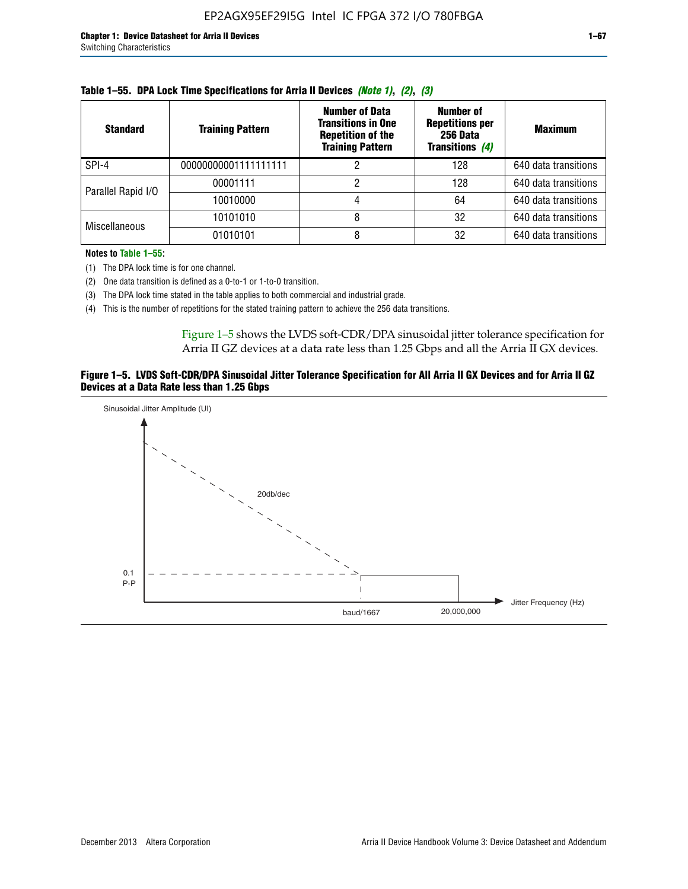**Table 1–55. DPA Lock Time Specifications for Arria II Devices *(Note 1)*, *(2)*, *(3)***

| Standard | Training Pattern | Number of Data Transitions in One Repetition of the Training Pattern | Number of Repetitions per 256 Data Transitions *(4)* | Maximum |
|---|---|---|---|---|
| SPI-4 | 00000000001111111111 | 2 | 128 | 640 data transitions |
| Parallel Rapid I/O | 00001111 | 2 | 128 | 640 data transitions |
| | 10010000 | 4 | 64 | 640 data transitions |
| Miscellaneous | 10101010 | 8 | 32 | 640 data transitions |
| | 01010101 | 8 | 32 | 640 data transitions |

**Notes to Table 1–55:**

(1) The DPA lock time is for one channel.

(2) One data transition is defined as a 0-to-1 or 1-to-0 transition.

(3) The DPA lock time stated in the table applies to both commercial and industrial grade.

(4) This is the number of repetitions for the stated training pattern to achieve the 256 data transitions.

Figure 1–5 shows the LVDS soft-CDR/DPA sinusoidal jitter tolerance specification for Arria II GZ devices at a data rate less than 1.25 Gbps and all the Arria II GX devices.

**Figure 1–5. LVDS Soft-CDR/DPA Sinusoidal Jitter Tolerance Specification for All Arria II GX Devices and for Arria II GZ Devices at a Data Rate less than 1.25 Gbps**

Sinusoidal Jitter Amplitude (UI)

20db/dec

0.1 P-P

baud/1667

20,000,000

Jitter Frequency (Hz)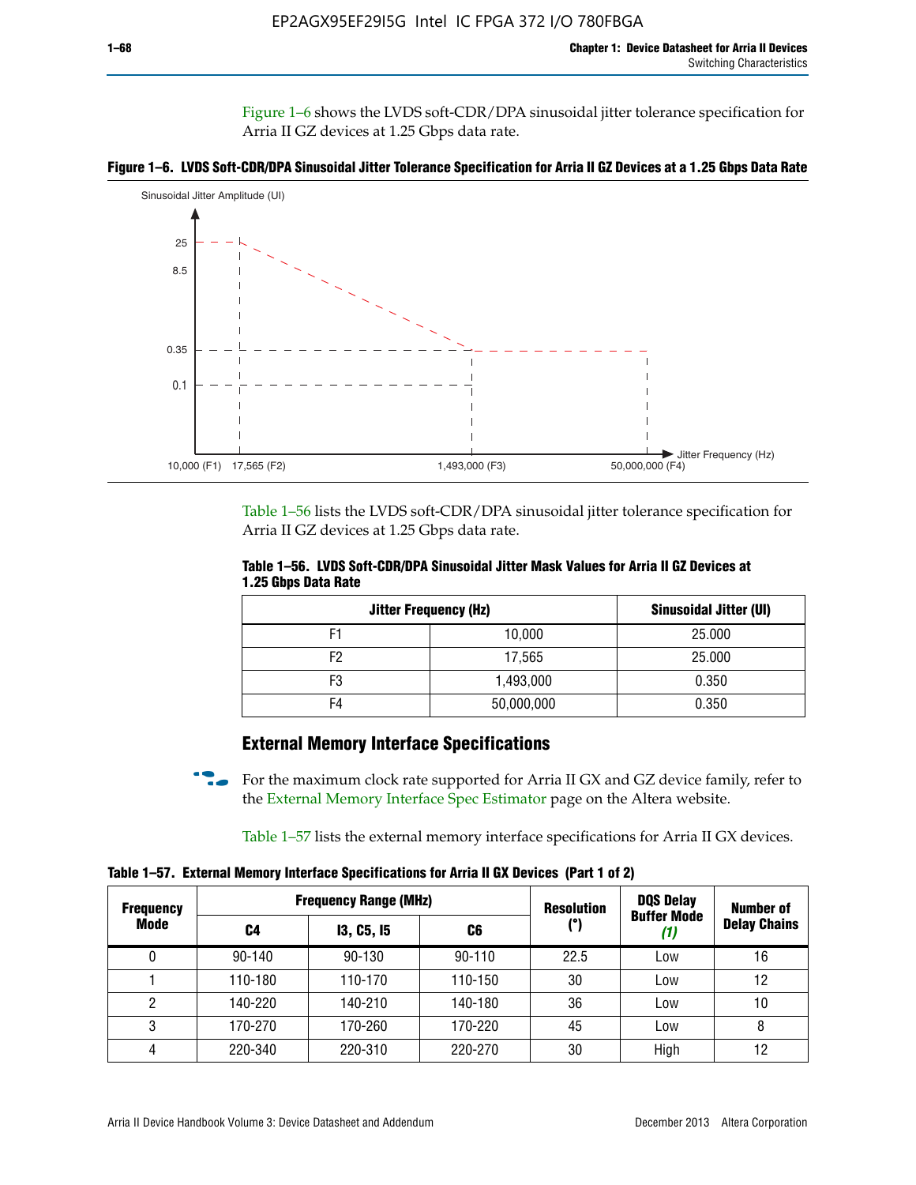Figure 1–6 shows the LVDS soft-CDR/DPA sinusoidal jitter tolerance specification for Arria II GZ devices at 1.25 Gbps data rate.

**Figure 1–6. LVDS Soft-CDR/DPA Sinusoidal Jitter Tolerance Specification for Arria II GZ Devices at a 1.25 Gbps Data Rate**

Table 1–56 lists the LVDS soft-CDR/DPA sinusoidal jitter tolerance specification for Arria II GZ devices at 1.25 Gbps data rate.

**Table 1–56. LVDS Soft-CDR/DPA Sinusoidal Jitter Mask Values for Arria II GZ Devices at 1.25 Gbps Data Rate**

| Jitter Frequency (Hz) | | Sinusoidal Jitter (UI) |
|---|---|---|
| F1 | 10,000 | 25.000 |
| F2 | 17,565 | 25.000 |
| F3 | 1,493,000 | 0.350 |
| F4 | 50,000,000 | 0.350 |

## External Memory Interface Specifications

For the maximum clock rate supported for Arria II GX and GZ device family, refer to the External Memory Interface Spec Estimator page on the Altera website.

Table 1–57 lists the external memory interface specifications for Arria II GX devices.

**Table 1–57. External Memory Interface Specifications for Arria II GX Devices (Part 1 of 2)**

| Frequency Mode | Frequency Range (MHz) | | | Resolution (°) | DQS Delay Buffer Mode *(1)* | Number of Delay Chains |
|---|---|---|---|---|---|---|
| | C4 | I3, C5, I5 | C6 | | | |
| 0 | 90-140 | 90-130 | 90-110 | 22.5 | Low | 16 |
| 1 | 110-180 | 110-170 | 110-150 | 30 | Low | 12 |
| 2 | 140-220 | 140-210 | 140-180 | 36 | Low | 10 |
| 3 | 170-270 | 170-260 | 170-220 | 45 | Low | 8 |
| 4 | 220-340 | 220-310 | 220-270 | 30 | High | 12 |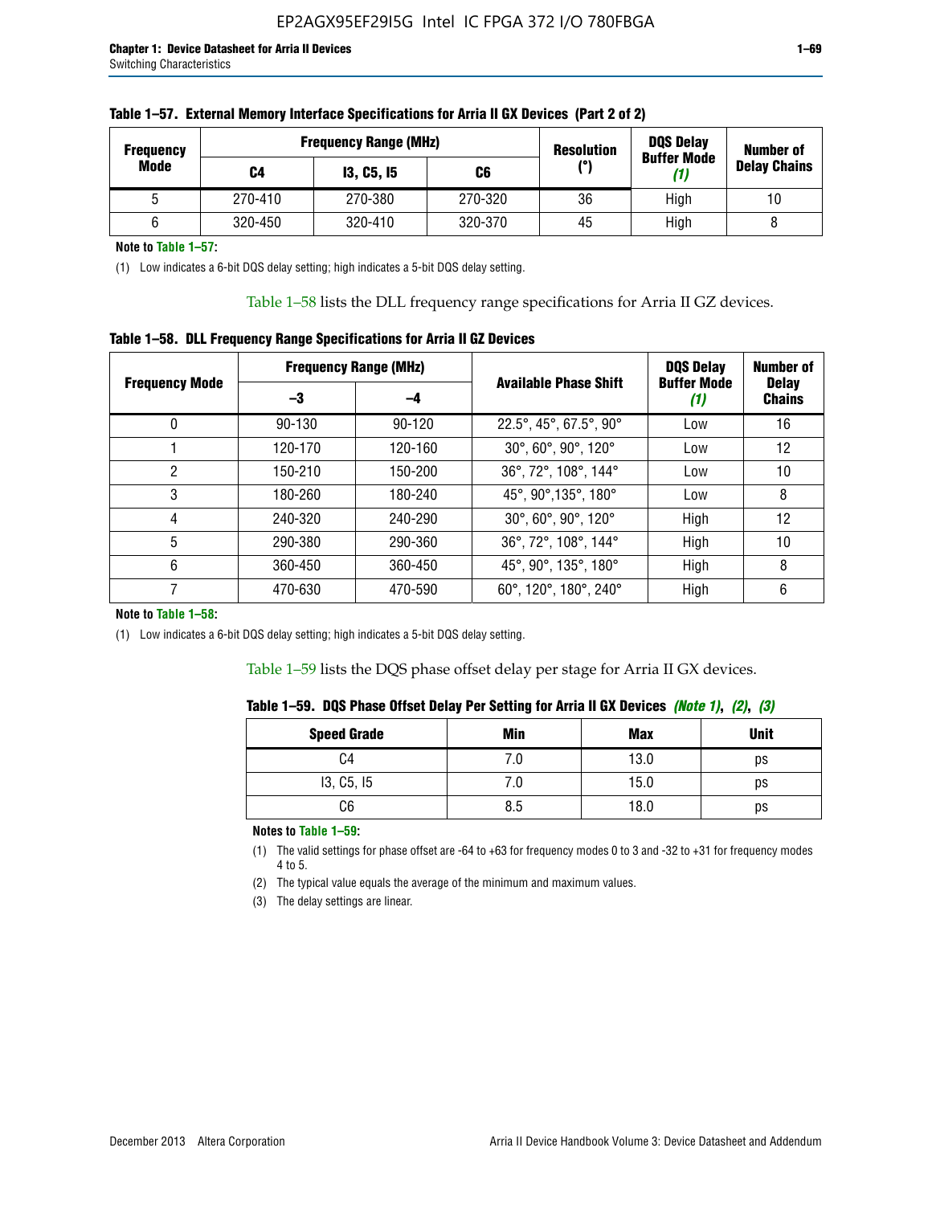**Table 1–57. External Memory Interface Specifications for Arria II GX Devices (Part 2 of 2)**

| Frequency Mode | Frequency Range (MHz) | | | Resolution (°) | DQS Delay Buffer Mode (1) | Number of Delay Chains |
|---|---|---|---|---|---|---|
| | C4 | I3, C5, I5 | C6 | | | |
| 5 | 270-410 | 270-380 | 270-320 | 36 | High | 10 |
| 6 | 320-450 | 320-410 | 320-370 | 45 | High | 8 |

**Note to Table 1–57:**

(1) Low indicates a 6-bit DQS delay setting; high indicates a 5-bit DQS delay setting.

Table 1–58 lists the DLL frequency range specifications for Arria II GZ devices.

**Table 1–58. DLL Frequency Range Specifications for Arria II GZ Devices**

| Frequency Mode | Frequency Range (MHz) | | Available Phase Shift | DQS Delay Buffer Mode (1) | Number of Delay Chains |
|---|---|---|---|---|---|
| | –3 | –4 | | | |
| 0 | 90-130 | 90-120 | 22.5°, 45°, 67.5°, 90° | Low | 16 |
| 1 | 120-170 | 120-160 | 30°, 60°, 90°, 120° | Low | 12 |
| 2 | 150-210 | 150-200 | 36°, 72°, 108°, 144° | Low | 10 |
| 3 | 180-260 | 180-240 | 45°, 90°,135°, 180° | Low | 8 |
| 4 | 240-320 | 240-290 | 30°, 60°, 90°, 120° | High | 12 |
| 5 | 290-380 | 290-360 | 36°, 72°, 108°, 144° | High | 10 |
| 6 | 360-450 | 360-450 | 45°, 90°, 135°, 180° | High | 8 |
| 7 | 470-630 | 470-590 | 60°, 120°, 180°, 240° | High | 6 |

**Note to Table 1–58:**

(1) Low indicates a 6-bit DQS delay setting; high indicates a 5-bit DQS delay setting.

Table 1–59 lists the DQS phase offset delay per stage for Arria II GX devices.

**Table 1–59. DQS Phase Offset Delay Per Setting for Arria II GX Devices *(Note 1)*, *(2)*, *(3)***

| Speed Grade | Min | Max | Unit |
|---|---|---|---|
| C4 | 7.0 | 13.0 | ps |
| I3, C5, I5 | 7.0 | 15.0 | ps |
| C6 | 8.5 | 18.0 | ps |

**Notes to Table 1–59:**

(1) The valid settings for phase offset are -64 to +63 for frequency modes 0 to 3 and -32 to +31 for frequency modes 4 to 5.

(2) The typical value equals the average of the minimum and maximum values.

(3) The delay settings are linear.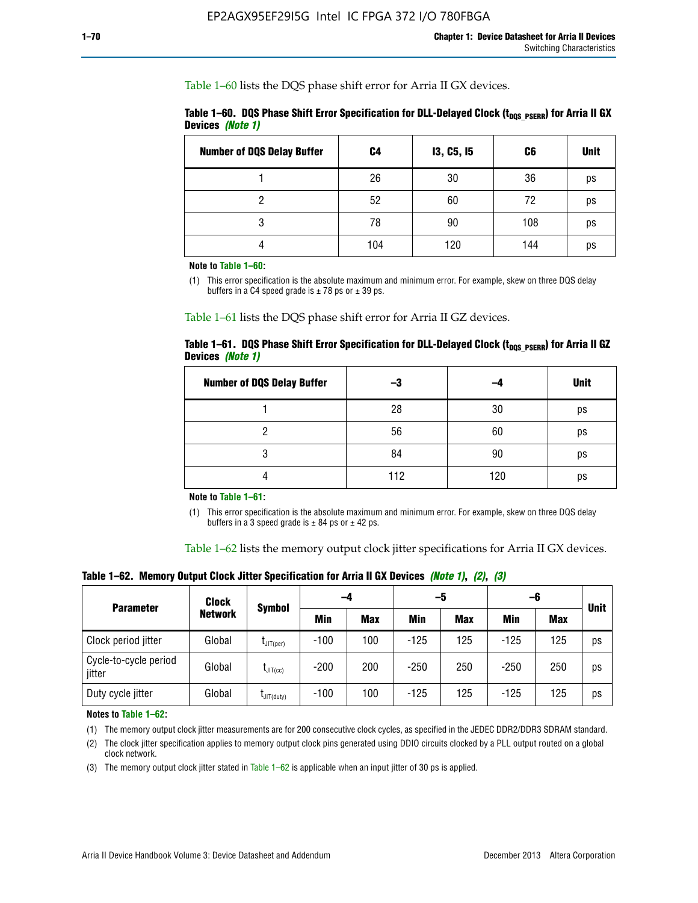Table 1–60 lists the DQS phase shift error for Arria II GX devices.

**Table 1–60. DQS Phase Shift Error Specification for DLL-Delayed Clock ($t_{DQS\_PSERR}$) for Arria II GX Devices *(Note 1)***

| Number of DQS Delay Buffer | C4 | I3, C5, I5 | C6 | Unit |
|---|---|---|---|---|
| 1 | 26 | 30 | 36 | ps |
| 2 | 52 | 60 | 72 | ps |
| 3 | 78 | 90 | 108 | ps |
| 4 | 104 | 120 | 144 | ps |

**Note to Table 1–60:**

(1) This error specification is the absolute maximum and minimum error. For example, skew on three DQS delay buffers in a C4 speed grade is ± 78 ps or ± 39 ps.

Table 1–61 lists the DQS phase shift error for Arria II GZ devices.

**Table 1–61. DQS Phase Shift Error Specification for DLL-Delayed Clock ($t_{DQS\_PSERR}$) for Arria II GZ Devices *(Note 1)***

| Number of DQS Delay Buffer | –3 | –4 | Unit |
|---|---|---|---|
| 1 | 28 | 30 | ps |
| 2 | 56 | 60 | ps |
| 3 | 84 | 90 | ps |
| 4 | 112 | 120 | ps |

**Note to Table 1–61:**

(1) This error specification is the absolute maximum and minimum error. For example, skew on three DQS delay buffers in a 3 speed grade is ± 84 ps or ± 42 ps.

Table 1–62 lists the memory output clock jitter specifications for Arria II GX devices.

**Table 1–62. Memory Output Clock Jitter Specification for Arria II GX Devices *(Note 1)*, *(2)*, *(3)***

| Parameter | Clock Network | Symbol | –4 | | –5 | | –6 | | Unit |
|---|---|---|---|---|---|---|---|---|---|
| | | | Min | Max | Min | Max | Min | Max | |
| Clock period jitter | Global | $t_{JIT(per)}$ | -100 | 100 | -125 | 125 | -125 | 125 | ps |
| Cycle-to-cycle period jitter | Global | $t_{JIT(cc)}$ | -200 | 200 | -250 | 250 | -250 | 250 | ps |
| Duty cycle jitter | Global | $t_{JIT(duty)}$ | -100 | 100 | -125 | 125 | -125 | 125 | ps |

**Notes to Table 1–62:**

(1) The memory output clock jitter measurements are for 200 consecutive clock cycles, as specified in the JEDEC DDR2/DDR3 SDRAM standard.

(2) The clock jitter specification applies to memory output clock pins generated using DDIO circuits clocked by a PLL output routed on a global clock network.

(3) The memory output clock jitter stated in Table 1–62 is applicable when an input jitter of 30 ps is applied.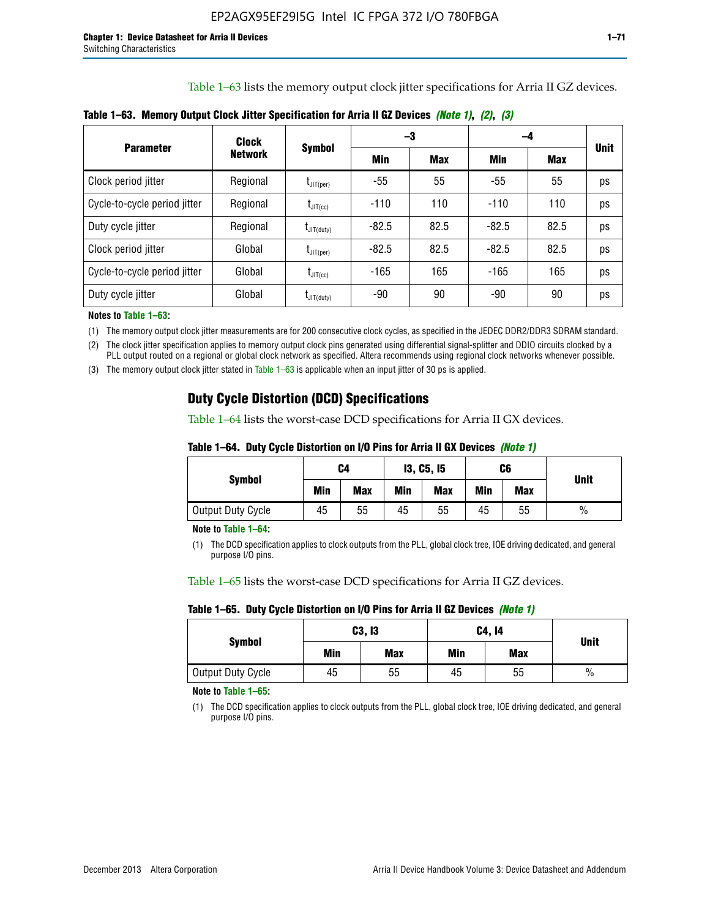Table 1–63 lists the memory output clock jitter specifications for Arria II GZ devices.

**Table 1–63. Memory Output Clock Jitter Specification for Arria II GZ Devices *(Note 1)*, *(2)*, *(3)***

| Parameter | Clock Network | Symbol | –3 | | –4 | | Unit |
|---|---|---|---|---|---|---|---|
| | | | Min | Max | Min | Max | |
| Clock period jitter | Regional | $t_{JIT(per)}$ | -55 | 55 | -55 | 55 | ps |
| Cycle-to-cycle period jitter | Regional | $t_{JIT(cc)}$ | -110 | 110 | -110 | 110 | ps |
| Duty cycle jitter | Regional | $t_{JIT(duty)}$ | -82.5 | 82.5 | -82.5 | 82.5 | ps |
| Clock period jitter | Global | $t_{JIT(per)}$ | -82.5 | 82.5 | -82.5 | 82.5 | ps |
| Cycle-to-cycle period jitter | Global | $t_{JIT(cc)}$ | -165 | 165 | -165 | 165 | ps |
| Duty cycle jitter | Global | $t_{JIT(duty)}$ | -90 | 90 | -90 | 90 | ps |

**Notes to Table 1–63:**

(1) The memory output clock jitter measurements are for 200 consecutive clock cycles, as specified in the JEDEC DDR2/DDR3 SDRAM standard.

(2) The clock jitter specification applies to memory output clock pins generated using differential signal-splitter and DDIO circuits clocked by a PLL output routed on a regional or global clock network as specified. Altera recommends using regional clock networks whenever possible.

(3) The memory output clock jitter stated in Table 1–63 is applicable when an input jitter of 30 ps is applied.

## Duty Cycle Distortion (DCD) Specifications

Table 1–64 lists the worst-case DCD specifications for Arria II GX devices.

**Table 1–64. Duty Cycle Distortion on I/O Pins for Arria II GX Devices *(Note 1)***

| Symbol | C4 | | I3, C5, I5 | | C6 | | Unit |
|---|---|---|---|---|---|---|---|
| | Min | Max | Min | Max | Min | Max | |
| Output Duty Cycle | 45 | 55 | 45 | 55 | 45 | 55 | % |

**Note to Table 1–64:**

(1) The DCD specification applies to clock outputs from the PLL, global clock tree, IOE driving dedicated, and general purpose I/O pins.

Table 1–65 lists the worst-case DCD specifications for Arria II GZ devices.

**Table 1–65. Duty Cycle Distortion on I/O Pins for Arria II GZ Devices *(Note 1)***

| Symbol | C3, I3 | | C4, I4 | | Unit |
|---|---|---|---|---|---|
| | Min | Max | Min | Max | |
| Output Duty Cycle | 45 | 55 | 45 | 55 | % |

**Note to Table 1–65:**

(1) The DCD specification applies to clock outputs from the PLL, global clock tree, IOE driving dedicated, and general purpose I/O pins.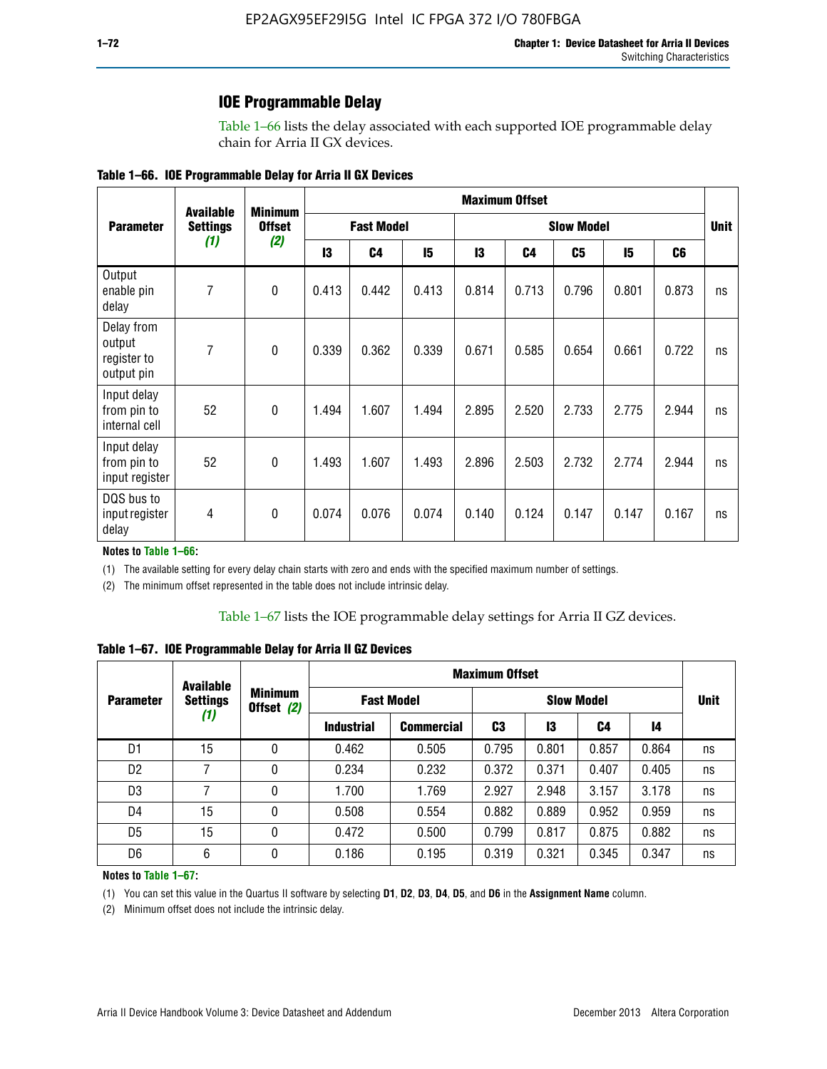## IOE Programmable Delay

Table 1–66 lists the delay associated with each supported IOE programmable delay chain for Arria II GX devices.

**Table 1–66. IOE Programmable Delay for Arria II GX Devices**

| Parameter | Available Settings *(1)* | Minimum Offset *(2)* | Maximum Offset | | | | | | | | Unit |
|---|---|---|---|---|---|---|---|---|---|---|---|
| | | | Fast Model | | | Slow Model | | | | | |
| | | | I3 | C4 | I5 | I3 | C4 | C5 | I5 | C6 | |
| Output enable pin delay | 7 | 0 | 0.413 | 0.442 | 0.413 | 0.814 | 0.713 | 0.796 | 0.801 | 0.873 | ns |
| Delay from output register to output pin | 7 | 0 | 0.339 | 0.362 | 0.339 | 0.671 | 0.585 | 0.654 | 0.661 | 0.722 | ns |
| Input delay from pin to internal cell | 52 | 0 | 1.494 | 1.607 | 1.494 | 2.895 | 2.520 | 2.733 | 2.775 | 2.944 | ns |
| Input delay from pin to input register | 52 | 0 | 1.493 | 1.607 | 1.493 | 2.896 | 2.503 | 2.732 | 2.774 | 2.944 | ns |
| DQS bus to input register delay | 4 | 0 | 0.074 | 0.076 | 0.074 | 0.140 | 0.124 | 0.147 | 0.147 | 0.167 | ns |

**Notes to Table 1–66:**

(1) The available setting for every delay chain starts with zero and ends with the specified maximum number of settings.

(2) The minimum offset represented in the table does not include intrinsic delay.

Table 1–67 lists the IOE programmable delay settings for Arria II GZ devices.

**Table 1–67. IOE Programmable Delay for Arria II GZ Devices**

| Parameter | Available Settings *(1)* | Minimum Offset *(2)* | Maximum Offset | | | | | | Unit |
|---|---|---|---|---|---|---|---|---|---|
| | | | Fast Model | | Slow Model | | | | |
| | | | Industrial | Commercial | C3 | I3 | C4 | I4 | |
| D1 | 15 | 0 | 0.462 | 0.505 | 0.795 | 0.801 | 0.857 | 0.864 | ns |
| D2 | 7 | 0 | 0.234 | 0.232 | 0.372 | 0.371 | 0.407 | 0.405 | ns |
| D3 | 7 | 0 | 1.700 | 1.769 | 2.927 | 2.948 | 3.157 | 3.178 | ns |
| D4 | 15 | 0 | 0.508 | 0.554 | 0.882 | 0.889 | 0.952 | 0.959 | ns |
| D5 | 15 | 0 | 0.472 | 0.500 | 0.799 | 0.817 | 0.875 | 0.882 | ns |
| D6 | 6 | 0 | 0.186 | 0.195 | 0.319 | 0.321 | 0.345 | 0.347 | ns |

**Notes to Table 1–67:**

(1) You can set this value in the Quartus II software by selecting **D1**, **D2**, **D3**, **D4**, **D5**, and **D6** in the **Assignment Name** column.

(2) Minimum offset does not include the intrinsic delay.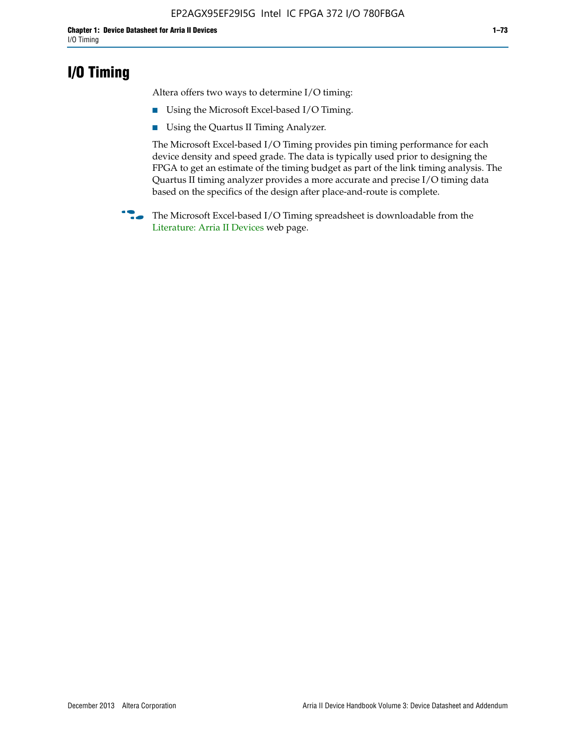# I/O Timing

Altera offers two ways to determine I/O timing:

- Using the Microsoft Excel-based I/O Timing.
- Using the Quartus II Timing Analyzer.

The Microsoft Excel-based I/O Timing provides pin timing performance for each device density and speed grade. The data is typically used prior to designing the FPGA to get an estimate of the timing budget as part of the link timing analysis. The Quartus II timing analyzer provides a more accurate and precise I/O timing data based on the specifics of the design after place-and-route is complete.

The Microsoft Excel-based I/O Timing spreadsheet is downloadable from the Literature: Arria II Devices web page.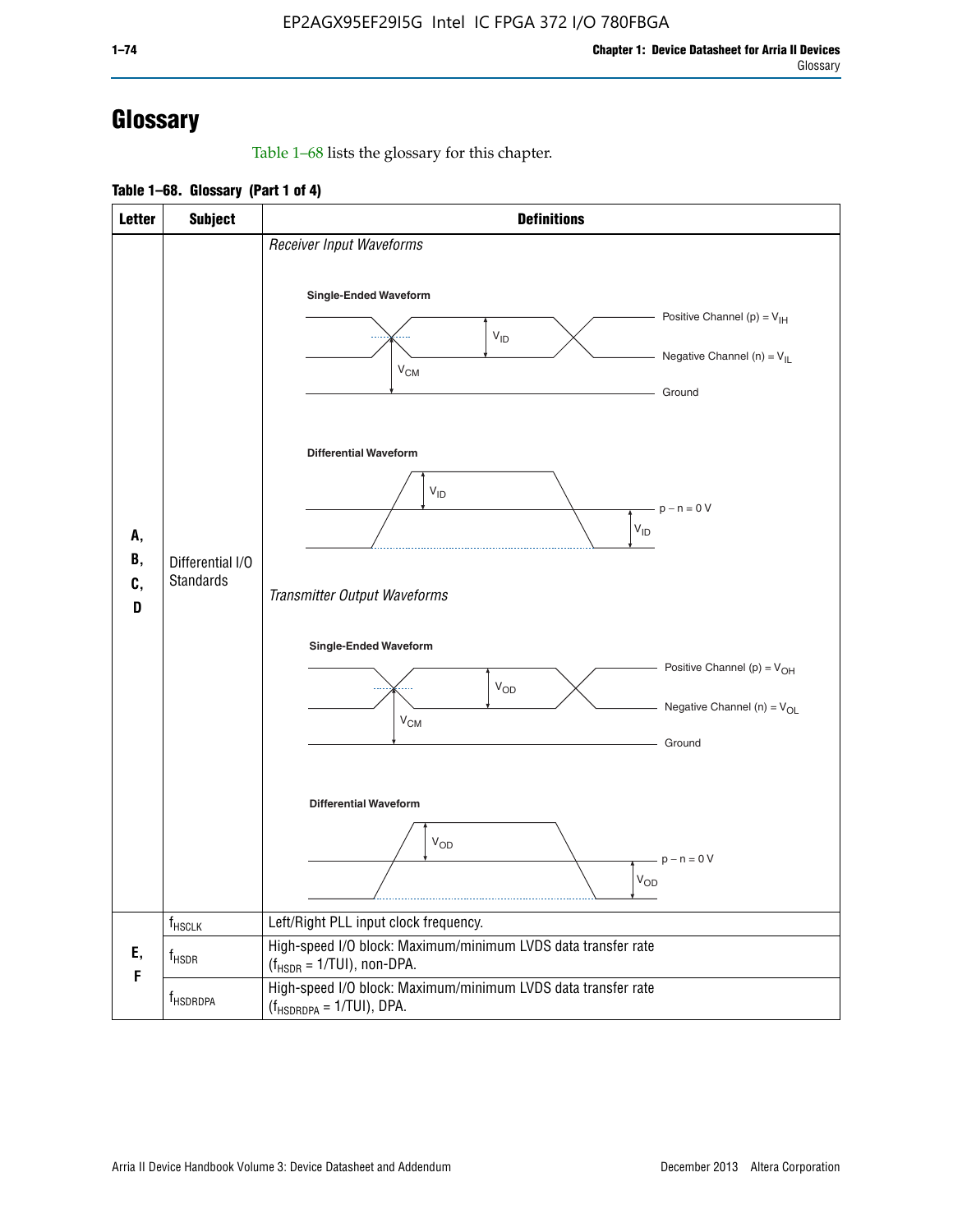# Glossary

Table 1–68 lists the glossary for this chapter.

**Table 1–68. Glossary (Part 1 of 4)**

| Letter | Subject | Definitions |
|---|---|---|
| A, B, C, D | Differential I/O Standards | *Receiver Input Waveforms*<br><br>**Single-Ended Waveform**<br>Positive Channel (p) = $V_{IH}$<br>Negative Channel (n) = $V_{IL}$<br>Ground<br>$V_{ID}$, $V_{CM}$<br><br>**Differential Waveform**<br>$V_{ID}$<br>p − n = 0 V<br>$V_{ID}$<br><br>*Transmitter Output Waveforms*<br><br>**Single-Ended Waveform**<br>Positive Channel (p) = $V_{OH}$<br>Negative Channel (n) = $V_{OL}$<br>Ground<br>$V_{OD}$, $V_{CM}$<br><br>**Differential Waveform**<br>$V_{OD}$<br>p − n = 0 V<br>$V_{OD}$ |
| E, F | $f_{HSCLK}$ | Left/Right PLL input clock frequency. |
| | $f_{HSDR}$ | High-speed I/O block: Maximum/minimum LVDS data transfer rate ($f_{HSDR}$ = 1/TUI), non-DPA. |
| | $f_{HSDRDPA}$ | High-speed I/O block: Maximum/minimum LVDS data transfer rate ($f_{HSDRDPA}$ = 1/TUI), DPA. |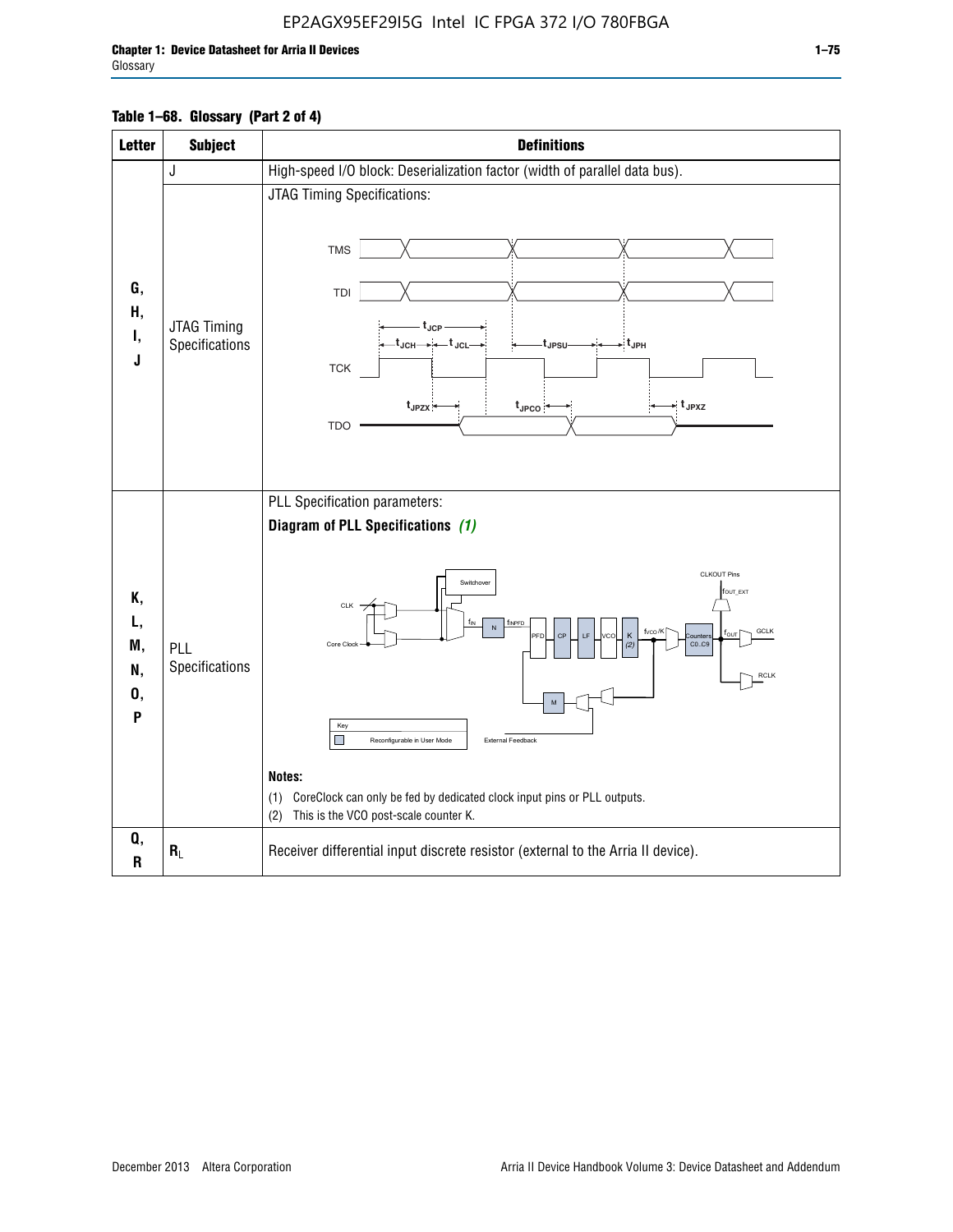**Table 1–68. Glossary (Part 2 of 4)**

| Letter | Subject | Definitions |
|---|---|---|
| G, H, I, J | J | High-speed I/O block: Deserialization factor (width of parallel data bus). |
| | JTAG Timing Specifications | JTAG Timing Specifications: |
| K, L, M, N, O, P | PLL Specifications | PLL Specification parameters: **Diagram of PLL Specifications** *(1)* **Notes:** (1) CoreClock can only be fed by dedicated clock input pins or PLL outputs. (2) This is the VCO post-scale counter K. |
| Q, R | $R_L$ | Receiver differential input discrete resistor (external to the Arria II device). |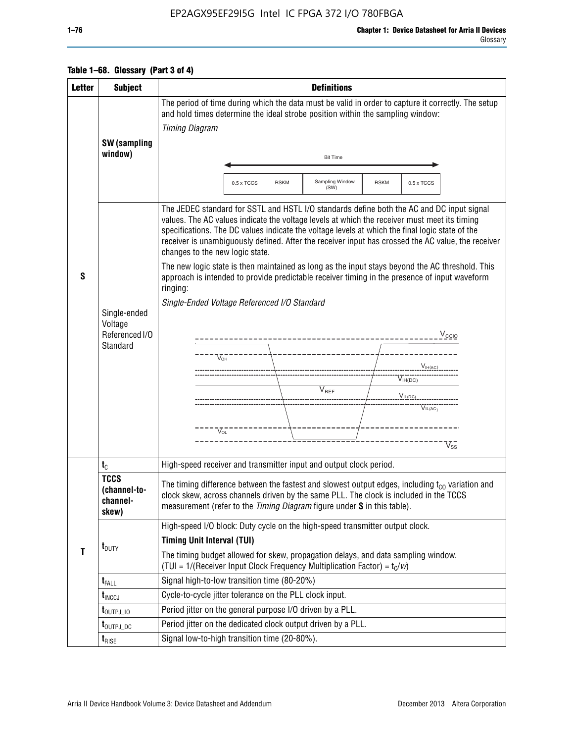**Table 1–68. Glossary (Part 3 of 4)**

| Letter | Subject | Definitions |
|---|---|---|
| S | **SW (sampling window)** | The period of time during which the data must be valid in order to capture it correctly. The setup and hold times determine the ideal strobe position within the sampling window:<br>*Timing Diagram*<br>Bit Time<br>0.5 x TCCS \| RSKM \| Sampling Window (SW) \| RSKM \| 0.5 x TCCS |
| | Single-ended Voltage Referenced I/O Standard | The JEDEC standard for SSTL and HSTL I/O standards define both the AC and DC input signal values. The AC values indicate the voltage levels at which the receiver must meet its timing specifications. The DC values indicate the voltage levels at which the final logic state of the receiver is unambiguously defined. After the receiver input has crossed the AC value, the receiver changes to the new logic state.<br>The new logic state is then maintained as long as the input stays beyond the AC threshold. This approach is intended to provide predictable receiver timing in the presence of input waveform ringing:<br>*Single-Ended Voltage Referenced I/O Standard*<br>$V_{CCIO}$, $V_{OH}$, $V_{IH(AC)}$, $V_{IH(DC)}$, $V_{REF}$, $V_{IL(DC)}$, $V_{IL(AC)}$, $V_{OL}$, $V_{SS}$ |
| T | $t_C$ | High-speed receiver and transmitter input and output clock period. |
| | **TCCS (channel-to-channel-skew)** | The timing difference between the fastest and slowest output edges, including $t_{CO}$ variation and clock skew, across channels driven by the same PLL. The clock is included in the TCCS measurement (refer to the *Timing Diagram* figure under **S** in this table). |
| | $t_{DUTY}$ | High-speed I/O block: Duty cycle on the high-speed transmitter output clock.<br>**Timing Unit Interval (TUI)**<br>The timing budget allowed for skew, propagation delays, and data sampling window.<br>(TUI = 1/(Receiver Input Clock Frequency Multiplication Factor) = $t_C/w$) |
| | $t_{FALL}$ | Signal high-to-low transition time (80-20%) |
| | $t_{INCCJ}$ | Cycle-to-cycle jitter tolerance on the PLL clock input. |
| | $t_{OUTPJ\_IO}$ | Period jitter on the general purpose I/O driven by a PLL. |
| | $t_{OUTPJ\_DC}$ | Period jitter on the dedicated clock output driven by a PLL. |
| | $t_{RISE}$ | Signal low-to-high transition time (20-80%). |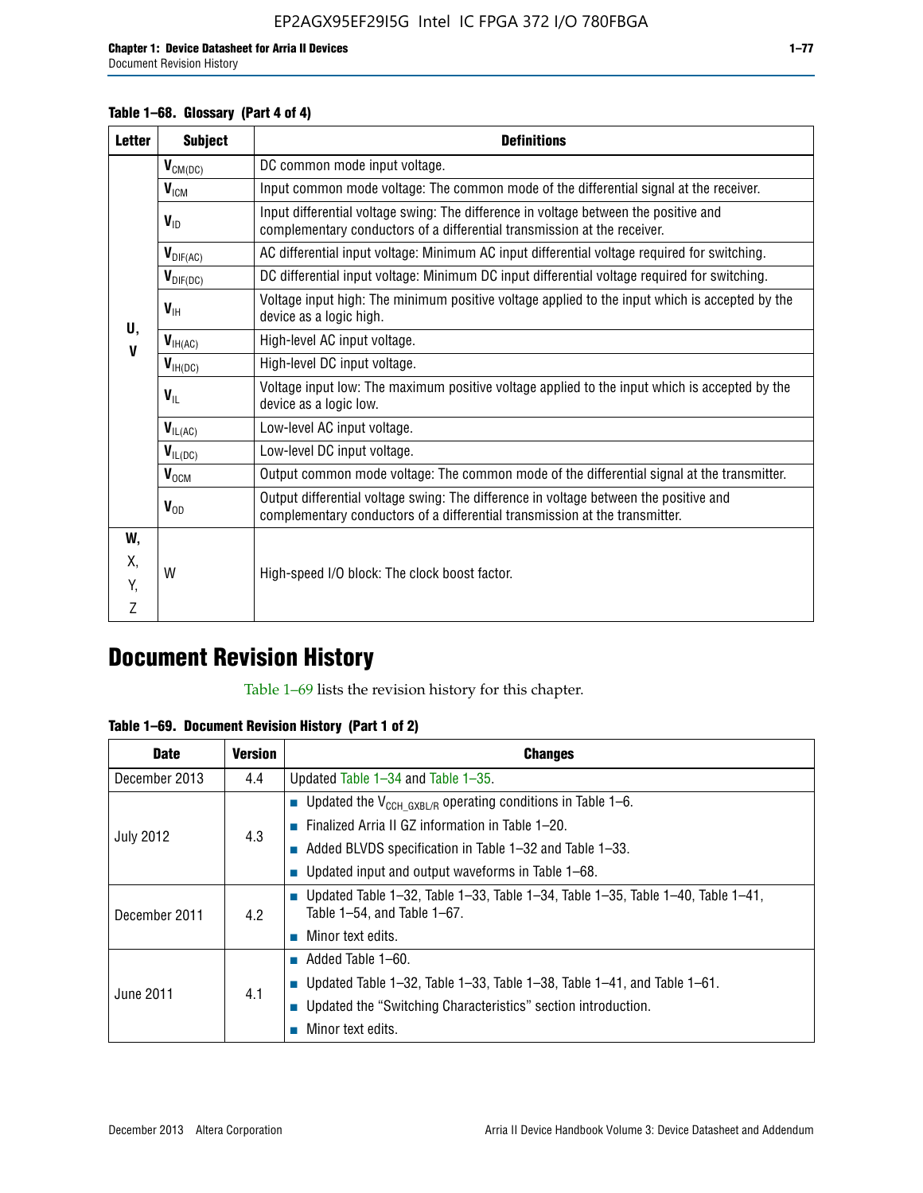**Table 1–68. Glossary (Part 4 of 4)**

| Letter | Subject | Definitions |
|---|---|---|
| U, V | $V_{CM(DC)}$ | DC common mode input voltage. |
| | $V_{ICM}$ | Input common mode voltage: The common mode of the differential signal at the receiver. |
| | $V_{ID}$ | Input differential voltage swing: The difference in voltage between the positive and complementary conductors of a differential transmission at the receiver. |
| | $V_{DIF(AC)}$ | AC differential input voltage: Minimum AC input differential voltage required for switching. |
| | $V_{DIF(DC)}$ | DC differential input voltage: Minimum DC input differential voltage required for switching. |
| | $V_{IH}$ | Voltage input high: The minimum positive voltage applied to the input which is accepted by the device as a logic high. |
| | $V_{IH(AC)}$ | High-level AC input voltage. |
| | $V_{IH(DC)}$ | High-level DC input voltage. |
| | $V_{IL}$ | Voltage input low: The maximum positive voltage applied to the input which is accepted by the device as a logic low. |
| | $V_{IL(AC)}$ | Low-level AC input voltage. |
| | $V_{IL(DC)}$ | Low-level DC input voltage. |
| | $V_{OCM}$ | Output common mode voltage: The common mode of the differential signal at the transmitter. |
| | $V_{OD}$ | Output differential voltage swing: The difference in voltage between the positive and complementary conductors of a differential transmission at the transmitter. |
| W, X, Y, Z | W | High-speed I/O block: The clock boost factor. |

# Document Revision History

Table 1–69 lists the revision history for this chapter.

**Table 1–69. Document Revision History (Part 1 of 2)**

| Date | Version | Changes |
|---|---|---|
| December 2013 | 4.4 | Updated Table 1–34 and Table 1–35. |
| July 2012 | 4.3 | ■ Updated the $V_{CCH\_GXBL/R}$ operating conditions in Table 1–6.<br>■ Finalized Arria II GZ information in Table 1–20.<br>■ Added BLVDS specification in Table 1–32 and Table 1–33.<br>■ Updated input and output waveforms in Table 1–68. |
| December 2011 | 4.2 | ■ Updated Table 1–32, Table 1–33, Table 1–34, Table 1–35, Table 1–40, Table 1–41, Table 1–54, and Table 1–67.<br>■ Minor text edits. |
| June 2011 | 4.1 | ■ Added Table 1–60.<br>■ Updated Table 1–32, Table 1–33, Table 1–38, Table 1–41, and Table 1–61.<br>■ Updated the "Switching Characteristics" section introduction.<br>■ Minor text edits. |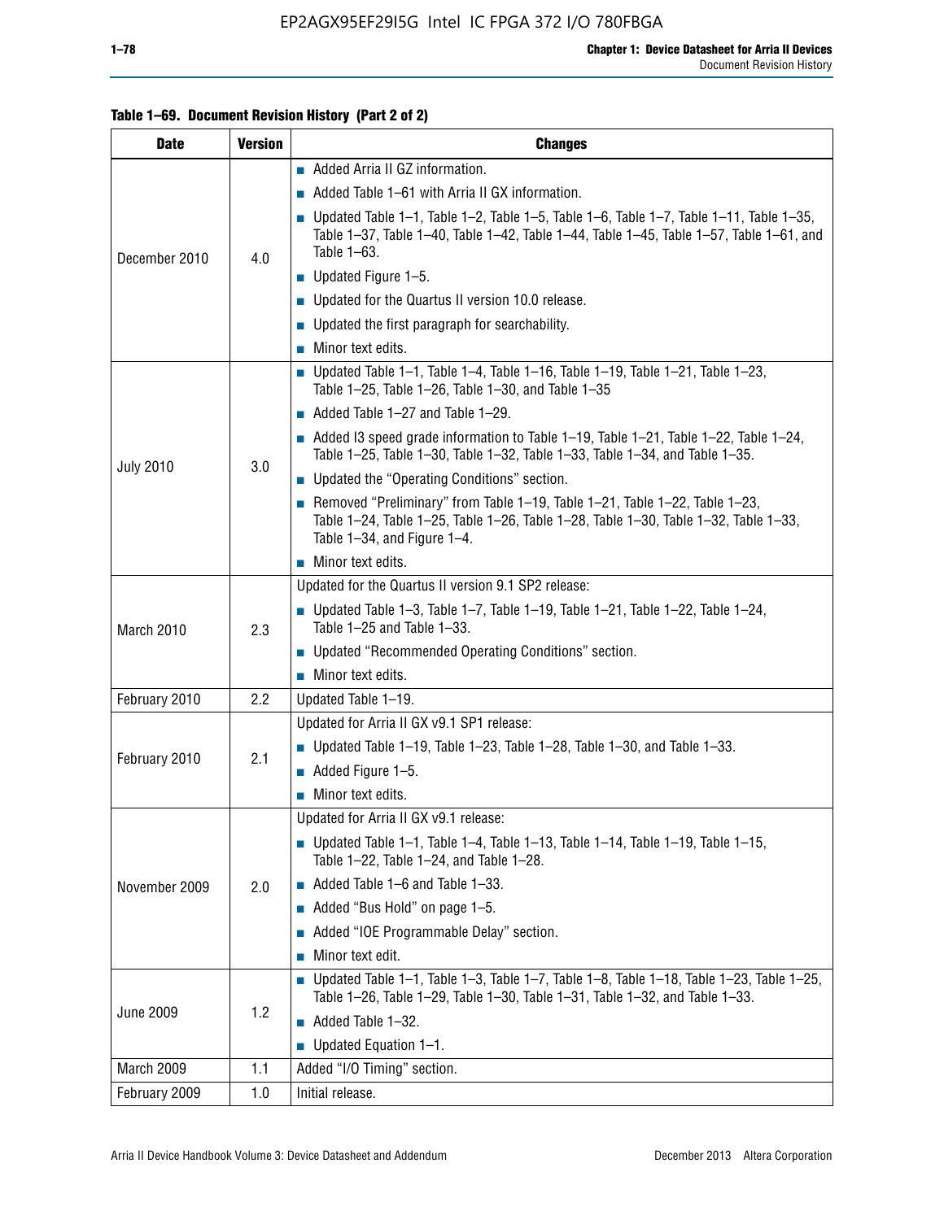**Table 1–69. Document Revision History (Part 2 of 2)**

| Date | Version | Changes |
|---|---|---|
| December 2010 | 4.0 | ■ Added Arria II GZ information.<br>■ Added Table 1–61 with Arria II GX information.<br>■ Updated Table 1–1, Table 1–2, Table 1–5, Table 1–6, Table 1–7, Table 1–11, Table 1–35, Table 1–37, Table 1–40, Table 1–42, Table 1–44, Table 1–45, Table 1–57, Table 1–61, and Table 1–63.<br>■ Updated Figure 1–5.<br>■ Updated for the Quartus II version 10.0 release.<br>■ Updated the first paragraph for searchability.<br>■ Minor text edits. |
| July 2010 | 3.0 | ■ Updated Table 1–1, Table 1–4, Table 1–16, Table 1–19, Table 1–21, Table 1–23, Table 1–25, Table 1–26, Table 1–30, and Table 1–35<br>■ Added Table 1–27 and Table 1–29.<br>■ Added I3 speed grade information to Table 1–19, Table 1–21, Table 1–22, Table 1–24, Table 1–25, Table 1–30, Table 1–32, Table 1–33, Table 1–34, and Table 1–35.<br>■ Updated the "Operating Conditions" section.<br>■ Removed "Preliminary" from Table 1–19, Table 1–21, Table 1–22, Table 1–23, Table 1–24, Table 1–25, Table 1–26, Table 1–28, Table 1–30, Table 1–32, Table 1–33, Table 1–34, and Figure 1–4.<br>■ Minor text edits. |
| March 2010 | 2.3 | Updated for the Quartus II version 9.1 SP2 release:<br>■ Updated Table 1–3, Table 1–7, Table 1–19, Table 1–21, Table 1–22, Table 1–24, Table 1–25 and Table 1–33.<br>■ Updated "Recommended Operating Conditions" section.<br>■ Minor text edits. |
| February 2010 | 2.2 | Updated Table 1–19. |
| February 2010 | 2.1 | Updated for Arria II GX v9.1 SP1 release:<br>■ Updated Table 1–19, Table 1–23, Table 1–28, Table 1–30, and Table 1–33.<br>■ Added Figure 1–5.<br>■ Minor text edits. |
| November 2009 | 2.0 | Updated for Arria II GX v9.1 release:<br>■ Updated Table 1–1, Table 1–4, Table 1–13, Table 1–14, Table 1–19, Table 1–15, Table 1–22, Table 1–24, and Table 1–28.<br>■ Added Table 1–6 and Table 1–33.<br>■ Added "Bus Hold" on page 1–5.<br>■ Added "IOE Programmable Delay" section.<br>■ Minor text edit. |
| June 2009 | 1.2 | ■ Updated Table 1–1, Table 1–3, Table 1–7, Table 1–8, Table 1–18, Table 1–23, Table 1–25, Table 1–26, Table 1–29, Table 1–30, Table 1–31, Table 1–32, and Table 1–33.<br>■ Added Table 1–32.<br>■ Updated Equation 1–1. |
| March 2009 | 1.1 | Added "I/O Timing" section. |
| February 2009 | 1.0 | Initial release. |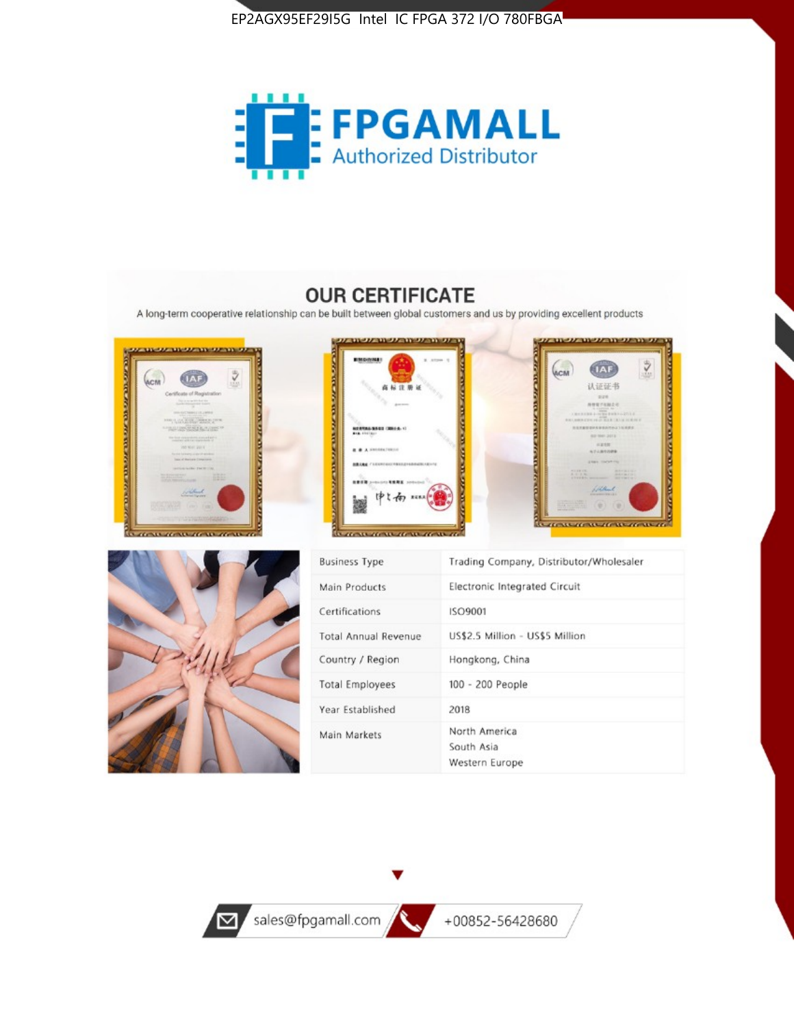FPGAMALL
Authorized Distributor

## OUR CERTIFICATE

A long-term cooperative relationship can be built between global customers and us by providing excellent products

| | |
|---|---|
| Business Type | Trading Company, Distributor/Wholesaler |
| Main Products | Electronic Integrated Circuit |
| Certifications | ISO9001 |
| Total Annual Revenue | US$2.5 Million - US$5 Million |
| Country / Region | Hongkong, China |
| Total Employees | 100 - 200 People |
| Year Established | 2018 |
| Main Markets | North America<br>South Asia<br>Western Europe |

sales@fpgamall.com

+00852-56428680